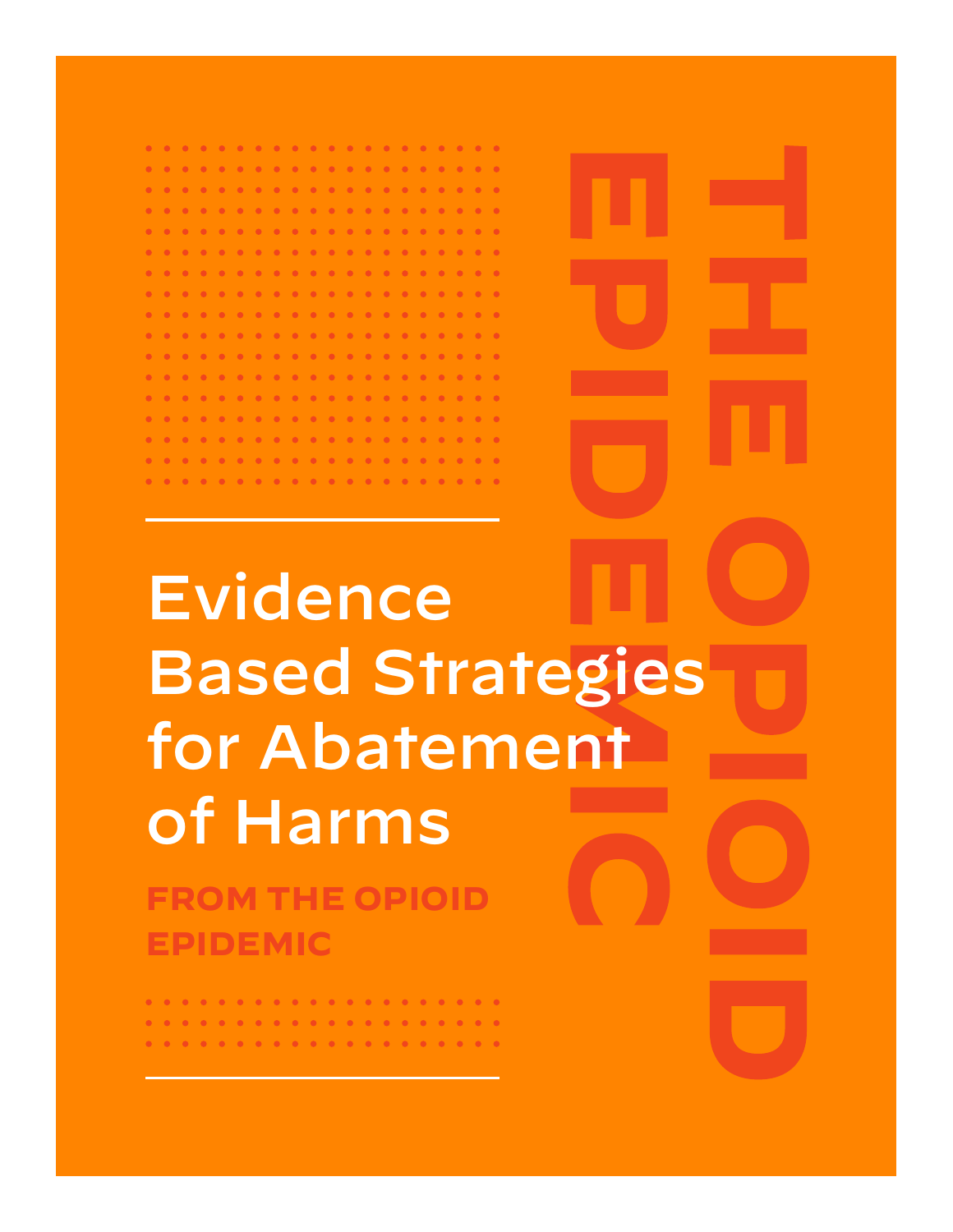# THE OPIOID EPIDEMIC

# Evidence Based Strategies for Abatement of Harms

## FROM THE OPIOID EPIDEMIC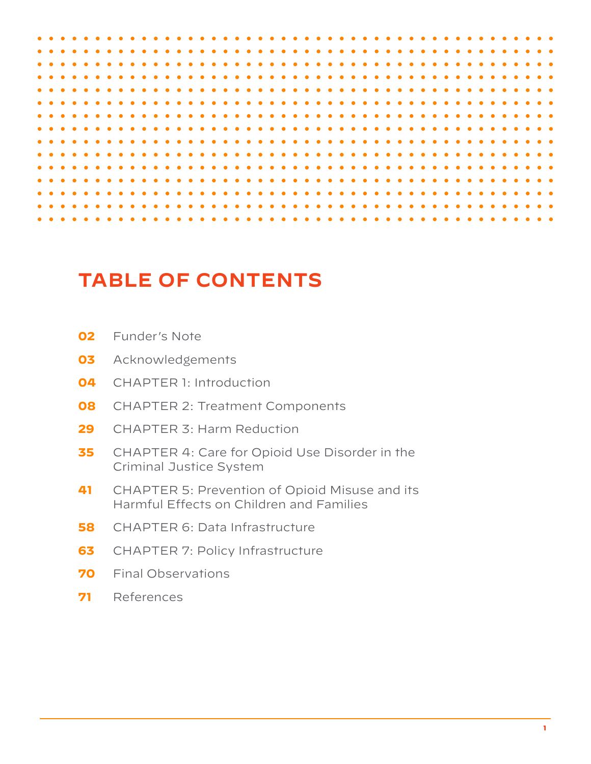# TABLE OF CONTENTS

**02** Funder's Note

**03** Acknowledgements

**04** CHAPTER 1: Introduction

**08** CHAPTER 2: Treatment Components

**29** CHAPTER 3: Harm Reduction

**35** CHAPTER 4: Care for Opioid Use Disorder in the Criminal Justice System

**41** CHAPTER 5: Prevention of Opioid Misuse and its Harmful Effects on Children and Families

**58** CHAPTER 6: Data Infrastructure

**63** CHAPTER 7: Policy Infrastructure

**70** Final Observations

**71** References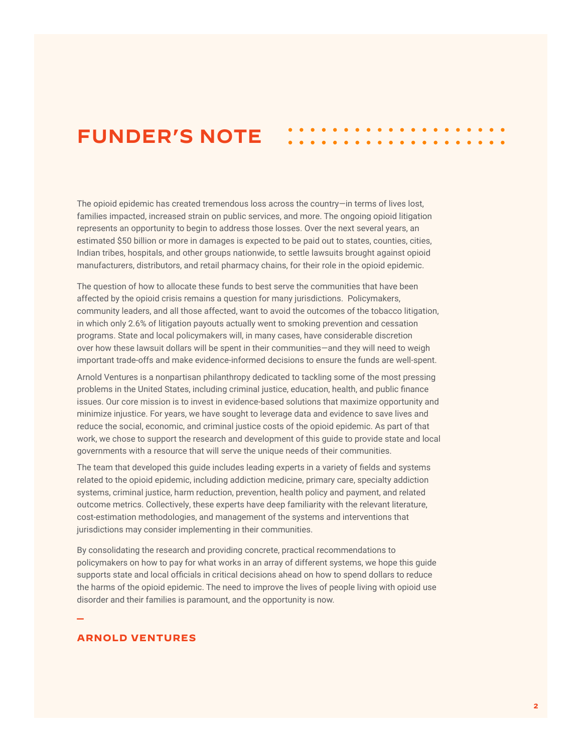# FUNDER'S NOTE

The opioid epidemic has created tremendous loss across the country—in terms of lives lost, families impacted, increased strain on public services, and more. The ongoing opioid litigation represents an opportunity to begin to address those losses. Over the next several years, an estimated $50 billion or more in damages is expected to be paid out to states, counties, cities, Indian tribes, hospitals, and other groups nationwide, to settle lawsuits brought against opioid manufacturers, distributors, and retail pharmacy chains, for their role in the opioid epidemic.

The question of how to allocate these funds to best serve the communities that have been affected by the opioid crisis remains a question for many jurisdictions. Policymakers, community leaders, and all those affected, want to avoid the outcomes of the tobacco litigation, in which only 2.6% of litigation payouts actually went to smoking prevention and cessation programs. State and local policymakers will, in many cases, have considerable discretion over how these lawsuit dollars will be spent in their communities—and they will need to weigh important trade-offs and make evidence-informed decisions to ensure the funds are well-spent.

Arnold Ventures is a nonpartisan philanthropy dedicated to tackling some of the most pressing problems in the United States, including criminal justice, education, health, and public finance issues. Our core mission is to invest in evidence-based solutions that maximize opportunity and minimize injustice. For years, we have sought to leverage data and evidence to save lives and reduce the social, economic, and criminal justice costs of the opioid epidemic. As part of that work, we chose to support the research and development of this guide to provide state and local governments with a resource that will serve the unique needs of their communities.

The team that developed this guide includes leading experts in a variety of fields and systems related to the opioid epidemic, including addiction medicine, primary care, specialty addiction systems, criminal justice, harm reduction, prevention, health policy and payment, and related outcome metrics. Collectively, these experts have deep familiarity with the relevant literature, cost-estimation methodologies, and management of the systems and interventions that jurisdictions may consider implementing in their communities.

By consolidating the research and providing concrete, practical recommendations to policymakers on how to pay for what works in an array of different systems, we hope this guide supports state and local officials in critical decisions ahead on how to spend dollars to reduce the harms of the opioid epidemic. The need to improve the lives of people living with opioid use disorder and their families is paramount, and the opportunity is now.

—

**ARNOLD VENTURES**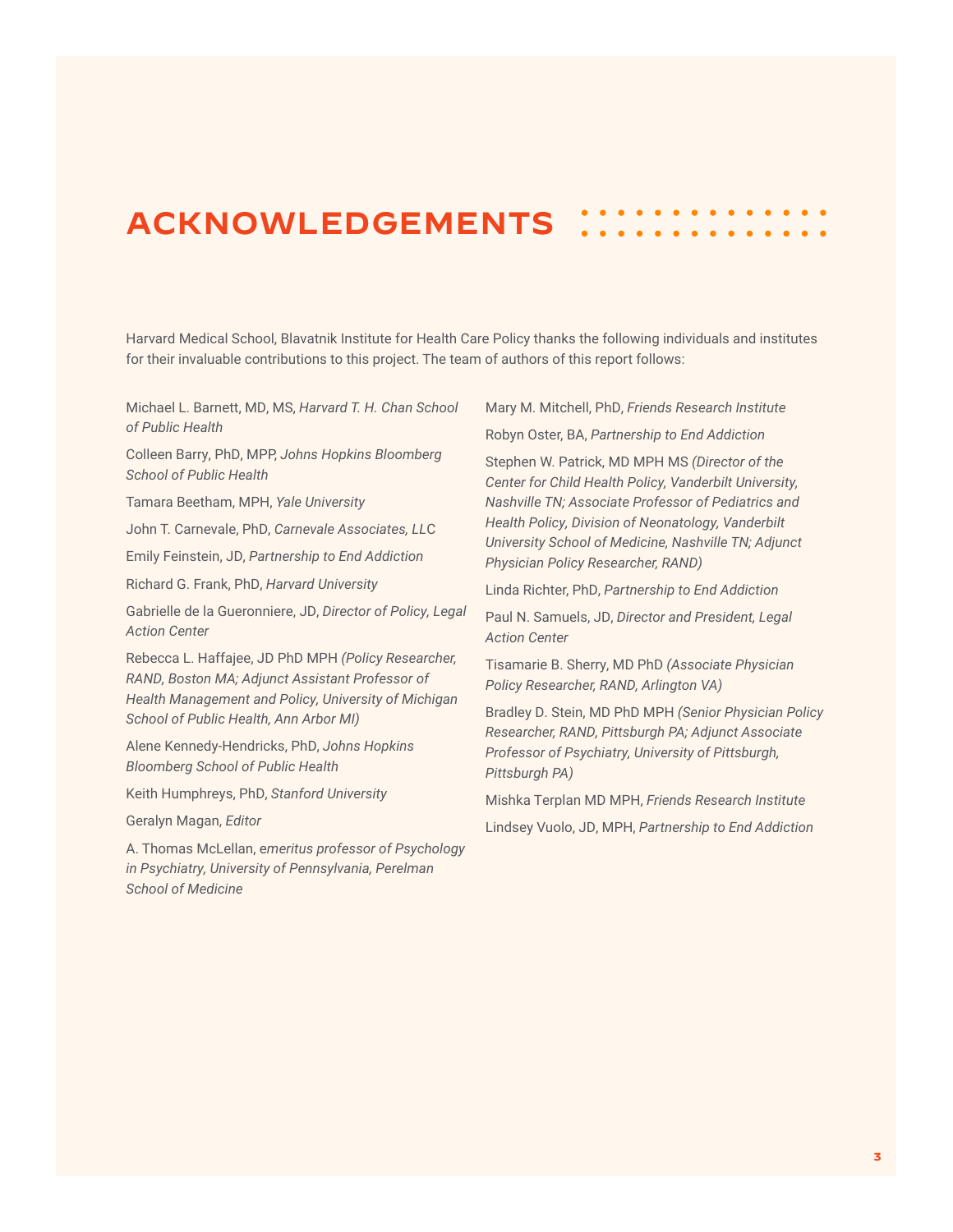# ACKNOWLEDGEMENTS

Harvard Medical School, Blavatnik Institute for Health Care Policy thanks the following individuals and institutes for their invaluable contributions to this project. The team of authors of this report follows:

Michael L. Barnett, MD, MS, *Harvard T. H. Chan School of Public Health*

Colleen Barry, PhD, MPP, *Johns Hopkins Bloomberg School of Public Health*

Tamara Beetham, MPH, *Yale University*

John T. Carnevale, PhD, *Carnevale Associates, LLC*

Emily Feinstein, JD, *Partnership to End Addiction*

Richard G. Frank, PhD, *Harvard University*

Gabrielle de la Gueronniere, JD, *Director of Policy, Legal Action Center*

Rebecca L. Haffajee, JD PhD MPH *(Policy Researcher, RAND, Boston MA; Adjunct Assistant Professor of Health Management and Policy, University of Michigan School of Public Health, Ann Arbor MI)*

Alene Kennedy-Hendricks, PhD, *Johns Hopkins Bloomberg School of Public Health*

Keith Humphreys, PhD, *Stanford University*

Geralyn Magan, *Editor*

A. Thomas McLellan, *emeritus professor of Psychology in Psychiatry, University of Pennsylvania, Perelman School of Medicine*

Mary M. Mitchell, PhD, *Friends Research Institute*

Robyn Oster, BA, *Partnership to End Addiction*

Stephen W. Patrick, MD MPH MS *(Director of the Center for Child Health Policy, Vanderbilt University, Nashville TN; Associate Professor of Pediatrics and Health Policy, Division of Neonatology, Vanderbilt University School of Medicine, Nashville TN; Adjunct Physician Policy Researcher, RAND)*

Linda Richter, PhD, *Partnership to End Addiction*

Paul N. Samuels, JD, *Director and President, Legal Action Center*

Tisamarie B. Sherry, MD PhD *(Associate Physician Policy Researcher, RAND, Arlington VA)*

Bradley D. Stein, MD PhD MPH *(Senior Physician Policy Researcher, RAND, Pittsburgh PA; Adjunct Associate Professor of Psychiatry, University of Pittsburgh, Pittsburgh PA)*

Mishka Terplan MD MPH, *Friends Research Institute*

Lindsey Vuolo, JD, MPH, *Partnership to End Addiction*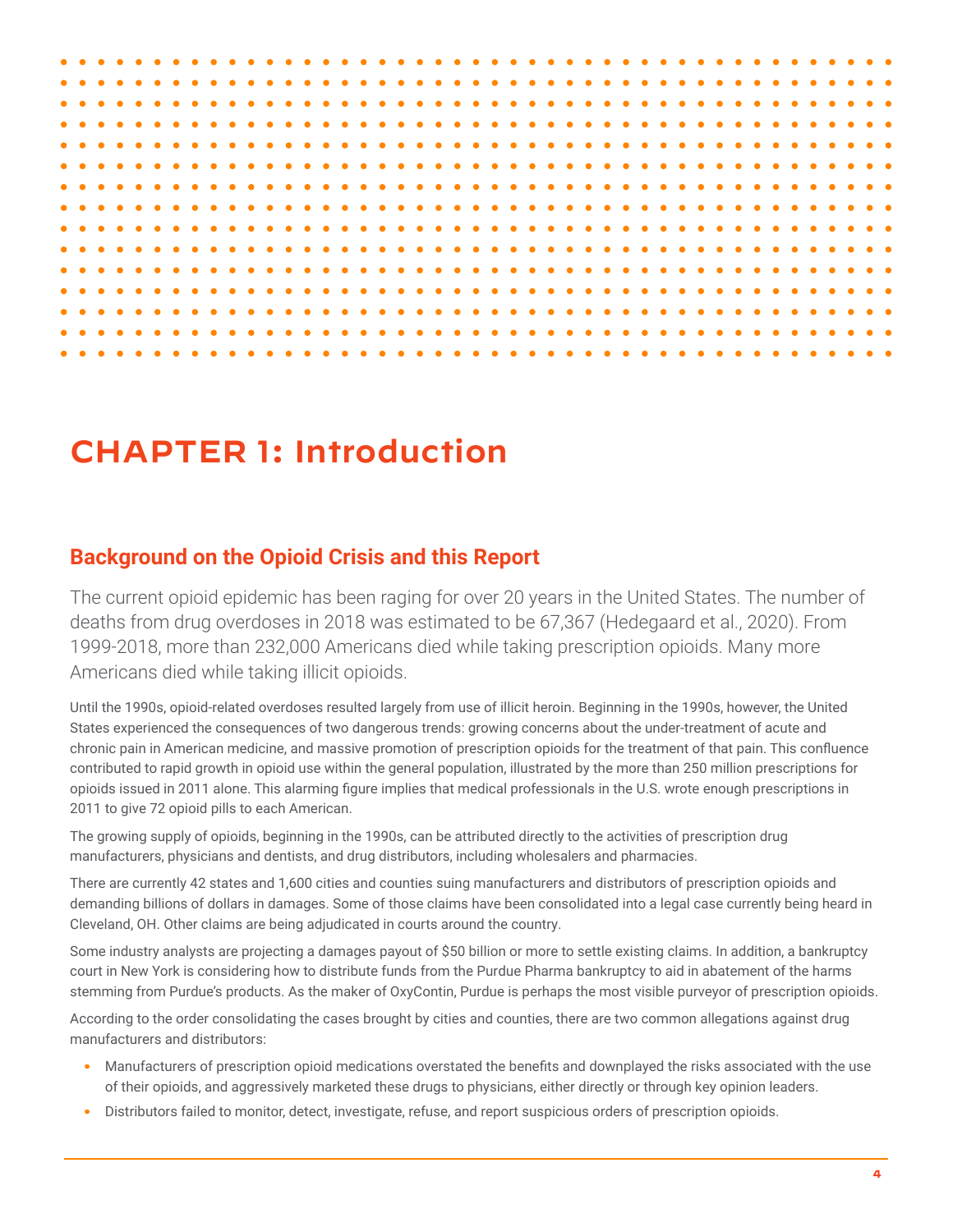# CHAPTER 1: Introduction

## Background on the Opioid Crisis and this Report

The current opioid epidemic has been raging for over 20 years in the United States. The number of deaths from drug overdoses in 2018 was estimated to be 67,367 (Hedegaard et al., 2020). From 1999-2018, more than 232,000 Americans died while taking prescription opioids. Many more Americans died while taking illicit opioids.

Until the 1990s, opioid-related overdoses resulted largely from use of illicit heroin. Beginning in the 1990s, however, the United States experienced the consequences of two dangerous trends: growing concerns about the under-treatment of acute and chronic pain in American medicine, and massive promotion of prescription opioids for the treatment of that pain. This confluence contributed to rapid growth in opioid use within the general population, illustrated by the more than 250 million prescriptions for opioids issued in 2011 alone. This alarming figure implies that medical professionals in the U.S. wrote enough prescriptions in 2011 to give 72 opioid pills to each American.

The growing supply of opioids, beginning in the 1990s, can be attributed directly to the activities of prescription drug manufacturers, physicians and dentists, and drug distributors, including wholesalers and pharmacies.

There are currently 42 states and 1,600 cities and counties suing manufacturers and distributors of prescription opioids and demanding billions of dollars in damages. Some of those claims have been consolidated into a legal case currently being heard in Cleveland, OH. Other claims are being adjudicated in courts around the country.

Some industry analysts are projecting a damages payout of $50 billion or more to settle existing claims. In addition, a bankruptcy court in New York is considering how to distribute funds from the Purdue Pharma bankruptcy to aid in abatement of the harms stemming from Purdue's products. As the maker of OxyContin, Purdue is perhaps the most visible purveyor of prescription opioids.

According to the order consolidating the cases brought by cities and counties, there are two common allegations against drug manufacturers and distributors:

- Manufacturers of prescription opioid medications overstated the benefits and downplayed the risks associated with the use of their opioids, and aggressively marketed these drugs to physicians, either directly or through key opinion leaders.
- Distributors failed to monitor, detect, investigate, refuse, and report suspicious orders of prescription opioids.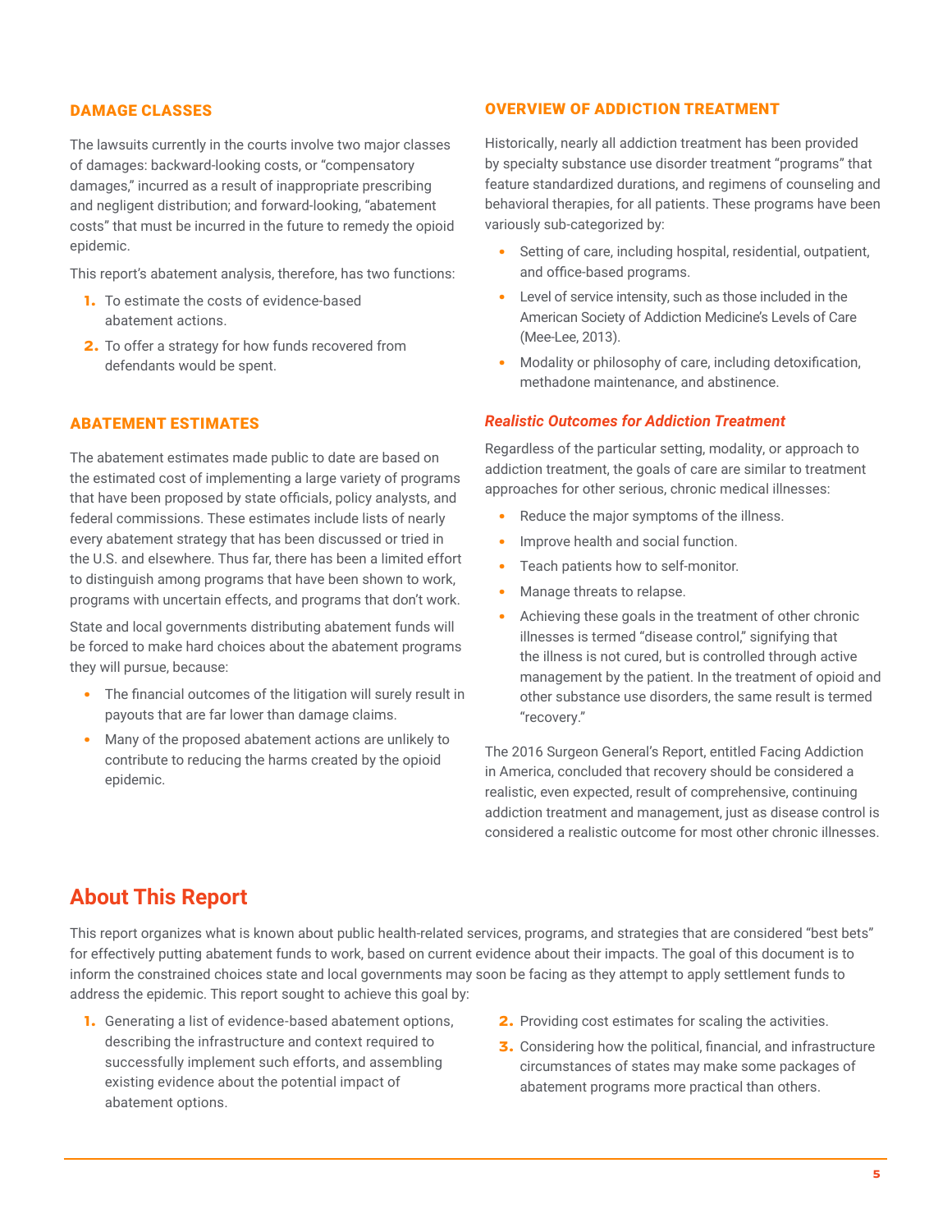### DAMAGE CLASSES

The lawsuits currently in the courts involve two major classes of damages: backward-looking costs, or "compensatory damages," incurred as a result of inappropriate prescribing and negligent distribution; and forward-looking, "abatement costs" that must be incurred in the future to remedy the opioid epidemic.

This report's abatement analysis, therefore, has two functions:

1. To estimate the costs of evidence-based abatement actions.
2. To offer a strategy for how funds recovered from defendants would be spent.

### ABATEMENT ESTIMATES

The abatement estimates made public to date are based on the estimated cost of implementing a large variety of programs that have been proposed by state officials, policy analysts, and federal commissions. These estimates include lists of nearly every abatement strategy that has been discussed or tried in the U.S. and elsewhere. Thus far, there has been a limited effort to distinguish among programs that have been shown to work, programs with uncertain effects, and programs that don't work.

State and local governments distributing abatement funds will be forced to make hard choices about the abatement programs they will pursue, because:

- The financial outcomes of the litigation will surely result in payouts that are far lower than damage claims.
- Many of the proposed abatement actions are unlikely to contribute to reducing the harms created by the opioid epidemic.

### OVERVIEW OF ADDICTION TREATMENT

Historically, nearly all addiction treatment has been provided by specialty substance use disorder treatment "programs" that feature standardized durations, and regimens of counseling and behavioral therapies, for all patients. These programs have been variously sub-categorized by:

- Setting of care, including hospital, residential, outpatient, and office-based programs.
- Level of service intensity, such as those included in the American Society of Addiction Medicine's Levels of Care (Mee-Lee, 2013).
- Modality or philosophy of care, including detoxification, methadone maintenance, and abstinence.

#### *Realistic Outcomes for Addiction Treatment*

Regardless of the particular setting, modality, or approach to addiction treatment, the goals of care are similar to treatment approaches for other serious, chronic medical illnesses:

- Reduce the major symptoms of the illness.
- Improve health and social function.
- Teach patients how to self-monitor.
- Manage threats to relapse.
- Achieving these goals in the treatment of other chronic illnesses is termed "disease control," signifying that the illness is not cured, but is controlled through active management by the patient. In the treatment of opioid and other substance use disorders, the same result is termed "recovery."

The 2016 Surgeon General's Report, entitled Facing Addiction in America, concluded that recovery should be considered a realistic, even expected, result of comprehensive, continuing addiction treatment and management, just as disease control is considered a realistic outcome for most other chronic illnesses.

## About This Report

This report organizes what is known about public health-related services, programs, and strategies that are considered "best bets" for effectively putting abatement funds to work, based on current evidence about their impacts. The goal of this document is to inform the constrained choices state and local governments may soon be facing as they attempt to apply settlement funds to address the epidemic. This report sought to achieve this goal by:

1. Generating a list of evidence-based abatement options, describing the infrastructure and context required to successfully implement such efforts, and assembling existing evidence about the potential impact of abatement options.
2. Providing cost estimates for scaling the activities.
3. Considering how the political, financial, and infrastructure circumstances of states may make some packages of abatement programs more practical than others.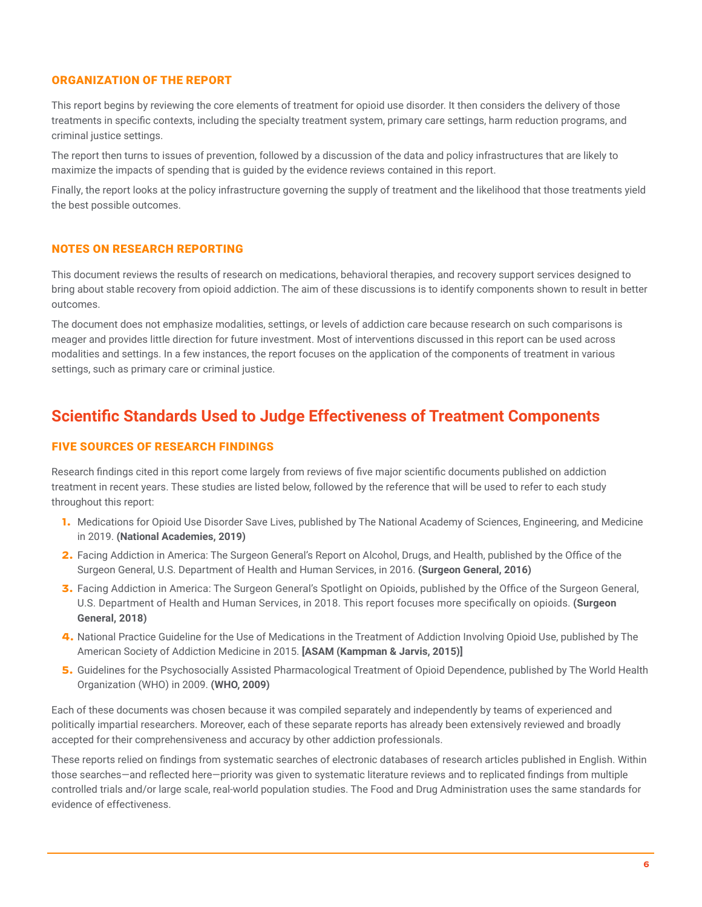### ORGANIZATION OF THE REPORT

This report begins by reviewing the core elements of treatment for opioid use disorder. It then considers the delivery of those treatments in specific contexts, including the specialty treatment system, primary care settings, harm reduction programs, and criminal justice settings.

The report then turns to issues of prevention, followed by a discussion of the data and policy infrastructures that are likely to maximize the impacts of spending that is guided by the evidence reviews contained in this report.

Finally, the report looks at the policy infrastructure governing the supply of treatment and the likelihood that those treatments yield the best possible outcomes.

### NOTES ON RESEARCH REPORTING

This document reviews the results of research on medications, behavioral therapies, and recovery support services designed to bring about stable recovery from opioid addiction. The aim of these discussions is to identify components shown to result in better outcomes.

The document does not emphasize modalities, settings, or levels of addiction care because research on such comparisons is meager and provides little direction for future investment. Most of interventions discussed in this report can be used across modalities and settings. In a few instances, the report focuses on the application of the components of treatment in various settings, such as primary care or criminal justice.

## Scientific Standards Used to Judge Effectiveness of Treatment Components

### FIVE SOURCES OF RESEARCH FINDINGS

Research findings cited in this report come largely from reviews of five major scientific documents published on addiction treatment in recent years. These studies are listed below, followed by the reference that will be used to refer to each study throughout this report:

1. Medications for Opioid Use Disorder Save Lives, published by The National Academy of Sciences, Engineering, and Medicine in 2019. **(National Academies, 2019)**
2. Facing Addiction in America: The Surgeon General's Report on Alcohol, Drugs, and Health, published by the Office of the Surgeon General, U.S. Department of Health and Human Services, in 2016. **(Surgeon General, 2016)**
3. Facing Addiction in America: The Surgeon General's Spotlight on Opioids, published by the Office of the Surgeon General, U.S. Department of Health and Human Services, in 2018. This report focuses more specifically on opioids. **(Surgeon General, 2018)**
4. National Practice Guideline for the Use of Medications in the Treatment of Addiction Involving Opioid Use, published by The American Society of Addiction Medicine in 2015. **[ASAM (Kampman & Jarvis, 2015)]**
5. Guidelines for the Psychosocially Assisted Pharmacological Treatment of Opioid Dependence, published by The World Health Organization (WHO) in 2009. **(WHO, 2009)**

Each of these documents was chosen because it was compiled separately and independently by teams of experienced and politically impartial researchers. Moreover, each of these separate reports has already been extensively reviewed and broadly accepted for their comprehensiveness and accuracy by other addiction professionals.

These reports relied on findings from systematic searches of electronic databases of research articles published in English. Within those searches—and reflected here—priority was given to systematic literature reviews and to replicated findings from multiple controlled trials and/or large scale, real-world population studies. The Food and Drug Administration uses the same standards for evidence of effectiveness.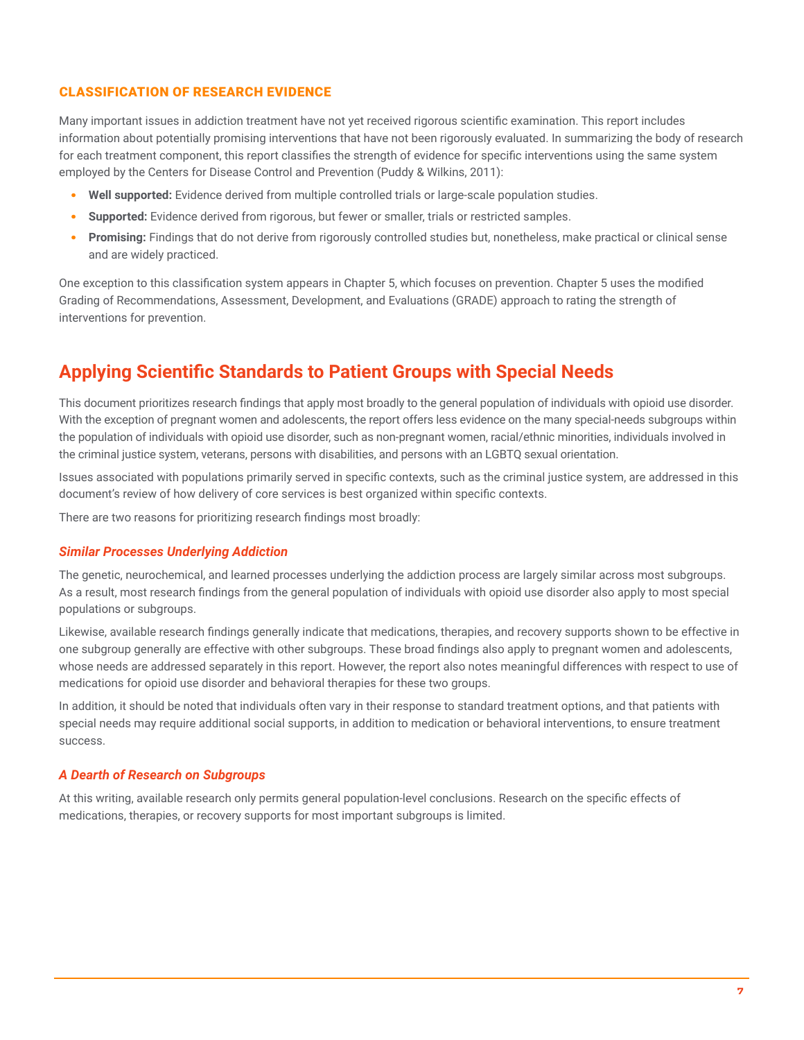### CLASSIFICATION OF RESEARCH EVIDENCE

Many important issues in addiction treatment have not yet received rigorous scientific examination. This report includes information about potentially promising interventions that have not been rigorously evaluated. In summarizing the body of research for each treatment component, this report classifies the strength of evidence for specific interventions using the same system employed by the Centers for Disease Control and Prevention (Puddy & Wilkins, 2011):

- **Well supported:** Evidence derived from multiple controlled trials or large-scale population studies.
- **Supported:** Evidence derived from rigorous, but fewer or smaller, trials or restricted samples.
- **Promising:** Findings that do not derive from rigorously controlled studies but, nonetheless, make practical or clinical sense and are widely practiced.

One exception to this classification system appears in Chapter 5, which focuses on prevention. Chapter 5 uses the modified Grading of Recommendations, Assessment, Development, and Evaluations (GRADE) approach to rating the strength of interventions for prevention.

## Applying Scientific Standards to Patient Groups with Special Needs

This document prioritizes research findings that apply most broadly to the general population of individuals with opioid use disorder. With the exception of pregnant women and adolescents, the report offers less evidence on the many special-needs subgroups within the population of individuals with opioid use disorder, such as non-pregnant women, racial/ethnic minorities, individuals involved in the criminal justice system, veterans, persons with disabilities, and persons with an LGBTQ sexual orientation.

Issues associated with populations primarily served in specific contexts, such as the criminal justice system, are addressed in this document's review of how delivery of core services is best organized within specific contexts.

There are two reasons for prioritizing research findings most broadly:

### *Similar Processes Underlying Addiction*

The genetic, neurochemical, and learned processes underlying the addiction process are largely similar across most subgroups. As a result, most research findings from the general population of individuals with opioid use disorder also apply to most special populations or subgroups.

Likewise, available research findings generally indicate that medications, therapies, and recovery supports shown to be effective in one subgroup generally are effective with other subgroups. These broad findings also apply to pregnant women and adolescents, whose needs are addressed separately in this report. However, the report also notes meaningful differences with respect to use of medications for opioid use disorder and behavioral therapies for these two groups.

In addition, it should be noted that individuals often vary in their response to standard treatment options, and that patients with special needs may require additional social supports, in addition to medication or behavioral interventions, to ensure treatment success.

### *A Dearth of Research on Subgroups*

At this writing, available research only permits general population-level conclusions. Research on the specific effects of medications, therapies, or recovery supports for most important subgroups is limited.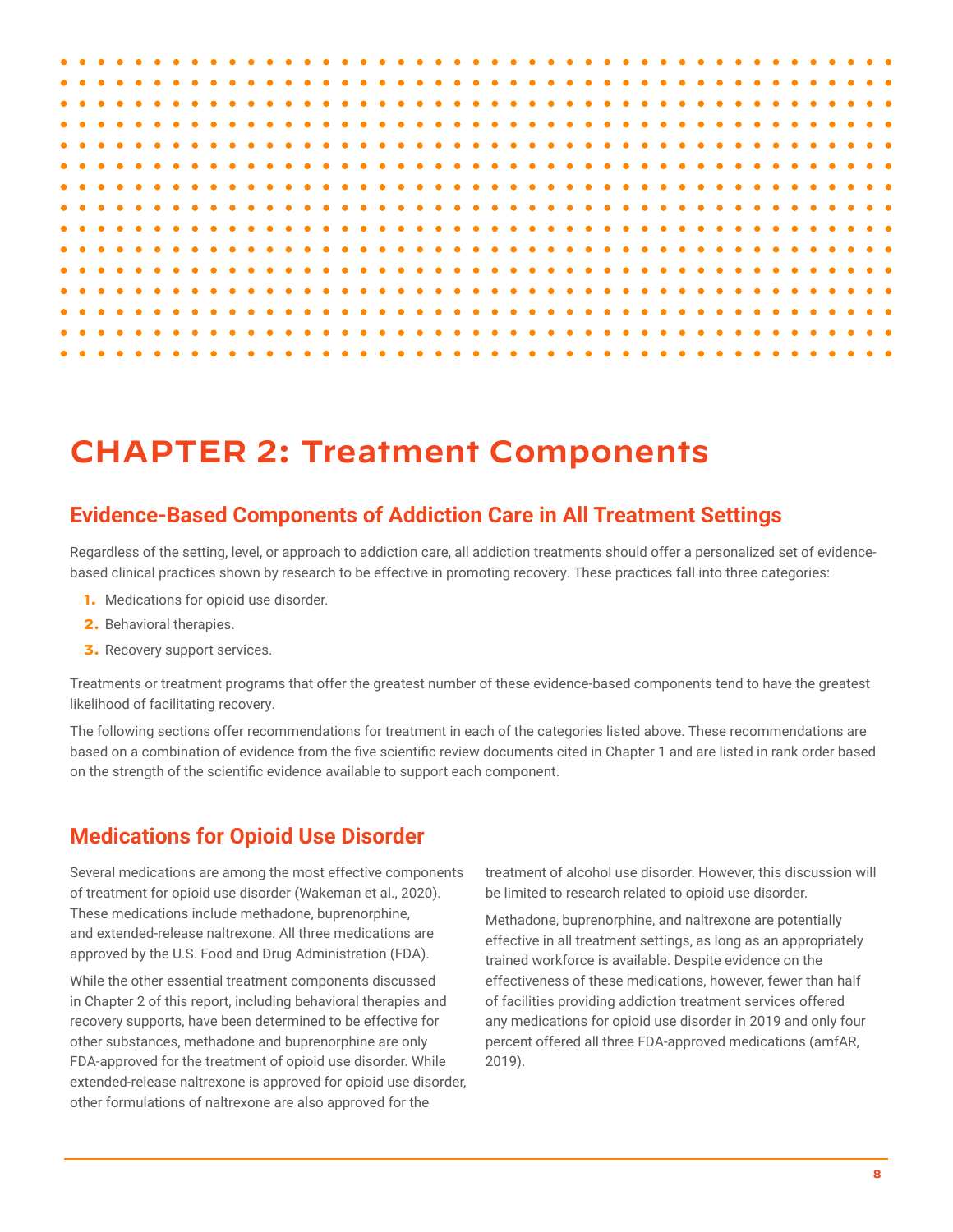# CHAPTER 2: Treatment Components

## Evidence-Based Components of Addiction Care in All Treatment Settings

Regardless of the setting, level, or approach to addiction care, all addiction treatments should offer a personalized set of evidence-based clinical practices shown by research to be effective in promoting recovery. These practices fall into three categories:

1. Medications for opioid use disorder.
2. Behavioral therapies.
3. Recovery support services.

Treatments or treatment programs that offer the greatest number of these evidence-based components tend to have the greatest likelihood of facilitating recovery.

The following sections offer recommendations for treatment in each of the categories listed above. These recommendations are based on a combination of evidence from the five scientific review documents cited in Chapter 1 and are listed in rank order based on the strength of the scientific evidence available to support each component.

## Medications for Opioid Use Disorder

Several medications are among the most effective components of treatment for opioid use disorder (Wakeman et al., 2020). These medications include methadone, buprenorphine, and extended-release naltrexone. All three medications are approved by the U.S. Food and Drug Administration (FDA).

While the other essential treatment components discussed in Chapter 2 of this report, including behavioral therapies and recovery supports, have been determined to be effective for other substances, methadone and buprenorphine are only FDA-approved for the treatment of opioid use disorder. While extended-release naltrexone is approved for opioid use disorder, other formulations of naltrexone are also approved for the treatment of alcohol use disorder. However, this discussion will be limited to research related to opioid use disorder.

Methadone, buprenorphine, and naltrexone are potentially effective in all treatment settings, as long as an appropriately trained workforce is available. Despite evidence on the effectiveness of these medications, however, fewer than half of facilities providing addiction treatment services offered any medications for opioid use disorder in 2019 and only four percent offered all three FDA-approved medications (amfAR, 2019).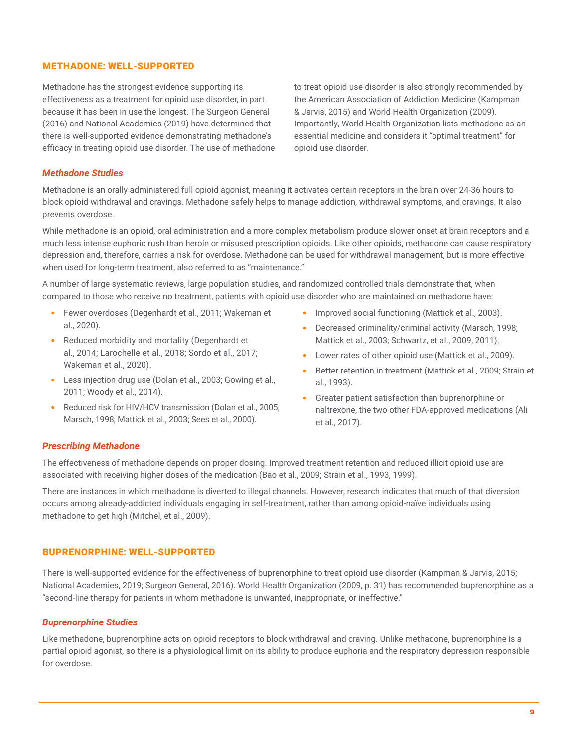## METHADONE: WELL-SUPPORTED

Methadone has the strongest evidence supporting its effectiveness as a treatment for opioid use disorder, in part because it has been in use the longest. The Surgeon General (2016) and National Academies (2019) have determined that there is well-supported evidence demonstrating methadone's efficacy in treating opioid use disorder. The use of methadone to treat opioid use disorder is also strongly recommended by the American Association of Addiction Medicine (Kampman & Jarvis, 2015) and World Health Organization (2009). Importantly, World Health Organization lists methadone as an essential medicine and considers it "optimal treatment" for opioid use disorder.

### *Methadone Studies*

Methadone is an orally administered full opioid agonist, meaning it activates certain receptors in the brain over 24-36 hours to block opioid withdrawal and cravings. Methadone safely helps to manage addiction, withdrawal symptoms, and cravings. It also prevents overdose.

While methadone is an opioid, oral administration and a more complex metabolism produce slower onset at brain receptors and a much less intense euphoric rush than heroin or misused prescription opioids. Like other opioids, methadone can cause respiratory depression and, therefore, carries a risk for overdose. Methadone can be used for withdrawal management, but is more effective when used for long-term treatment, also referred to as "maintenance."

A number of large systematic reviews, large population studies, and randomized controlled trials demonstrate that, when compared to those who receive no treatment, patients with opioid use disorder who are maintained on methadone have:

- Fewer overdoses (Degenhardt et al., 2011; Wakeman et al., 2020).
- Reduced morbidity and mortality (Degenhardt et al., 2014; Larochelle et al., 2018; Sordo et al., 2017; Wakeman et al., 2020).
- Less injection drug use (Dolan et al., 2003; Gowing et al., 2011; Woody et al., 2014).
- Reduced risk for HIV/HCV transmission (Dolan et al., 2005; Marsch, 1998; Mattick et al., 2003; Sees et al., 2000).
- Improved social functioning (Mattick et al., 2003).
- Decreased criminality/criminal activity (Marsch, 1998; Mattick et al., 2003; Schwartz, et al., 2009, 2011).
- Lower rates of other opioid use (Mattick et al., 2009).
- Better retention in treatment (Mattick et al., 2009; Strain et al., 1993).
- Greater patient satisfaction than buprenorphine or naltrexone, the two other FDA-approved medications (Ali et al., 2017).

### *Prescribing Methadone*

The effectiveness of methadone depends on proper dosing. Improved treatment retention and reduced illicit opioid use are associated with receiving higher doses of the medication (Bao et al., 2009; Strain et al., 1993, 1999).

There are instances in which methadone is diverted to illegal channels. However, research indicates that much of that diversion occurs among already-addicted individuals engaging in self-treatment, rather than among opioid-naïve individuals using methadone to get high (Mitchel, et al., 2009).

## BUPRENORPHINE: WELL-SUPPORTED

There is well-supported evidence for the effectiveness of buprenorphine to treat opioid use disorder (Kampman & Jarvis, 2015; National Academies, 2019; Surgeon General, 2016). World Health Organization (2009, p. 31) has recommended buprenorphine as a "second-line therapy for patients in whom methadone is unwanted, inappropriate, or ineffective."

### *Buprenorphine Studies*

Like methadone, buprenorphine acts on opioid receptors to block withdrawal and craving. Unlike methadone, buprenorphine is a partial opioid agonist, so there is a physiological limit on its ability to produce euphoria and the respiratory depression responsible for overdose.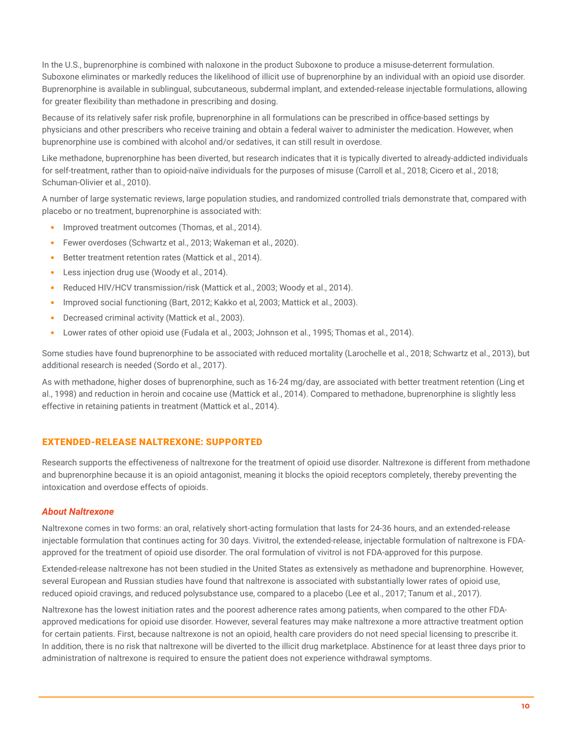In the U.S., buprenorphine is combined with naloxone in the product Suboxone to produce a misuse-deterrent formulation. Suboxone eliminates or markedly reduces the likelihood of illicit use of buprenorphine by an individual with an opioid use disorder. Buprenorphine is available in sublingual, subcutaneous, subdermal implant, and extended-release injectable formulations, allowing for greater flexibility than methadone in prescribing and dosing.

Because of its relatively safer risk profile, buprenorphine in all formulations can be prescribed in office-based settings by physicians and other prescribers who receive training and obtain a federal waiver to administer the medication. However, when buprenorphine use is combined with alcohol and/or sedatives, it can still result in overdose.

Like methadone, buprenorphine has been diverted, but research indicates that it is typically diverted to already-addicted individuals for self-treatment, rather than to opioid-naïve individuals for the purposes of misuse (Carroll et al., 2018; Cicero et al., 2018; Schuman-Olivier et al., 2010).

A number of large systematic reviews, large population studies, and randomized controlled trials demonstrate that, compared with placebo or no treatment, buprenorphine is associated with:

- Improved treatment outcomes (Thomas, et al., 2014).
- Fewer overdoses (Schwartz et al., 2013; Wakeman et al., 2020).
- Better treatment retention rates (Mattick et al., 2014).
- Less injection drug use (Woody et al., 2014).
- Reduced HIV/HCV transmission/risk (Mattick et al., 2003; Woody et al., 2014).
- Improved social functioning (Bart, 2012; Kakko et al, 2003; Mattick et al., 2003).
- Decreased criminal activity (Mattick et al., 2003).
- Lower rates of other opioid use (Fudala et al., 2003; Johnson et al., 1995; Thomas et al., 2014).

Some studies have found buprenorphine to be associated with reduced mortality (Larochelle et al., 2018; Schwartz et al., 2013), but additional research is needed (Sordo et al., 2017).

As with methadone, higher doses of buprenorphine, such as 16-24 mg/day, are associated with better treatment retention (Ling et al., 1998) and reduction in heroin and cocaine use (Mattick et al., 2014). Compared to methadone, buprenorphine is slightly less effective in retaining patients in treatment (Mattick et al., 2014).

## EXTENDED-RELEASE NALTREXONE: SUPPORTED

Research supports the effectiveness of naltrexone for the treatment of opioid use disorder. Naltrexone is different from methadone and buprenorphine because it is an opioid antagonist, meaning it blocks the opioid receptors completely, thereby preventing the intoxication and overdose effects of opioids.

### *About Naltrexone*

Naltrexone comes in two forms: an oral, relatively short-acting formulation that lasts for 24-36 hours, and an extended-release injectable formulation that continues acting for 30 days. Vivitrol, the extended-release, injectable formulation of naltrexone is FDA-approved for the treatment of opioid use disorder. The oral formulation of vivitrol is not FDA-approved for this purpose.

Extended-release naltrexone has not been studied in the United States as extensively as methadone and buprenorphine. However, several European and Russian studies have found that naltrexone is associated with substantially lower rates of opioid use, reduced opioid cravings, and reduced polysubstance use, compared to a placebo (Lee et al., 2017; Tanum et al., 2017).

Naltrexone has the lowest initiation rates and the poorest adherence rates among patients, when compared to the other FDA-approved medications for opioid use disorder. However, several features may make naltrexone a more attractive treatment option for certain patients. First, because naltrexone is not an opioid, health care providers do not need special licensing to prescribe it. In addition, there is no risk that naltrexone will be diverted to the illicit drug marketplace. Abstinence for at least three days prior to administration of naltrexone is required to ensure the patient does not experience withdrawal symptoms.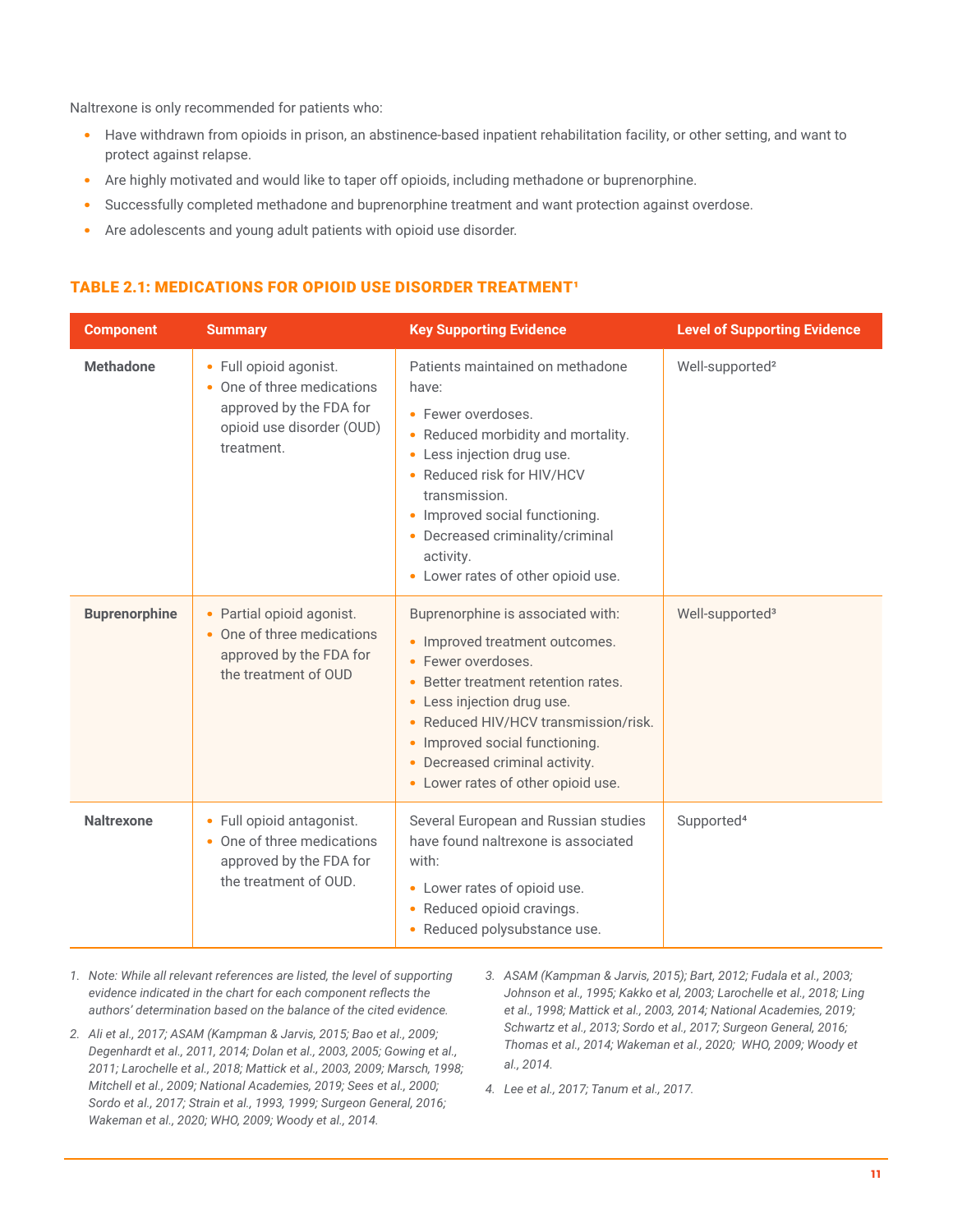Naltrexone is only recommended for patients who:

- Have withdrawn from opioids in prison, an abstinence-based inpatient rehabilitation facility, or other setting, and want to protect against relapse.
- Are highly motivated and would like to taper off opioids, including methadone or buprenorphine.
- Successfully completed methadone and buprenorphine treatment and want protection against overdose.
- Are adolescents and young adult patients with opioid use disorder.

### TABLE 2.1: MEDICATIONS FOR OPIOID USE DISORDER TREATMENT[1]

| Component | Summary | Key Supporting Evidence | Level of Supporting Evidence |
|---|---|---|---|
| **Methadone** | • Full opioid agonist.<br>• One of three medications approved by the FDA for opioid use disorder (OUD) treatment. | Patients maintained on methadone have:<br>• Fewer overdoses.<br>• Reduced morbidity and mortality.<br>• Less injection drug use.<br>• Reduced risk for HIV/HCV transmission.<br>• Improved social functioning.<br>• Decreased criminality/criminal activity.<br>• Lower rates of other opioid use. | Well-supported[2] |
| **Buprenorphine** | • Partial opioid agonist.<br>• One of three medications approved by the FDA for the treatment of OUD | Buprenorphine is associated with:<br>• Improved treatment outcomes.<br>• Fewer overdoses.<br>• Better treatment retention rates.<br>• Less injection drug use.<br>• Reduced HIV/HCV transmission/risk.<br>• Improved social functioning.<br>• Decreased criminal activity.<br>• Lower rates of other opioid use. | Well-supported[3] |
| **Naltrexone** | • Full opioid antagonist.<br>• One of three medications approved by the FDA for the treatment of OUD. | Several European and Russian studies have found naltrexone is associated with:<br>• Lower rates of opioid use.<br>• Reduced opioid cravings.<br>• Reduced polysubstance use. | Supported[4] |

1. *Note: While all relevant references are listed, the level of supporting evidence indicated in the chart for each component reflects the authors' determination based on the balance of the cited evidence.*
2. *Ali et al., 2017; ASAM (Kampman & Jarvis, 2015; Bao et al., 2009; Degenhardt et al., 2011, 2014; Dolan et al., 2003, 2005; Gowing et al., 2011; Larochelle et al., 2018; Mattick et al., 2003, 2009; Marsch, 1998; Mitchell et al., 2009; National Academies, 2019; Sees et al., 2000; Sordo et al., 2017; Strain et al., 1993, 1999; Surgeon General, 2016; Wakeman et al., 2020; WHO, 2009; Woody et al., 2014.*
3. *ASAM (Kampman & Jarvis, 2015); Bart, 2012; Fudala et al., 2003; Johnson et al., 1995; Kakko et al, 2003; Larochelle et al., 2018; Ling et al., 1998; Mattick et al., 2003, 2014; National Academies, 2019; Schwartz et al., 2013; Sordo et al., 2017; Surgeon General, 2016; Thomas et al., 2014; Wakeman et al., 2020; WHO, 2009; Woody et al., 2014.*
4. *Lee et al., 2017; Tanum et al., 2017.*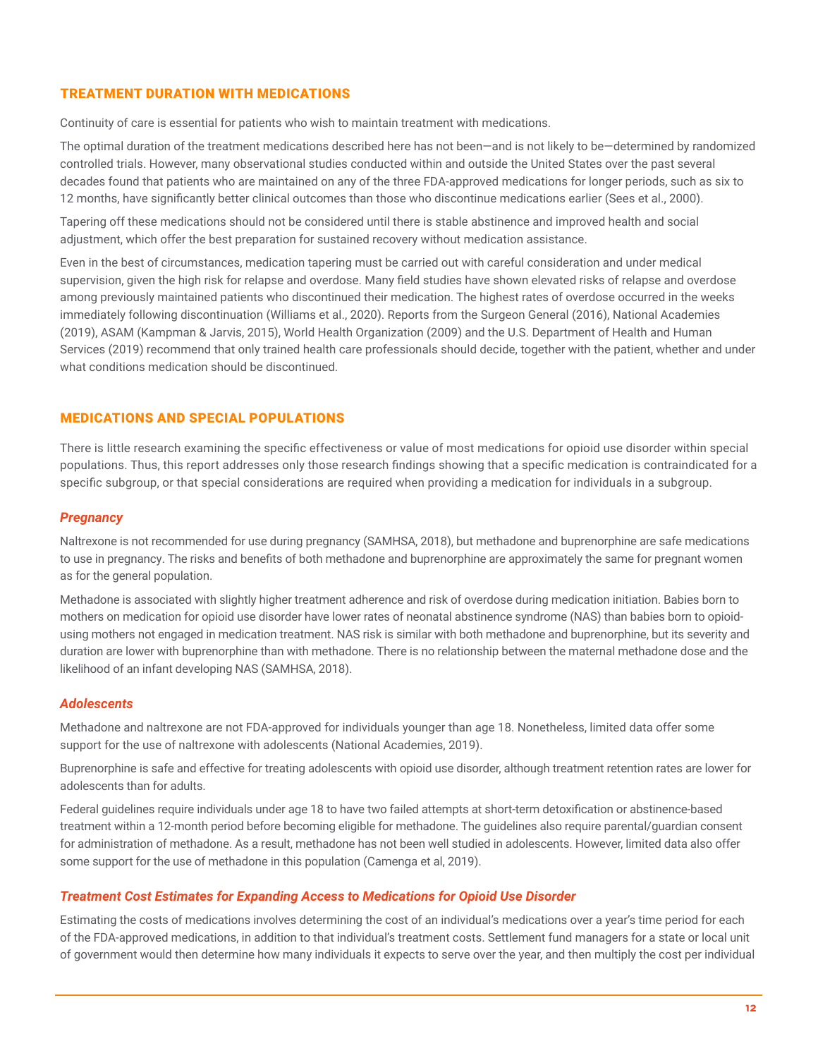## TREATMENT DURATION WITH MEDICATIONS

Continuity of care is essential for patients who wish to maintain treatment with medications.

The optimal duration of the treatment medications described here has not been—and is not likely to be—determined by randomized controlled trials. However, many observational studies conducted within and outside the United States over the past several decades found that patients who are maintained on any of the three FDA-approved medications for longer periods, such as six to 12 months, have significantly better clinical outcomes than those who discontinue medications earlier (Sees et al., 2000).

Tapering off these medications should not be considered until there is stable abstinence and improved health and social adjustment, which offer the best preparation for sustained recovery without medication assistance.

Even in the best of circumstances, medication tapering must be carried out with careful consideration and under medical supervision, given the high risk for relapse and overdose. Many field studies have shown elevated risks of relapse and overdose among previously maintained patients who discontinued their medication. The highest rates of overdose occurred in the weeks immediately following discontinuation (Williams et al., 2020). Reports from the Surgeon General (2016), National Academies (2019), ASAM (Kampman & Jarvis, 2015), World Health Organization (2009) and the U.S. Department of Health and Human Services (2019) recommend that only trained health care professionals should decide, together with the patient, whether and under what conditions medication should be discontinued.

## MEDICATIONS AND SPECIAL POPULATIONS

There is little research examining the specific effectiveness or value of most medications for opioid use disorder within special populations. Thus, this report addresses only those research findings showing that a specific medication is contraindicated for a specific subgroup, or that special considerations are required when providing a medication for individuals in a subgroup.

### *Pregnancy*

Naltrexone is not recommended for use during pregnancy (SAMHSA, 2018), but methadone and buprenorphine are safe medications to use in pregnancy. The risks and benefits of both methadone and buprenorphine are approximately the same for pregnant women as for the general population.

Methadone is associated with slightly higher treatment adherence and risk of overdose during medication initiation. Babies born to mothers on medication for opioid use disorder have lower rates of neonatal abstinence syndrome (NAS) than babies born to opioid-using mothers not engaged in medication treatment. NAS risk is similar with both methadone and buprenorphine, but its severity and duration are lower with buprenorphine than with methadone. There is no relationship between the maternal methadone dose and the likelihood of an infant developing NAS (SAMHSA, 2018).

### *Adolescents*

Methadone and naltrexone are not FDA-approved for individuals younger than age 18. Nonetheless, limited data offer some support for the use of naltrexone with adolescents (National Academies, 2019).

Buprenorphine is safe and effective for treating adolescents with opioid use disorder, although treatment retention rates are lower for adolescents than for adults.

Federal guidelines require individuals under age 18 to have two failed attempts at short-term detoxification or abstinence-based treatment within a 12-month period before becoming eligible for methadone. The guidelines also require parental/guardian consent for administration of methadone. As a result, methadone has not been well studied in adolescents. However, limited data also offer some support for the use of methadone in this population (Camenga et al, 2019).

### *Treatment Cost Estimates for Expanding Access to Medications for Opioid Use Disorder*

Estimating the costs of medications involves determining the cost of an individual's medications over a year's time period for each of the FDA-approved medications, in addition to that individual's treatment costs. Settlement fund managers for a state or local unit of government would then determine how many individuals it expects to serve over the year, and then multiply the cost per individual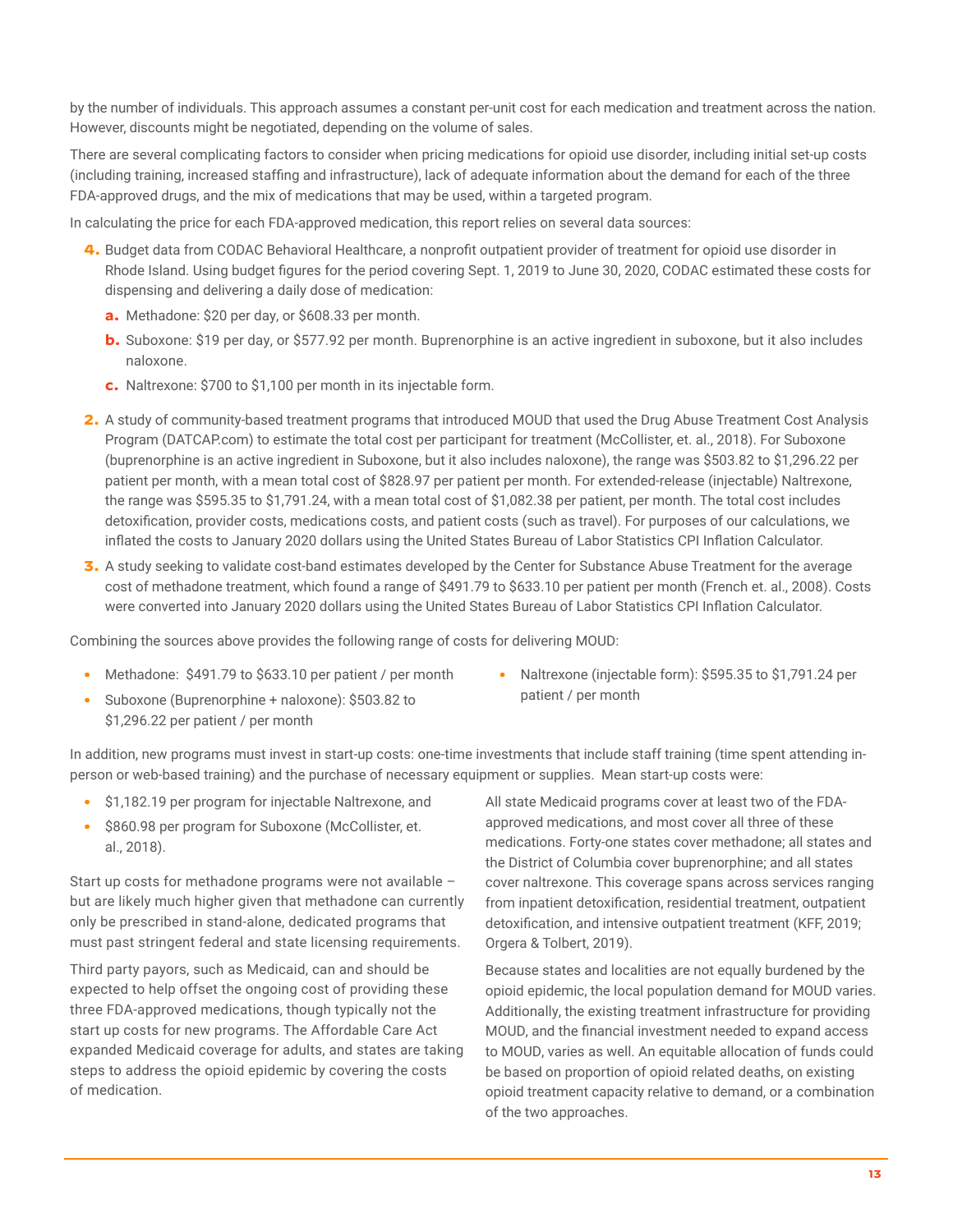by the number of individuals. This approach assumes a constant per-unit cost for each medication and treatment across the nation. However, discounts might be negotiated, depending on the volume of sales.

There are several complicating factors to consider when pricing medications for opioid use disorder, including initial set-up costs (including training, increased staffing and infrastructure), lack of adequate information about the demand for each of the three FDA-approved drugs, and the mix of medications that may be used, within a targeted program.

In calculating the price for each FDA-approved medication, this report relies on several data sources:

4. Budget data from CODAC Behavioral Healthcare, a nonprofit outpatient provider of treatment for opioid use disorder in Rhode Island. Using budget figures for the period covering Sept. 1, 2019 to June 30, 2020, CODAC estimated these costs for dispensing and delivering a daily dose of medication:
   a. Methadone: $20 per day, or $608.33 per month.
   b. Suboxone: $19 per day, or $577.92 per month. Buprenorphine is an active ingredient in suboxone, but it also includes naloxone.
   c. Naltrexone: $700 to $1,100 per month in its injectable form.
2. A study of community-based treatment programs that introduced MOUD that used the Drug Abuse Treatment Cost Analysis Program (DATCAP.com) to estimate the total cost per participant for treatment (McCollister, et. al., 2018). For Suboxone (buprenorphine is an active ingredient in Suboxone, but it also includes naloxone), the range was $503.82 to $1,296.22 per patient per month, with a mean total cost of $828.97 per patient per month. For extended-release (injectable) Naltrexone, the range was $595.35 to $1,791.24, with a mean total cost of $1,082.38 per patient, per month. The total cost includes detoxification, provider costs, medications costs, and patient costs (such as travel). For purposes of our calculations, we inflated the costs to January 2020 dollars using the United States Bureau of Labor Statistics CPI Inflation Calculator.
3. A study seeking to validate cost-band estimates developed by the Center for Substance Abuse Treatment for the average cost of methadone treatment, which found a range of $491.79 to $633.10 per patient per month (French et. al., 2008). Costs were converted into January 2020 dollars using the United States Bureau of Labor Statistics CPI Inflation Calculator.

Combining the sources above provides the following range of costs for delivering MOUD:

- Methadone: $491.79 to $633.10 per patient / per month
- Suboxone (Buprenorphine + naloxone): $503.82 to $1,296.22 per patient / per month
- Naltrexone (injectable form): $595.35 to $1,791.24 per patient / per month

In addition, new programs must invest in start-up costs: one-time investments that include staff training (time spent attending in-person or web-based training) and the purchase of necessary equipment or supplies. Mean start-up costs were:

- $1,182.19 per program for injectable Naltrexone, and
- $860.98 per program for Suboxone (McCollister, et. al., 2018).

Start up costs for methadone programs were not available – but are likely much higher given that methadone can currently only be prescribed in stand-alone, dedicated programs that must past stringent federal and state licensing requirements.

Third party payors, such as Medicaid, can and should be expected to help offset the ongoing cost of providing these three FDA-approved medications, though typically not the start up costs for new programs. The Affordable Care Act expanded Medicaid coverage for adults, and states are taking steps to address the opioid epidemic by covering the costs of medication.

All state Medicaid programs cover at least two of the FDA-approved medications, and most cover all three of these medications. Forty-one states cover methadone; all states and the District of Columbia cover buprenorphine; and all states cover naltrexone. This coverage spans across services ranging from inpatient detoxification, residential treatment, outpatient detoxification, and intensive outpatient treatment (KFF, 2019; Orgera & Tolbert, 2019).

Because states and localities are not equally burdened by the opioid epidemic, the local population demand for MOUD varies. Additionally, the existing treatment infrastructure for providing MOUD, and the financial investment needed to expand access to MOUD, varies as well. An equitable allocation of funds could be based on proportion of opioid related deaths, on existing opioid treatment capacity relative to demand, or a combination of the two approaches.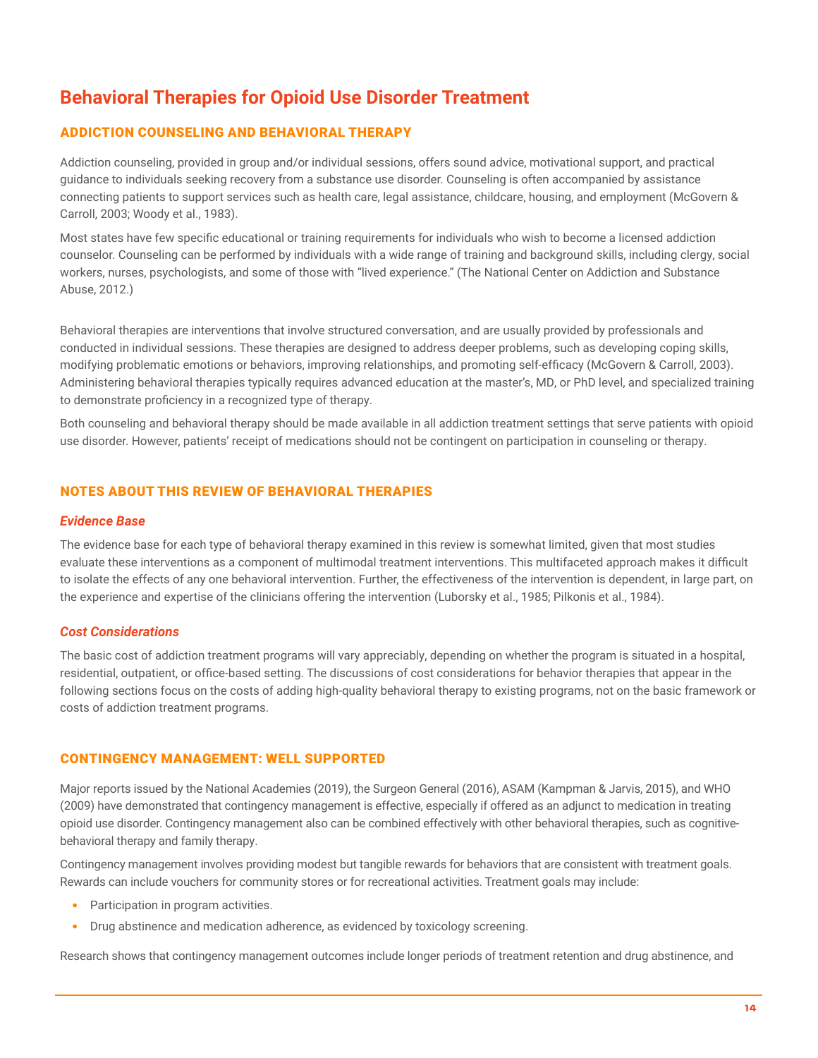# Behavioral Therapies for Opioid Use Disorder Treatment

## ADDICTION COUNSELING AND BEHAVIORAL THERAPY

Addiction counseling, provided in group and/or individual sessions, offers sound advice, motivational support, and practical guidance to individuals seeking recovery from a substance use disorder. Counseling is often accompanied by assistance connecting patients to support services such as health care, legal assistance, childcare, housing, and employment (McGovern & Carroll, 2003; Woody et al., 1983).

Most states have few specific educational or training requirements for individuals who wish to become a licensed addiction counselor. Counseling can be performed by individuals with a wide range of training and background skills, including clergy, social workers, nurses, psychologists, and some of those with "lived experience." (The National Center on Addiction and Substance Abuse, 2012.)

Behavioral therapies are interventions that involve structured conversation, and are usually provided by professionals and conducted in individual sessions. These therapies are designed to address deeper problems, such as developing coping skills, modifying problematic emotions or behaviors, improving relationships, and promoting self-efficacy (McGovern & Carroll, 2003). Administering behavioral therapies typically requires advanced education at the master's, MD, or PhD level, and specialized training to demonstrate proficiency in a recognized type of therapy.

Both counseling and behavioral therapy should be made available in all addiction treatment settings that serve patients with opioid use disorder. However, patients' receipt of medications should not be contingent on participation in counseling or therapy.

## NOTES ABOUT THIS REVIEW OF BEHAVIORAL THERAPIES

### *Evidence Base*

The evidence base for each type of behavioral therapy examined in this review is somewhat limited, given that most studies evaluate these interventions as a component of multimodal treatment interventions. This multifaceted approach makes it difficult to isolate the effects of any one behavioral intervention. Further, the effectiveness of the intervention is dependent, in large part, on the experience and expertise of the clinicians offering the intervention (Luborsky et al., 1985; Pilkonis et al., 1984).

### *Cost Considerations*

The basic cost of addiction treatment programs will vary appreciably, depending on whether the program is situated in a hospital, residential, outpatient, or office-based setting. The discussions of cost considerations for behavior therapies that appear in the following sections focus on the costs of adding high-quality behavioral therapy to existing programs, not on the basic framework or costs of addiction treatment programs.

## CONTINGENCY MANAGEMENT: WELL SUPPORTED

Major reports issued by the National Academies (2019), the Surgeon General (2016), ASAM (Kampman & Jarvis, 2015), and WHO (2009) have demonstrated that contingency management is effective, especially if offered as an adjunct to medication in treating opioid use disorder. Contingency management also can be combined effectively with other behavioral therapies, such as cognitive-behavioral therapy and family therapy.

Contingency management involves providing modest but tangible rewards for behaviors that are consistent with treatment goals. Rewards can include vouchers for community stores or for recreational activities. Treatment goals may include:

- Participation in program activities.
- Drug abstinence and medication adherence, as evidenced by toxicology screening.

Research shows that contingency management outcomes include longer periods of treatment retention and drug abstinence, and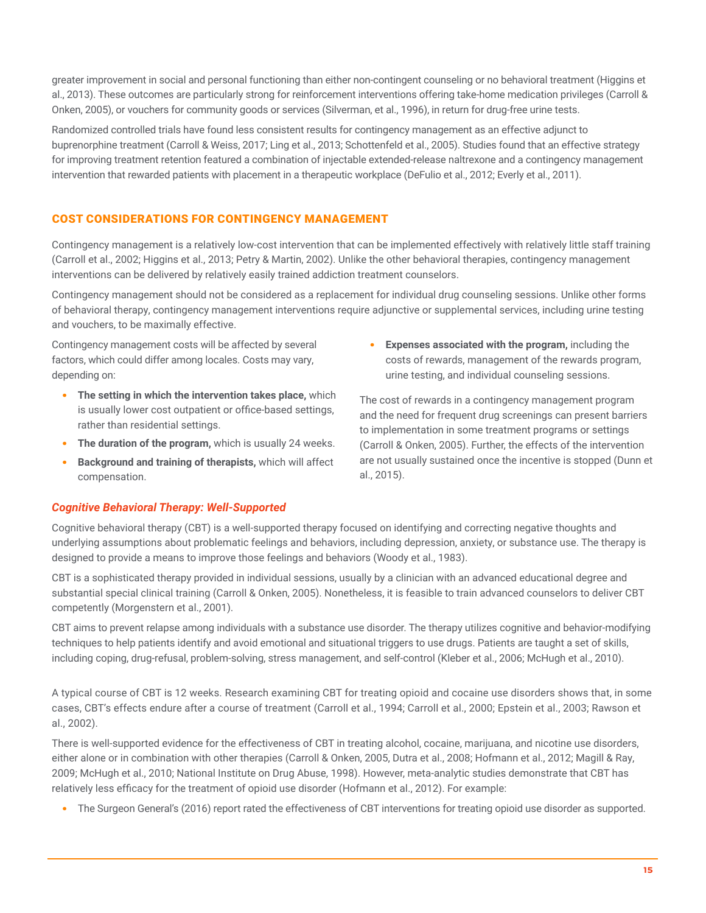greater improvement in social and personal functioning than either non-contingent counseling or no behavioral treatment (Higgins et al., 2013). These outcomes are particularly strong for reinforcement interventions offering take-home medication privileges (Carroll & Onken, 2005), or vouchers for community goods or services (Silverman, et al., 1996), in return for drug-free urine tests.

Randomized controlled trials have found less consistent results for contingency management as an effective adjunct to buprenorphine treatment (Carroll & Weiss, 2017; Ling et al., 2013; Schottenfeld et al., 2005). Studies found that an effective strategy for improving treatment retention featured a combination of injectable extended-release naltrexone and a contingency management intervention that rewarded patients with placement in a therapeutic workplace (DeFulio et al., 2012; Everly et al., 2011).

## COST CONSIDERATIONS FOR CONTINGENCY MANAGEMENT

Contingency management is a relatively low-cost intervention that can be implemented effectively with relatively little staff training (Carroll et al., 2002; Higgins et al., 2013; Petry & Martin, 2002). Unlike the other behavioral therapies, contingency management interventions can be delivered by relatively easily trained addiction treatment counselors.

Contingency management should not be considered as a replacement for individual drug counseling sessions. Unlike other forms of behavioral therapy, contingency management interventions require adjunctive or supplemental services, including urine testing and vouchers, to be maximally effective.

Contingency management costs will be affected by several factors, which could differ among locales. Costs may vary, depending on:

- **The setting in which the intervention takes place,** which is usually lower cost outpatient or office-based settings, rather than residential settings.
- **The duration of the program,** which is usually 24 weeks.
- **Background and training of therapists,** which will affect compensation.
- **Expenses associated with the program,** including the costs of rewards, management of the rewards program, urine testing, and individual counseling sessions.

The cost of rewards in a contingency management program and the need for frequent drug screenings can present barriers to implementation in some treatment programs or settings (Carroll & Onken, 2005). Further, the effects of the intervention are not usually sustained once the incentive is stopped (Dunn et al., 2015).

### *Cognitive Behavioral Therapy: Well-Supported*

Cognitive behavioral therapy (CBT) is a well-supported therapy focused on identifying and correcting negative thoughts and underlying assumptions about problematic feelings and behaviors, including depression, anxiety, or substance use. The therapy is designed to provide a means to improve those feelings and behaviors (Woody et al., 1983).

CBT is a sophisticated therapy provided in individual sessions, usually by a clinician with an advanced educational degree and substantial special clinical training (Carroll & Onken, 2005). Nonetheless, it is feasible to train advanced counselors to deliver CBT competently (Morgenstern et al., 2001).

CBT aims to prevent relapse among individuals with a substance use disorder. The therapy utilizes cognitive and behavior-modifying techniques to help patients identify and avoid emotional and situational triggers to use drugs. Patients are taught a set of skills, including coping, drug-refusal, problem-solving, stress management, and self-control (Kleber et al., 2006; McHugh et al., 2010).

A typical course of CBT is 12 weeks. Research examining CBT for treating opioid and cocaine use disorders shows that, in some cases, CBT's effects endure after a course of treatment (Carroll et al., 1994; Carroll et al., 2000; Epstein et al., 2003; Rawson et al., 2002).

There is well-supported evidence for the effectiveness of CBT in treating alcohol, cocaine, marijuana, and nicotine use disorders, either alone or in combination with other therapies (Carroll & Onken, 2005, Dutra et al., 2008; Hofmann et al., 2012; Magill & Ray, 2009; McHugh et al., 2010; National Institute on Drug Abuse, 1998). However, meta-analytic studies demonstrate that CBT has relatively less efficacy for the treatment of opioid use disorder (Hofmann et al., 2012). For example:

- The Surgeon General's (2016) report rated the effectiveness of CBT interventions for treating opioid use disorder as supported.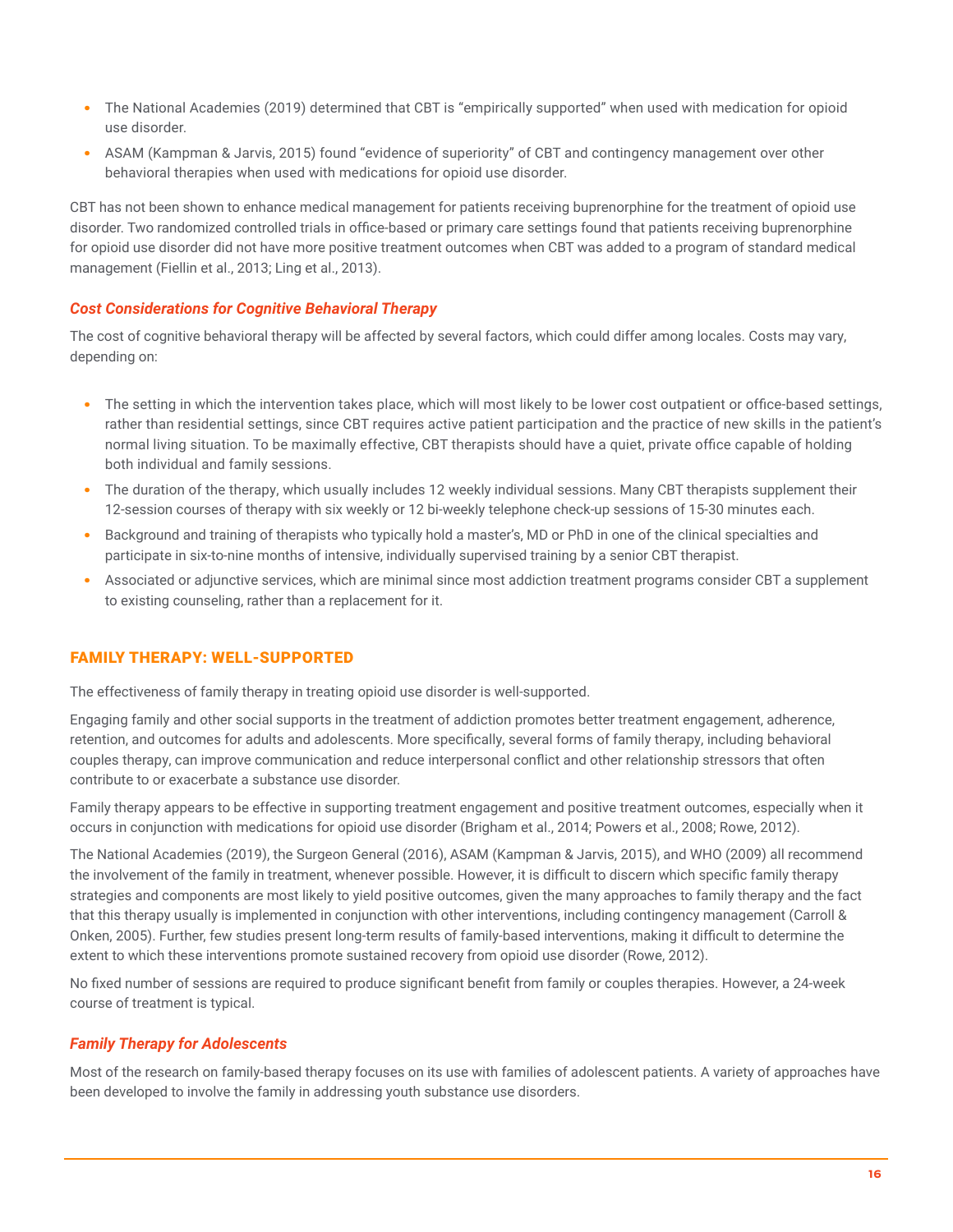- The National Academies (2019) determined that CBT is "empirically supported" when used with medication for opioid use disorder.
- ASAM (Kampman & Jarvis, 2015) found "evidence of superiority" of CBT and contingency management over other behavioral therapies when used with medications for opioid use disorder.

CBT has not been shown to enhance medical management for patients receiving buprenorphine for the treatment of opioid use disorder. Two randomized controlled trials in office-based or primary care settings found that patients receiving buprenorphine for opioid use disorder did not have more positive treatment outcomes when CBT was added to a program of standard medical management (Fiellin et al., 2013; Ling et al., 2013).

### *Cost Considerations for Cognitive Behavioral Therapy*

The cost of cognitive behavioral therapy will be affected by several factors, which could differ among locales. Costs may vary, depending on:

- The setting in which the intervention takes place, which will most likely to be lower cost outpatient or office-based settings, rather than residential settings, since CBT requires active patient participation and the practice of new skills in the patient's normal living situation. To be maximally effective, CBT therapists should have a quiet, private office capable of holding both individual and family sessions.
- The duration of the therapy, which usually includes 12 weekly individual sessions. Many CBT therapists supplement their 12-session courses of therapy with six weekly or 12 bi-weekly telephone check-up sessions of 15-30 minutes each.
- Background and training of therapists who typically hold a master's, MD or PhD in one of the clinical specialties and participate in six-to-nine months of intensive, individually supervised training by a senior CBT therapist.
- Associated or adjunctive services, which are minimal since most addiction treatment programs consider CBT a supplement to existing counseling, rather than a replacement for it.

## FAMILY THERAPY: WELL-SUPPORTED

The effectiveness of family therapy in treating opioid use disorder is well-supported.

Engaging family and other social supports in the treatment of addiction promotes better treatment engagement, adherence, retention, and outcomes for adults and adolescents. More specifically, several forms of family therapy, including behavioral couples therapy, can improve communication and reduce interpersonal conflict and other relationship stressors that often contribute to or exacerbate a substance use disorder.

Family therapy appears to be effective in supporting treatment engagement and positive treatment outcomes, especially when it occurs in conjunction with medications for opioid use disorder (Brigham et al., 2014; Powers et al., 2008; Rowe, 2012).

The National Academies (2019), the Surgeon General (2016), ASAM (Kampman & Jarvis, 2015), and WHO (2009) all recommend the involvement of the family in treatment, whenever possible. However, it is difficult to discern which specific family therapy strategies and components are most likely to yield positive outcomes, given the many approaches to family therapy and the fact that this therapy usually is implemented in conjunction with other interventions, including contingency management (Carroll & Onken, 2005). Further, few studies present long-term results of family-based interventions, making it difficult to determine the extent to which these interventions promote sustained recovery from opioid use disorder (Rowe, 2012).

No fixed number of sessions are required to produce significant benefit from family or couples therapies. However, a 24-week course of treatment is typical.

### *Family Therapy for Adolescents*

Most of the research on family-based therapy focuses on its use with families of adolescent patients. A variety of approaches have been developed to involve the family in addressing youth substance use disorders.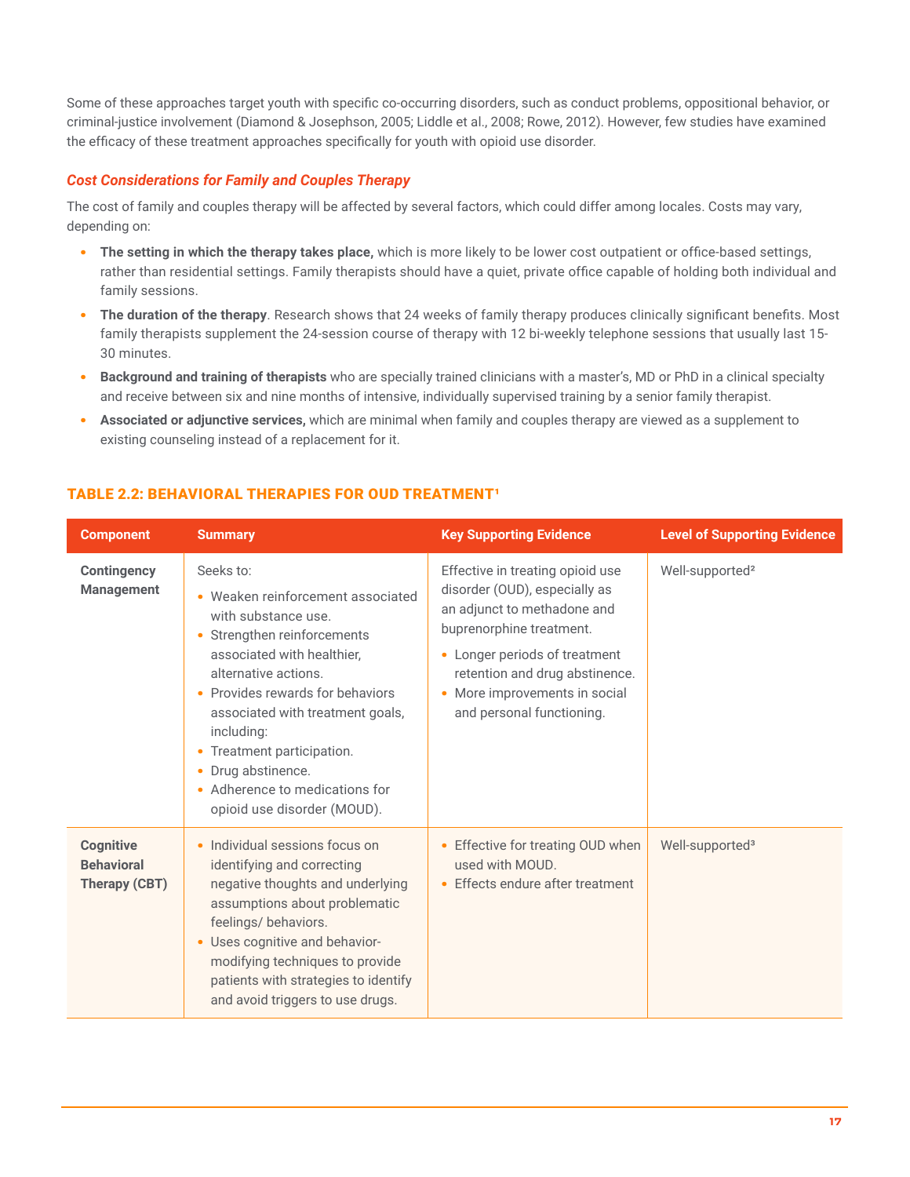Some of these approaches target youth with specific co-occurring disorders, such as conduct problems, oppositional behavior, or criminal-justice involvement (Diamond & Josephson, 2005; Liddle et al., 2008; Rowe, 2012). However, few studies have examined the efficacy of these treatment approaches specifically for youth with opioid use disorder.

### *Cost Considerations for Family and Couples Therapy*

The cost of family and couples therapy will be affected by several factors, which could differ among locales. Costs may vary, depending on:

- **The setting in which the therapy takes place,** which is more likely to be lower cost outpatient or office-based settings, rather than residential settings. Family therapists should have a quiet, private office capable of holding both individual and family sessions.
- **The duration of the therapy**. Research shows that 24 weeks of family therapy produces clinically significant benefits. Most family therapists supplement the 24-session course of therapy with 12 bi-weekly telephone sessions that usually last 15-30 minutes.
- **Background and training of therapists** who are specially trained clinicians with a master's, MD or PhD in a clinical specialty and receive between six and nine months of intensive, individually supervised training by a senior family therapist.
- **Associated or adjunctive services,** which are minimal when family and couples therapy are viewed as a supplement to existing counseling instead of a replacement for it.

### TABLE 2.2: BEHAVIORAL THERAPIES FOR OUD TREATMENT[1]

| Component | Summary | Key Supporting Evidence | Level of Supporting Evidence |
|---|---|---|---|
| **Contingency Management** | Seeks to:<br>• Weaken reinforcement associated with substance use.<br>• Strengthen reinforcements associated with healthier, alternative actions.<br>• Provides rewards for behaviors associated with treatment goals, including:<br>• Treatment participation.<br>• Drug abstinence.<br>• Adherence to medications for opioid use disorder (MOUD). | Effective in treating opioid use disorder (OUD), especially as an adjunct to methadone and buprenorphine treatment.<br>• Longer periods of treatment retention and drug abstinence.<br>• More improvements in social and personal functioning. | Well-supported[2] |
| **Cognitive Behavioral Therapy (CBT)** | • Individual sessions focus on identifying and correcting negative thoughts and underlying assumptions about problematic feelings/ behaviors.<br>• Uses cognitive and behavior-modifying techniques to provide patients with strategies to identify and avoid triggers to use drugs. | • Effective for treating OUD when used with MOUD.<br>• Effects endure after treatment | Well-supported[3] |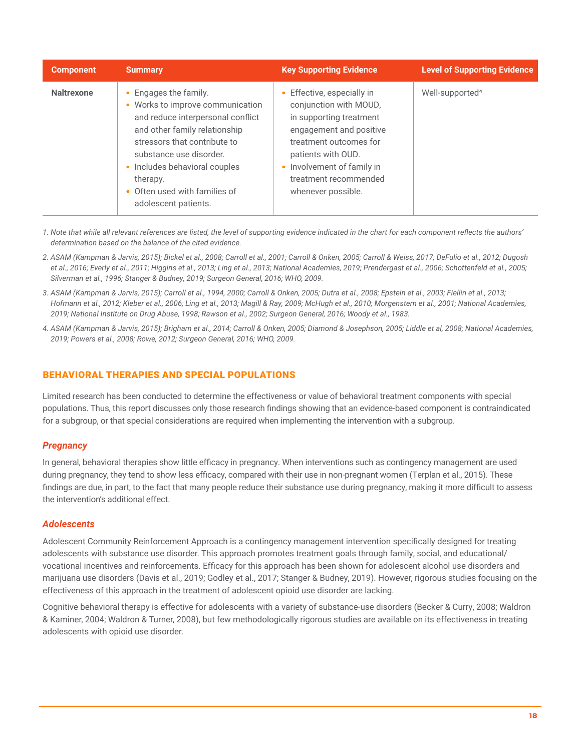| Component | Summary | Key Supporting Evidence | Level of Supporting Evidence |
|---|---|---|---|
| **Naltrexone** | • Engages the family.<br>• Works to improve communication and reduce interpersonal conflict and other family relationship stressors that contribute to substance use disorder.<br>• Includes behavioral couples therapy.<br>• Often used with families of adolescent patients. | • Effective, especially in conjunction with MOUD, in supporting treatment engagement and positive treatment outcomes for patients with OUD.<br>• Involvement of family in treatment recommended whenever possible. | Well-supported[4] |

*1. Note that while all relevant references are listed, the level of supporting evidence indicated in the chart for each component reflects the authors' determination based on the balance of the cited evidence.*

*2. ASAM (Kampman & Jarvis, 2015); Bickel et al., 2008; Carroll et al., 2001; Carroll & Onken, 2005; Carroll & Weiss, 2017; DeFulio et al., 2012; Dugosh et al., 2016; Everly et al., 2011; Higgins et al., 2013; Ling et al., 2013; National Academies, 2019; Prendergast et al., 2006; Schottenfeld et al., 2005; Silverman et al., 1996; Stanger & Budney, 2019; Surgeon General, 2016; WHO, 2009.*

*3. ASAM (Kampman & Jarvis, 2015); Carroll et al., 1994, 2000; Carroll & Onken, 2005; Dutra et al., 2008; Epstein et al., 2003; Fiellin et al., 2013; Hofmann et al., 2012; Kleber et al., 2006; Ling et al., 2013; Magill & Ray, 2009; McHugh et al., 2010; Morgenstern et al., 2001; National Academies, 2019; National Institute on Drug Abuse, 1998; Rawson et al., 2002; Surgeon General, 2016; Woody et al., 1983.*

*4. ASAM (Kampman & Jarvis, 2015); Brigham et al., 2014; Carroll & Onken, 2005; Diamond & Josephson, 2005; Liddle et al, 2008; National Academies, 2019; Powers et al., 2008; Rowe, 2012; Surgeon General, 2016; WHO, 2009.*

## BEHAVIORAL THERAPIES AND SPECIAL POPULATIONS

Limited research has been conducted to determine the effectiveness or value of behavioral treatment components with special populations. Thus, this report discusses only those research findings showing that an evidence-based component is contraindicated for a subgroup, or that special considerations are required when implementing the intervention with a subgroup.

### *Pregnancy*

In general, behavioral therapies show little efficacy in pregnancy. When interventions such as contingency management are used during pregnancy, they tend to show less efficacy, compared with their use in non-pregnant women (Terplan et al., 2015). These findings are due, in part, to the fact that many people reduce their substance use during pregnancy, making it more difficult to assess the intervention's additional effect.

### *Adolescents*

Adolescent Community Reinforcement Approach is a contingency management intervention specifically designed for treating adolescents with substance use disorder. This approach promotes treatment goals through family, social, and educational/vocational incentives and reinforcements. Efficacy for this approach has been shown for adolescent alcohol use disorders and marijuana use disorders (Davis et al., 2019; Godley et al., 2017; Stanger & Budney, 2019). However, rigorous studies focusing on the effectiveness of this approach in the treatment of adolescent opioid use disorder are lacking.

Cognitive behavioral therapy is effective for adolescents with a variety of substance-use disorders (Becker & Curry, 2008; Waldron & Kaminer, 2004; Waldron & Turner, 2008), but few methodologically rigorous studies are available on its effectiveness in treating adolescents with opioid use disorder.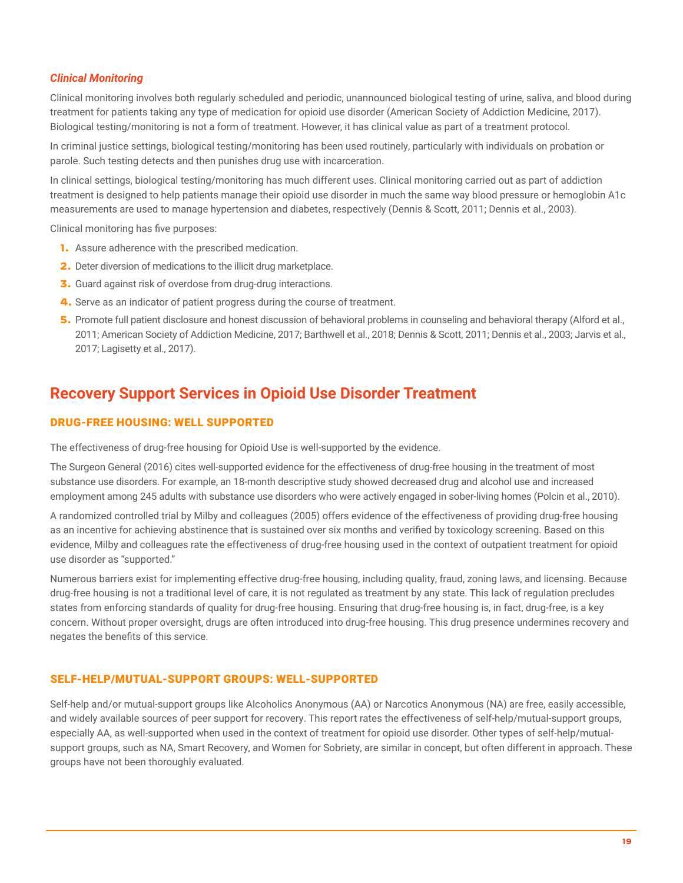### *Clinical Monitoring*

Clinical monitoring involves both regularly scheduled and periodic, unannounced biological testing of urine, saliva, and blood during treatment for patients taking any type of medication for opioid use disorder (American Society of Addiction Medicine, 2017). Biological testing/monitoring is not a form of treatment. However, it has clinical value as part of a treatment protocol.

In criminal justice settings, biological testing/monitoring has been used routinely, particularly with individuals on probation or parole. Such testing detects and then punishes drug use with incarceration.

In clinical settings, biological testing/monitoring has much different uses. Clinical monitoring carried out as part of addiction treatment is designed to help patients manage their opioid use disorder in much the same way blood pressure or hemoglobin A1c measurements are used to manage hypertension and diabetes, respectively (Dennis & Scott, 2011; Dennis et al., 2003).

Clinical monitoring has five purposes:

1. Assure adherence with the prescribed medication.
2. Deter diversion of medications to the illicit drug marketplace.
3. Guard against risk of overdose from drug-drug interactions.
4. Serve as an indicator of patient progress during the course of treatment.
5. Promote full patient disclosure and honest discussion of behavioral problems in counseling and behavioral therapy (Alford et al., 2011; American Society of Addiction Medicine, 2017; Barthwell et al., 2018; Dennis & Scott, 2011; Dennis et al., 2003; Jarvis et al., 2017; Lagisetty et al., 2017).

## Recovery Support Services in Opioid Use Disorder Treatment

### DRUG-FREE HOUSING: WELL SUPPORTED

The effectiveness of drug-free housing for Opioid Use is well-supported by the evidence.

The Surgeon General (2016) cites well-supported evidence for the effectiveness of drug-free housing in the treatment of most substance use disorders. For example, an 18-month descriptive study showed decreased drug and alcohol use and increased employment among 245 adults with substance use disorders who were actively engaged in sober-living homes (Polcin et al., 2010).

A randomized controlled trial by Milby and colleagues (2005) offers evidence of the effectiveness of providing drug-free housing as an incentive for achieving abstinence that is sustained over six months and verified by toxicology screening. Based on this evidence, Milby and colleagues rate the effectiveness of drug-free housing used in the context of outpatient treatment for opioid use disorder as "supported."

Numerous barriers exist for implementing effective drug-free housing, including quality, fraud, zoning laws, and licensing. Because drug-free housing is not a traditional level of care, it is not regulated as treatment by any state. This lack of regulation precludes states from enforcing standards of quality for drug-free housing. Ensuring that drug-free housing is, in fact, drug-free, is a key concern. Without proper oversight, drugs are often introduced into drug-free housing. This drug presence undermines recovery and negates the benefits of this service.

### SELF-HELP/MUTUAL-SUPPORT GROUPS: WELL-SUPPORTED

Self-help and/or mutual-support groups like Alcoholics Anonymous (AA) or Narcotics Anonymous (NA) are free, easily accessible, and widely available sources of peer support for recovery. This report rates the effectiveness of self-help/mutual-support groups, especially AA, as well-supported when used in the context of treatment for opioid use disorder. Other types of self-help/mutual-support groups, such as NA, Smart Recovery, and Women for Sobriety, are similar in concept, but often different in approach. These groups have not been thoroughly evaluated.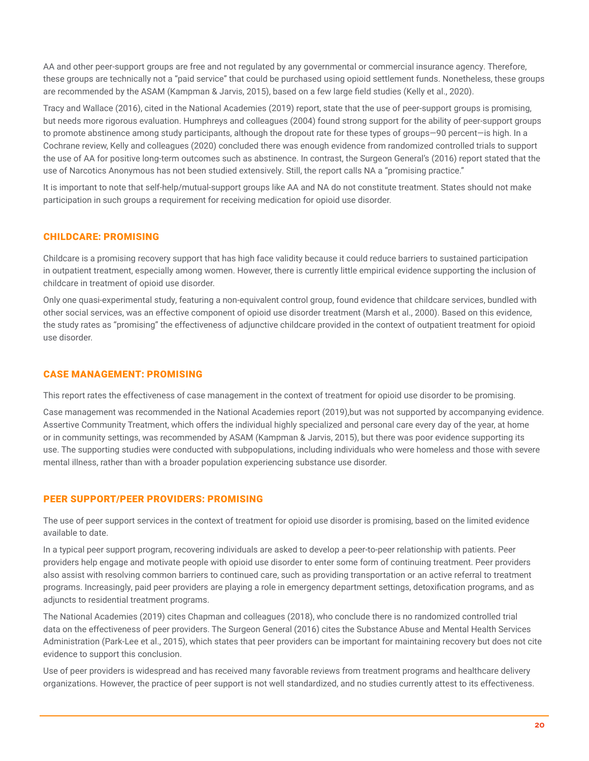AA and other peer-support groups are free and not regulated by any governmental or commercial insurance agency. Therefore, these groups are technically not a "paid service" that could be purchased using opioid settlement funds. Nonetheless, these groups are recommended by the ASAM (Kampman & Jarvis, 2015), based on a few large field studies (Kelly et al., 2020).

Tracy and Wallace (2016), cited in the National Academies (2019) report, state that the use of peer-support groups is promising, but needs more rigorous evaluation. Humphreys and colleagues (2004) found strong support for the ability of peer-support groups to promote abstinence among study participants, although the dropout rate for these types of groups—90 percent—is high. In a Cochrane review, Kelly and colleagues (2020) concluded there was enough evidence from randomized controlled trials to support the use of AA for positive long-term outcomes such as abstinence. In contrast, the Surgeon General's (2016) report stated that the use of Narcotics Anonymous has not been studied extensively. Still, the report calls NA a "promising practice."

It is important to note that self-help/mutual-support groups like AA and NA do not constitute treatment. States should not make participation in such groups a requirement for receiving medication for opioid use disorder.

## CHILDCARE: PROMISING

Childcare is a promising recovery support that has high face validity because it could reduce barriers to sustained participation in outpatient treatment, especially among women. However, there is currently little empirical evidence supporting the inclusion of childcare in treatment of opioid use disorder.

Only one quasi-experimental study, featuring a non-equivalent control group, found evidence that childcare services, bundled with other social services, was an effective component of opioid use disorder treatment (Marsh et al., 2000). Based on this evidence, the study rates as "promising" the effectiveness of adjunctive childcare provided in the context of outpatient treatment for opioid use disorder.

## CASE MANAGEMENT: PROMISING

This report rates the effectiveness of case management in the context of treatment for opioid use disorder to be promising.

Case management was recommended in the National Academies report (2019),but was not supported by accompanying evidence. Assertive Community Treatment, which offers the individual highly specialized and personal care every day of the year, at home or in community settings, was recommended by ASAM (Kampman & Jarvis, 2015), but there was poor evidence supporting its use. The supporting studies were conducted with subpopulations, including individuals who were homeless and those with severe mental illness, rather than with a broader population experiencing substance use disorder.

## PEER SUPPORT/PEER PROVIDERS: PROMISING

The use of peer support services in the context of treatment for opioid use disorder is promising, based on the limited evidence available to date.

In a typical peer support program, recovering individuals are asked to develop a peer-to-peer relationship with patients. Peer providers help engage and motivate people with opioid use disorder to enter some form of continuing treatment. Peer providers also assist with resolving common barriers to continued care, such as providing transportation or an active referral to treatment programs. Increasingly, paid peer providers are playing a role in emergency department settings, detoxification programs, and as adjuncts to residential treatment programs.

The National Academies (2019) cites Chapman and colleagues (2018), who conclude there is no randomized controlled trial data on the effectiveness of peer providers. The Surgeon General (2016) cites the Substance Abuse and Mental Health Services Administration (Park-Lee et al., 2015), which states that peer providers can be important for maintaining recovery but does not cite evidence to support this conclusion.

Use of peer providers is widespread and has received many favorable reviews from treatment programs and healthcare delivery organizations. However, the practice of peer support is not well standardized, and no studies currently attest to its effectiveness.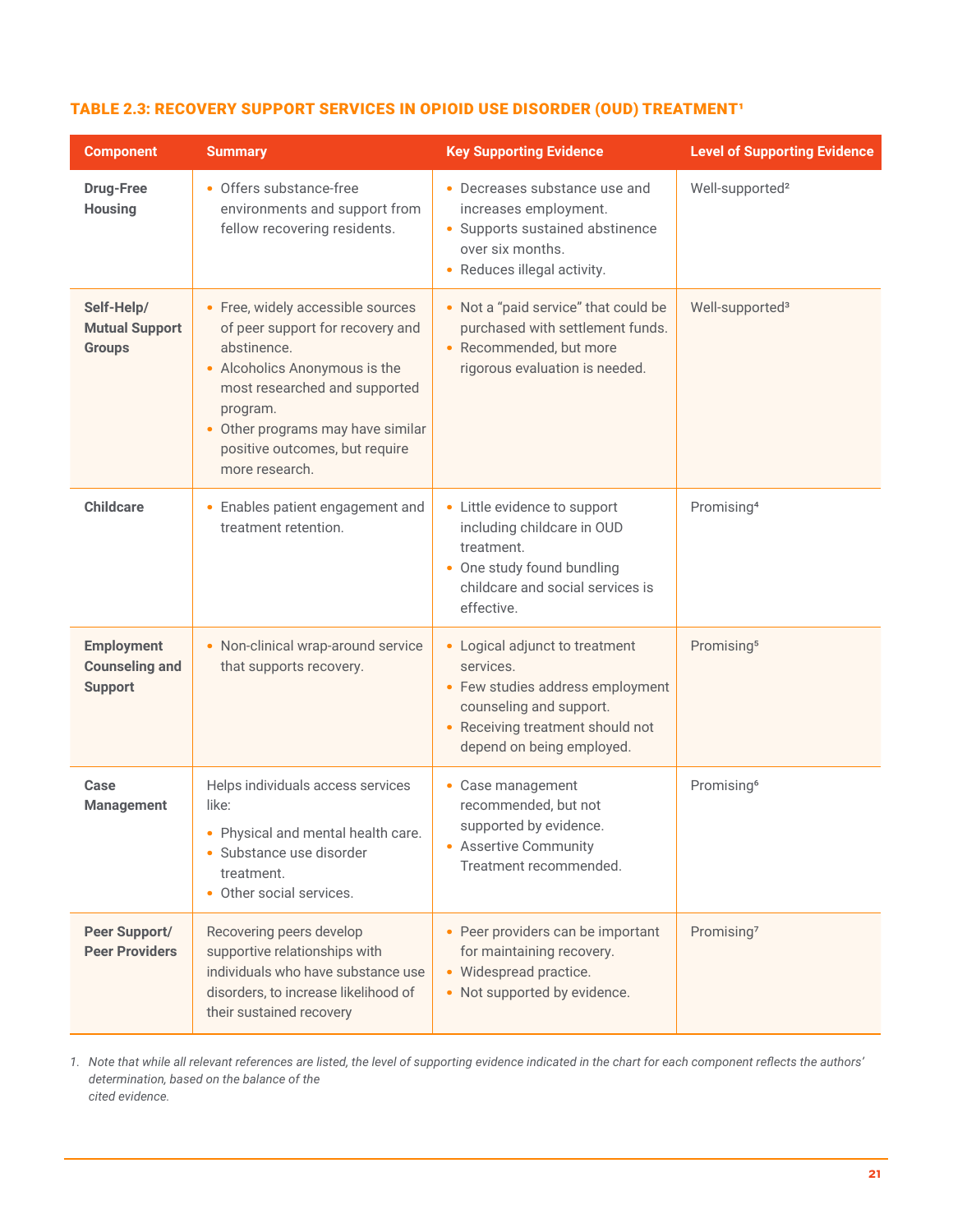### TABLE 2.3: RECOVERY SUPPORT SERVICES IN OPIOID USE DISORDER (OUD) TREATMENT[1]

| Component | Summary | Key Supporting Evidence | Level of Supporting Evidence |
|---|---|---|---|
| **Drug-Free Housing** | • Offers substance-free environments and support from fellow recovering residents. | • Decreases substance use and increases employment.<br>• Supports sustained abstinence over six months.<br>• Reduces illegal activity. | Well-supported[2] |
| **Self-Help/ Mutual Support Groups** | • Free, widely accessible sources of peer support for recovery and abstinence.<br>• Alcoholics Anonymous is the most researched and supported program.<br>• Other programs may have similar positive outcomes, but require more research. | • Not a "paid service" that could be purchased with settlement funds.<br>• Recommended, but more rigorous evaluation is needed. | Well-supported[3] |
| **Childcare** | • Enables patient engagement and treatment retention. | • Little evidence to support including childcare in OUD treatment.<br>• One study found bundling childcare and social services is effective. | Promising[4] |
| **Employment Counseling and Support** | • Non-clinical wrap-around service that supports recovery. | • Logical adjunct to treatment services.<br>• Few studies address employment counseling and support.<br>• Receiving treatment should not depend on being employed. | Promising[5] |
| **Case Management** | Helps individuals access services like:<br>• Physical and mental health care.<br>• Substance use disorder treatment.<br>• Other social services. | • Case management recommended, but not supported by evidence.<br>• Assertive Community Treatment recommended. | Promising[6] |
| **Peer Support/ Peer Providers** | Recovering peers develop supportive relationships with individuals who have substance use disorders, to increase likelihood of their sustained recovery | • Peer providers can be important for maintaining recovery.<br>• Widespread practice.<br>• Not supported by evidence. | Promising[7] |

1. *Note that while all relevant references are listed, the level of supporting evidence indicated in the chart for each component reflects the authors' determination, based on the balance of the cited evidence.*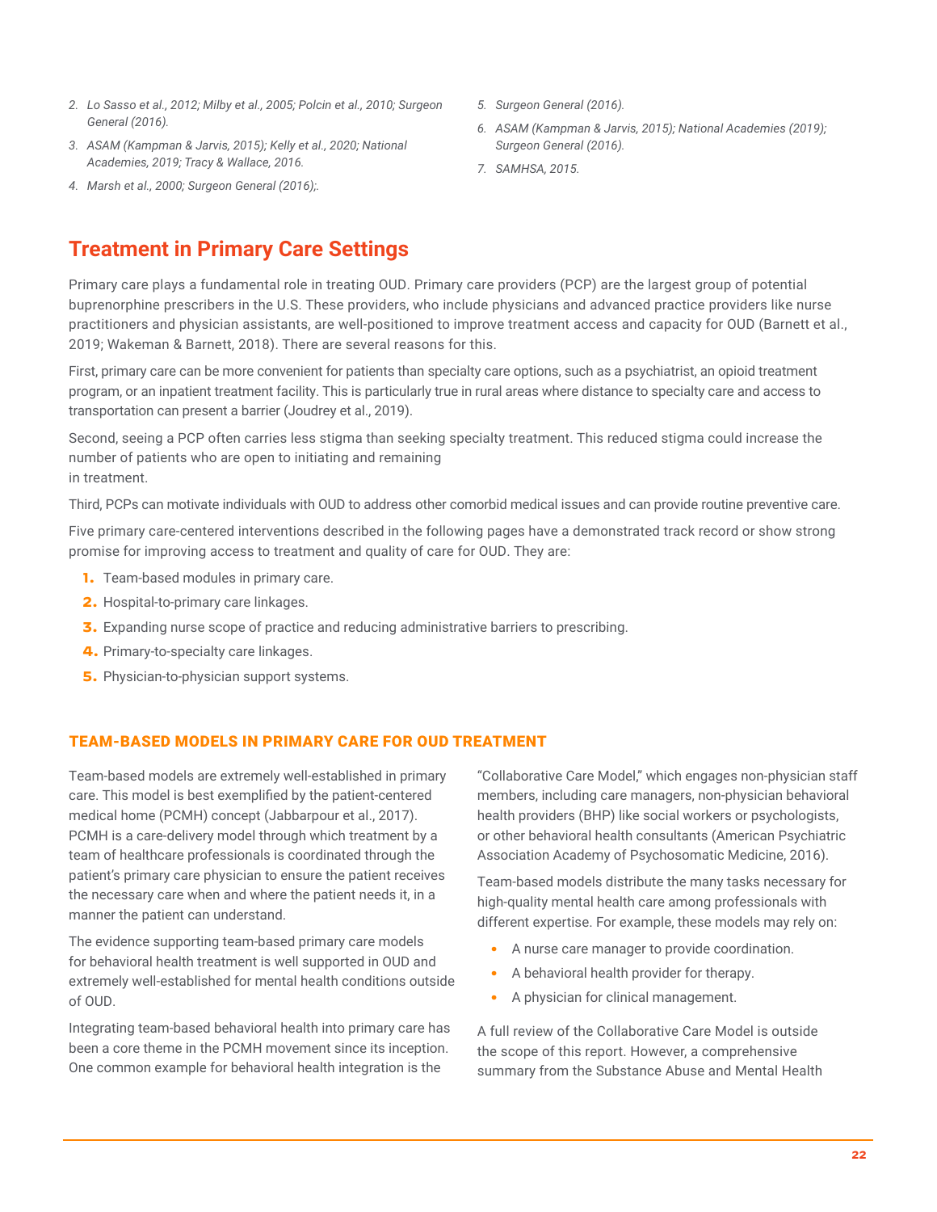2. *Lo Sasso et al., 2012; Milby et al., 2005; Polcin et al., 2010; Surgeon General (2016).*
3. *ASAM (Kampman & Jarvis, 2015); Kelly et al., 2020; National Academies, 2019; Tracy & Wallace, 2016.*
4. *Marsh et al., 2000; Surgeon General (2016);.*
5. *Surgeon General (2016).*
6. *ASAM (Kampman & Jarvis, 2015); National Academies (2019); Surgeon General (2016).*
7. *SAMHSA, 2015.*

## Treatment in Primary Care Settings

Primary care plays a fundamental role in treating OUD. Primary care providers (PCP) are the largest group of potential buprenorphine prescribers in the U.S. These providers, who include physicians and advanced practice providers like nurse practitioners and physician assistants, are well-positioned to improve treatment access and capacity for OUD (Barnett et al., 2019; Wakeman & Barnett, 2018). There are several reasons for this.

First, primary care can be more convenient for patients than specialty care options, such as a psychiatrist, an opioid treatment program, or an inpatient treatment facility. This is particularly true in rural areas where distance to specialty care and access to transportation can present a barrier (Joudrey et al., 2019).

Second, seeing a PCP often carries less stigma than seeking specialty treatment. This reduced stigma could increase the number of patients who are open to initiating and remaining in treatment.

Third, PCPs can motivate individuals with OUD to address other comorbid medical issues and can provide routine preventive care.

Five primary care-centered interventions described in the following pages have a demonstrated track record or show strong promise for improving access to treatment and quality of care for OUD. They are:

1. Team-based modules in primary care.
2. Hospital-to-primary care linkages.
3. Expanding nurse scope of practice and reducing administrative barriers to prescribing.
4. Primary-to-specialty care linkages.
5. Physician-to-physician support systems.

### TEAM-BASED MODELS IN PRIMARY CARE FOR OUD TREATMENT

Team-based models are extremely well-established in primary care. This model is best exemplified by the patient-centered medical home (PCMH) concept (Jabbarpour et al., 2017). PCMH is a care-delivery model through which treatment by a team of healthcare professionals is coordinated through the patient's primary care physician to ensure the patient receives the necessary care when and where the patient needs it, in a manner the patient can understand.

The evidence supporting team-based primary care models for behavioral health treatment is well supported in OUD and extremely well-established for mental health conditions outside of OUD.

Integrating team-based behavioral health into primary care has been a core theme in the PCMH movement since its inception. One common example for behavioral health integration is the "Collaborative Care Model," which engages non-physician staff members, including care managers, non-physician behavioral health providers (BHP) like social workers or psychologists, or other behavioral health consultants (American Psychiatric Association Academy of Psychosomatic Medicine, 2016).

Team-based models distribute the many tasks necessary for high-quality mental health care among professionals with different expertise. For example, these models may rely on:

- A nurse care manager to provide coordination.
- A behavioral health provider for therapy.
- A physician for clinical management.

A full review of the Collaborative Care Model is outside the scope of this report. However, a comprehensive summary from the Substance Abuse and Mental Health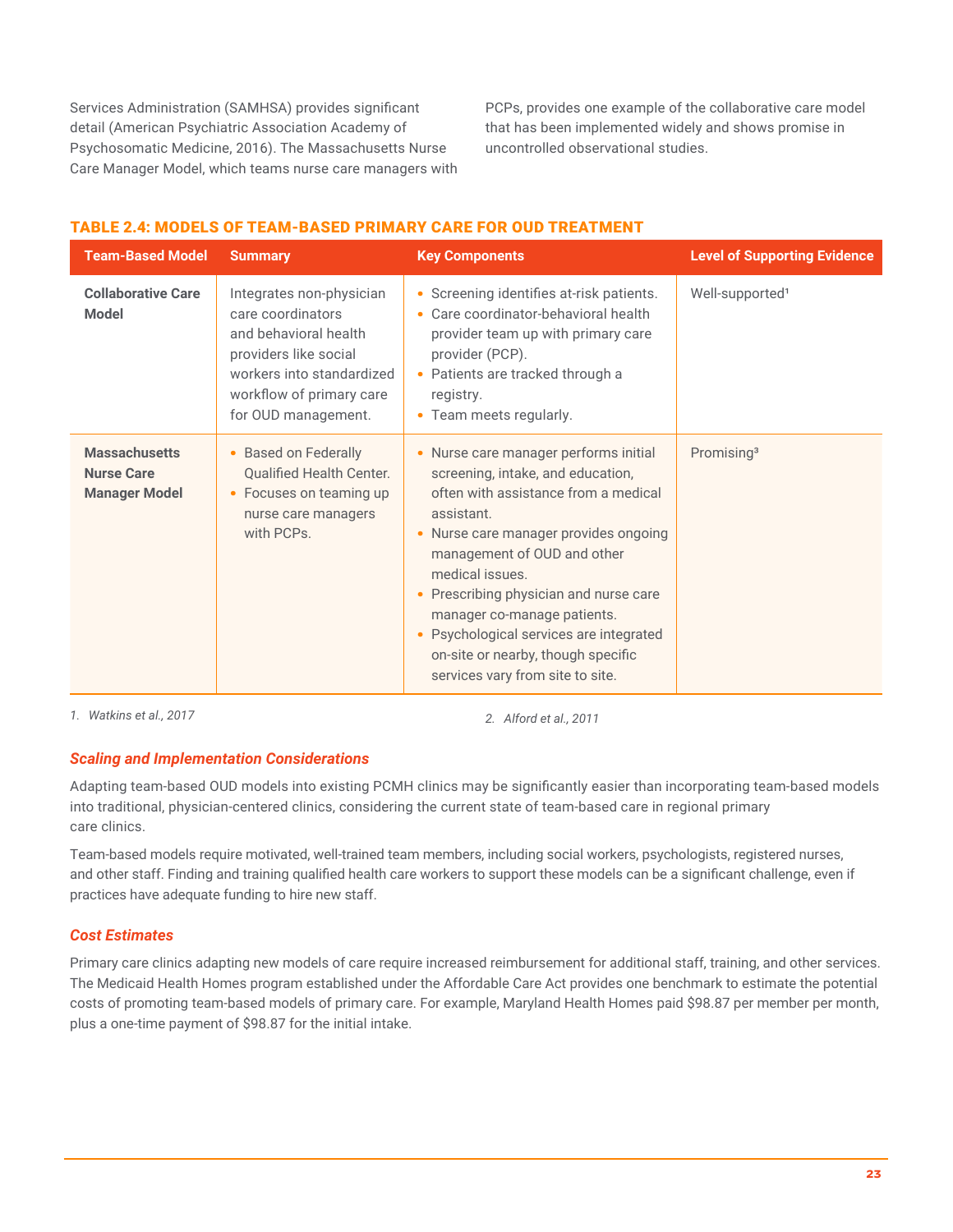Services Administration (SAMHSA) provides significant detail (American Psychiatric Association Academy of Psychosomatic Medicine, 2016). The Massachusetts Nurse Care Manager Model, which teams nurse care managers with PCPs, provides one example of the collaborative care model that has been implemented widely and shows promise in uncontrolled observational studies.

### TABLE 2.4: MODELS OF TEAM-BASED PRIMARY CARE FOR OUD TREATMENT

| Team-Based Model | Summary | Key Components | Level of Supporting Evidence |
|---|---|---|---|
| **Collaborative Care Model** | Integrates non-physician care coordinators and behavioral health providers like social workers into standardized workflow of primary care for OUD management. | • Screening identifies at-risk patients.<br>• Care coordinator-behavioral health provider team up with primary care provider (PCP).<br>• Patients are tracked through a registry.<br>• Team meets regularly. | Well-supported[1] |
| **Massachusetts Nurse Care Manager Model** | • Based on Federally Qualified Health Center.<br>• Focuses on teaming up nurse care managers with PCPs. | • Nurse care manager performs initial screening, intake, and education, often with assistance from a medical assistant.<br>• Nurse care manager provides ongoing management of OUD and other medical issues.<br>• Prescribing physician and nurse care manager co-manage patients.<br>• Psychological services are integrated on-site or nearby, though specific services vary from site to site. | Promising[3] |

1. *Watkins et al., 2017*
2. *Alford et al., 2011*

#### *Scaling and Implementation Considerations*

Adapting team-based OUD models into existing PCMH clinics may be significantly easier than incorporating team-based models into traditional, physician-centered clinics, considering the current state of team-based care in regional primary care clinics.

Team-based models require motivated, well-trained team members, including social workers, psychologists, registered nurses, and other staff. Finding and training qualified health care workers to support these models can be a significant challenge, even if practices have adequate funding to hire new staff.

#### *Cost Estimates*

Primary care clinics adapting new models of care require increased reimbursement for additional staff, training, and other services. The Medicaid Health Homes program established under the Affordable Care Act provides one benchmark to estimate the potential costs of promoting team-based models of primary care. For example, Maryland Health Homes paid $98.87 per member per month, plus a one-time payment of $98.87 for the initial intake.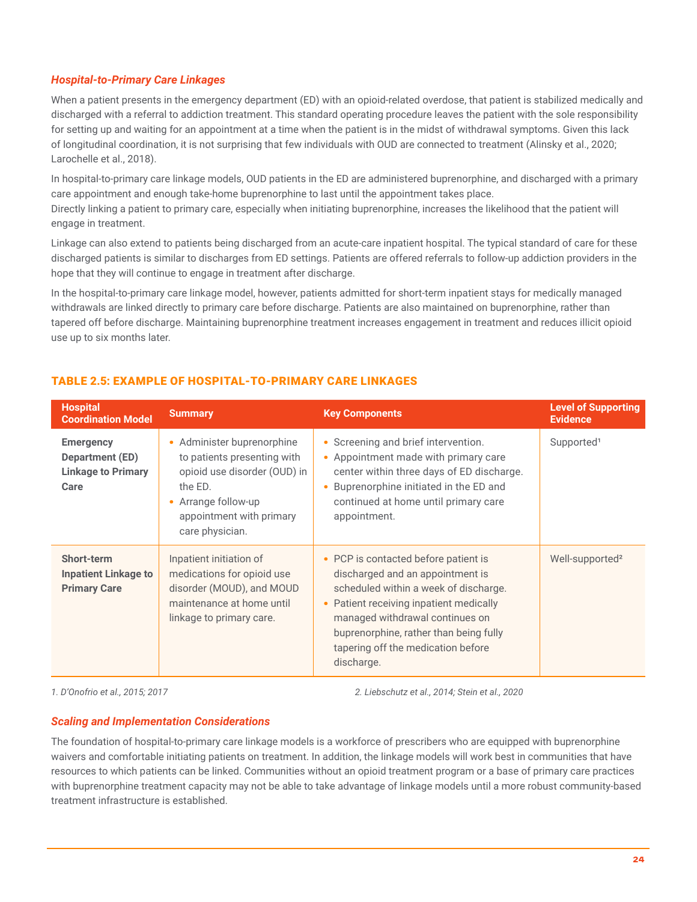### *Hospital-to-Primary Care Linkages*

When a patient presents in the emergency department (ED) with an opioid-related overdose, that patient is stabilized medically and discharged with a referral to addiction treatment. This standard operating procedure leaves the patient with the sole responsibility for setting up and waiting for an appointment at a time when the patient is in the midst of withdrawal symptoms. Given this lack of longitudinal coordination, it is not surprising that few individuals with OUD are connected to treatment (Alinsky et al., 2020; Larochelle et al., 2018).

In hospital-to-primary care linkage models, OUD patients in the ED are administered buprenorphine, and discharged with a primary care appointment and enough take-home buprenorphine to last until the appointment takes place. Directly linking a patient to primary care, especially when initiating buprenorphine, increases the likelihood that the patient will engage in treatment.

Linkage can also extend to patients being discharged from an acute-care inpatient hospital. The typical standard of care for these discharged patients is similar to discharges from ED settings. Patients are offered referrals to follow-up addiction providers in the hope that they will continue to engage in treatment after discharge.

In the hospital-to-primary care linkage model, however, patients admitted for short-term inpatient stays for medically managed withdrawals are linked directly to primary care before discharge. Patients are also maintained on buprenorphine, rather than tapered off before discharge. Maintaining buprenorphine treatment increases engagement in treatment and reduces illicit opioid use up to six months later.

#### TABLE 2.5: EXAMPLE OF HOSPITAL-TO-PRIMARY CARE LINKAGES

| Hospital Coordination Model | Summary | Key Components | Level of Supporting Evidence |
|---|---|---|---|
| **Emergency Department (ED) Linkage to Primary Care** | • Administer buprenorphine to patients presenting with opioid use disorder (OUD) in the ED.<br>• Arrange follow-up appointment with primary care physician. | • Screening and brief intervention.<br>• Appointment made with primary care center within three days of ED discharge.<br>• Buprenorphine initiated in the ED and continued at home until primary care appointment. | Supported[1] |
| **Short-term Inpatient Linkage to Primary Care** | Inpatient initiation of medications for opioid use disorder (MOUD), and MOUD maintenance at home until linkage to primary care. | • PCP is contacted before patient is discharged and an appointment is scheduled within a week of discharge.<br>• Patient receiving inpatient medically managed withdrawal continues on buprenorphine, rather than being fully tapering off the medication before discharge. | Well-supported[2] |

*1. D'Onofrio et al., 2015; 2017*

*2. Liebschutz et al., 2014; Stein et al., 2020*

### *Scaling and Implementation Considerations*

The foundation of hospital-to-primary care linkage models is a workforce of prescribers who are equipped with buprenorphine waivers and comfortable initiating patients on treatment. In addition, the linkage models will work best in communities that have resources to which patients can be linked. Communities without an opioid treatment program or a base of primary care practices with buprenorphine treatment capacity may not be able to take advantage of linkage models until a more robust community-based treatment infrastructure is established.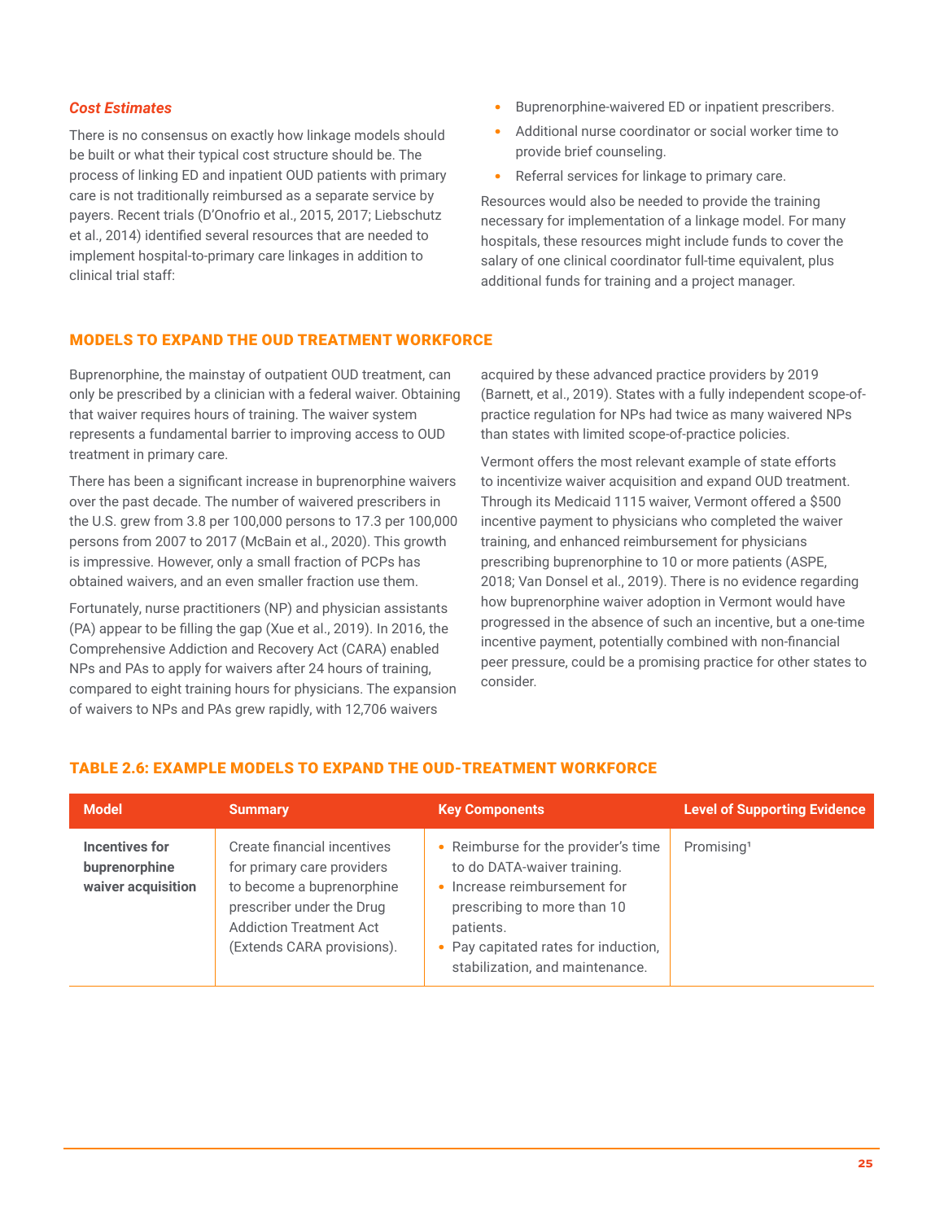### *Cost Estimates*

There is no consensus on exactly how linkage models should be built or what their typical cost structure should be. The process of linking ED and inpatient OUD patients with primary care is not traditionally reimbursed as a separate service by payers. Recent trials (D'Onofrio et al., 2015, 2017; Liebschutz et al., 2014) identified several resources that are needed to implement hospital-to-primary care linkages in addition to clinical trial staff:

- Buprenorphine-waivered ED or inpatient prescribers.
- Additional nurse coordinator or social worker time to provide brief counseling.
- Referral services for linkage to primary care.

Resources would also be needed to provide the training necessary for implementation of a linkage model. For many hospitals, these resources might include funds to cover the salary of one clinical coordinator full-time equivalent, plus additional funds for training and a project manager.

## MODELS TO EXPAND THE OUD TREATMENT WORKFORCE

Buprenorphine, the mainstay of outpatient OUD treatment, can only be prescribed by a clinician with a federal waiver. Obtaining that waiver requires hours of training. The waiver system represents a fundamental barrier to improving access to OUD treatment in primary care.

There has been a significant increase in buprenorphine waivers over the past decade. The number of waivered prescribers in the U.S. grew from 3.8 per 100,000 persons to 17.3 per 100,000 persons from 2007 to 2017 (McBain et al., 2020). This growth is impressive. However, only a small fraction of PCPs has obtained waivers, and an even smaller fraction use them.

Fortunately, nurse practitioners (NP) and physician assistants (PA) appear to be filling the gap (Xue et al., 2019). In 2016, the Comprehensive Addiction and Recovery Act (CARA) enabled NPs and PAs to apply for waivers after 24 hours of training, compared to eight training hours for physicians. The expansion of waivers to NPs and PAs grew rapidly, with 12,706 waivers acquired by these advanced practice providers by 2019 (Barnett, et al., 2019). States with a fully independent scope-of-practice regulation for NPs had twice as many waivered NPs than states with limited scope-of-practice policies.

Vermont offers the most relevant example of state efforts to incentivize waiver acquisition and expand OUD treatment. Through its Medicaid 1115 waiver, Vermont offered a $500 incentive payment to physicians who completed the waiver training, and enhanced reimbursement for physicians prescribing buprenorphine to 10 or more patients (ASPE, 2018; Van Donsel et al., 2019). There is no evidence regarding how buprenorphine waiver adoption in Vermont would have progressed in the absence of such an incentive, but a one-time incentive payment, potentially combined with non-financial peer pressure, could be a promising practice for other states to consider.

### TABLE 2.6: EXAMPLE MODELS TO EXPAND THE OUD-TREATMENT WORKFORCE

| Model | Summary | Key Components | Level of Supporting Evidence |
|---|---|---|---|
| **Incentives for buprenorphine waiver acquisition** | Create financial incentives for primary care providers to become a buprenorphine prescriber under the Drug Addiction Treatment Act (Extends CARA provisions). | • Reimburse for the provider's time to do DATA-waiver training.<br>• Increase reimbursement for prescribing to more than 10 patients.<br>• Pay capitated rates for induction, stabilization, and maintenance. | Promising[1] |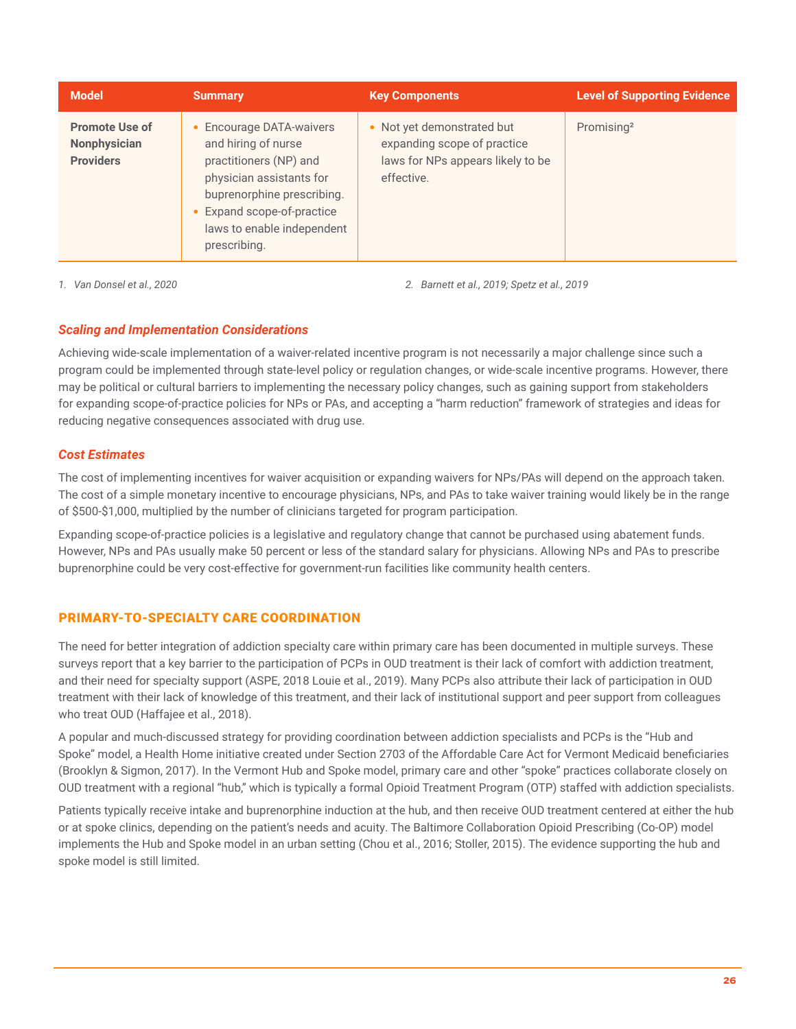| Model | Summary | Key Components | Level of Supporting Evidence |
| --- | --- | --- | --- |
| **Promote Use of Nonphysician Providers** | • Encourage DATA-waivers and hiring of nurse practitioners (NP) and physician assistants for buprenorphine prescribing.<br>• Expand scope-of-practice laws to enable independent prescribing. | • Not yet demonstrated but expanding scope of practice laws for NPs appears likely to be effective. | Promising[2] |

1. *Van Donsel et al., 2020*
2. *Barnett et al., 2019; Spetz et al., 2019*

### *Scaling and Implementation Considerations*

Achieving wide-scale implementation of a waiver-related incentive program is not necessarily a major challenge since such a program could be implemented through state-level policy or regulation changes, or wide-scale incentive programs. However, there may be political or cultural barriers to implementing the necessary policy changes, such as gaining support from stakeholders for expanding scope-of-practice policies for NPs or PAs, and accepting a "harm reduction" framework of strategies and ideas for reducing negative consequences associated with drug use.

### *Cost Estimates*

The cost of implementing incentives for waiver acquisition or expanding waivers for NPs/PAs will depend on the approach taken. The cost of a simple monetary incentive to encourage physicians, NPs, and PAs to take waiver training would likely be in the range of $500-$1,000, multiplied by the number of clinicians targeted for program participation.

Expanding scope-of-practice policies is a legislative and regulatory change that cannot be purchased using abatement funds. However, NPs and PAs usually make 50 percent or less of the standard salary for physicians. Allowing NPs and PAs to prescribe buprenorphine could be very cost-effective for government-run facilities like community health centers.

## PRIMARY-TO-SPECIALTY CARE COORDINATION

The need for better integration of addiction specialty care within primary care has been documented in multiple surveys. These surveys report that a key barrier to the participation of PCPs in OUD treatment is their lack of comfort with addiction treatment, and their need for specialty support (ASPE, 2018 Louie et al., 2019). Many PCPs also attribute their lack of participation in OUD treatment with their lack of knowledge of this treatment, and their lack of institutional support and peer support from colleagues who treat OUD (Haffajee et al., 2018).

A popular and much-discussed strategy for providing coordination between addiction specialists and PCPs is the "Hub and Spoke" model, a Health Home initiative created under Section 2703 of the Affordable Care Act for Vermont Medicaid beneficiaries (Brooklyn & Sigmon, 2017). In the Vermont Hub and Spoke model, primary care and other "spoke" practices collaborate closely on OUD treatment with a regional "hub," which is typically a formal Opioid Treatment Program (OTP) staffed with addiction specialists.

Patients typically receive intake and buprenorphine induction at the hub, and then receive OUD treatment centered at either the hub or at spoke clinics, depending on the patient's needs and acuity. The Baltimore Collaboration Opioid Prescribing (Co-OP) model implements the Hub and Spoke model in an urban setting (Chou et al., 2016; Stoller, 2015). The evidence supporting the hub and spoke model is still limited.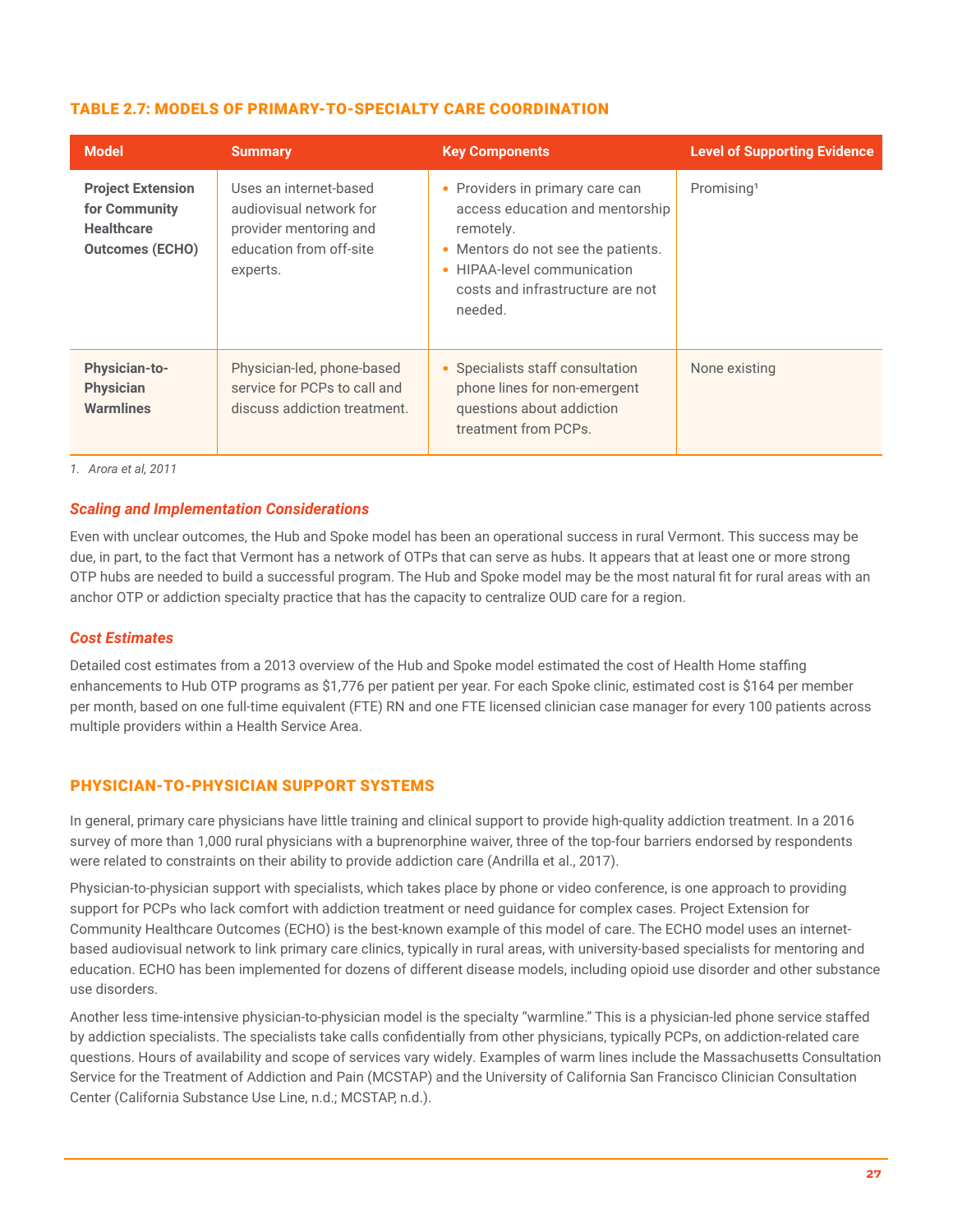### TABLE 2.7: MODELS OF PRIMARY-TO-SPECIALTY CARE COORDINATION

| Model | Summary | Key Components | Level of Supporting Evidence |
|---|---|---|---|
| **Project Extension for Community Healthcare Outcomes (ECHO)** | Uses an internet-based audiovisual network for provider mentoring and education from off-site experts. | • Providers in primary care can access education and mentorship remotely.<br>• Mentors do not see the patients.<br>• HIPAA-level communication costs and infrastructure are not needed. | Promising[1] |
| **Physician-to-Physician Warmlines** | Physician-led, phone-based service for PCPs to call and discuss addiction treatment. | • Specialists staff consultation phone lines for non-emergent questions about addiction treatment from PCPs. | None existing |

*1. Arora et al, 2011*

### *Scaling and Implementation Considerations*

Even with unclear outcomes, the Hub and Spoke model has been an operational success in rural Vermont. This success may be due, in part, to the fact that Vermont has a network of OTPs that can serve as hubs. It appears that at least one or more strong OTP hubs are needed to build a successful program. The Hub and Spoke model may be the most natural fit for rural areas with an anchor OTP or addiction specialty practice that has the capacity to centralize OUD care for a region.

### *Cost Estimates*

Detailed cost estimates from a 2013 overview of the Hub and Spoke model estimated the cost of Health Home staffing enhancements to Hub OTP programs as $1,776 per patient per year. For each Spoke clinic, estimated cost is $164 per member per month, based on one full-time equivalent (FTE) RN and one FTE licensed clinician case manager for every 100 patients across multiple providers within a Health Service Area.

## PHYSICIAN-TO-PHYSICIAN SUPPORT SYSTEMS

In general, primary care physicians have little training and clinical support to provide high-quality addiction treatment. In a 2016 survey of more than 1,000 rural physicians with a buprenorphine waiver, three of the top-four barriers endorsed by respondents were related to constraints on their ability to provide addiction care (Andrilla et al., 2017).

Physician-to-physician support with specialists, which takes place by phone or video conference, is one approach to providing support for PCPs who lack comfort with addiction treatment or need guidance for complex cases. Project Extension for Community Healthcare Outcomes (ECHO) is the best-known example of this model of care. The ECHO model uses an internet-based audiovisual network to link primary care clinics, typically in rural areas, with university-based specialists for mentoring and education. ECHO has been implemented for dozens of different disease models, including opioid use disorder and other substance use disorders.

Another less time-intensive physician-to-physician model is the specialty "warmline." This is a physician-led phone service staffed by addiction specialists. The specialists take calls confidentially from other physicians, typically PCPs, on addiction-related care questions. Hours of availability and scope of services vary widely. Examples of warm lines include the Massachusetts Consultation Service for the Treatment of Addiction and Pain (MCSTAP) and the University of California San Francisco Clinician Consultation Center (California Substance Use Line, n.d.; MCSTAP, n.d.).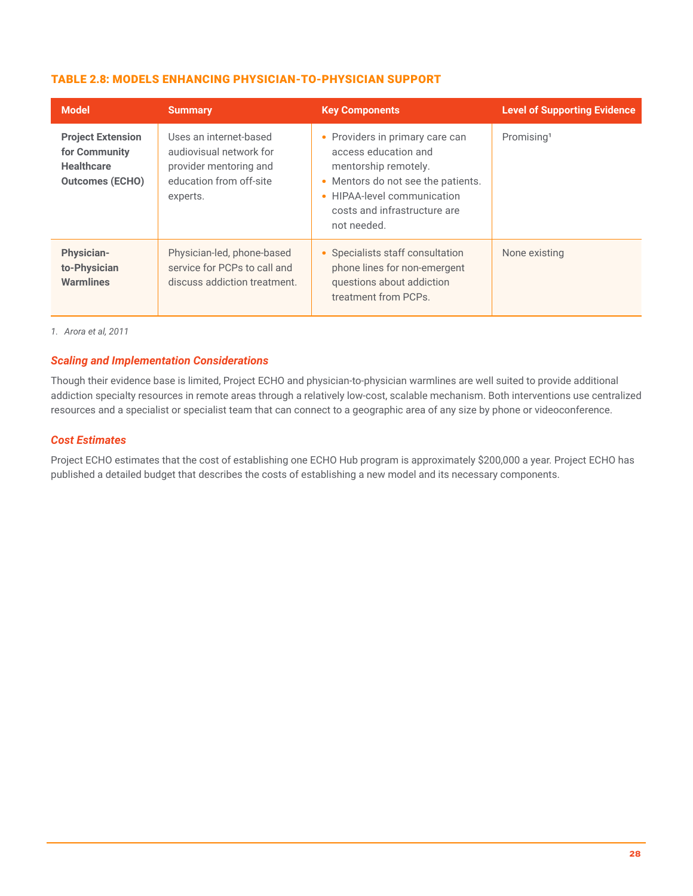### TABLE 2.8: MODELS ENHANCING PHYSICIAN-TO-PHYSICIAN SUPPORT

| Model | Summary | Key Components | Level of Supporting Evidence |
|---|---|---|---|
| **Project Extension for Community Healthcare Outcomes (ECHO)** | Uses an internet-based audiovisual network for provider mentoring and education from off-site experts. | • Providers in primary care can access education and mentorship remotely.<br>• Mentors do not see the patients.<br>• HIPAA-level communication costs and infrastructure are not needed. | Promising[1] |
| **Physician-to-Physician Warmlines** | Physician-led, phone-based service for PCPs to call and discuss addiction treatment. | • Specialists staff consultation phone lines for non-emergent questions about addiction treatment from PCPs. | None existing |

*1. Arora et al, 2011*

#### *Scaling and Implementation Considerations*

Though their evidence base is limited, Project ECHO and physician-to-physician warmlines are well suited to provide additional addiction specialty resources in remote areas through a relatively low-cost, scalable mechanism. Both interventions use centralized resources and a specialist or specialist team that can connect to a geographic area of any size by phone or videoconference.

#### *Cost Estimates*

Project ECHO estimates that the cost of establishing one ECHO Hub program is approximately $200,000 a year. Project ECHO has published a detailed budget that describes the costs of establishing a new model and its necessary components.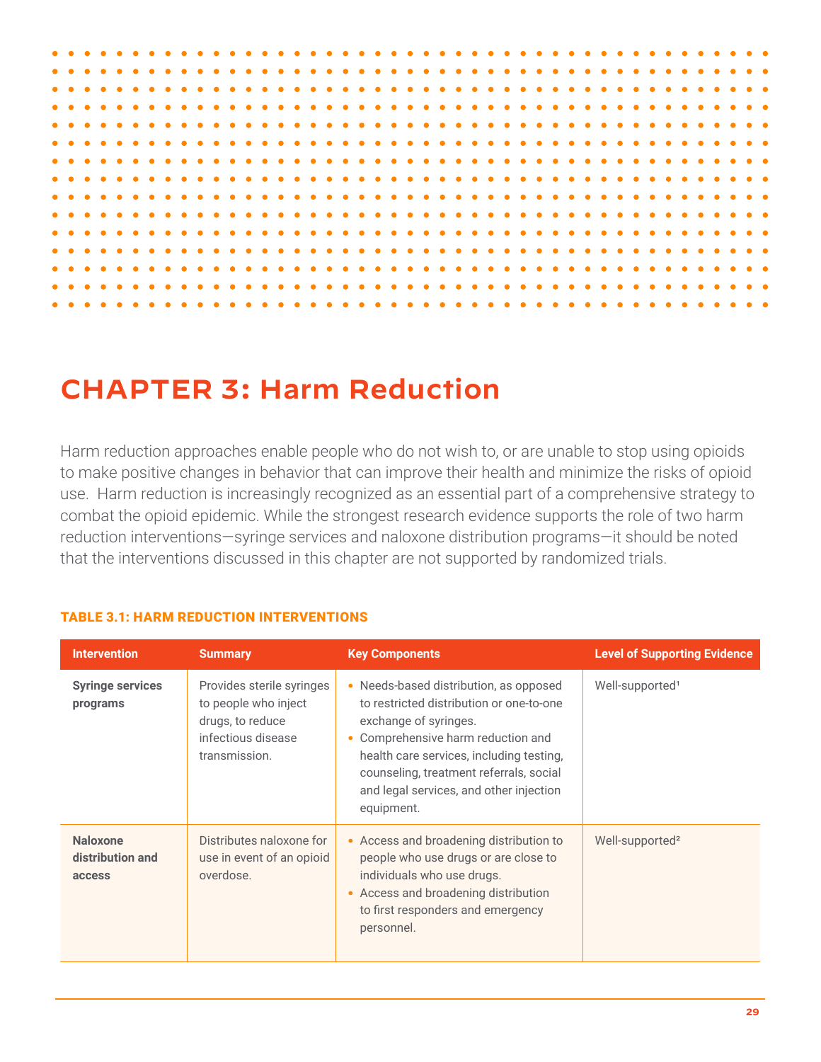# CHAPTER 3: Harm Reduction

Harm reduction approaches enable people who do not wish to, or are unable to stop using opioids to make positive changes in behavior that can improve their health and minimize the risks of opioid use.  Harm reduction is increasingly recognized as an essential part of a comprehensive strategy to combat the opioid epidemic. While the strongest research evidence supports the role of two harm reduction interventions—syringe services and naloxone distribution programs—it should be noted that the interventions discussed in this chapter are not supported by randomized trials.

**TABLE 3.1: HARM REDUCTION INTERVENTIONS**

| Intervention | Summary | Key Components | Level of Supporting Evidence |
|---|---|---|---|
| **Syringe services programs** | Provides sterile syringes to people who inject drugs, to reduce infectious disease transmission. | • Needs-based distribution, as opposed to restricted distribution or one-to-one exchange of syringes.<br>• Comprehensive harm reduction and health care services, including testing, counseling, treatment referrals, social and legal services, and other injection equipment. | Well-supported[1] |
| **Naloxone distribution and access** | Distributes naloxone for use in event of an opioid overdose. | • Access and broadening distribution to people who use drugs or are close to individuals who use drugs.<br>• Access and broadening distribution to first responders and emergency personnel. | Well-supported[2] |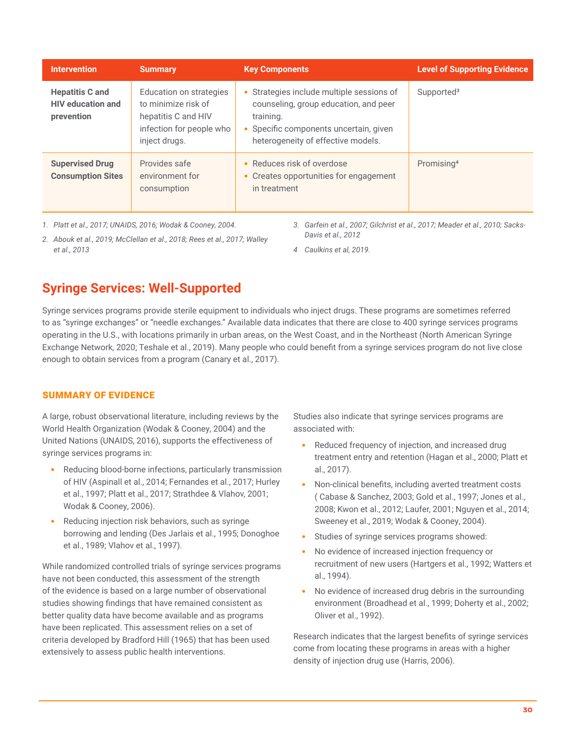| Intervention | Summary | Key Components | Level of Supporting Evidence |
|---|---|---|---|
| **Hepatitis C and HIV education and prevention** | Education on strategies to minimize risk of hepatitis C and HIV infection for people who inject drugs. | • Strategies include multiple sessions of counseling, group education, and peer training.<br>• Specific components uncertain, given heterogeneity of effective models. | Supported[3] |
| **Supervised Drug Consumption Sites** | Provides safe environment for consumption | • Reduces risk of overdose<br>• Creates opportunities for engagement in treatment | Promising[4] |

1. *Platt et al., 2017; UNAIDS, 2016; Wodak & Cooney, 2004.*
2. *Abouk et al., 2019; McClellan et al., 2018; Rees et al., 2017; Walley et al., 2013*
3. *Garfein et al., 2007; Gilchrist et al., 2017; Meader et al., 2010; Sacks-Davis et al., 2012*
4. *Caulkins et al, 2019.*

## Syringe Services: Well-Supported

Syringe services programs provide sterile equipment to individuals who inject drugs. These programs are sometimes referred to as "syringe exchanges" or "needle exchanges." Available data indicates that there are close to 400 syringe services programs operating in the U.S., with locations primarily in urban areas, on the West Coast, and in the Northeast (North American Syringe Exchange Network, 2020; Teshale et al., 2019). Many people who could benefit from a syringe services program do not live close enough to obtain services from a program (Canary et al., 2017).

### SUMMARY OF EVIDENCE

A large, robust observational literature, including reviews by the World Health Organization (Wodak & Cooney, 2004) and the United Nations (UNAIDS, 2016), supports the effectiveness of syringe services programs in:

- Reducing blood-borne infections, particularly transmission of HIV (Aspinall et al., 2014; Fernandes et al., 2017; Hurley et al., 1997; Platt et al., 2017; Strathdee & Vlahov, 2001; Wodak & Cooney, 2006).
- Reducing injection risk behaviors, such as syringe borrowing and lending (Des Jarlais et al., 1995; Donoghoe et al., 1989; Vlahov et al., 1997).

While randomized controlled trials of syringe services programs have not been conducted, this assessment of the strength of the evidence is based on a large number of observational studies showing findings that have remained consistent as better quality data have become available and as programs have been replicated. This assessment relies on a set of criteria developed by Bradford Hill (1965) that has been used extensively to assess public health interventions.

Studies also indicate that syringe services programs are associated with:

- Reduced frequency of injection, and increased drug treatment entry and retention (Hagan et al., 2000; Platt et al., 2017).
- Non-clinical benefits, including averted treatment costs ( Cabase & Sanchez, 2003; Gold et al., 1997; Jones et al., 2008; Kwon et al., 2012; Laufer, 2001; Nguyen et al., 2014; Sweeney et al., 2019; Wodak & Cooney, 2004).
- Studies of syringe services programs showed:
- No evidence of increased injection frequency or recruitment of new users (Hartgers et al., 1992; Watters et al., 1994).
- No evidence of increased drug debris in the surrounding environment (Broadhead et al., 1999; Doherty et al., 2002; Oliver et al., 1992).

Research indicates that the largest benefits of syringe services come from locating these programs in areas with a higher density of injection drug use (Harris, 2006).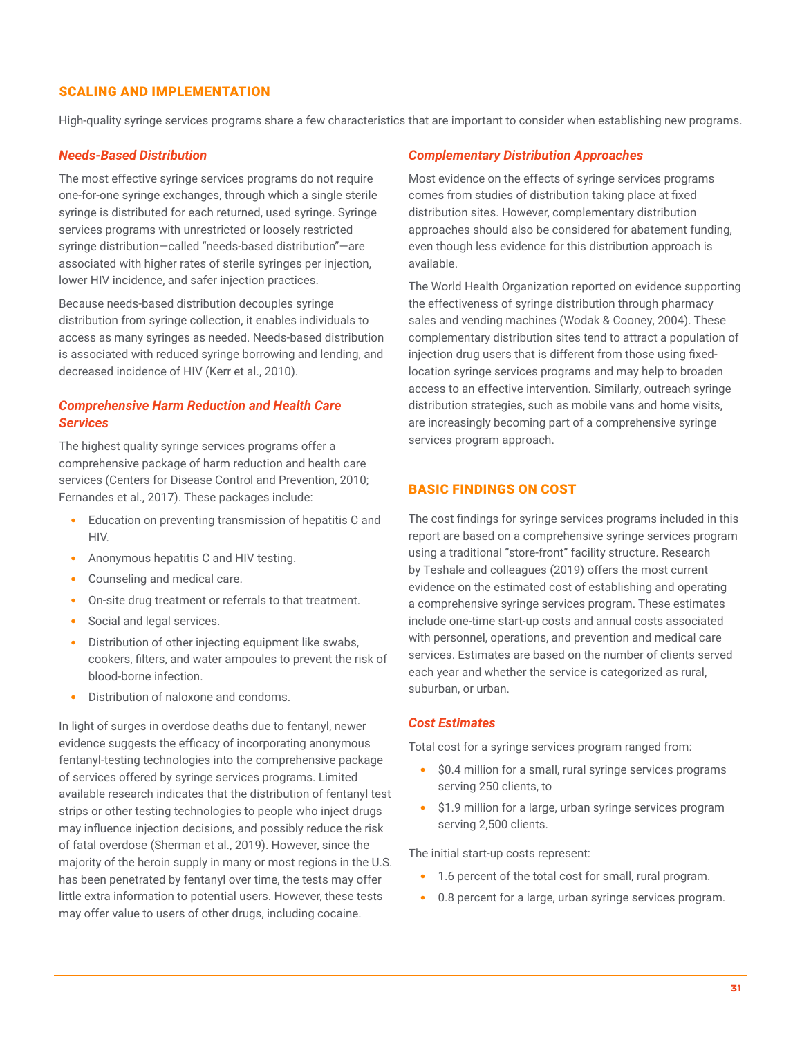## SCALING AND IMPLEMENTATION

High-quality syringe services programs share a few characteristics that are important to consider when establishing new programs.

### *Needs-Based Distribution*

The most effective syringe services programs do not require one-for-one syringe exchanges, through which a single sterile syringe is distributed for each returned, used syringe. Syringe services programs with unrestricted or loosely restricted syringe distribution—called "needs-based distribution"—are associated with higher rates of sterile syringes per injection, lower HIV incidence, and safer injection practices.

Because needs-based distribution decouples syringe distribution from syringe collection, it enables individuals to access as many syringes as needed. Needs-based distribution is associated with reduced syringe borrowing and lending, and decreased incidence of HIV (Kerr et al., 2010).

### *Comprehensive Harm Reduction and Health Care Services*

The highest quality syringe services programs offer a comprehensive package of harm reduction and health care services (Centers for Disease Control and Prevention, 2010; Fernandes et al., 2017). These packages include:

- Education on preventing transmission of hepatitis C and HIV.
- Anonymous hepatitis C and HIV testing.
- Counseling and medical care.
- On-site drug treatment or referrals to that treatment.
- Social and legal services.
- Distribution of other injecting equipment like swabs, cookers, filters, and water ampoules to prevent the risk of blood-borne infection.
- Distribution of naloxone and condoms.

In light of surges in overdose deaths due to fentanyl, newer evidence suggests the efficacy of incorporating anonymous fentanyl-testing technologies into the comprehensive package of services offered by syringe services programs. Limited available research indicates that the distribution of fentanyl test strips or other testing technologies to people who inject drugs may influence injection decisions, and possibly reduce the risk of fatal overdose (Sherman et al., 2019). However, since the majority of the heroin supply in many or most regions in the U.S. has been penetrated by fentanyl over time, the tests may offer little extra information to potential users. However, these tests may offer value to users of other drugs, including cocaine.

### *Complementary Distribution Approaches*

Most evidence on the effects of syringe services programs comes from studies of distribution taking place at fixed distribution sites. However, complementary distribution approaches should also be considered for abatement funding, even though less evidence for this distribution approach is available.

The World Health Organization reported on evidence supporting the effectiveness of syringe distribution through pharmacy sales and vending machines (Wodak & Cooney, 2004). These complementary distribution sites tend to attract a population of injection drug users that is different from those using fixed-location syringe services programs and may help to broaden access to an effective intervention. Similarly, outreach syringe distribution strategies, such as mobile vans and home visits, are increasingly becoming part of a comprehensive syringe services program approach.

## BASIC FINDINGS ON COST

The cost findings for syringe services programs included in this report are based on a comprehensive syringe services program using a traditional "store-front" facility structure. Research by Teshale and colleagues (2019) offers the most current evidence on the estimated cost of establishing and operating a comprehensive syringe services program. These estimates include one-time start-up costs and annual costs associated with personnel, operations, and prevention and medical care services. Estimates are based on the number of clients served each year and whether the service is categorized as rural, suburban, or urban.

### *Cost Estimates*

Total cost for a syringe services program ranged from:

- $0.4 million for a small, rural syringe services programs serving 250 clients, to
- $1.9 million for a large, urban syringe services program serving 2,500 clients.

The initial start-up costs represent:

- 1.6 percent of the total cost for small, rural program.
- 0.8 percent for a large, urban syringe services program.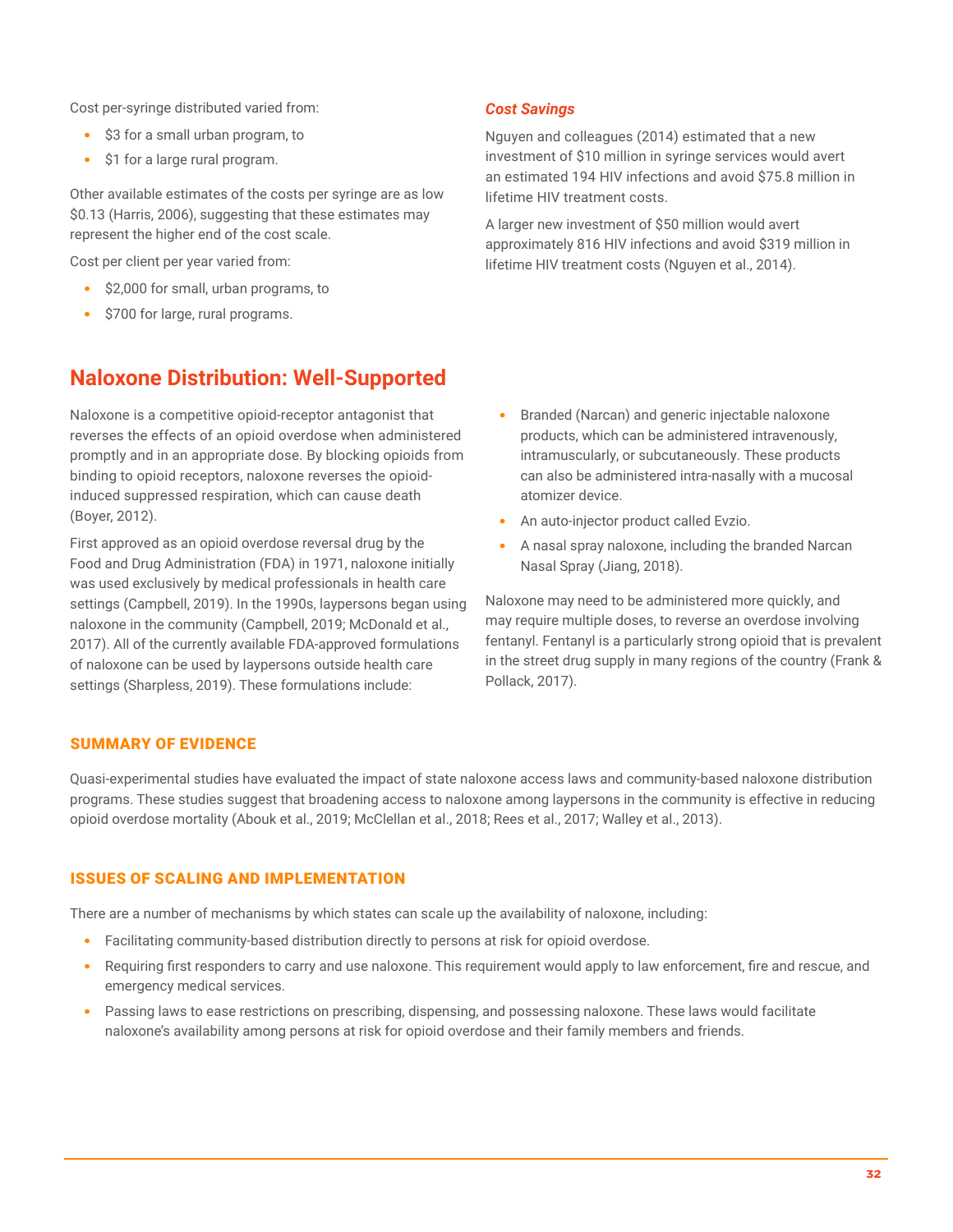Cost per-syringe distributed varied from:

- $3 for a small urban program, to
- $1 for a large rural program.

Other available estimates of the costs per syringe are as low $0.13 (Harris, 2006), suggesting that these estimates may represent the higher end of the cost scale.

Cost per client per year varied from:

- $2,000 for small, urban programs, to
- $700 for large, rural programs.

### *Cost Savings*

Nguyen and colleagues (2014) estimated that a new investment of $10 million in syringe services would avert an estimated 194 HIV infections and avoid $75.8 million in lifetime HIV treatment costs.

A larger new investment of $50 million would avert approximately 816 HIV infections and avoid $319 million in lifetime HIV treatment costs (Nguyen et al., 2014).

## Naloxone Distribution: Well-Supported

Naloxone is a competitive opioid-receptor antagonist that reverses the effects of an opioid overdose when administered promptly and in an appropriate dose. By blocking opioids from binding to opioid receptors, naloxone reverses the opioid-induced suppressed respiration, which can cause death (Boyer, 2012).

First approved as an opioid overdose reversal drug by the Food and Drug Administration (FDA) in 1971, naloxone initially was used exclusively by medical professionals in health care settings (Campbell, 2019). In the 1990s, laypersons began using naloxone in the community (Campbell, 2019; McDonald et al., 2017). All of the currently available FDA-approved formulations of naloxone can be used by laypersons outside health care settings (Sharpless, 2019). These formulations include:

- Branded (Narcan) and generic injectable naloxone products, which can be administered intravenously, intramuscularly, or subcutaneously. These products can also be administered intra-nasally with a mucosal atomizer device.
- An auto-injector product called Evzio.
- A nasal spray naloxone, including the branded Narcan Nasal Spray (Jiang, 2018).

Naloxone may need to be administered more quickly, and may require multiple doses, to reverse an overdose involving fentanyl. Fentanyl is a particularly strong opioid that is prevalent in the street drug supply in many regions of the country (Frank & Pollack, 2017).

### SUMMARY OF EVIDENCE

Quasi-experimental studies have evaluated the impact of state naloxone access laws and community-based naloxone distribution programs. These studies suggest that broadening access to naloxone among laypersons in the community is effective in reducing opioid overdose mortality (Abouk et al., 2019; McClellan et al., 2018; Rees et al., 2017; Walley et al., 2013).

### ISSUES OF SCALING AND IMPLEMENTATION

There are a number of mechanisms by which states can scale up the availability of naloxone, including:

- Facilitating community-based distribution directly to persons at risk for opioid overdose.
- Requiring first responders to carry and use naloxone. This requirement would apply to law enforcement, fire and rescue, and emergency medical services.
- Passing laws to ease restrictions on prescribing, dispensing, and possessing naloxone. These laws would facilitate naloxone's availability among persons at risk for opioid overdose and their family members and friends.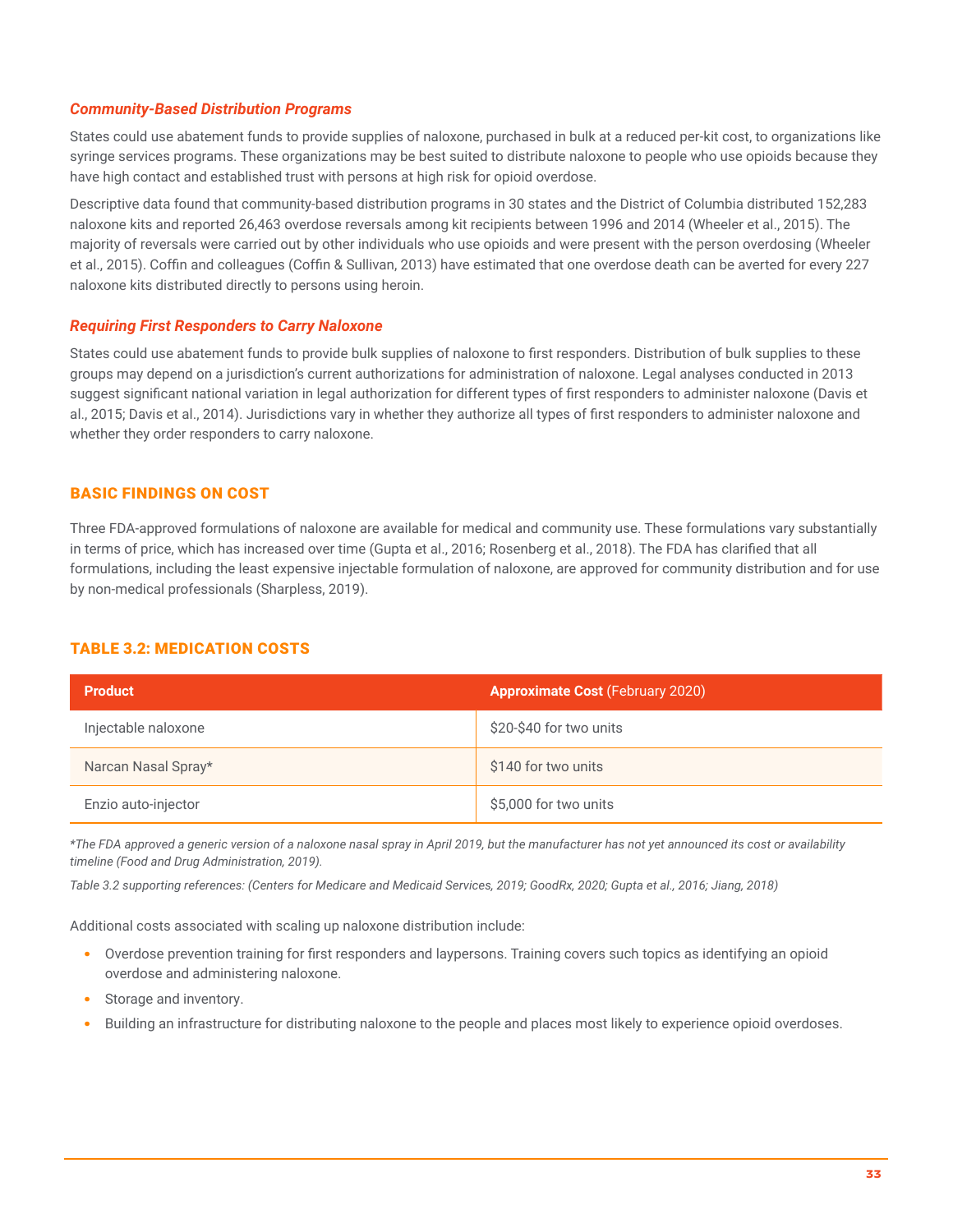### *Community-Based Distribution Programs*

States could use abatement funds to provide supplies of naloxone, purchased in bulk at a reduced per-kit cost, to organizations like syringe services programs. These organizations may be best suited to distribute naloxone to people who use opioids because they have high contact and established trust with persons at high risk for opioid overdose.

Descriptive data found that community-based distribution programs in 30 states and the District of Columbia distributed 152,283 naloxone kits and reported 26,463 overdose reversals among kit recipients between 1996 and 2014 (Wheeler et al., 2015). The majority of reversals were carried out by other individuals who use opioids and were present with the person overdosing (Wheeler et al., 2015). Coffin and colleagues (Coffin & Sullivan, 2013) have estimated that one overdose death can be averted for every 227 naloxone kits distributed directly to persons using heroin.

### *Requiring First Responders to Carry Naloxone*

States could use abatement funds to provide bulk supplies of naloxone to first responders. Distribution of bulk supplies to these groups may depend on a jurisdiction's current authorizations for administration of naloxone. Legal analyses conducted in 2013 suggest significant national variation in legal authorization for different types of first responders to administer naloxone (Davis et al., 2015; Davis et al., 2014). Jurisdictions vary in whether they authorize all types of first responders to administer naloxone and whether they order responders to carry naloxone.

## BASIC FINDINGS ON COST

Three FDA-approved formulations of naloxone are available for medical and community use. These formulations vary substantially in terms of price, which has increased over time (Gupta et al., 2016; Rosenberg et al., 2018). The FDA has clarified that all formulations, including the least expensive injectable formulation of naloxone, are approved for community distribution and for use by non-medical professionals (Sharpless, 2019).

### TABLE 3.2: MEDICATION COSTS

| Product | **Approximate Cost** (February 2020) |
|---|---|
| Injectable naloxone | $20-$40 for two units |
| Narcan Nasal Spray* | $140 for two units |
| Enzio auto-injector | $5,000 for two units |

*\*The FDA approved a generic version of a naloxone nasal spray in April 2019, but the manufacturer has not yet announced its cost or availability timeline (Food and Drug Administration, 2019).*

*Table 3.2 supporting references: (Centers for Medicare and Medicaid Services, 2019; GoodRx, 2020; Gupta et al., 2016; Jiang, 2018)*

Additional costs associated with scaling up naloxone distribution include:

- Overdose prevention training for first responders and laypersons. Training covers such topics as identifying an opioid overdose and administering naloxone.
- Storage and inventory.
- Building an infrastructure for distributing naloxone to the people and places most likely to experience opioid overdoses.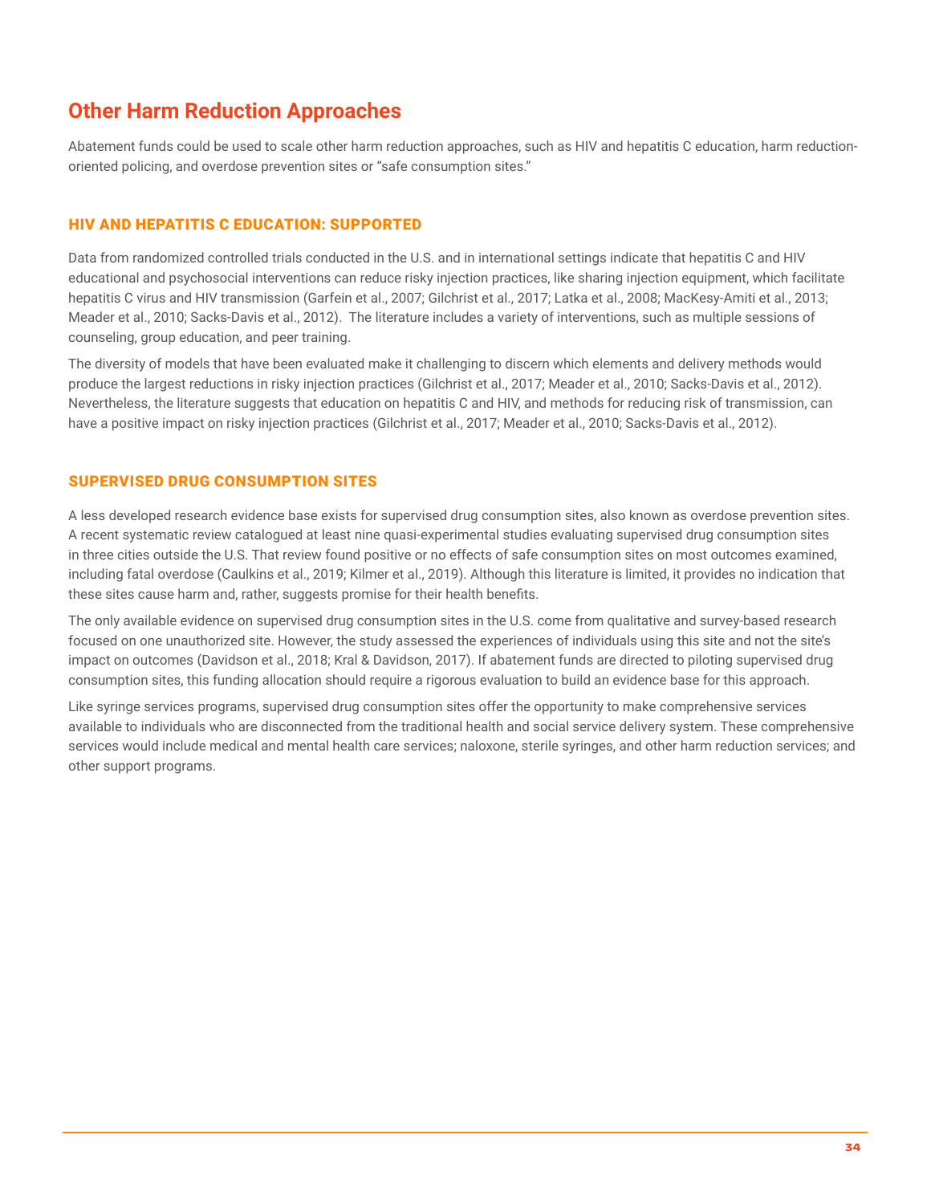## Other Harm Reduction Approaches

Abatement funds could be used to scale other harm reduction approaches, such as HIV and hepatitis C education, harm reduction-oriented policing, and overdose prevention sites or "safe consumption sites."

### HIV AND HEPATITIS C EDUCATION: SUPPORTED

Data from randomized controlled trials conducted in the U.S. and in international settings indicate that hepatitis C and HIV educational and psychosocial interventions can reduce risky injection practices, like sharing injection equipment, which facilitate hepatitis C virus and HIV transmission (Garfein et al., 2007; Gilchrist et al., 2017; Latka et al., 2008; MacKesy-Amiti et al., 2013; Meader et al., 2010; Sacks-Davis et al., 2012). The literature includes a variety of interventions, such as multiple sessions of counseling, group education, and peer training.

The diversity of models that have been evaluated make it challenging to discern which elements and delivery methods would produce the largest reductions in risky injection practices (Gilchrist et al., 2017; Meader et al., 2010; Sacks-Davis et al., 2012). Nevertheless, the literature suggests that education on hepatitis C and HIV, and methods for reducing risk of transmission, can have a positive impact on risky injection practices (Gilchrist et al., 2017; Meader et al., 2010; Sacks-Davis et al., 2012).

### SUPERVISED DRUG CONSUMPTION SITES

A less developed research evidence base exists for supervised drug consumption sites, also known as overdose prevention sites. A recent systematic review catalogued at least nine quasi-experimental studies evaluating supervised drug consumption sites in three cities outside the U.S. That review found positive or no effects of safe consumption sites on most outcomes examined, including fatal overdose (Caulkins et al., 2019; Kilmer et al., 2019). Although this literature is limited, it provides no indication that these sites cause harm and, rather, suggests promise for their health benefits.

The only available evidence on supervised drug consumption sites in the U.S. come from qualitative and survey-based research focused on one unauthorized site. However, the study assessed the experiences of individuals using this site and not the site's impact on outcomes (Davidson et al., 2018; Kral & Davidson, 2017). If abatement funds are directed to piloting supervised drug consumption sites, this funding allocation should require a rigorous evaluation to build an evidence base for this approach.

Like syringe services programs, supervised drug consumption sites offer the opportunity to make comprehensive services available to individuals who are disconnected from the traditional health and social service delivery system. These comprehensive services would include medical and mental health care services; naloxone, sterile syringes, and other harm reduction services; and other support programs.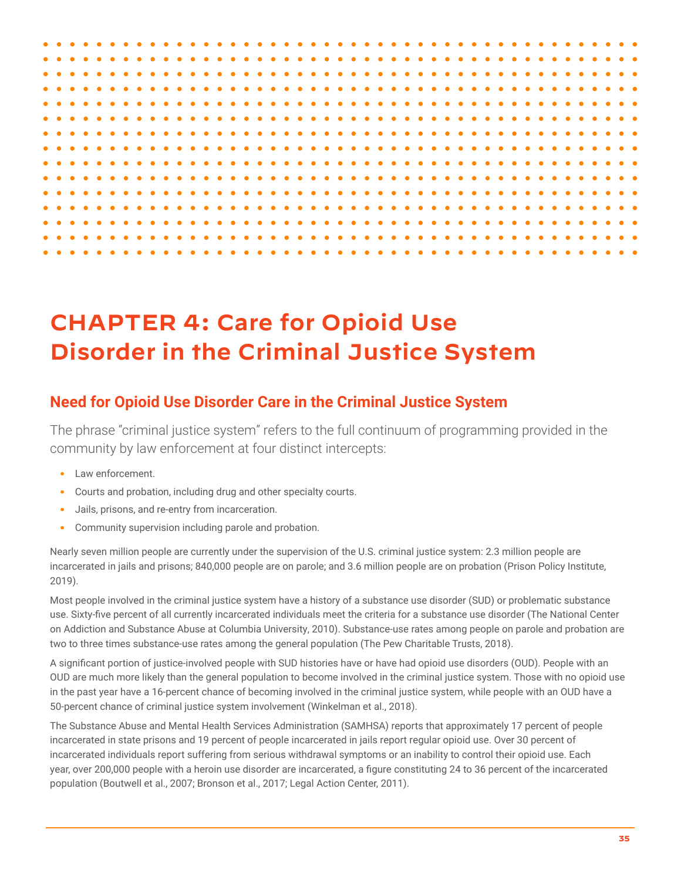# CHAPTER 4: Care for Opioid Use Disorder in the Criminal Justice System

## Need for Opioid Use Disorder Care in the Criminal Justice System

The phrase "criminal justice system" refers to the full continuum of programming provided in the community by law enforcement at four distinct intercepts:

- Law enforcement.
- Courts and probation, including drug and other specialty courts.
- Jails, prisons, and re-entry from incarceration.
- Community supervision including parole and probation.

Nearly seven million people are currently under the supervision of the U.S. criminal justice system: 2.3 million people are incarcerated in jails and prisons; 840,000 people are on parole; and 3.6 million people are on probation (Prison Policy Institute, 2019).

Most people involved in the criminal justice system have a history of a substance use disorder (SUD) or problematic substance use. Sixty-five percent of all currently incarcerated individuals meet the criteria for a substance use disorder (The National Center on Addiction and Substance Abuse at Columbia University, 2010). Substance-use rates among people on parole and probation are two to three times substance-use rates among the general population (The Pew Charitable Trusts, 2018).

A significant portion of justice-involved people with SUD histories have or have had opioid use disorders (OUD). People with an OUD are much more likely than the general population to become involved in the criminal justice system. Those with no opioid use in the past year have a 16-percent chance of becoming involved in the criminal justice system, while people with an OUD have a 50-percent chance of criminal justice system involvement (Winkelman et al., 2018).

The Substance Abuse and Mental Health Services Administration (SAMHSA) reports that approximately 17 percent of people incarcerated in state prisons and 19 percent of people incarcerated in jails report regular opioid use. Over 30 percent of incarcerated individuals report suffering from serious withdrawal symptoms or an inability to control their opioid use. Each year, over 200,000 people with a heroin use disorder are incarcerated, a figure constituting 24 to 36 percent of the incarcerated population (Boutwell et al., 2007; Bronson et al., 2017; Legal Action Center, 2011).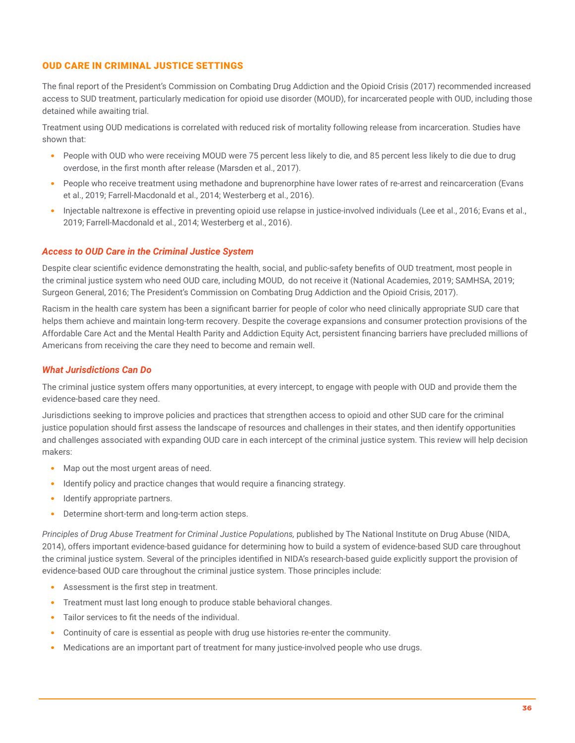## OUD CARE IN CRIMINAL JUSTICE SETTINGS

The final report of the President's Commission on Combating Drug Addiction and the Opioid Crisis (2017) recommended increased access to SUD treatment, particularly medication for opioid use disorder (MOUD), for incarcerated people with OUD, including those detained while awaiting trial.

Treatment using OUD medications is correlated with reduced risk of mortality following release from incarceration. Studies have shown that:

- People with OUD who were receiving MOUD were 75 percent less likely to die, and 85 percent less likely to die due to drug overdose, in the first month after release (Marsden et al., 2017).
- People who receive treatment using methadone and buprenorphine have lower rates of re-arrest and reincarceration (Evans et al., 2019; Farrell-Macdonald et al., 2014; Westerberg et al., 2016).
- Injectable naltrexone is effective in preventing opioid use relapse in justice-involved individuals (Lee et al., 2016; Evans et al., 2019; Farrell-Macdonald et al., 2014; Westerberg et al., 2016).

### *Access to OUD Care in the Criminal Justice System*

Despite clear scientific evidence demonstrating the health, social, and public-safety benefits of OUD treatment, most people in the criminal justice system who need OUD care, including MOUD, do not receive it (National Academies, 2019; SAMHSA, 2019; Surgeon General, 2016; The President's Commission on Combating Drug Addiction and the Opioid Crisis, 2017).

Racism in the health care system has been a significant barrier for people of color who need clinically appropriate SUD care that helps them achieve and maintain long-term recovery. Despite the coverage expansions and consumer protection provisions of the Affordable Care Act and the Mental Health Parity and Addiction Equity Act, persistent financing barriers have precluded millions of Americans from receiving the care they need to become and remain well.

### *What Jurisdictions Can Do*

The criminal justice system offers many opportunities, at every intercept, to engage with people with OUD and provide them the evidence-based care they need.

Jurisdictions seeking to improve policies and practices that strengthen access to opioid and other SUD care for the criminal justice population should first assess the landscape of resources and challenges in their states, and then identify opportunities and challenges associated with expanding OUD care in each intercept of the criminal justice system. This review will help decision makers:

- Map out the most urgent areas of need.
- Identify policy and practice changes that would require a financing strategy.
- Identify appropriate partners.
- Determine short-term and long-term action steps.

*Principles of Drug Abuse Treatment for Criminal Justice Populations,* published by The National Institute on Drug Abuse (NIDA, 2014), offers important evidence-based guidance for determining how to build a system of evidence-based SUD care throughout the criminal justice system. Several of the principles identified in NIDA's research-based guide explicitly support the provision of evidence-based OUD care throughout the criminal justice system. Those principles include:

- Assessment is the first step in treatment.
- Treatment must last long enough to produce stable behavioral changes.
- Tailor services to fit the needs of the individual.
- Continuity of care is essential as people with drug use histories re-enter the community.
- Medications are an important part of treatment for many justice-involved people who use drugs.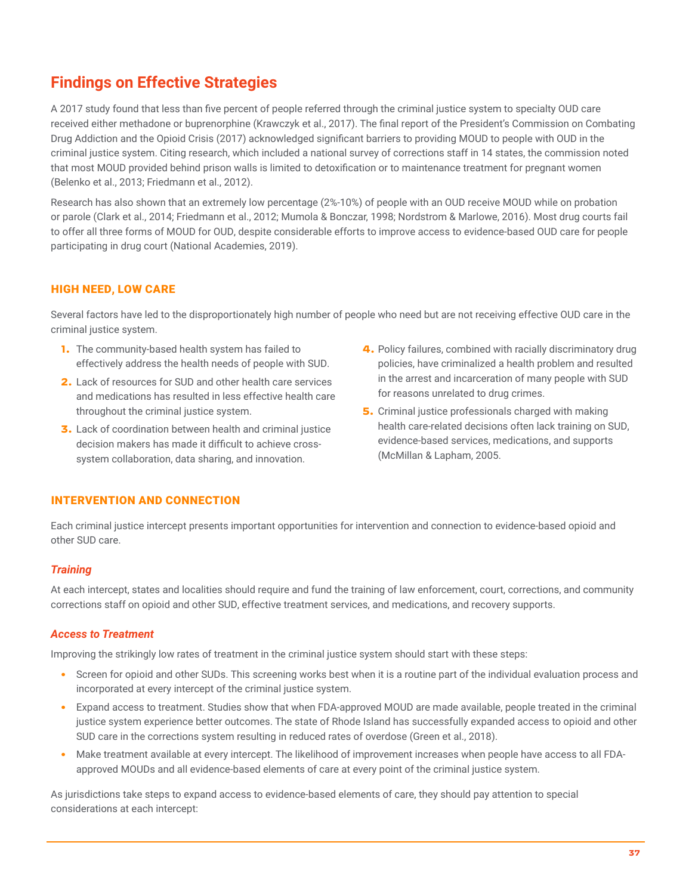## Findings on Effective Strategies

A 2017 study found that less than five percent of people referred through the criminal justice system to specialty OUD care received either methadone or buprenorphine (Krawczyk et al., 2017). The final report of the President's Commission on Combating Drug Addiction and the Opioid Crisis (2017) acknowledged significant barriers to providing MOUD to people with OUD in the criminal justice system. Citing research, which included a national survey of corrections staff in 14 states, the commission noted that most MOUD provided behind prison walls is limited to detoxification or to maintenance treatment for pregnant women (Belenko et al., 2013; Friedmann et al., 2012).

Research has also shown that an extremely low percentage (2%-10%) of people with an OUD receive MOUD while on probation or parole (Clark et al., 2014; Friedmann et al., 2012; Mumola & Bonczar, 1998; Nordstrom & Marlowe, 2016). Most drug courts fail to offer all three forms of MOUD for OUD, despite considerable efforts to improve access to evidence-based OUD care for people participating in drug court (National Academies, 2019).

### HIGH NEED, LOW CARE

Several factors have led to the disproportionately high number of people who need but are not receiving effective OUD care in the criminal justice system.

1. The community-based health system has failed to effectively address the health needs of people with SUD.
2. Lack of resources for SUD and other health care services and medications has resulted in less effective health care throughout the criminal justice system.
3. Lack of coordination between health and criminal justice decision makers has made it difficult to achieve cross-system collaboration, data sharing, and innovation.
4. Policy failures, combined with racially discriminatory drug policies, have criminalized a health problem and resulted in the arrest and incarceration of many people with SUD for reasons unrelated to drug crimes.
5. Criminal justice professionals charged with making health care-related decisions often lack training on SUD, evidence-based services, medications, and supports (McMillan & Lapham, 2005.

### INTERVENTION AND CONNECTION

Each criminal justice intercept presents important opportunities for intervention and connection to evidence-based opioid and other SUD care.

#### *Training*

At each intercept, states and localities should require and fund the training of law enforcement, court, corrections, and community corrections staff on opioid and other SUD, effective treatment services, and medications, and recovery supports.

#### *Access to Treatment*

Improving the strikingly low rates of treatment in the criminal justice system should start with these steps:

- Screen for opioid and other SUDs. This screening works best when it is a routine part of the individual evaluation process and incorporated at every intercept of the criminal justice system.
- Expand access to treatment. Studies show that when FDA-approved MOUD are made available, people treated in the criminal justice system experience better outcomes. The state of Rhode Island has successfully expanded access to opioid and other SUD care in the corrections system resulting in reduced rates of overdose (Green et al., 2018).
- Make treatment available at every intercept. The likelihood of improvement increases when people have access to all FDA-approved MOUDs and all evidence-based elements of care at every point of the criminal justice system.

As jurisdictions take steps to expand access to evidence-based elements of care, they should pay attention to special considerations at each intercept: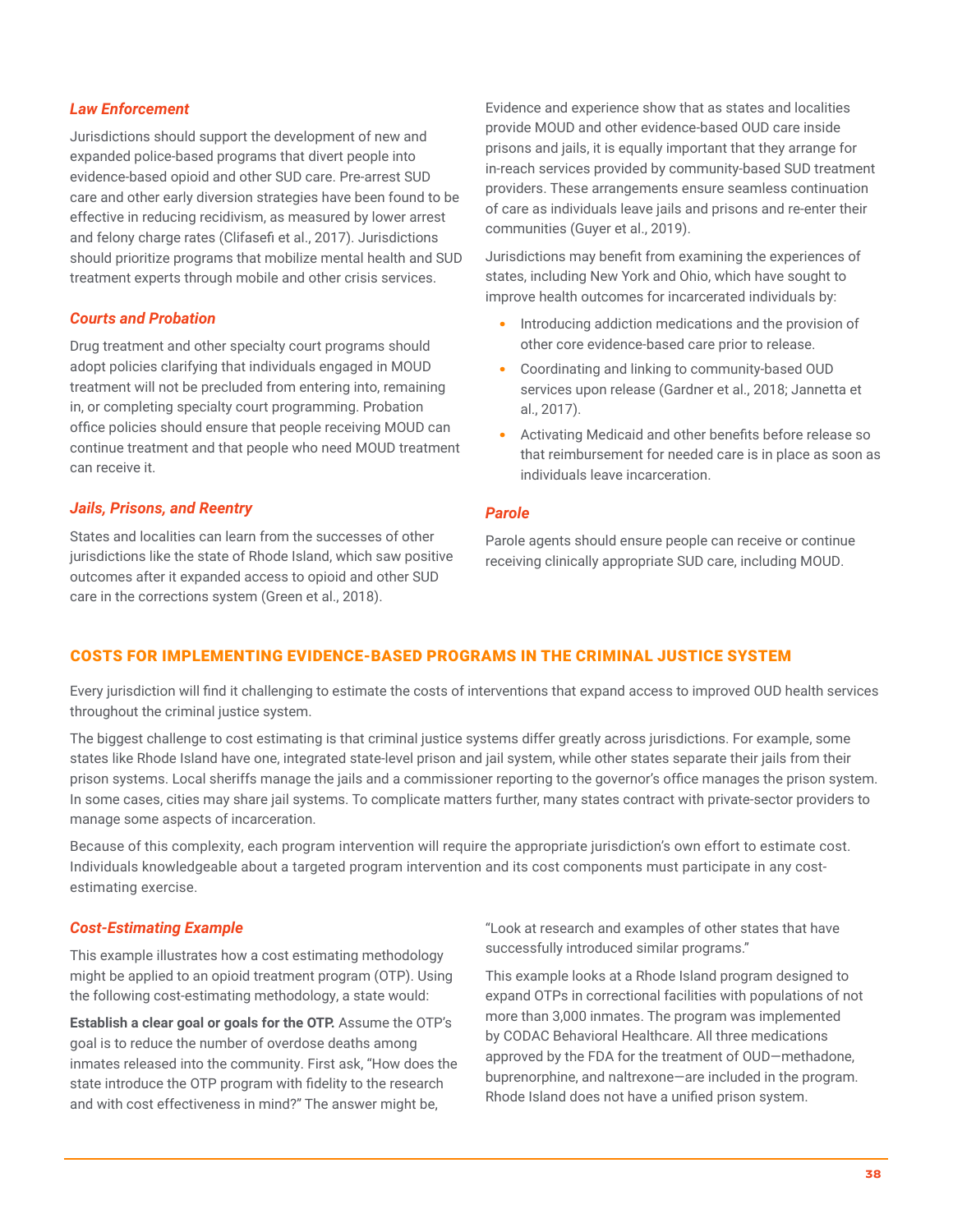### *Law Enforcement*

Jurisdictions should support the development of new and expanded police-based programs that divert people into evidence-based opioid and other SUD care. Pre-arrest SUD care and other early diversion strategies have been found to be effective in reducing recidivism, as measured by lower arrest and felony charge rates (Clifasefi et al., 2017). Jurisdictions should prioritize programs that mobilize mental health and SUD treatment experts through mobile and other crisis services.

### *Courts and Probation*

Drug treatment and other specialty court programs should adopt policies clarifying that individuals engaged in MOUD treatment will not be precluded from entering into, remaining in, or completing specialty court programming. Probation office policies should ensure that people receiving MOUD can continue treatment and that people who need MOUD treatment can receive it.

### *Jails, Prisons, and Reentry*

States and localities can learn from the successes of other jurisdictions like the state of Rhode Island, which saw positive outcomes after it expanded access to opioid and other SUD care in the corrections system (Green et al., 2018).

Evidence and experience show that as states and localities provide MOUD and other evidence-based OUD care inside prisons and jails, it is equally important that they arrange for in-reach services provided by community-based SUD treatment providers. These arrangements ensure seamless continuation of care as individuals leave jails and prisons and re-enter their communities (Guyer et al., 2019).

Jurisdictions may benefit from examining the experiences of states, including New York and Ohio, which have sought to improve health outcomes for incarcerated individuals by:

- Introducing addiction medications and the provision of other core evidence-based care prior to release.
- Coordinating and linking to community-based OUD services upon release (Gardner et al., 2018; Jannetta et al., 2017).
- Activating Medicaid and other benefits before release so that reimbursement for needed care is in place as soon as individuals leave incarceration.

### *Parole*

Parole agents should ensure people can receive or continue receiving clinically appropriate SUD care, including MOUD.

## COSTS FOR IMPLEMENTING EVIDENCE-BASED PROGRAMS IN THE CRIMINAL JUSTICE SYSTEM

Every jurisdiction will find it challenging to estimate the costs of interventions that expand access to improved OUD health services throughout the criminal justice system.

The biggest challenge to cost estimating is that criminal justice systems differ greatly across jurisdictions. For example, some states like Rhode Island have one, integrated state-level prison and jail system, while other states separate their jails from their prison systems. Local sheriffs manage the jails and a commissioner reporting to the governor's office manages the prison system. In some cases, cities may share jail systems. To complicate matters further, many states contract with private-sector providers to manage some aspects of incarceration.

Because of this complexity, each program intervention will require the appropriate jurisdiction's own effort to estimate cost. Individuals knowledgeable about a targeted program intervention and its cost components must participate in any cost-estimating exercise.

### *Cost-Estimating Example*

This example illustrates how a cost estimating methodology might be applied to an opioid treatment program (OTP). Using the following cost-estimating methodology, a state would:

**Establish a clear goal or goals for the OTP.** Assume the OTP's goal is to reduce the number of overdose deaths among inmates released into the community. First ask, "How does the state introduce the OTP program with fidelity to the research and with cost effectiveness in mind?" The answer might be, "Look at research and examples of other states that have successfully introduced similar programs."

This example looks at a Rhode Island program designed to expand OTPs in correctional facilities with populations of not more than 3,000 inmates. The program was implemented by CODAC Behavioral Healthcare. All three medications approved by the FDA for the treatment of OUD—methadone, buprenorphine, and naltrexone—are included in the program. Rhode Island does not have a unified prison system.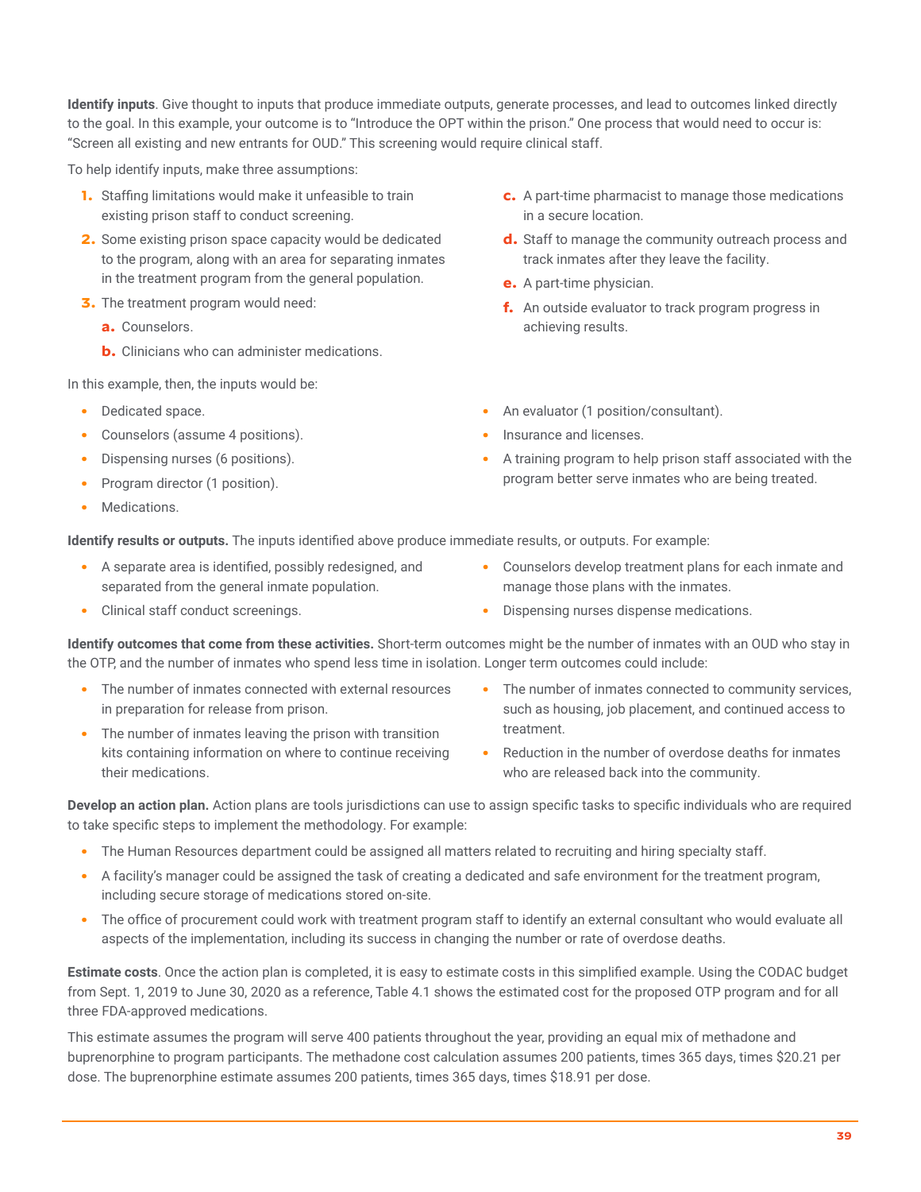**Identify inputs**. Give thought to inputs that produce immediate outputs, generate processes, and lead to outcomes linked directly to the goal. In this example, your outcome is to "Introduce the OPT within the prison." One process that would need to occur is: "Screen all existing and new entrants for OUD." This screening would require clinical staff.

To help identify inputs, make three assumptions:

1. Staffing limitations would make it unfeasible to train existing prison staff to conduct screening.
2. Some existing prison space capacity would be dedicated to the program, along with an area for separating inmates in the treatment program from the general population.
3. The treatment program would need:
   a. Counselors.
   b. Clinicians who can administer medications.
   c. A part-time pharmacist to manage those medications in a secure location.
   d. Staff to manage the community outreach process and track inmates after they leave the facility.
   e. A part-time physician.
   f. An outside evaluator to track program progress in achieving results.

In this example, then, the inputs would be:

- Dedicated space.
- Counselors (assume 4 positions).
- Dispensing nurses (6 positions).
- Program director (1 position).
- Medications.
- An evaluator (1 position/consultant).
- Insurance and licenses.
- A training program to help prison staff associated with the program better serve inmates who are being treated.

**Identify results or outputs.** The inputs identified above produce immediate results, or outputs. For example:

- A separate area is identified, possibly redesigned, and separated from the general inmate population.
- Clinical staff conduct screenings.
- Counselors develop treatment plans for each inmate and manage those plans with the inmates.
- Dispensing nurses dispense medications.

**Identify outcomes that come from these activities.** Short-term outcomes might be the number of inmates with an OUD who stay in the OTP, and the number of inmates who spend less time in isolation. Longer term outcomes could include:

- The number of inmates connected with external resources in preparation for release from prison.
- The number of inmates leaving the prison with transition kits containing information on where to continue receiving their medications.
- The number of inmates connected to community services, such as housing, job placement, and continued access to treatment.
- Reduction in the number of overdose deaths for inmates who are released back into the community.

**Develop an action plan.** Action plans are tools jurisdictions can use to assign specific tasks to specific individuals who are required to take specific steps to implement the methodology. For example:

- The Human Resources department could be assigned all matters related to recruiting and hiring specialty staff.
- A facility's manager could be assigned the task of creating a dedicated and safe environment for the treatment program, including secure storage of medications stored on-site.
- The office of procurement could work with treatment program staff to identify an external consultant who would evaluate all aspects of the implementation, including its success in changing the number or rate of overdose deaths.

**Estimate costs**. Once the action plan is completed, it is easy to estimate costs in this simplified example. Using the CODAC budget from Sept. 1, 2019 to June 30, 2020 as a reference, Table 4.1 shows the estimated cost for the proposed OTP program and for all three FDA-approved medications.

This estimate assumes the program will serve 400 patients throughout the year, providing an equal mix of methadone and buprenorphine to program participants. The methadone cost calculation assumes 200 patients, times 365 days, times $20.21 per dose. The buprenorphine estimate assumes 200 patients, times 365 days, times $18.91 per dose.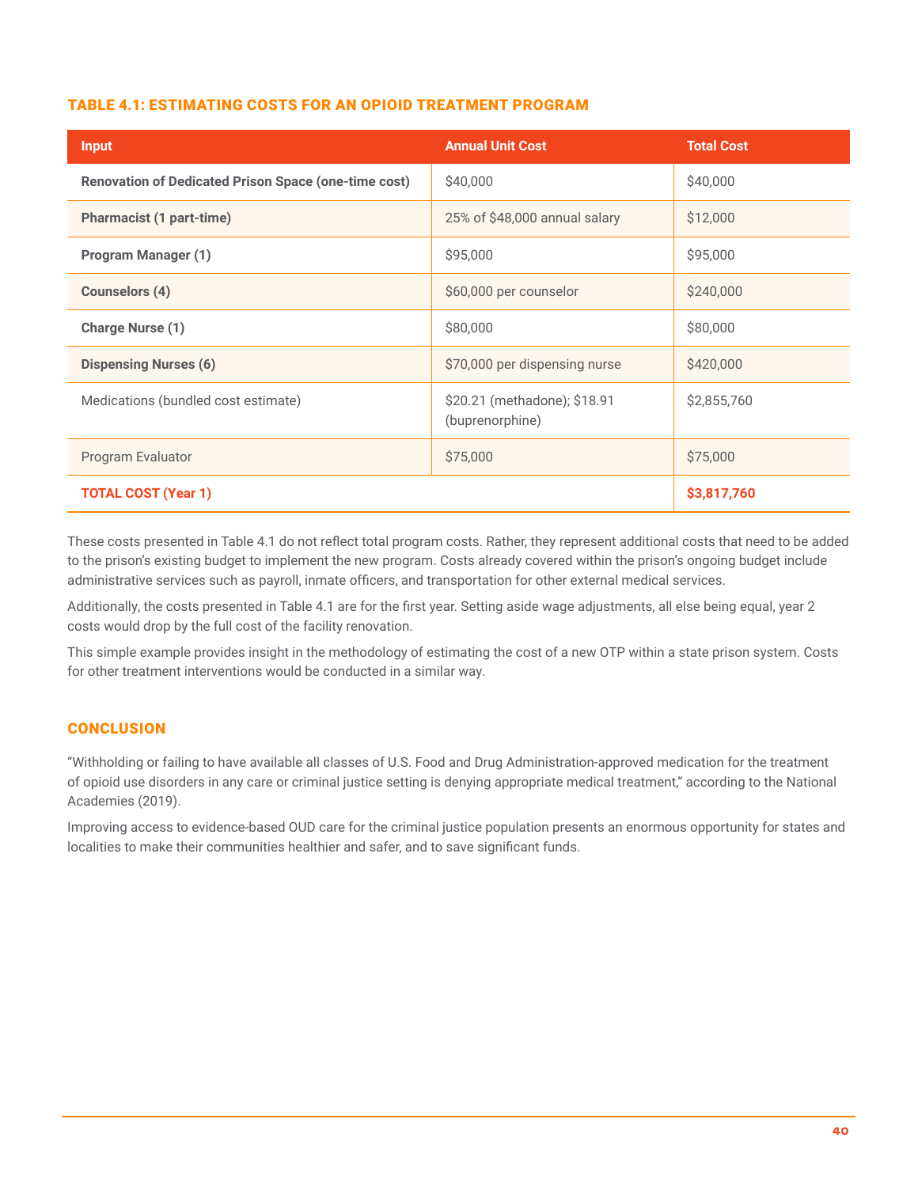### TABLE 4.1: ESTIMATING COSTS FOR AN OPIOID TREATMENT PROGRAM

| Input | Annual Unit Cost | Total Cost |
|---|---|---|
| **Renovation of Dedicated Prison Space (one-time cost)** | $40,000 | $40,000 |
| **Pharmacist (1 part-time)** | 25% of $48,000 annual salary | $12,000 |
| **Program Manager (1)** | $95,000 | $95,000 |
| **Counselors (4)** | $60,000 per counselor | $240,000 |
| **Charge Nurse (1)** | $80,000 | $80,000 |
| **Dispensing Nurses (6)** | $70,000 per dispensing nurse | $420,000 |
| Medications (bundled cost estimate) | $20.21 (methadone); $18.91 (buprenorphine) | $2,855,760 |
| Program Evaluator | $75,000 | $75,000 |
| **TOTAL COST (Year 1)** | | **$3,817,760** |

These costs presented in Table 4.1 do not reflect total program costs. Rather, they represent additional costs that need to be added to the prison's existing budget to implement the new program. Costs already covered within the prison's ongoing budget include administrative services such as payroll, inmate officers, and transportation for other external medical services.

Additionally, the costs presented in Table 4.1 are for the first year. Setting aside wage adjustments, all else being equal, year 2 costs would drop by the full cost of the facility renovation.

This simple example provides insight in the methodology of estimating the cost of a new OTP within a state prison system. Costs for other treatment interventions would be conducted in a similar way.

## CONCLUSION

"Withholding or failing to have available all classes of U.S. Food and Drug Administration-approved medication for the treatment of opioid use disorders in any care or criminal justice setting is denying appropriate medical treatment," according to the National Academies (2019).

Improving access to evidence-based OUD care for the criminal justice population presents an enormous opportunity for states and localities to make their communities healthier and safer, and to save significant funds.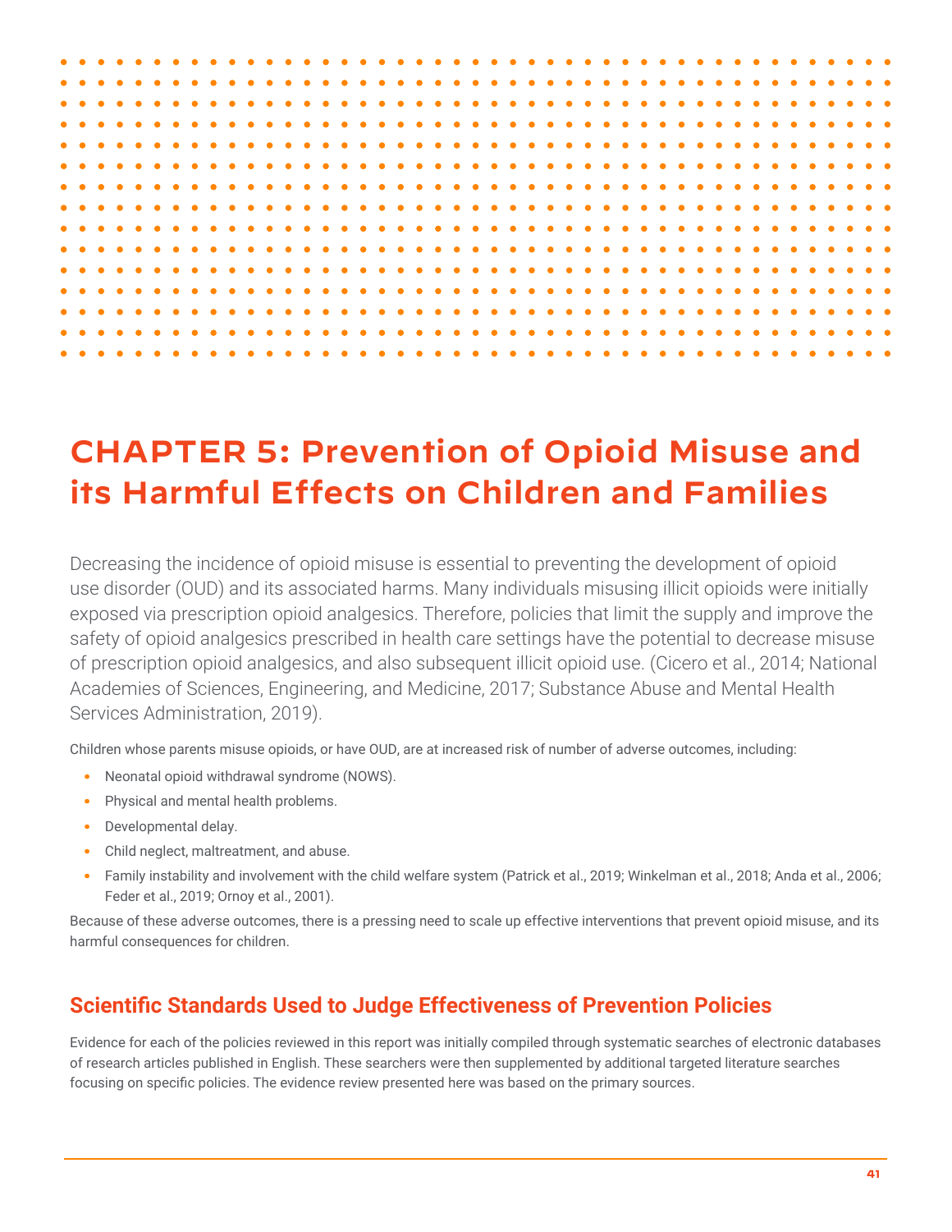# CHAPTER 5: Prevention of Opioid Misuse and its Harmful Effects on Children and Families

Decreasing the incidence of opioid misuse is essential to preventing the development of opioid use disorder (OUD) and its associated harms. Many individuals misusing illicit opioids were initially exposed via prescription opioid analgesics. Therefore, policies that limit the supply and improve the safety of opioid analgesics prescribed in health care settings have the potential to decrease misuse of prescription opioid analgesics, and also subsequent illicit opioid use. (Cicero et al., 2014; National Academies of Sciences, Engineering, and Medicine, 2017; Substance Abuse and Mental Health Services Administration, 2019).

Children whose parents misuse opioids, or have OUD, are at increased risk of number of adverse outcomes, including:

- Neonatal opioid withdrawal syndrome (NOWS).
- Physical and mental health problems.
- Developmental delay.
- Child neglect, maltreatment, and abuse.
- Family instability and involvement with the child welfare system (Patrick et al., 2019; Winkelman et al., 2018; Anda et al., 2006; Feder et al., 2019; Ornoy et al., 2001).

Because of these adverse outcomes, there is a pressing need to scale up effective interventions that prevent opioid misuse, and its harmful consequences for children.

## Scientific Standards Used to Judge Effectiveness of Prevention Policies

Evidence for each of the policies reviewed in this report was initially compiled through systematic searches of electronic databases of research articles published in English. These searchers were then supplemented by additional targeted literature searches focusing on specific policies. The evidence review presented here was based on the primary sources.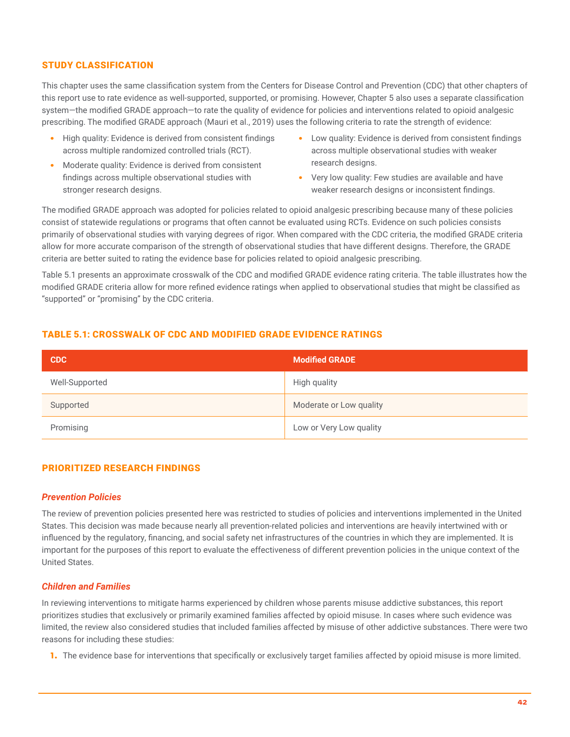## STUDY CLASSIFICATION

This chapter uses the same classification system from the Centers for Disease Control and Prevention (CDC) that other chapters of this report use to rate evidence as well-supported, supported, or promising. However, Chapter 5 also uses a separate classification system—the modified GRADE approach—to rate the quality of evidence for policies and interventions related to opioid analgesic prescribing. The modified GRADE approach (Mauri et al., 2019) uses the following criteria to rate the strength of evidence:

- High quality: Evidence is derived from consistent findings across multiple randomized controlled trials (RCT).
- Moderate quality: Evidence is derived from consistent findings across multiple observational studies with stronger research designs.
- Low quality: Evidence is derived from consistent findings across multiple observational studies with weaker research designs.
- Very low quality: Few studies are available and have weaker research designs or inconsistent findings.

The modified GRADE approach was adopted for policies related to opioid analgesic prescribing because many of these policies consist of statewide regulations or programs that often cannot be evaluated using RCTs. Evidence on such policies consists primarily of observational studies with varying degrees of rigor. When compared with the CDC criteria, the modified GRADE criteria allow for more accurate comparison of the strength of observational studies that have different designs. Therefore, the GRADE criteria are better suited to rating the evidence base for policies related to opioid analgesic prescribing.

Table 5.1 presents an approximate crosswalk of the CDC and modified GRADE evidence rating criteria. The table illustrates how the modified GRADE criteria allow for more refined evidence ratings when applied to observational studies that might be classified as "supported" or "promising" by the CDC criteria.

### TABLE 5.1: CROSSWALK OF CDC AND MODIFIED GRADE EVIDENCE RATINGS

| CDC | Modified GRADE |
|---|---|
| Well-Supported | High quality |
| Supported | Moderate or Low quality |
| Promising | Low or Very Low quality |

## PRIORITIZED RESEARCH FINDINGS

### *Prevention Policies*

The review of prevention policies presented here was restricted to studies of policies and interventions implemented in the United States. This decision was made because nearly all prevention-related policies and interventions are heavily intertwined with or influenced by the regulatory, financing, and social safety net infrastructures of the countries in which they are implemented. It is important for the purposes of this report to evaluate the effectiveness of different prevention policies in the unique context of the United States.

### *Children and Families*

In reviewing interventions to mitigate harms experienced by children whose parents misuse addictive substances, this report prioritizes studies that exclusively or primarily examined families affected by opioid misuse. In cases where such evidence was limited, the review also considered studies that included families affected by misuse of other addictive substances. There were two reasons for including these studies:

1. The evidence base for interventions that specifically or exclusively target families affected by opioid misuse is more limited.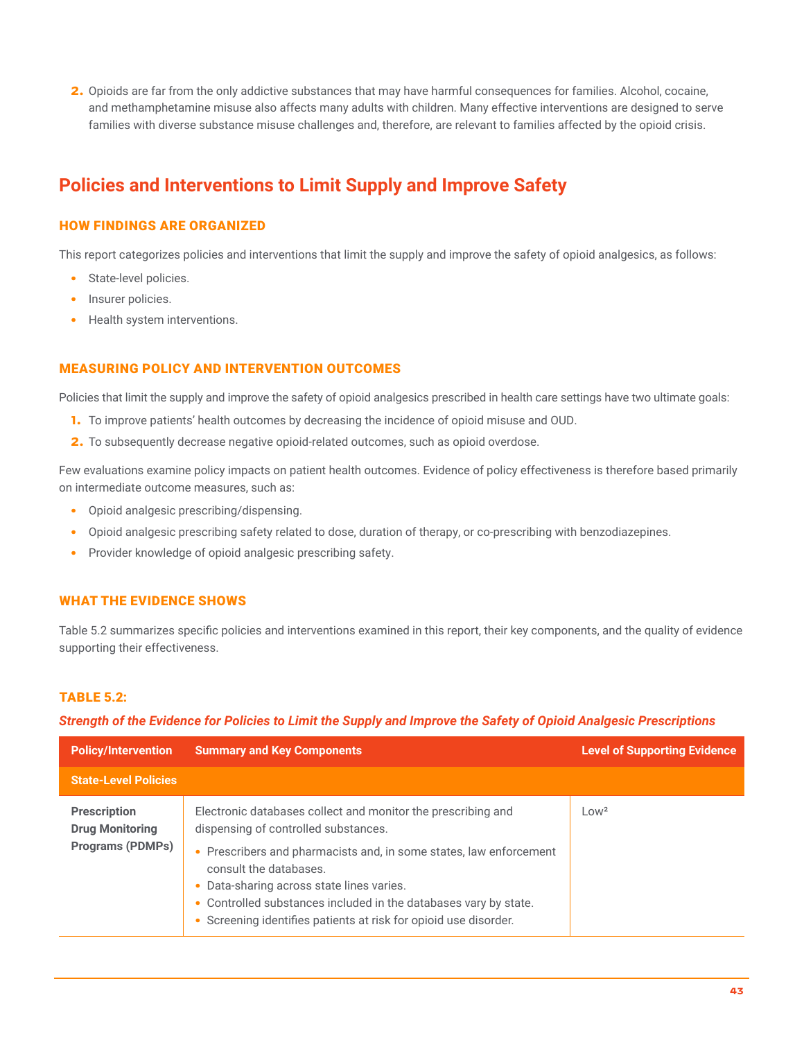2. Opioids are far from the only addictive substances that may have harmful consequences for families. Alcohol, cocaine, and methamphetamine misuse also affects many adults with children. Many effective interventions are designed to serve families with diverse substance misuse challenges and, therefore, are relevant to families affected by the opioid crisis.

## Policies and Interventions to Limit Supply and Improve Safety

### HOW FINDINGS ARE ORGANIZED

This report categorizes policies and interventions that limit the supply and improve the safety of opioid analgesics, as follows:

- State-level policies.
- Insurer policies.
- Health system interventions.

### MEASURING POLICY AND INTERVENTION OUTCOMES

Policies that limit the supply and improve the safety of opioid analgesics prescribed in health care settings have two ultimate goals:

1. To improve patients' health outcomes by decreasing the incidence of opioid misuse and OUD.
2. To subsequently decrease negative opioid-related outcomes, such as opioid overdose.

Few evaluations examine policy impacts on patient health outcomes. Evidence of policy effectiveness is therefore based primarily on intermediate outcome measures, such as:

- Opioid analgesic prescribing/dispensing.
- Opioid analgesic prescribing safety related to dose, duration of therapy, or co-prescribing with benzodiazepines.
- Provider knowledge of opioid analgesic prescribing safety.

### WHAT THE EVIDENCE SHOWS

Table 5.2 summarizes specific policies and interventions examined in this report, their key components, and the quality of evidence supporting their effectiveness.

**TABLE 5.2:**

***Strength of the Evidence for Policies to Limit the Supply and Improve the Safety of Opioid Analgesic Prescriptions***

| Policy/Intervention | Summary and Key Components | Level of Supporting Evidence |
| --- | --- | --- |
| **State-Level Policies** | | |
| **Prescription Drug Monitoring Programs (PDMPs)** | Electronic databases collect and monitor the prescribing and dispensing of controlled substances.<br>• Prescribers and pharmacists and, in some states, law enforcement consult the databases.<br>• Data-sharing across state lines varies.<br>• Controlled substances included in the databases vary by state.<br>• Screening identifies patients at risk for opioid use disorder. | Low[2] |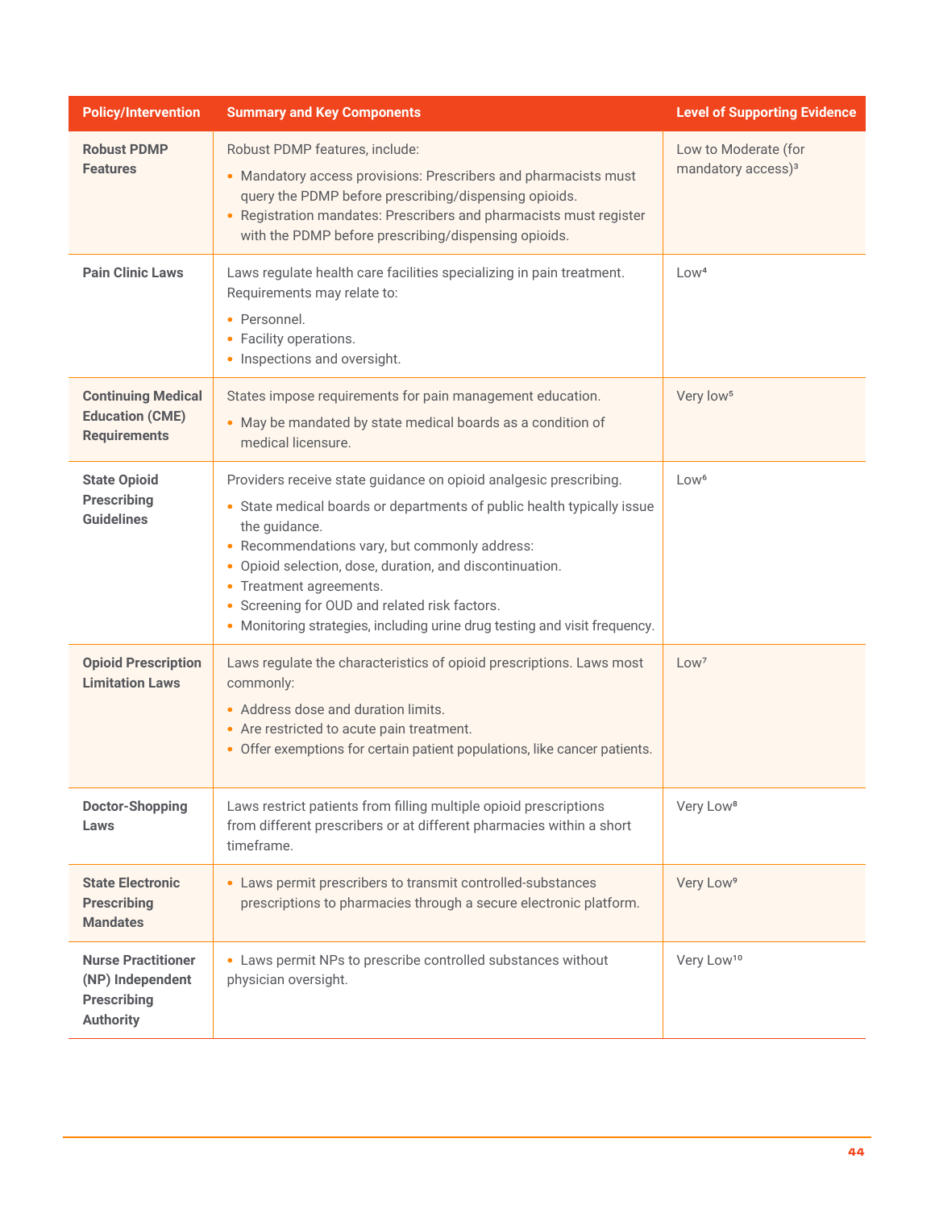| Policy/Intervention | Summary and Key Components | Level of Supporting Evidence |
| --- | --- | --- |
| **Robust PDMP Features** | Robust PDMP features, include:<br>• Mandatory access provisions: Prescribers and pharmacists must query the PDMP before prescribing/dispensing opioids.<br>• Registration mandates: Prescribers and pharmacists must register with the PDMP before prescribing/dispensing opioids. | Low to Moderate (for mandatory access)[3] |
| **Pain Clinic Laws** | Laws regulate health care facilities specializing in pain treatment. Requirements may relate to:<br>• Personnel.<br>• Facility operations.<br>• Inspections and oversight. | Low[4] |
| **Continuing Medical Education (CME) Requirements** | States impose requirements for pain management education.<br>• May be mandated by state medical boards as a condition of medical licensure. | Very low[5] |
| **State Opioid Prescribing Guidelines** | Providers receive state guidance on opioid analgesic prescribing.<br>• State medical boards or departments of public health typically issue the guidance.<br>• Recommendations vary, but commonly address:<br>• Opioid selection, dose, duration, and discontinuation.<br>• Treatment agreements.<br>• Screening for OUD and related risk factors.<br>• Monitoring strategies, including urine drug testing and visit frequency. | Low[6] |
| **Opioid Prescription Limitation Laws** | Laws regulate the characteristics of opioid prescriptions. Laws most commonly:<br>• Address dose and duration limits.<br>• Are restricted to acute pain treatment.<br>• Offer exemptions for certain patient populations, like cancer patients. | Low[7] |
| **Doctor-Shopping Laws** | Laws restrict patients from filling multiple opioid prescriptions from different prescribers or at different pharmacies within a short timeframe. | Very Low[8] |
| **State Electronic Prescribing Mandates** | • Laws permit prescribers to transmit controlled-substances prescriptions to pharmacies through a secure electronic platform. | Very Low[9] |
| **Nurse Practitioner (NP) Independent Prescribing Authority** | • Laws permit NPs to prescribe controlled substances without physician oversight. | Very Low[10] |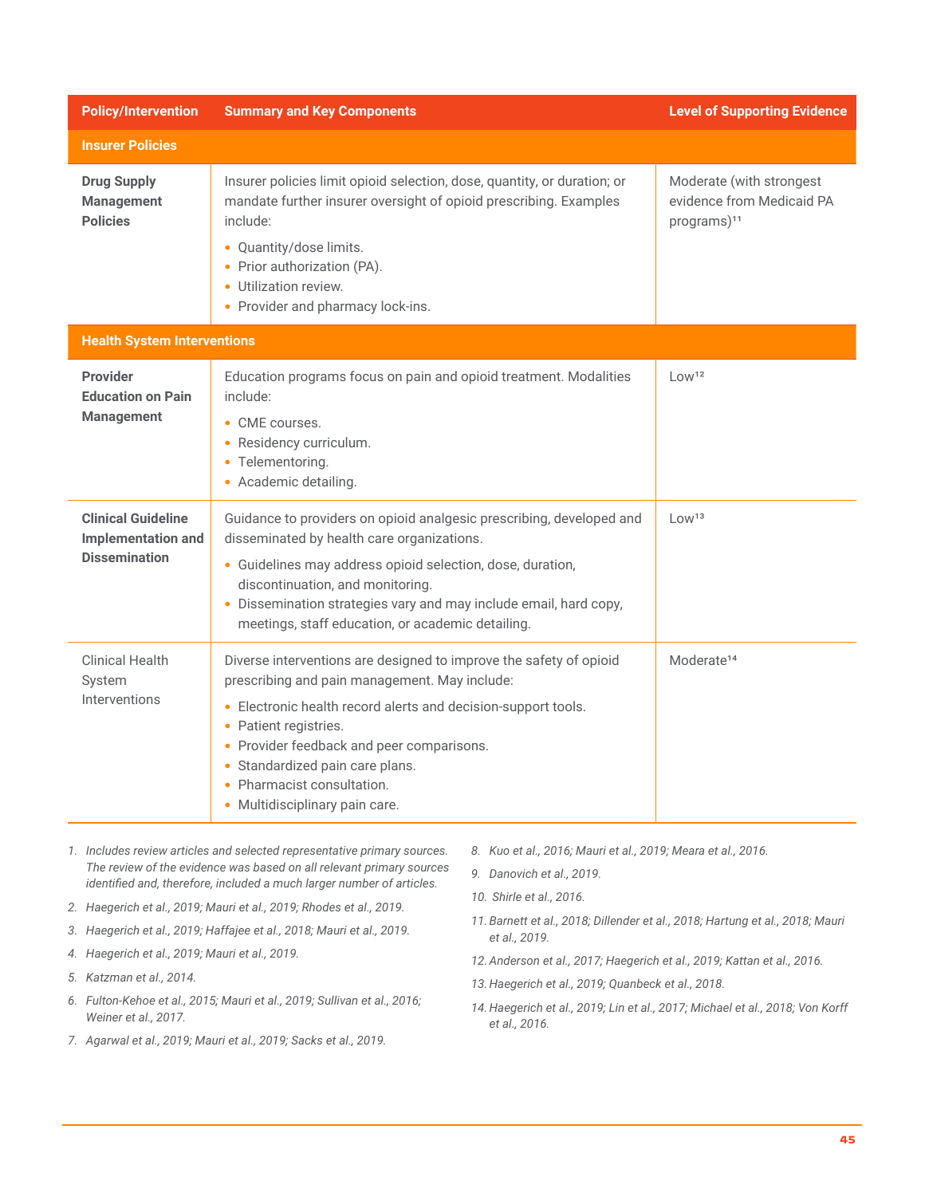| Policy/Intervention | Summary and Key Components | Level of Supporting Evidence |
|---|---|---|
| **Insurer Policies** | | |
| **Drug Supply Management Policies** | Insurer policies limit opioid selection, dose, quantity, or duration; or mandate further insurer oversight of opioid prescribing. Examples include:<br>• Quantity/dose limits.<br>• Prior authorization (PA).<br>• Utilization review.<br>• Provider and pharmacy lock-ins. | Moderate (with strongest evidence from Medicaid PA programs)[11] |
| **Health System Interventions** | | |
| **Provider Education on Pain Management** | Education programs focus on pain and opioid treatment. Modalities include:<br>• CME courses.<br>• Residency curriculum.<br>• Telementoring.<br>• Academic detailing. | Low[12] |
| **Clinical Guideline Implementation and Dissemination** | Guidance to providers on opioid analgesic prescribing, developed and disseminated by health care organizations.<br>• Guidelines may address opioid selection, dose, duration, discontinuation, and monitoring.<br>• Dissemination strategies vary and may include email, hard copy, meetings, staff education, or academic detailing. | Low[13] |
| Clinical Health System Interventions | Diverse interventions are designed to improve the safety of opioid prescribing and pain management. May include:<br>• Electronic health record alerts and decision-support tools.<br>• Patient registries.<br>• Provider feedback and peer comparisons.<br>• Standardized pain care plans.<br>• Pharmacist consultation.<br>• Multidisciplinary pain care. | Moderate[14] |

1. *Includes review articles and selected representative primary sources. The review of the evidence was based on all relevant primary sources identified and, therefore, included a much larger number of articles.*
2. *Haegerich et al., 2019; Mauri et al., 2019; Rhodes et al., 2019.*
3. *Haegerich et al., 2019; Haffajee et al., 2018; Mauri et al., 2019.*
4. *Haegerich et al., 2019; Mauri et al., 2019.*
5. *Katzman et al., 2014.*
6. *Fulton-Kehoe et al., 2015; Mauri et al., 2019; Sullivan et al., 2016; Weiner et al., 2017.*
7. *Agarwal et al., 2019; Mauri et al., 2019; Sacks et al., 2019.*
8. *Kuo et al., 2016; Mauri et al., 2019; Meara et al., 2016.*
9. *Danovich et al., 2019.*
10. *Shirle et al., 2016.*
11. *Barnett et al., 2018; Dillender et al., 2018; Hartung et al., 2018; Mauri et al., 2019.*
12. *Anderson et al., 2017; Haegerich et al., 2019; Kattan et al., 2016.*
13. *Haegerich et al., 2019; Quanbeck et al., 2018.*
14. *Haegerich et al., 2019; Lin et al., 2017; Michael et al., 2018; Von Korff et al., 2016.*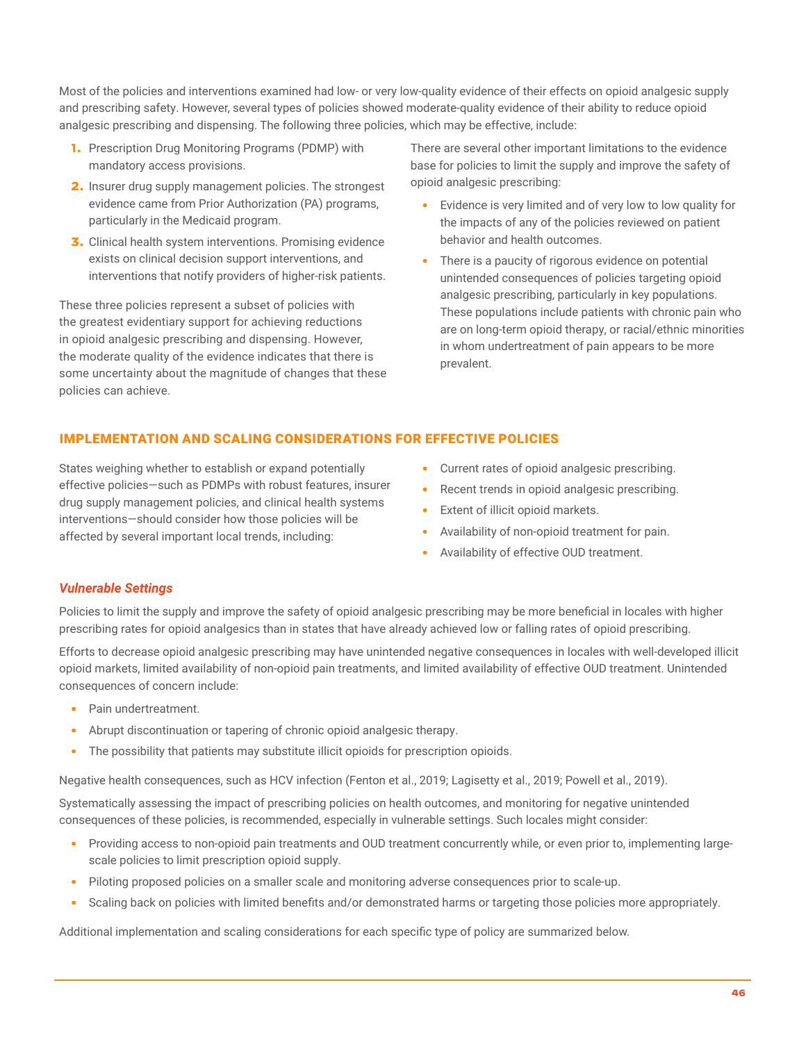Most of the policies and interventions examined had low- or very low-quality evidence of their effects on opioid analgesic supply and prescribing safety. However, several types of policies showed moderate-quality evidence of their ability to reduce opioid analgesic prescribing and dispensing. The following three policies, which may be effective, include:

1. Prescription Drug Monitoring Programs (PDMP) with mandatory access provisions.
2. Insurer drug supply management policies. The strongest evidence came from Prior Authorization (PA) programs, particularly in the Medicaid program.
3. Clinical health system interventions. Promising evidence exists on clinical decision support interventions, and interventions that notify providers of higher-risk patients.

These three policies represent a subset of policies with the greatest evidentiary support for achieving reductions in opioid analgesic prescribing and dispensing. However, the moderate quality of the evidence indicates that there is some uncertainty about the magnitude of changes that these policies can achieve.

There are several other important limitations to the evidence base for policies to limit the supply and improve the safety of opioid analgesic prescribing:

- Evidence is very limited and of very low to low quality for the impacts of any of the policies reviewed on patient behavior and health outcomes.
- There is a paucity of rigorous evidence on potential unintended consequences of policies targeting opioid analgesic prescribing, particularly in key populations. These populations include patients with chronic pain who are on long-term opioid therapy, or racial/ethnic minorities in whom undertreatment of pain appears to be more prevalent.

## IMPLEMENTATION AND SCALING CONSIDERATIONS FOR EFFECTIVE POLICIES

States weighing whether to establish or expand potentially effective policies—such as PDMPs with robust features, insurer drug supply management policies, and clinical health systems interventions—should consider how those policies will be affected by several important local trends, including:

- Current rates of opioid analgesic prescribing.
- Recent trends in opioid analgesic prescribing.
- Extent of illicit opioid markets.
- Availability of non-opioid treatment for pain.
- Availability of effective OUD treatment.

### *Vulnerable Settings*

Policies to limit the supply and improve the safety of opioid analgesic prescribing may be more beneficial in locales with higher prescribing rates for opioid analgesics than in states that have already achieved low or falling rates of opioid prescribing.

Efforts to decrease opioid analgesic prescribing may have unintended negative consequences in locales with well-developed illicit opioid markets, limited availability of non-opioid pain treatments, and limited availability of effective OUD treatment. Unintended consequences of concern include:

- Pain undertreatment.
- Abrupt discontinuation or tapering of chronic opioid analgesic therapy.
- The possibility that patients may substitute illicit opioids for prescription opioids.

Negative health consequences, such as HCV infection (Fenton et al., 2019; Lagisetty et al., 2019; Powell et al., 2019).

Systematically assessing the impact of prescribing policies on health outcomes, and monitoring for negative unintended consequences of these policies, is recommended, especially in vulnerable settings. Such locales might consider:

- Providing access to non-opioid pain treatments and OUD treatment concurrently while, or even prior to, implementing large-scale policies to limit prescription opioid supply.
- Piloting proposed policies on a smaller scale and monitoring adverse consequences prior to scale-up.
- Scaling back on policies with limited benefits and/or demonstrated harms or targeting those policies more appropriately.

Additional implementation and scaling considerations for each specific type of policy are summarized below.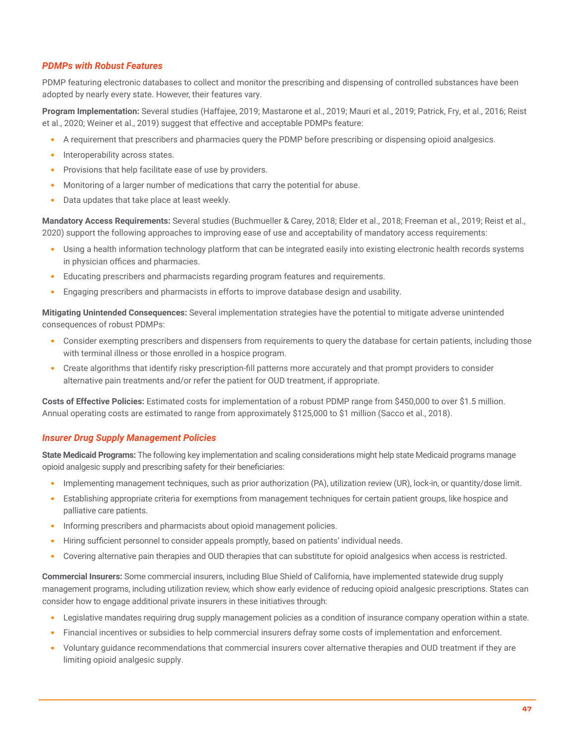### *PDMPs with Robust Features*

PDMP featuring electronic databases to collect and monitor the prescribing and dispensing of controlled substances have been adopted by nearly every state. However, their features vary.

**Program Implementation:** Several studies (Haffajee, 2019; Mastarone et al., 2019; Mauri et al., 2019; Patrick, Fry, et al., 2016; Reist et al., 2020; Weiner et al., 2019) suggest that effective and acceptable PDMPs feature:

- A requirement that prescribers and pharmacies query the PDMP before prescribing or dispensing opioid analgesics.
- Interoperability across states.
- Provisions that help facilitate ease of use by providers.
- Monitoring of a larger number of medications that carry the potential for abuse.
- Data updates that take place at least weekly.

**Mandatory Access Requirements:** Several studies (Buchmueller & Carey, 2018; Elder et al., 2018; Freeman et al., 2019; Reist et al., 2020) support the following approaches to improving ease of use and acceptability of mandatory access requirements:

- Using a health information technology platform that can be integrated easily into existing electronic health records systems in physician offices and pharmacies.
- Educating prescribers and pharmacists regarding program features and requirements.
- Engaging prescribers and pharmacists in efforts to improve database design and usability.

**Mitigating Unintended Consequences:** Several implementation strategies have the potential to mitigate adverse unintended consequences of robust PDMPs:

- Consider exempting prescribers and dispensers from requirements to query the database for certain patients, including those with terminal illness or those enrolled in a hospice program.
- Create algorithms that identify risky prescription-fill patterns more accurately and that prompt providers to consider alternative pain treatments and/or refer the patient for OUD treatment, if appropriate.

**Costs of Effective Policies:** Estimated costs for implementation of a robust PDMP range from $450,000 to over $1.5 million. Annual operating costs are estimated to range from approximately $125,000 to $1 million (Sacco et al., 2018).

### *Insurer Drug Supply Management Policies*

**State Medicaid Programs:** The following key implementation and scaling considerations might help state Medicaid programs manage opioid analgesic supply and prescribing safety for their beneficiaries:

- Implementing management techniques, such as prior authorization (PA), utilization review (UR), lock-in, or quantity/dose limit.
- Establishing appropriate criteria for exemptions from management techniques for certain patient groups, like hospice and palliative care patients.
- Informing prescribers and pharmacists about opioid management policies.
- Hiring sufficient personnel to consider appeals promptly, based on patients' individual needs.
- Covering alternative pain therapies and OUD therapies that can substitute for opioid analgesics when access is restricted.

**Commercial Insurers:** Some commercial insurers, including Blue Shield of California, have implemented statewide drug supply management programs, including utilization review, which show early evidence of reducing opioid analgesic prescriptions. States can consider how to engage additional private insurers in these initiatives through:

- Legislative mandates requiring drug supply management policies as a condition of insurance company operation within a state.
- Financial incentives or subsidies to help commercial insurers defray some costs of implementation and enforcement.
- Voluntary guidance recommendations that commercial insurers cover alternative therapies and OUD treatment if they are limiting opioid analgesic supply.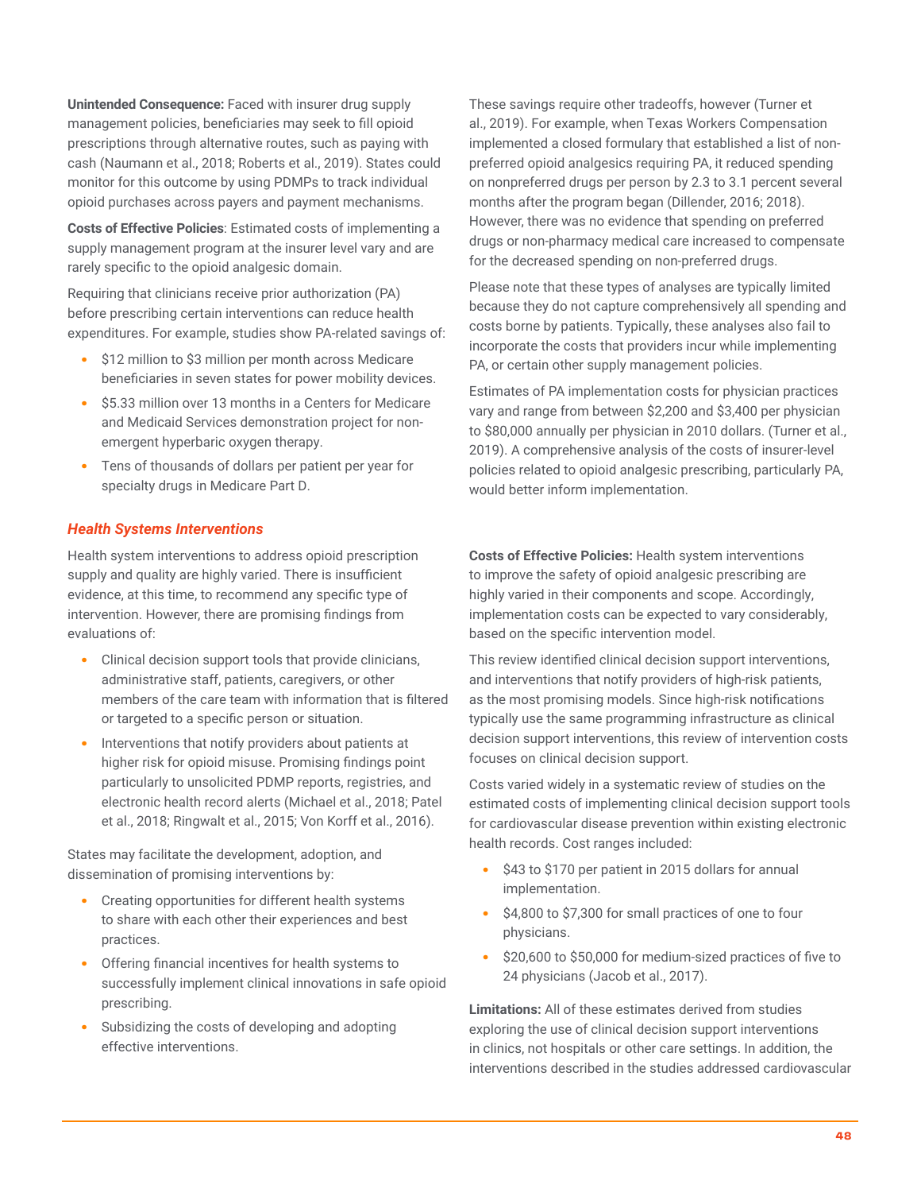**Unintended Consequence:** Faced with insurer drug supply management policies, beneficiaries may seek to fill opioid prescriptions through alternative routes, such as paying with cash (Naumann et al., 2018; Roberts et al., 2019). States could monitor for this outcome by using PDMPs to track individual opioid purchases across payers and payment mechanisms.

**Costs of Effective Policies**: Estimated costs of implementing a supply management program at the insurer level vary and are rarely specific to the opioid analgesic domain.

Requiring that clinicians receive prior authorization (PA) before prescribing certain interventions can reduce health expenditures. For example, studies show PA-related savings of:

- $12 million to $3 million per month across Medicare beneficiaries in seven states for power mobility devices.
- $5.33 million over 13 months in a Centers for Medicare and Medicaid Services demonstration project for non-emergent hyperbaric oxygen therapy.
- Tens of thousands of dollars per patient per year for specialty drugs in Medicare Part D.

These savings require other tradeoffs, however (Turner et al., 2019). For example, when Texas Workers Compensation implemented a closed formulary that established a list of non-preferred opioid analgesics requiring PA, it reduced spending on nonpreferred drugs per person by 2.3 to 3.1 percent several months after the program began (Dillender, 2016; 2018). However, there was no evidence that spending on preferred drugs or non-pharmacy medical care increased to compensate for the decreased spending on non-preferred drugs.

Please note that these types of analyses are typically limited because they do not capture comprehensively all spending and costs borne by patients. Typically, these analyses also fail to incorporate the costs that providers incur while implementing PA, or certain other supply management policies.

Estimates of PA implementation costs for physician practices vary and range from between $2,200 and $3,400 per physician to $80,000 annually per physician in 2010 dollars. (Turner et al., 2019). A comprehensive analysis of the costs of insurer-level policies related to opioid analgesic prescribing, particularly PA, would better inform implementation.

### *Health Systems Interventions*

Health system interventions to address opioid prescription supply and quality are highly varied. There is insufficient evidence, at this time, to recommend any specific type of intervention. However, there are promising findings from evaluations of:

- Clinical decision support tools that provide clinicians, administrative staff, patients, caregivers, or other members of the care team with information that is filtered or targeted to a specific person or situation.
- Interventions that notify providers about patients at higher risk for opioid misuse. Promising findings point particularly to unsolicited PDMP reports, registries, and electronic health record alerts (Michael et al., 2018; Patel et al., 2018; Ringwalt et al., 2015; Von Korff et al., 2016).

States may facilitate the development, adoption, and dissemination of promising interventions by:

- Creating opportunities for different health systems to share with each other their experiences and best practices.
- Offering financial incentives for health systems to successfully implement clinical innovations in safe opioid prescribing.
- Subsidizing the costs of developing and adopting effective interventions.

**Costs of Effective Policies:** Health system interventions to improve the safety of opioid analgesic prescribing are highly varied in their components and scope. Accordingly, implementation costs can be expected to vary considerably, based on the specific intervention model.

This review identified clinical decision support interventions, and interventions that notify providers of high-risk patients, as the most promising models. Since high-risk notifications typically use the same programming infrastructure as clinical decision support interventions, this review of intervention costs focuses on clinical decision support.

Costs varied widely in a systematic review of studies on the estimated costs of implementing clinical decision support tools for cardiovascular disease prevention within existing electronic health records. Cost ranges included:

- $43 to $170 per patient in 2015 dollars for annual implementation.
- $4,800 to $7,300 for small practices of one to four physicians.
- $20,600 to $50,000 for medium-sized practices of five to 24 physicians (Jacob et al., 2017).

**Limitations:** All of these estimates derived from studies exploring the use of clinical decision support interventions in clinics, not hospitals or other care settings. In addition, the interventions described in the studies addressed cardiovascular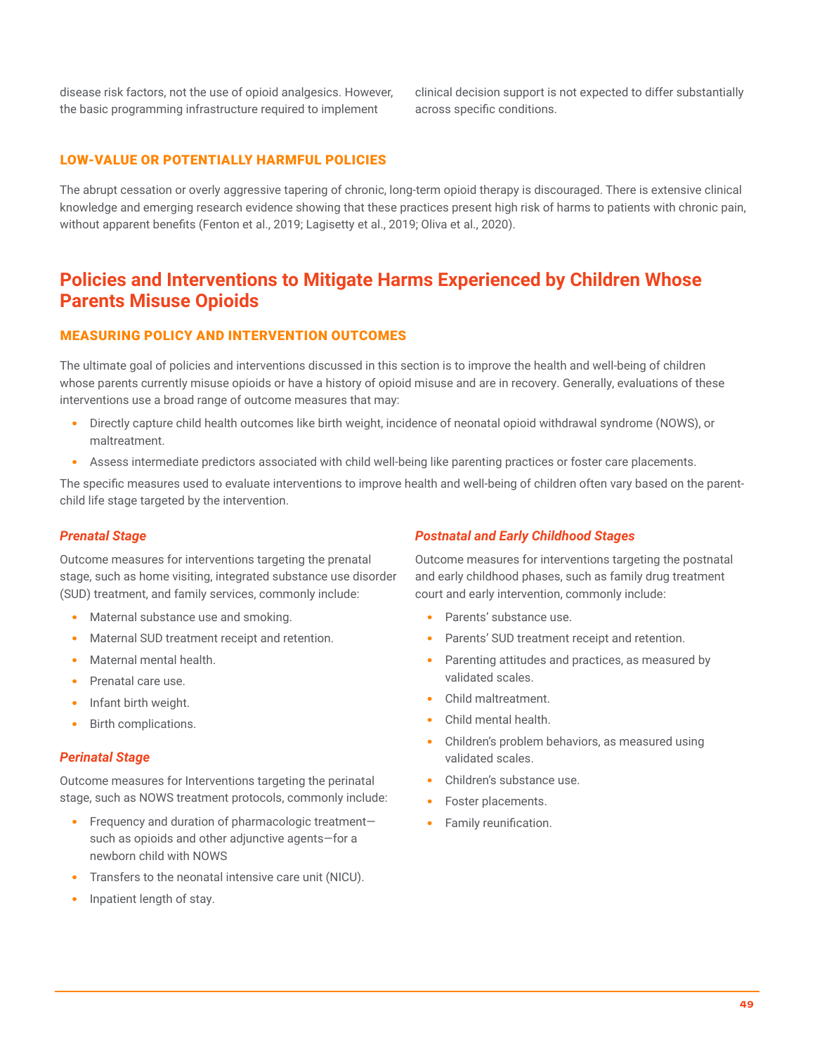disease risk factors, not the use of opioid analgesics. However, the basic programming infrastructure required to implement clinical decision support is not expected to differ substantially across specific conditions.

### LOW-VALUE OR POTENTIALLY HARMFUL POLICIES

The abrupt cessation or overly aggressive tapering of chronic, long-term opioid therapy is discouraged. There is extensive clinical knowledge and emerging research evidence showing that these practices present high risk of harms to patients with chronic pain, without apparent benefits (Fenton et al., 2019; Lagisetty et al., 2019; Oliva et al., 2020).

## Policies and Interventions to Mitigate Harms Experienced by Children Whose Parents Misuse Opioids

### MEASURING POLICY AND INTERVENTION OUTCOMES

The ultimate goal of policies and interventions discussed in this section is to improve the health and well-being of children whose parents currently misuse opioids or have a history of opioid misuse and are in recovery. Generally, evaluations of these interventions use a broad range of outcome measures that may:

- Directly capture child health outcomes like birth weight, incidence of neonatal opioid withdrawal syndrome (NOWS), or maltreatment.
- Assess intermediate predictors associated with child well-being like parenting practices or foster care placements.

The specific measures used to evaluate interventions to improve health and well-being of children often vary based on the parent-child life stage targeted by the intervention.

#### *Prenatal Stage*

Outcome measures for interventions targeting the prenatal stage, such as home visiting, integrated substance use disorder (SUD) treatment, and family services, commonly include:

- Maternal substance use and smoking.
- Maternal SUD treatment receipt and retention.
- Maternal mental health.
- Prenatal care use.
- Infant birth weight.
- Birth complications.

#### *Perinatal Stage*

Outcome measures for Interventions targeting the perinatal stage, such as NOWS treatment protocols, commonly include:

- Frequency and duration of pharmacologic treatment—such as opioids and other adjunctive agents—for a newborn child with NOWS
- Transfers to the neonatal intensive care unit (NICU).
- Inpatient length of stay.

#### *Postnatal and Early Childhood Stages*

Outcome measures for interventions targeting the postnatal and early childhood phases, such as family drug treatment court and early intervention, commonly include:

- Parents' substance use.
- Parents' SUD treatment receipt and retention.
- Parenting attitudes and practices, as measured by validated scales.
- Child maltreatment.
- Child mental health.
- Children's problem behaviors, as measured using validated scales.
- Children's substance use.
- Foster placements.
- Family reunification.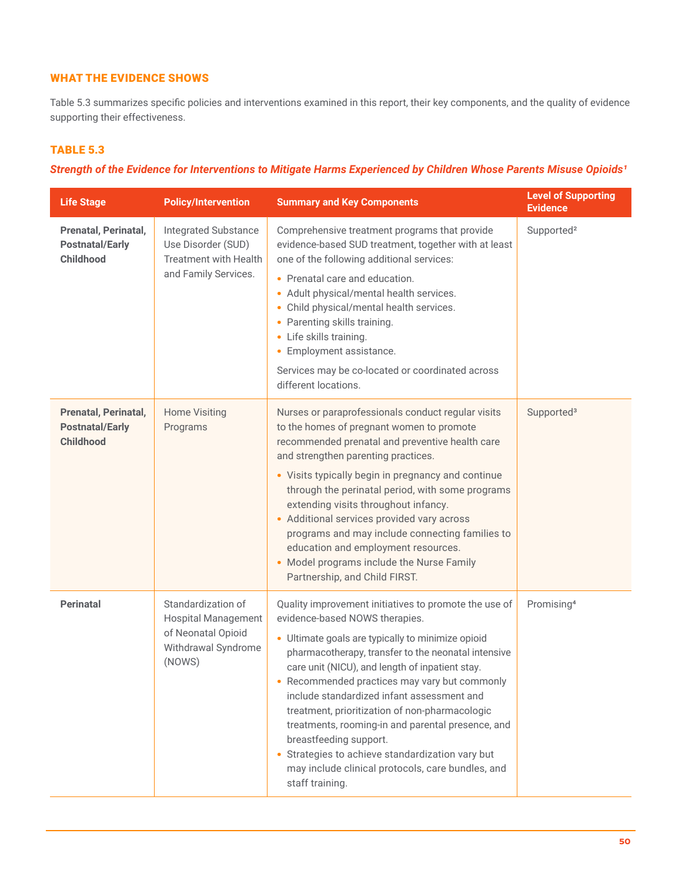## WHAT THE EVIDENCE SHOWS

Table 5.3 summarizes specific policies and interventions examined in this report, their key components, and the quality of evidence supporting their effectiveness.

### TABLE 5.3

***Strength of the Evidence for Interventions to Mitigate Harms Experienced by Children Whose Parents Misuse Opioids[1]***

| Life Stage | Policy/Intervention | Summary and Key Components | Level of Supporting Evidence |
|---|---|---|---|
| **Prenatal, Perinatal, Postnatal/Early Childhood** | Integrated Substance Use Disorder (SUD) Treatment with Health and Family Services. | Comprehensive treatment programs that provide evidence-based SUD treatment, together with at least one of the following additional services:<br>• Prenatal care and education.<br>• Adult physical/mental health services.<br>• Child physical/mental health services.<br>• Parenting skills training.<br>• Life skills training.<br>• Employment assistance.<br>Services may be co-located or coordinated across different locations. | Supported[2] |
| **Prenatal, Perinatal, Postnatal/Early Childhood** | Home Visiting Programs | Nurses or paraprofessionals conduct regular visits to the homes of pregnant women to promote recommended prenatal and preventive health care and strengthen parenting practices.<br>• Visits typically begin in pregnancy and continue through the perinatal period, with some programs extending visits throughout infancy.<br>• Additional services provided vary across programs and may include connecting families to education and employment resources.<br>• Model programs include the Nurse Family Partnership, and Child FIRST. | Supported[3] |
| **Perinatal** | Standardization of Hospital Management of Neonatal Opioid Withdrawal Syndrome (NOWS) | Quality improvement initiatives to promote the use of evidence-based NOWS therapies.<br>• Ultimate goals are typically to minimize opioid pharmacotherapy, transfer to the neonatal intensive care unit (NICU), and length of inpatient stay.<br>• Recommended practices may vary but commonly include standardized infant assessment and treatment, prioritization of non-pharmacologic treatments, rooming-in and parental presence, and breastfeeding support.<br>• Strategies to achieve standardization vary but may include clinical protocols, care bundles, and staff training. | Promising[4] |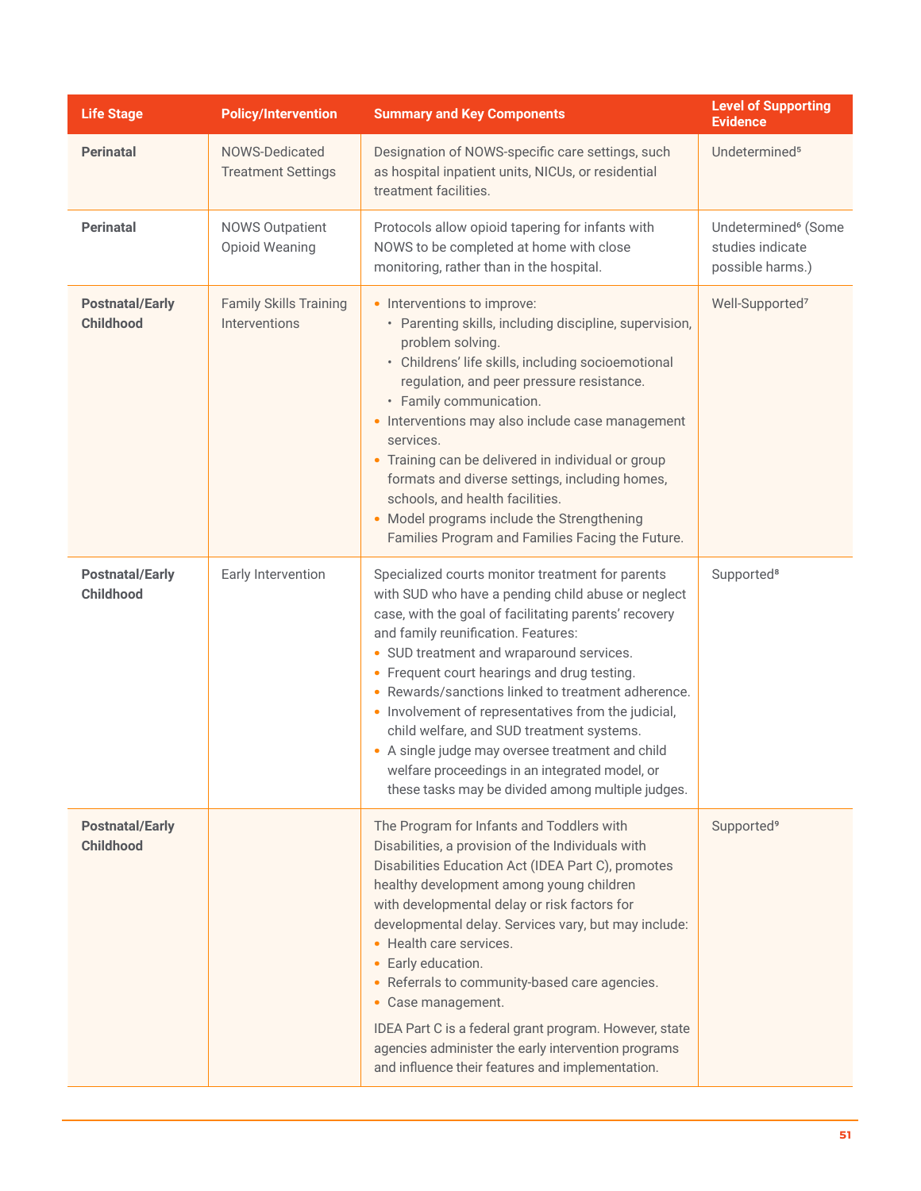| Life Stage | Policy/Intervention | Summary and Key Components | Level of Supporting Evidence |
| --- | --- | --- | --- |
| **Perinatal** | NOWS-Dedicated Treatment Settings | Designation of NOWS-specific care settings, such as hospital inpatient units, NICUs, or residential treatment facilities. | Undetermined[5] |
| **Perinatal** | NOWS Outpatient Opioid Weaning | Protocols allow opioid tapering for infants with NOWS to be completed at home with close monitoring, rather than in the hospital. | Undetermined[6] (Some studies indicate possible harms.) |
| **Postnatal/Early Childhood** | Family Skills Training Interventions | • Interventions to improve:<br>  ◦ Parenting skills, including discipline, supervision, problem solving.<br>  ◦ Childrens' life skills, including socioemotional regulation, and peer pressure resistance.<br>  ◦ Family communication.<br>• Interventions may also include case management services.<br>• Training can be delivered in individual or group formats and diverse settings, including homes, schools, and health facilities.<br>• Model programs include the Strengthening Families Program and Families Facing the Future. | Well-Supported[7] |
| **Postnatal/Early Childhood** | Early Intervention | Specialized courts monitor treatment for parents with SUD who have a pending child abuse or neglect case, with the goal of facilitating parents' recovery and family reunification. Features:<br>• SUD treatment and wraparound services.<br>• Frequent court hearings and drug testing.<br>• Rewards/sanctions linked to treatment adherence.<br>• Involvement of representatives from the judicial, child welfare, and SUD treatment systems.<br>• A single judge may oversee treatment and child welfare proceedings in an integrated model, or these tasks may be divided among multiple judges. | Supported[8] |
| **Postnatal/Early Childhood** | | The Program for Infants and Toddlers with Disabilities, a provision of the Individuals with Disabilities Education Act (IDEA Part C), promotes healthy development among young children with developmental delay or risk factors for developmental delay. Services vary, but may include:<br>• Health care services.<br>• Early education.<br>• Referrals to community-based care agencies.<br>• Case management.<br><br>IDEA Part C is a federal grant program. However, state agencies administer the early intervention programs and influence their features and implementation. | Supported[9] |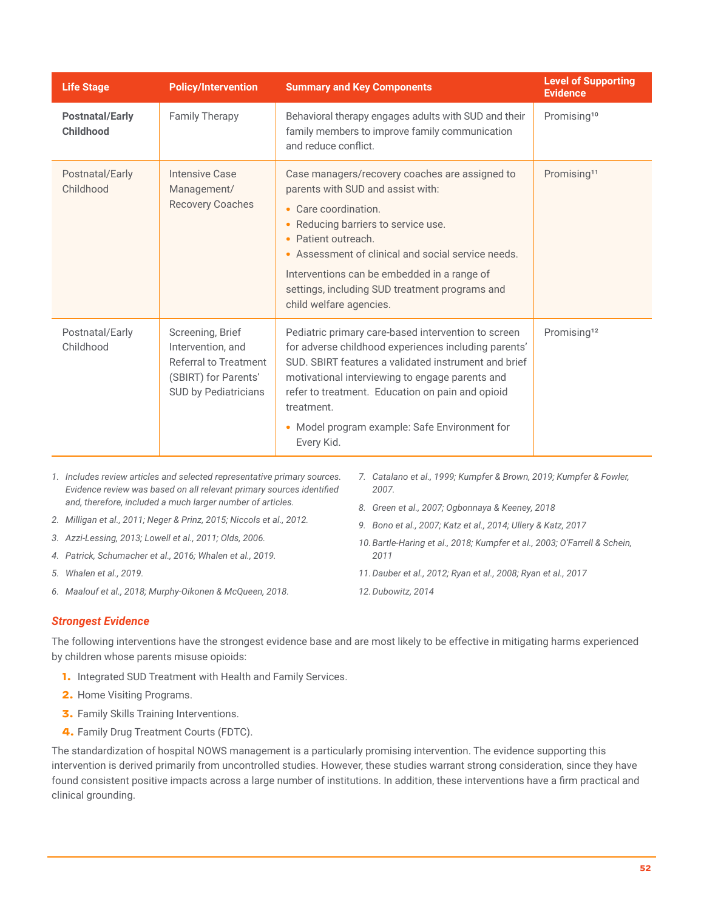| Life Stage | Policy/Intervention | Summary and Key Components | Level of Supporting Evidence |
|---|---|---|---|
| **Postnatal/Early Childhood** | Family Therapy | Behavioral therapy engages adults with SUD and their family members to improve family communication and reduce conflict. | Promising[10] |
| Postnatal/Early Childhood | Intensive Case Management/ Recovery Coaches | Case managers/recovery coaches are assigned to parents with SUD and assist with: <br>• Care coordination. <br>• Reducing barriers to service use. <br>• Patient outreach. <br>• Assessment of clinical and social service needs. <br>Interventions can be embedded in a range of settings, including SUD treatment programs and child welfare agencies. | Promising[11] |
| Postnatal/Early Childhood | Screening, Brief Intervention, and Referral to Treatment (SBIRT) for Parents' SUD by Pediatricians | Pediatric primary care-based intervention to screen for adverse childhood experiences including parents' SUD. SBIRT features a validated instrument and brief motivational interviewing to engage parents and refer to treatment. Education on pain and opioid treatment. <br>• Model program example: Safe Environment for Every Kid. | Promising[12] |

1. *Includes review articles and selected representative primary sources. Evidence review was based on all relevant primary sources identified and, therefore, included a much larger number of articles.*
2. *Milligan et al., 2011; Neger & Prinz, 2015; Niccols et al., 2012.*
3. *Azzi-Lessing, 2013; Lowell et al., 2011; Olds, 2006.*
4. *Patrick, Schumacher et al., 2016; Whalen et al., 2019.*
5. *Whalen et al., 2019.*
6. *Maalouf et al., 2018; Murphy-Oikonen & McQueen, 2018.*
7. *Catalano et al., 1999; Kumpfer & Brown, 2019; Kumpfer & Fowler, 2007.*
8. *Green et al., 2007; Ogbonnaya & Keeney, 2018*
9. *Bono et al., 2007; Katz et al., 2014; Ullery & Katz, 2017*
10. *Bartle-Haring et al., 2018; Kumpfer et al., 2003; O'Farrell & Schein, 2011*
11. *Dauber et al., 2012; Ryan et al., 2008; Ryan et al., 2017*
12. *Dubowitz, 2014*

### *Strongest Evidence*

The following interventions have the strongest evidence base and are most likely to be effective in mitigating harms experienced by children whose parents misuse opioids:

1. Integrated SUD Treatment with Health and Family Services.
2. Home Visiting Programs.
3. Family Skills Training Interventions.
4. Family Drug Treatment Courts (FDTC).

The standardization of hospital NOWS management is a particularly promising intervention. The evidence supporting this intervention is derived primarily from uncontrolled studies. However, these studies warrant strong consideration, since they have found consistent positive impacts across a large number of institutions. In addition, these interventions have a firm practical and clinical grounding.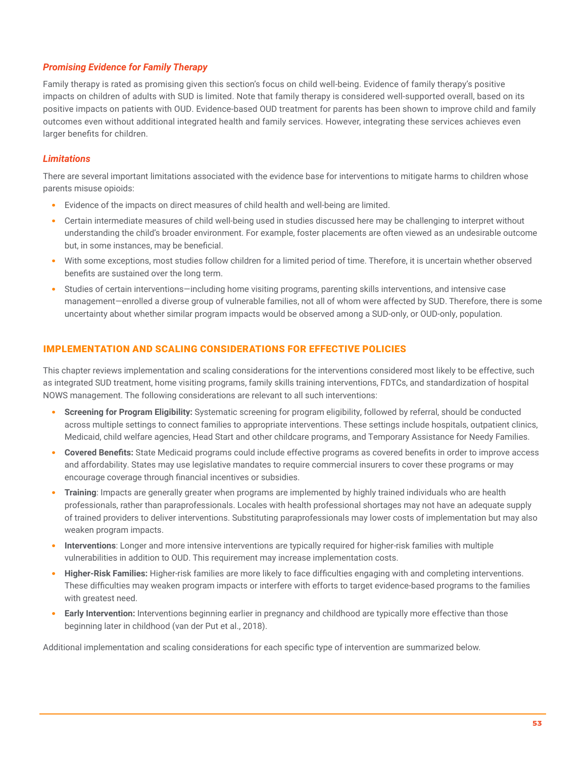### *Promising Evidence for Family Therapy*

Family therapy is rated as promising given this section's focus on child well-being. Evidence of family therapy's positive impacts on children of adults with SUD is limited. Note that family therapy is considered well-supported overall, based on its positive impacts on patients with OUD. Evidence-based OUD treatment for parents has been shown to improve child and family outcomes even without additional integrated health and family services. However, integrating these services achieves even larger benefits for children.

### *Limitations*

There are several important limitations associated with the evidence base for interventions to mitigate harms to children whose parents misuse opioids:

- Evidence of the impacts on direct measures of child health and well-being are limited.
- Certain intermediate measures of child well-being used in studies discussed here may be challenging to interpret without understanding the child's broader environment. For example, foster placements are often viewed as an undesirable outcome but, in some instances, may be beneficial.
- With some exceptions, most studies follow children for a limited period of time. Therefore, it is uncertain whether observed benefits are sustained over the long term.
- Studies of certain interventions—including home visiting programs, parenting skills interventions, and intensive case management—enrolled a diverse group of vulnerable families, not all of whom were affected by SUD. Therefore, there is some uncertainty about whether similar program impacts would be observed among a SUD-only, or OUD-only, population.

## IMPLEMENTATION AND SCALING CONSIDERATIONS FOR EFFECTIVE POLICIES

This chapter reviews implementation and scaling considerations for the interventions considered most likely to be effective, such as integrated SUD treatment, home visiting programs, family skills training interventions, FDTCs, and standardization of hospital NOWS management. The following considerations are relevant to all such interventions:

- **Screening for Program Eligibility:** Systematic screening for program eligibility, followed by referral, should be conducted across multiple settings to connect families to appropriate interventions. These settings include hospitals, outpatient clinics, Medicaid, child welfare agencies, Head Start and other childcare programs, and Temporary Assistance for Needy Families.
- **Covered Benefits:** State Medicaid programs could include effective programs as covered benefits in order to improve access and affordability. States may use legislative mandates to require commercial insurers to cover these programs or may encourage coverage through financial incentives or subsidies.
- **Training**: Impacts are generally greater when programs are implemented by highly trained individuals who are health professionals, rather than paraprofessionals. Locales with health professional shortages may not have an adequate supply of trained providers to deliver interventions. Substituting paraprofessionals may lower costs of implementation but may also weaken program impacts.
- **Interventions**: Longer and more intensive interventions are typically required for higher-risk families with multiple vulnerabilities in addition to OUD. This requirement may increase implementation costs.
- **Higher-Risk Families:** Higher-risk families are more likely to face difficulties engaging with and completing interventions. These difficulties may weaken program impacts or interfere with efforts to target evidence-based programs to the families with greatest need.
- **Early Intervention:** Interventions beginning earlier in pregnancy and childhood are typically more effective than those beginning later in childhood (van der Put et al., 2018).

Additional implementation and scaling considerations for each specific type of intervention are summarized below.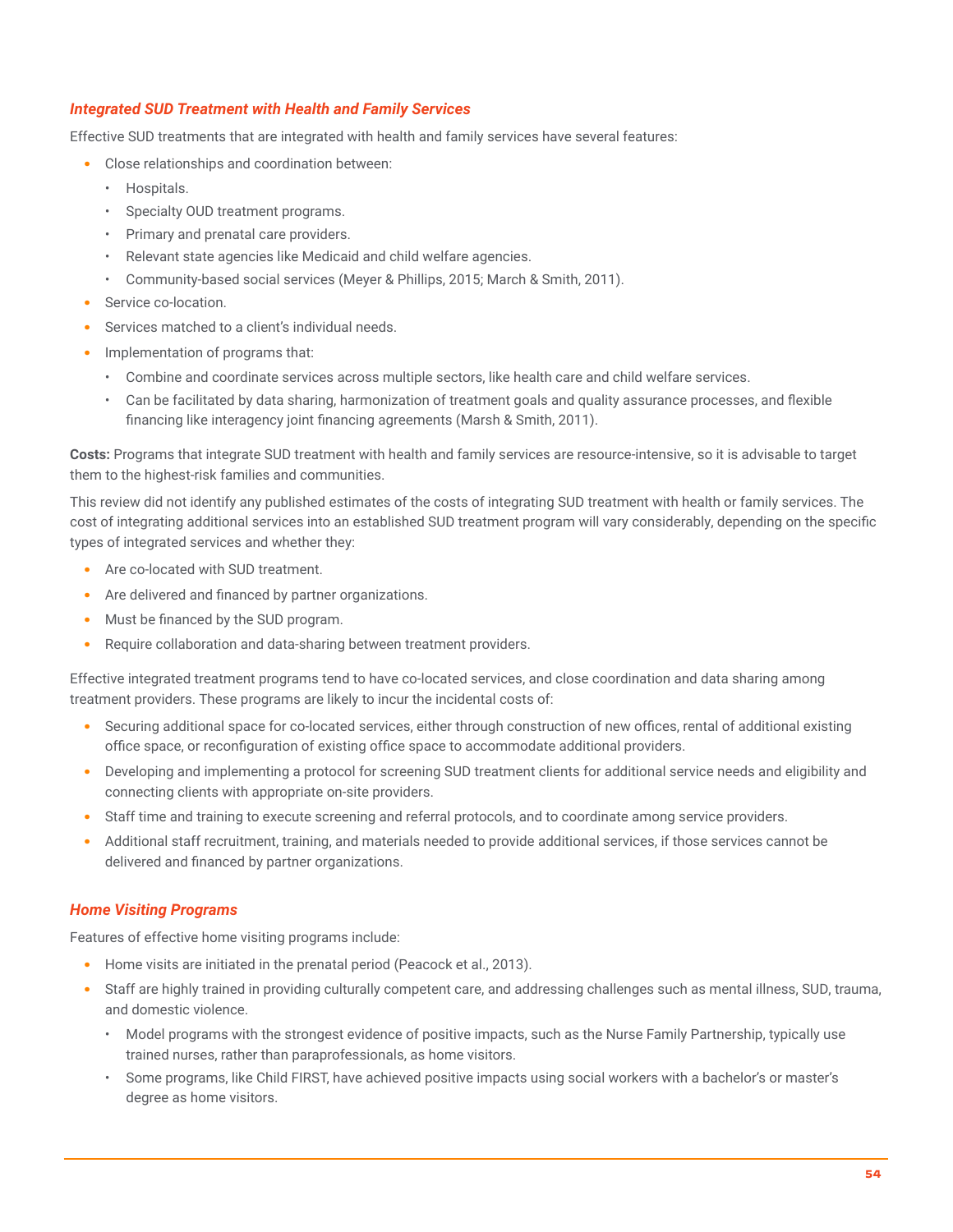### *Integrated SUD Treatment with Health and Family Services*

Effective SUD treatments that are integrated with health and family services have several features:

- Close relationships and coordination between:
  - Hospitals.
  - Specialty OUD treatment programs.
  - Primary and prenatal care providers.
  - Relevant state agencies like Medicaid and child welfare agencies.
  - Community-based social services (Meyer & Phillips, 2015; March & Smith, 2011).
- Service co-location.
- Services matched to a client's individual needs.
- Implementation of programs that:
  - Combine and coordinate services across multiple sectors, like health care and child welfare services.
  - Can be facilitated by data sharing, harmonization of treatment goals and quality assurance processes, and flexible financing like interagency joint financing agreements (Marsh & Smith, 2011).

**Costs:** Programs that integrate SUD treatment with health and family services are resource-intensive, so it is advisable to target them to the highest-risk families and communities.

This review did not identify any published estimates of the costs of integrating SUD treatment with health or family services. The cost of integrating additional services into an established SUD treatment program will vary considerably, depending on the specific types of integrated services and whether they:

- Are co-located with SUD treatment.
- Are delivered and financed by partner organizations.
- Must be financed by the SUD program.
- Require collaboration and data-sharing between treatment providers.

Effective integrated treatment programs tend to have co-located services, and close coordination and data sharing among treatment providers. These programs are likely to incur the incidental costs of:

- Securing additional space for co-located services, either through construction of new offices, rental of additional existing office space, or reconfiguration of existing office space to accommodate additional providers.
- Developing and implementing a protocol for screening SUD treatment clients for additional service needs and eligibility and connecting clients with appropriate on-site providers.
- Staff time and training to execute screening and referral protocols, and to coordinate among service providers.
- Additional staff recruitment, training, and materials needed to provide additional services, if those services cannot be delivered and financed by partner organizations.

### *Home Visiting Programs*

Features of effective home visiting programs include:

- Home visits are initiated in the prenatal period (Peacock et al., 2013).
- Staff are highly trained in providing culturally competent care, and addressing challenges such as mental illness, SUD, trauma, and domestic violence.
  - Model programs with the strongest evidence of positive impacts, such as the Nurse Family Partnership, typically use trained nurses, rather than paraprofessionals, as home visitors.
  - Some programs, like Child FIRST, have achieved positive impacts using social workers with a bachelor's or master's degree as home visitors.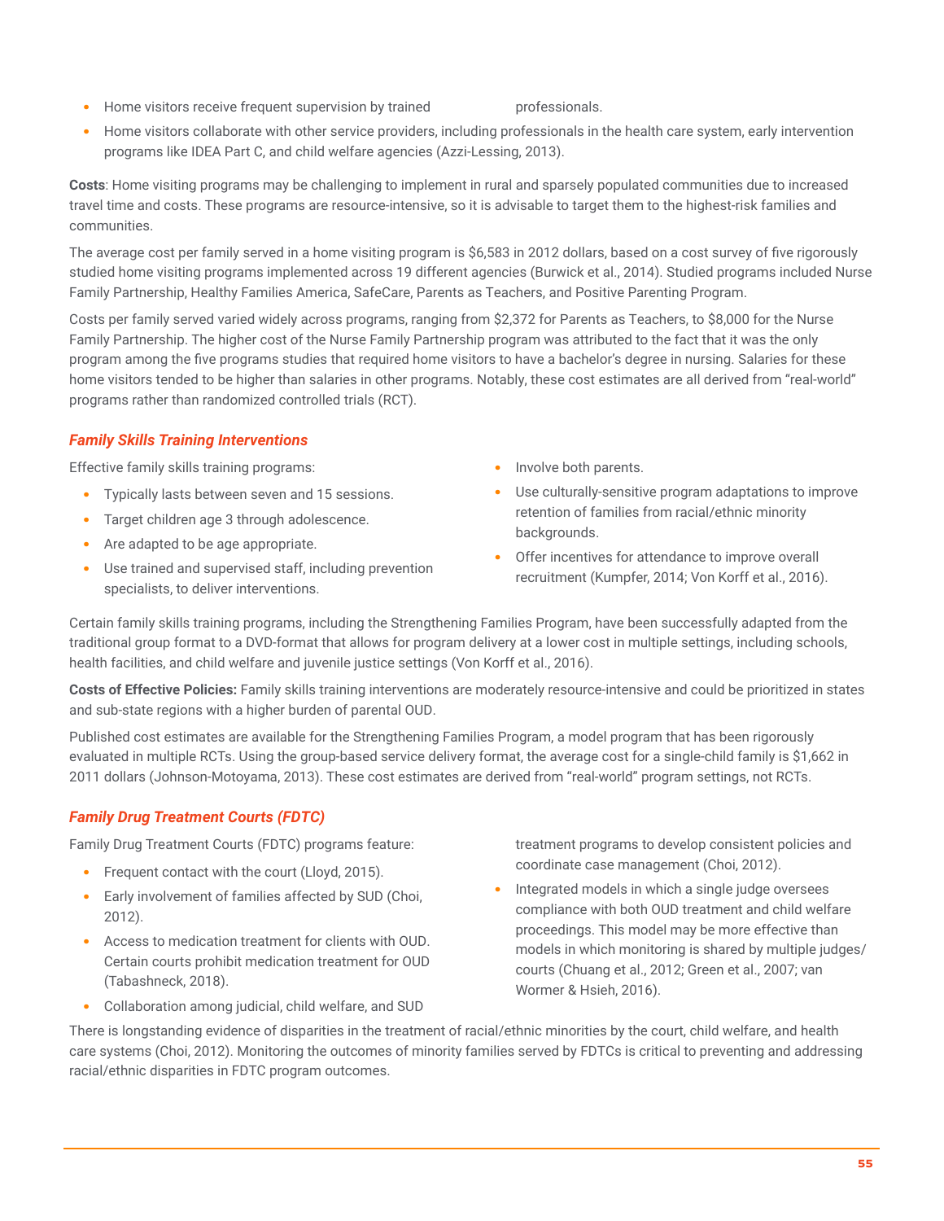- Home visitors receive frequent supervision by trained professionals.
- Home visitors collaborate with other service providers, including professionals in the health care system, early intervention programs like IDEA Part C, and child welfare agencies (Azzi-Lessing, 2013).

**Costs**: Home visiting programs may be challenging to implement in rural and sparsely populated communities due to increased travel time and costs. These programs are resource-intensive, so it is advisable to target them to the highest-risk families and communities.

The average cost per family served in a home visiting program is $6,583 in 2012 dollars, based on a cost survey of five rigorously studied home visiting programs implemented across 19 different agencies (Burwick et al., 2014). Studied programs included Nurse Family Partnership, Healthy Families America, SafeCare, Parents as Teachers, and Positive Parenting Program.

Costs per family served varied widely across programs, ranging from $2,372 for Parents as Teachers, to $8,000 for the Nurse Family Partnership. The higher cost of the Nurse Family Partnership program was attributed to the fact that it was the only program among the five programs studies that required home visitors to have a bachelor's degree in nursing. Salaries for these home visitors tended to be higher than salaries in other programs. Notably, these cost estimates are all derived from "real-world" programs rather than randomized controlled trials (RCT).

### *Family Skills Training Interventions*

Effective family skills training programs:

- Typically lasts between seven and 15 sessions.
- Target children age 3 through adolescence.
- Are adapted to be age appropriate.
- Use trained and supervised staff, including prevention specialists, to deliver interventions.
- Involve both parents.
- Use culturally-sensitive program adaptations to improve retention of families from racial/ethnic minority backgrounds.
- Offer incentives for attendance to improve overall recruitment (Kumpfer, 2014; Von Korff et al., 2016).

Certain family skills training programs, including the Strengthening Families Program, have been successfully adapted from the traditional group format to a DVD-format that allows for program delivery at a lower cost in multiple settings, including schools, health facilities, and child welfare and juvenile justice settings (Von Korff et al., 2016).

**Costs of Effective Policies:** Family skills training interventions are moderately resource-intensive and could be prioritized in states and sub-state regions with a higher burden of parental OUD.

Published cost estimates are available for the Strengthening Families Program, a model program that has been rigorously evaluated in multiple RCTs. Using the group-based service delivery format, the average cost for a single-child family is $1,662 in 2011 dollars (Johnson-Motoyama, 2013). These cost estimates are derived from "real-world" program settings, not RCTs.

### *Family Drug Treatment Courts (FDTC)*

Family Drug Treatment Courts (FDTC) programs feature:

- Frequent contact with the court (Lloyd, 2015).
- Early involvement of families affected by SUD (Choi, 2012).
- Access to medication treatment for clients with OUD. Certain courts prohibit medication treatment for OUD (Tabashneck, 2018).
- Collaboration among judicial, child welfare, and SUD treatment programs to develop consistent policies and coordinate case management (Choi, 2012).
- Integrated models in which a single judge oversees compliance with both OUD treatment and child welfare proceedings. This model may be more effective than models in which monitoring is shared by multiple judges/courts (Chuang et al., 2012; Green et al., 2007; van Wormer & Hsieh, 2016).

There is longstanding evidence of disparities in the treatment of racial/ethnic minorities by the court, child welfare, and health care systems (Choi, 2012). Monitoring the outcomes of minority families served by FDTCs is critical to preventing and addressing racial/ethnic disparities in FDTC program outcomes.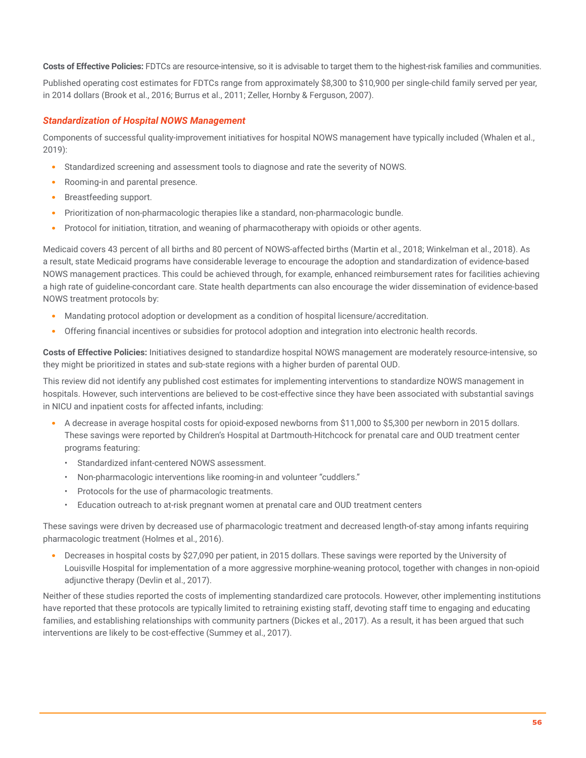**Costs of Effective Policies:** FDTCs are resource-intensive, so it is advisable to target them to the highest-risk families and communities.

Published operating cost estimates for FDTCs range from approximately $8,300 to $10,900 per single-child family served per year, in 2014 dollars (Brook et al., 2016; Burrus et al., 2011; Zeller, Hornby & Ferguson, 2007).

### *Standardization of Hospital NOWS Management*

Components of successful quality-improvement initiatives for hospital NOWS management have typically included (Whalen et al., 2019):

- Standardized screening and assessment tools to diagnose and rate the severity of NOWS.
- Rooming-in and parental presence.
- Breastfeeding support.
- Prioritization of non-pharmacologic therapies like a standard, non-pharmacologic bundle.
- Protocol for initiation, titration, and weaning of pharmacotherapy with opioids or other agents.

Medicaid covers 43 percent of all births and 80 percent of NOWS-affected births (Martin et al., 2018; Winkelman et al., 2018). As a result, state Medicaid programs have considerable leverage to encourage the adoption and standardization of evidence-based NOWS management practices. This could be achieved through, for example, enhanced reimbursement rates for facilities achieving a high rate of guideline-concordant care. State health departments can also encourage the wider dissemination of evidence-based NOWS treatment protocols by:

- Mandating protocol adoption or development as a condition of hospital licensure/accreditation.
- Offering financial incentives or subsidies for protocol adoption and integration into electronic health records.

**Costs of Effective Policies:** Initiatives designed to standardize hospital NOWS management are moderately resource-intensive, so they might be prioritized in states and sub-state regions with a higher burden of parental OUD.

This review did not identify any published cost estimates for implementing interventions to standardize NOWS management in hospitals. However, such interventions are believed to be cost-effective since they have been associated with substantial savings in NICU and inpatient costs for affected infants, including:

- A decrease in average hospital costs for opioid-exposed newborns from $11,000 to $5,300 per newborn in 2015 dollars. These savings were reported by Children's Hospital at Dartmouth-Hitchcock for prenatal care and OUD treatment center programs featuring:
  - Standardized infant-centered NOWS assessment.
  - Non-pharmacologic interventions like rooming-in and volunteer "cuddlers."
  - Protocols for the use of pharmacologic treatments.
  - Education outreach to at-risk pregnant women at prenatal care and OUD treatment centers

These savings were driven by decreased use of pharmacologic treatment and decreased length-of-stay among infants requiring pharmacologic treatment (Holmes et al., 2016).

- Decreases in hospital costs by $27,090 per patient, in 2015 dollars. These savings were reported by the University of Louisville Hospital for implementation of a more aggressive morphine-weaning protocol, together with changes in non-opioid adjunctive therapy (Devlin et al., 2017).

Neither of these studies reported the costs of implementing standardized care protocols. However, other implementing institutions have reported that these protocols are typically limited to retraining existing staff, devoting staff time to engaging and educating families, and establishing relationships with community partners (Dickes et al., 2017). As a result, it has been argued that such interventions are likely to be cost-effective (Summey et al., 2017).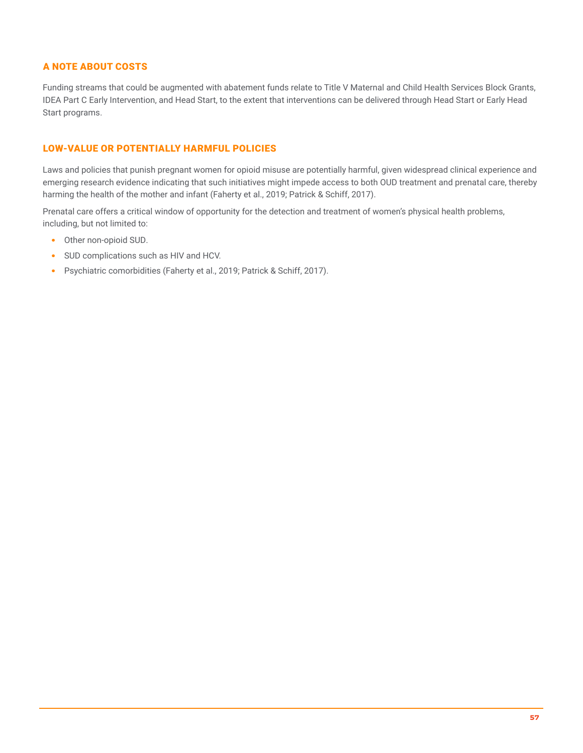### A NOTE ABOUT COSTS

Funding streams that could be augmented with abatement funds relate to Title V Maternal and Child Health Services Block Grants, IDEA Part C Early Intervention, and Head Start, to the extent that interventions can be delivered through Head Start or Early Head Start programs.

### LOW-VALUE OR POTENTIALLY HARMFUL POLICIES

Laws and policies that punish pregnant women for opioid misuse are potentially harmful, given widespread clinical experience and emerging research evidence indicating that such initiatives might impede access to both OUD treatment and prenatal care, thereby harming the health of the mother and infant (Faherty et al., 2019; Patrick & Schiff, 2017).

Prenatal care offers a critical window of opportunity for the detection and treatment of women's physical health problems, including, but not limited to:

- Other non-opioid SUD.
- SUD complications such as HIV and HCV.
- Psychiatric comorbidities (Faherty et al., 2019; Patrick & Schiff, 2017).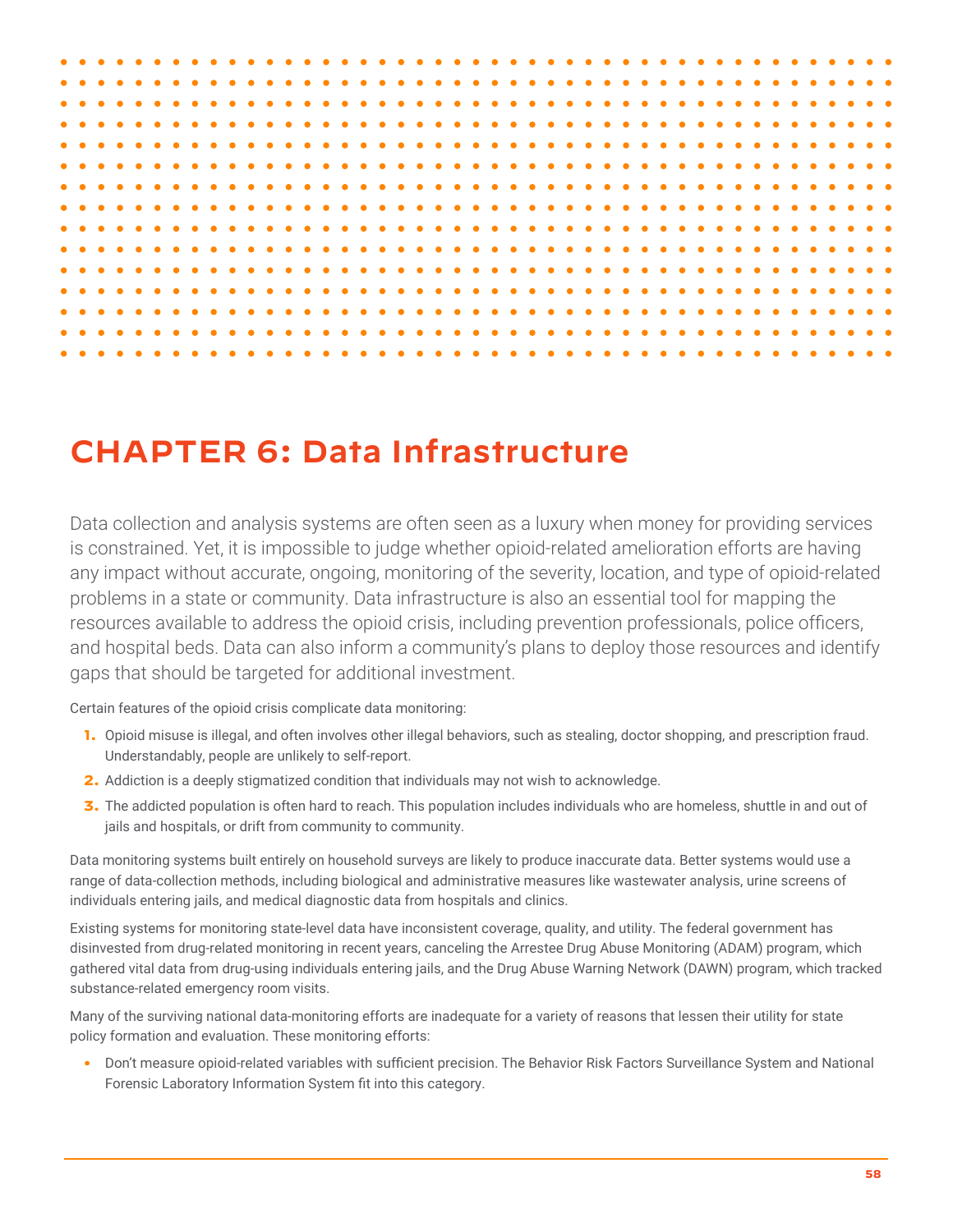# CHAPTER 6: Data Infrastructure

Data collection and analysis systems are often seen as a luxury when money for providing services is constrained. Yet, it is impossible to judge whether opioid-related amelioration efforts are having any impact without accurate, ongoing, monitoring of the severity, location, and type of opioid-related problems in a state or community. Data infrastructure is also an essential tool for mapping the resources available to address the opioid crisis, including prevention professionals, police officers, and hospital beds. Data can also inform a community's plans to deploy those resources and identify gaps that should be targeted for additional investment.

Certain features of the opioid crisis complicate data monitoring:

1. Opioid misuse is illegal, and often involves other illegal behaviors, such as stealing, doctor shopping, and prescription fraud. Understandably, people are unlikely to self-report.
2. Addiction is a deeply stigmatized condition that individuals may not wish to acknowledge.
3. The addicted population is often hard to reach. This population includes individuals who are homeless, shuttle in and out of jails and hospitals, or drift from community to community.

Data monitoring systems built entirely on household surveys are likely to produce inaccurate data. Better systems would use a range of data-collection methods, including biological and administrative measures like wastewater analysis, urine screens of individuals entering jails, and medical diagnostic data from hospitals and clinics.

Existing systems for monitoring state-level data have inconsistent coverage, quality, and utility. The federal government has disinvested from drug-related monitoring in recent years, canceling the Arrestee Drug Abuse Monitoring (ADAM) program, which gathered vital data from drug-using individuals entering jails, and the Drug Abuse Warning Network (DAWN) program, which tracked substance-related emergency room visits.

Many of the surviving national data-monitoring efforts are inadequate for a variety of reasons that lessen their utility for state policy formation and evaluation. These monitoring efforts:

- Don't measure opioid-related variables with sufficient precision. The Behavior Risk Factors Surveillance System and National Forensic Laboratory Information System fit into this category.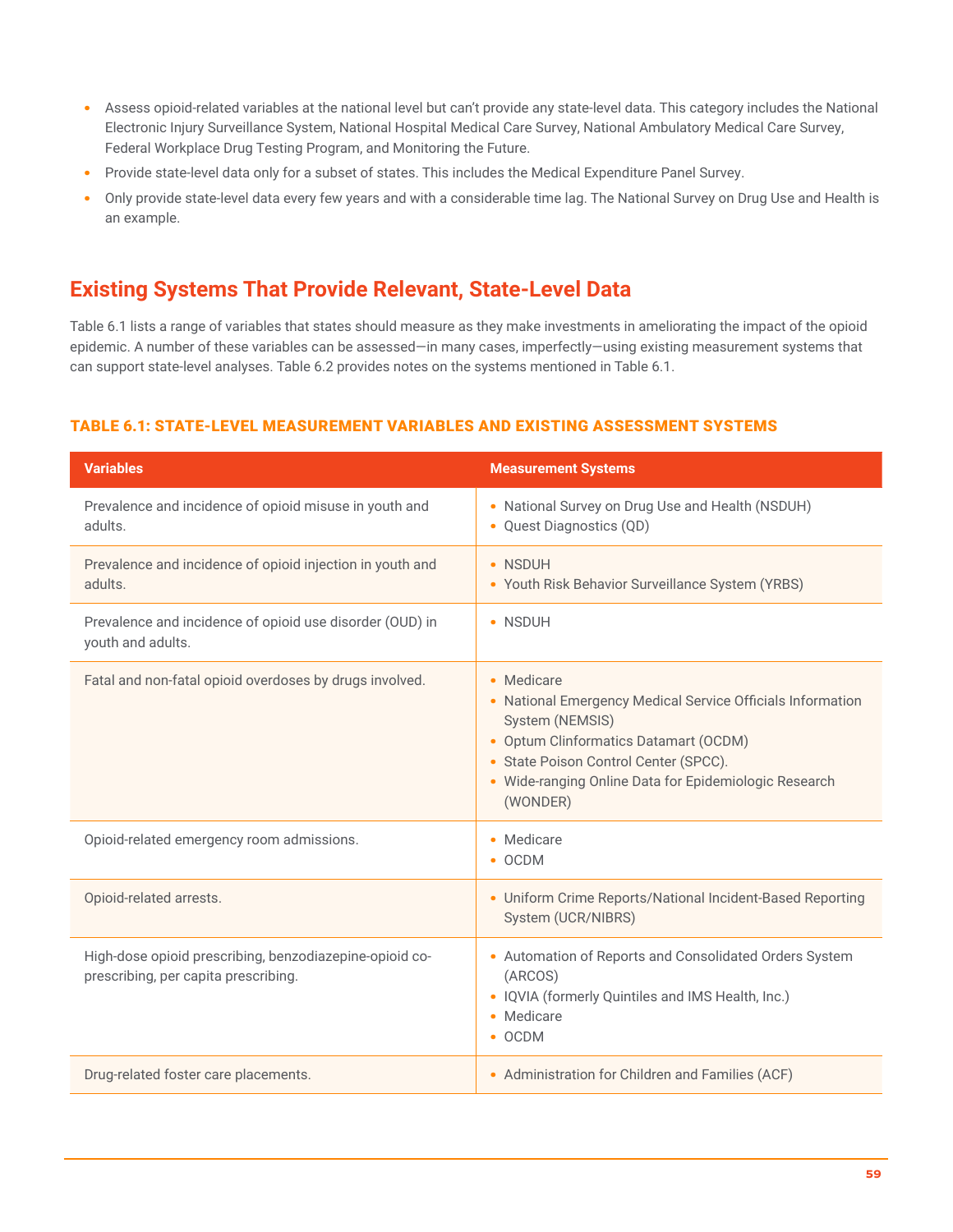- Assess opioid-related variables at the national level but can't provide any state-level data. This category includes the National Electronic Injury Surveillance System, National Hospital Medical Care Survey, National Ambulatory Medical Care Survey, Federal Workplace Drug Testing Program, and Monitoring the Future.
- Provide state-level data only for a subset of states. This includes the Medical Expenditure Panel Survey.
- Only provide state-level data every few years and with a considerable time lag. The National Survey on Drug Use and Health is an example.

## Existing Systems That Provide Relevant, State-Level Data

Table 6.1 lists a range of variables that states should measure as they make investments in ameliorating the impact of the opioid epidemic. A number of these variables can be assessed—in many cases, imperfectly—using existing measurement systems that can support state-level analyses. Table 6.2 provides notes on the systems mentioned in Table 6.1.

### TABLE 6.1: STATE-LEVEL MEASUREMENT VARIABLES AND EXISTING ASSESSMENT SYSTEMS

| Variables | Measurement Systems |
|---|---|
| Prevalence and incidence of opioid misuse in youth and adults. | • National Survey on Drug Use and Health (NSDUH)<br>• Quest Diagnostics (QD) |
| Prevalence and incidence of opioid injection in youth and adults. | • NSDUH<br>• Youth Risk Behavior Surveillance System (YRBS) |
| Prevalence and incidence of opioid use disorder (OUD) in youth and adults. | • NSDUH |
| Fatal and non-fatal opioid overdoses by drugs involved. | • Medicare<br>• National Emergency Medical Service Officials Information System (NEMSIS)<br>• Optum Clinformatics Datamart (OCDM)<br>• State Poison Control Center (SPCC).<br>• Wide-ranging Online Data for Epidemiologic Research (WONDER) |
| Opioid-related emergency room admissions. | • Medicare<br>• OCDM |
| Opioid-related arrests. | • Uniform Crime Reports/National Incident-Based Reporting System (UCR/NIBRS) |
| High-dose opioid prescribing, benzodiazepine-opioid co-prescribing, per capita prescribing. | • Automation of Reports and Consolidated Orders System (ARCOS)<br>• IQVIA (formerly Quintiles and IMS Health, Inc.)<br>• Medicare<br>• OCDM |
| Drug-related foster care placements. | • Administration for Children and Families (ACF) |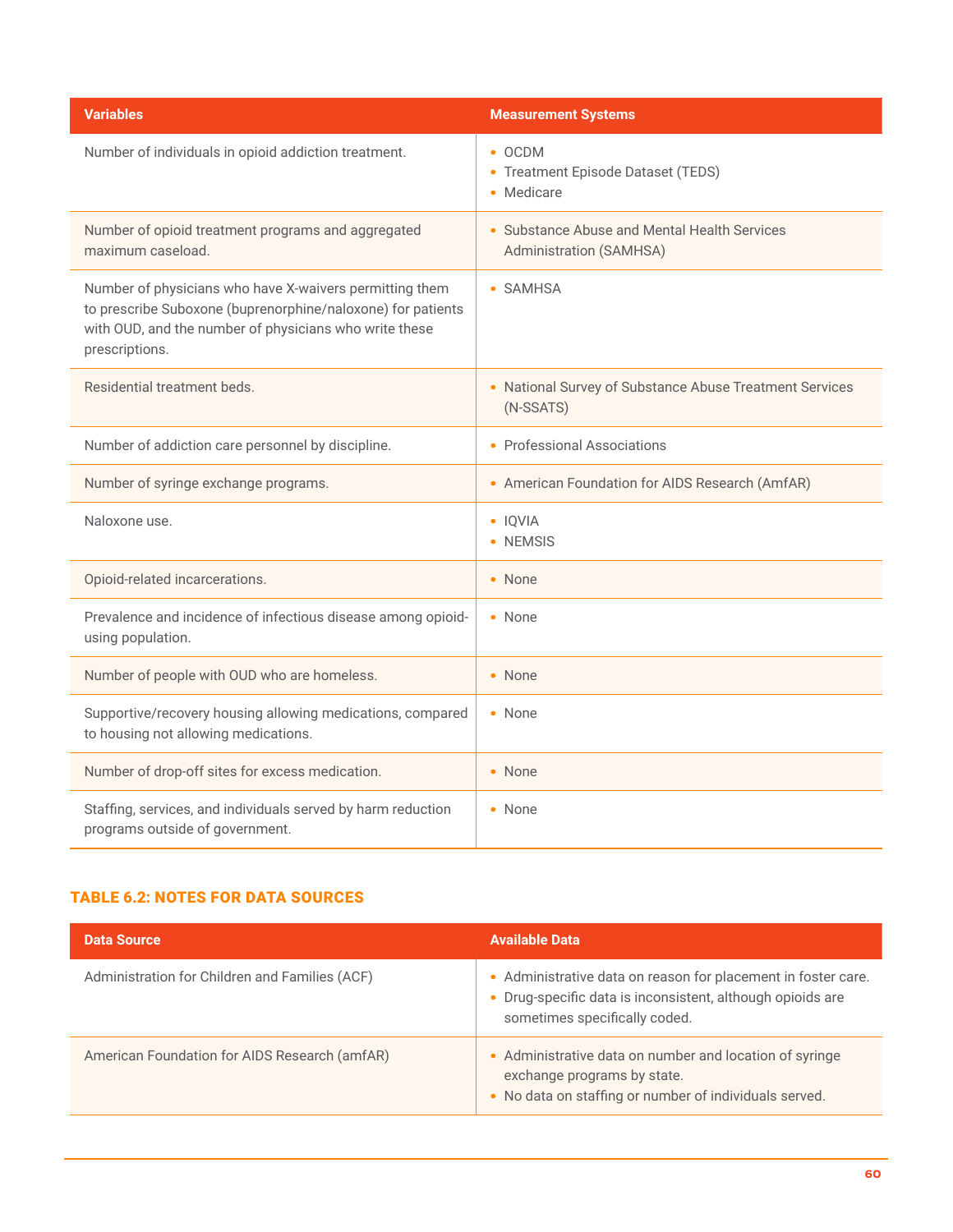| Variables | Measurement Systems |
|---|---|
| Number of individuals in opioid addiction treatment. | • OCDM<br>• Treatment Episode Dataset (TEDS)<br>• Medicare |
| Number of opioid treatment programs and aggregated maximum caseload. | • Substance Abuse and Mental Health Services Administration (SAMHSA) |
| Number of physicians who have X-waivers permitting them to prescribe Suboxone (buprenorphine/naloxone) for patients with OUD, and the number of physicians who write these prescriptions. | • SAMHSA |
| Residential treatment beds. | • National Survey of Substance Abuse Treatment Services (N-SSATS) |
| Number of addiction care personnel by discipline. | • Professional Associations |
| Number of syringe exchange programs. | • American Foundation for AIDS Research (AmfAR) |
| Naloxone use. | • IQVIA<br>• NEMSIS |
| Opioid-related incarcerations. | • None |
| Prevalence and incidence of infectious disease among opioid-using population. | • None |
| Number of people with OUD who are homeless. | • None |
| Supportive/recovery housing allowing medications, compared to housing not allowing medications. | • None |
| Number of drop-off sites for excess medication. | • None |
| Staffing, services, and individuals served by harm reduction programs outside of government. | • None |

### TABLE 6.2: NOTES FOR DATA SOURCES

| Data Source | Available Data |
|---|---|
| Administration for Children and Families (ACF) | • Administrative data on reason for placement in foster care.<br>• Drug-specific data is inconsistent, although opioids are sometimes specifically coded. |
| American Foundation for AIDS Research (amfAR) | • Administrative data on number and location of syringe exchange programs by state.<br>• No data on staffing or number of individuals served. |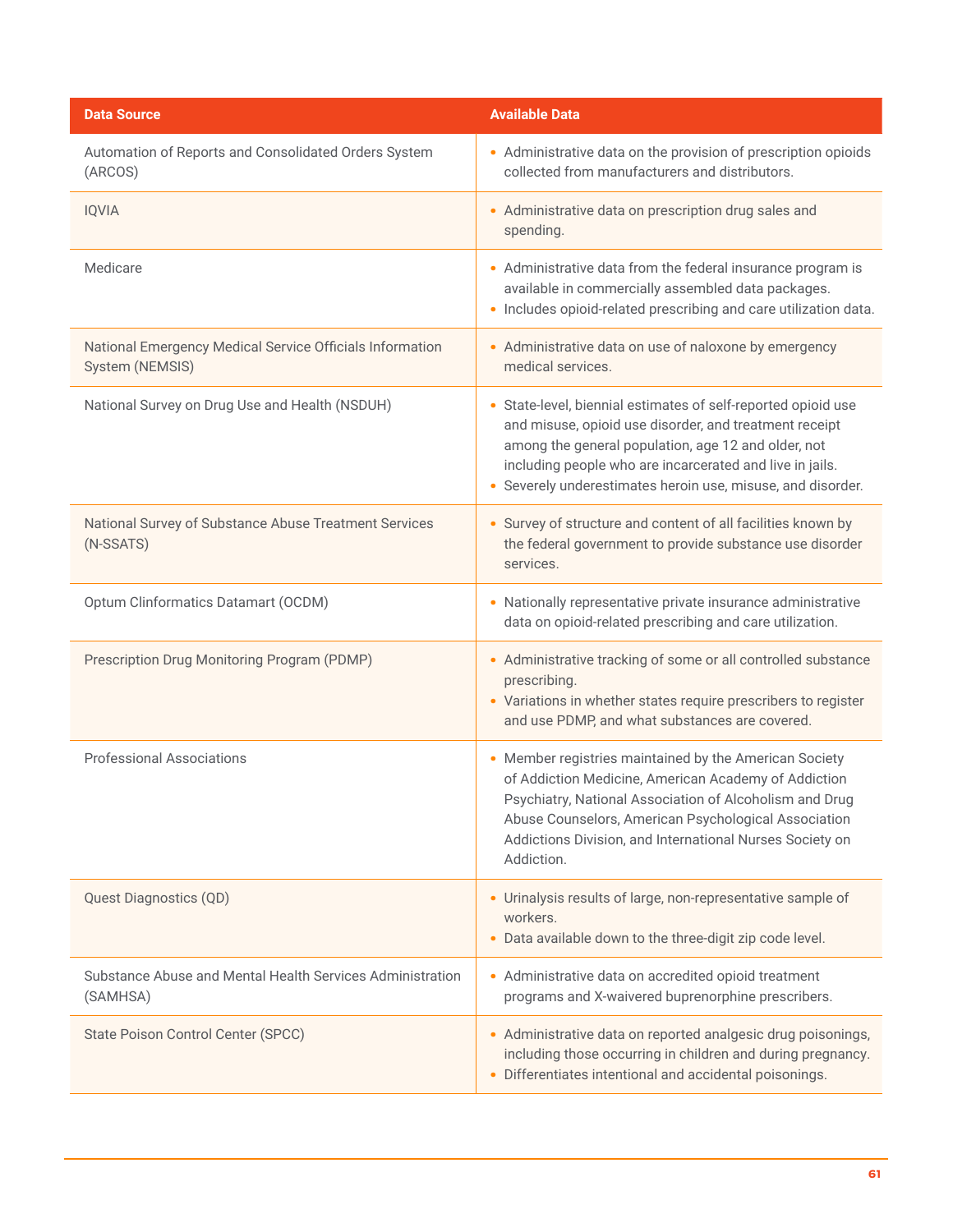| Data Source | Available Data |
| --- | --- |
| Automation of Reports and Consolidated Orders System (ARCOS) | • Administrative data on the provision of prescription opioids collected from manufacturers and distributors. |
| IQVIA | • Administrative data on prescription drug sales and spending. |
| Medicare | • Administrative data from the federal insurance program is available in commercially assembled data packages.<br>• Includes opioid-related prescribing and care utilization data. |
| National Emergency Medical Service Officials Information System (NEMSIS) | • Administrative data on use of naloxone by emergency medical services. |
| National Survey on Drug Use and Health (NSDUH) | • State-level, biennial estimates of self-reported opioid use and misuse, opioid use disorder, and treatment receipt among the general population, age 12 and older, not including people who are incarcerated and live in jails.<br>• Severely underestimates heroin use, misuse, and disorder. |
| National Survey of Substance Abuse Treatment Services (N-SSATS) | • Survey of structure and content of all facilities known by the federal government to provide substance use disorder services. |
| Optum Clinformatics Datamart (OCDM) | • Nationally representative private insurance administrative data on opioid-related prescribing and care utilization. |
| Prescription Drug Monitoring Program (PDMP) | • Administrative tracking of some or all controlled substance prescribing.<br>• Variations in whether states require prescribers to register and use PDMP, and what substances are covered. |
| Professional Associations | • Member registries maintained by the American Society of Addiction Medicine, American Academy of Addiction Psychiatry, National Association of Alcoholism and Drug Abuse Counselors, American Psychological Association Addictions Division, and International Nurses Society on Addiction. |
| Quest Diagnostics (QD) | • Urinalysis results of large, non-representative sample of workers.<br>• Data available down to the three-digit zip code level. |
| Substance Abuse and Mental Health Services Administration (SAMHSA) | • Administrative data on accredited opioid treatment programs and X-waivered buprenorphine prescribers. |
| State Poison Control Center (SPCC) | • Administrative data on reported analgesic drug poisonings, including those occurring in children and during pregnancy.<br>• Differentiates intentional and accidental poisonings. |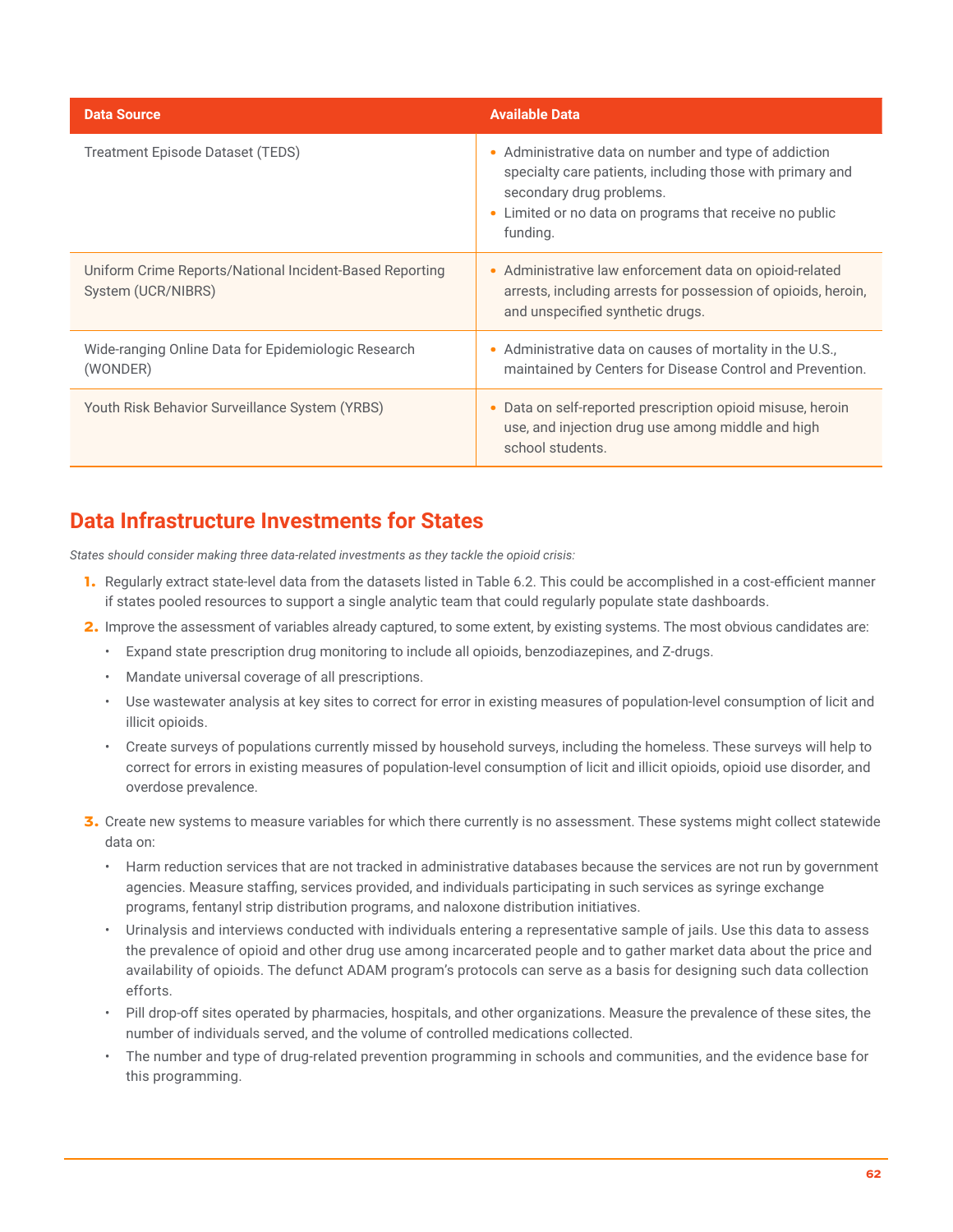| Data Source | Available Data |
|---|---|
| Treatment Episode Dataset (TEDS) | • Administrative data on number and type of addiction specialty care patients, including those with primary and secondary drug problems.<br>• Limited or no data on programs that receive no public funding. |
| Uniform Crime Reports/National Incident-Based Reporting System (UCR/NIBRS) | • Administrative law enforcement data on opioid-related arrests, including arrests for possession of opioids, heroin, and unspecified synthetic drugs. |
| Wide-ranging Online Data for Epidemiologic Research (WONDER) | • Administrative data on causes of mortality in the U.S., maintained by Centers for Disease Control and Prevention. |
| Youth Risk Behavior Surveillance System (YRBS) | • Data on self-reported prescription opioid misuse, heroin use, and injection drug use among middle and high school students. |

## Data Infrastructure Investments for States

*States should consider making three data-related investments as they tackle the opioid crisis:*

1. Regularly extract state-level data from the datasets listed in Table 6.2. This could be accomplished in a cost-efficient manner if states pooled resources to support a single analytic team that could regularly populate state dashboards.
2. Improve the assessment of variables already captured, to some extent, by existing systems. The most obvious candidates are:
   - Expand state prescription drug monitoring to include all opioids, benzodiazepines, and Z-drugs.
   - Mandate universal coverage of all prescriptions.
   - Use wastewater analysis at key sites to correct for error in existing measures of population-level consumption of licit and illicit opioids.
   - Create surveys of populations currently missed by household surveys, including the homeless. These surveys will help to correct for errors in existing measures of population-level consumption of licit and illicit opioids, opioid use disorder, and overdose prevalence.
3. Create new systems to measure variables for which there currently is no assessment. These systems might collect statewide data on:
   - Harm reduction services that are not tracked in administrative databases because the services are not run by government agencies. Measure staffing, services provided, and individuals participating in such services as syringe exchange programs, fentanyl strip distribution programs, and naloxone distribution initiatives.
   - Urinalysis and interviews conducted with individuals entering a representative sample of jails. Use this data to assess the prevalence of opioid and other drug use among incarcerated people and to gather market data about the price and availability of opioids. The defunct ADAM program's protocols can serve as a basis for designing such data collection efforts.
   - Pill drop-off sites operated by pharmacies, hospitals, and other organizations. Measure the prevalence of these sites, the number of individuals served, and the volume of controlled medications collected.
   - The number and type of drug-related prevention programming in schools and communities, and the evidence base for this programming.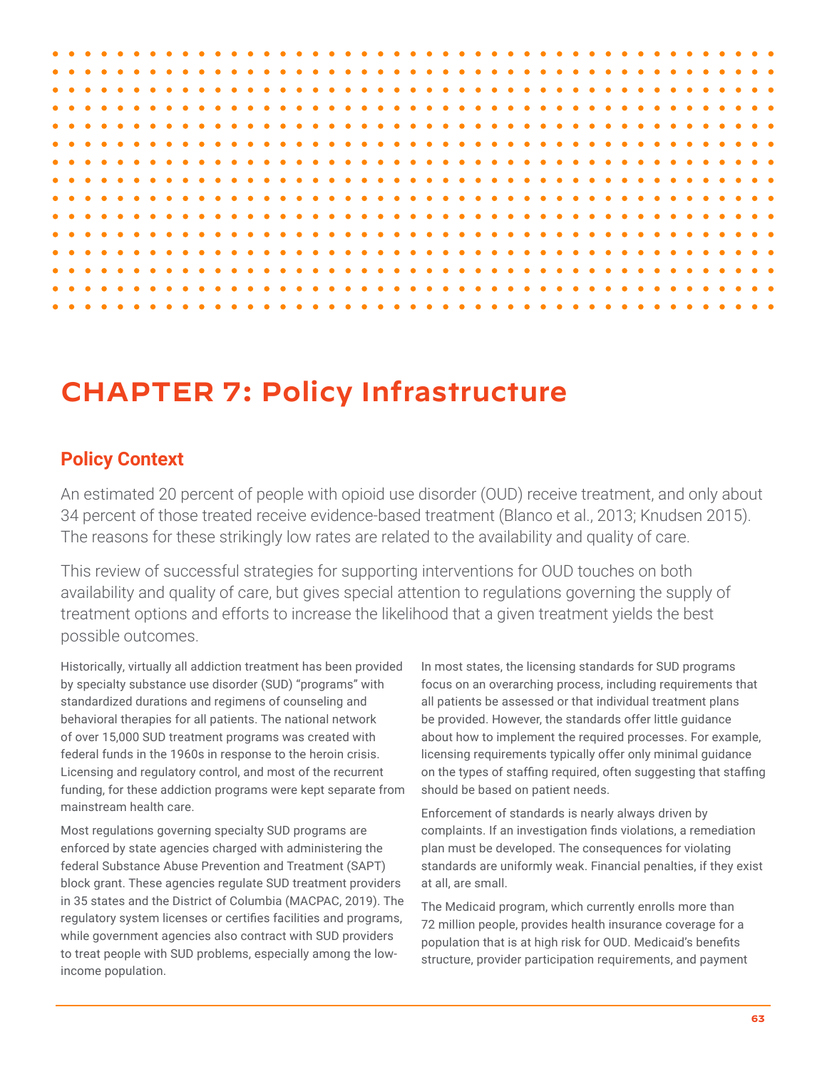# CHAPTER 7: Policy Infrastructure

## Policy Context

An estimated 20 percent of people with opioid use disorder (OUD) receive treatment, and only about 34 percent of those treated receive evidence-based treatment (Blanco et al., 2013; Knudsen 2015). The reasons for these strikingly low rates are related to the availability and quality of care.

This review of successful strategies for supporting interventions for OUD touches on both availability and quality of care, but gives special attention to regulations governing the supply of treatment options and efforts to increase the likelihood that a given treatment yields the best possible outcomes.

Historically, virtually all addiction treatment has been provided by specialty substance use disorder (SUD) "programs" with standardized durations and regimens of counseling and behavioral therapies for all patients. The national network of over 15,000 SUD treatment programs was created with federal funds in the 1960s in response to the heroin crisis. Licensing and regulatory control, and most of the recurrent funding, for these addiction programs were kept separate from mainstream health care.

Most regulations governing specialty SUD programs are enforced by state agencies charged with administering the federal Substance Abuse Prevention and Treatment (SAPT) block grant. These agencies regulate SUD treatment providers in 35 states and the District of Columbia (MACPAC, 2019). The regulatory system licenses or certifies facilities and programs, while government agencies also contract with SUD providers to treat people with SUD problems, especially among the low-income population.

In most states, the licensing standards for SUD programs focus on an overarching process, including requirements that all patients be assessed or that individual treatment plans be provided. However, the standards offer little guidance about how to implement the required processes. For example, licensing requirements typically offer only minimal guidance on the types of staffing required, often suggesting that staffing should be based on patient needs.

Enforcement of standards is nearly always driven by complaints. If an investigation finds violations, a remediation plan must be developed. The consequences for violating standards are uniformly weak. Financial penalties, if they exist at all, are small.

The Medicaid program, which currently enrolls more than 72 million people, provides health insurance coverage for a population that is at high risk for OUD. Medicaid's benefits structure, provider participation requirements, and payment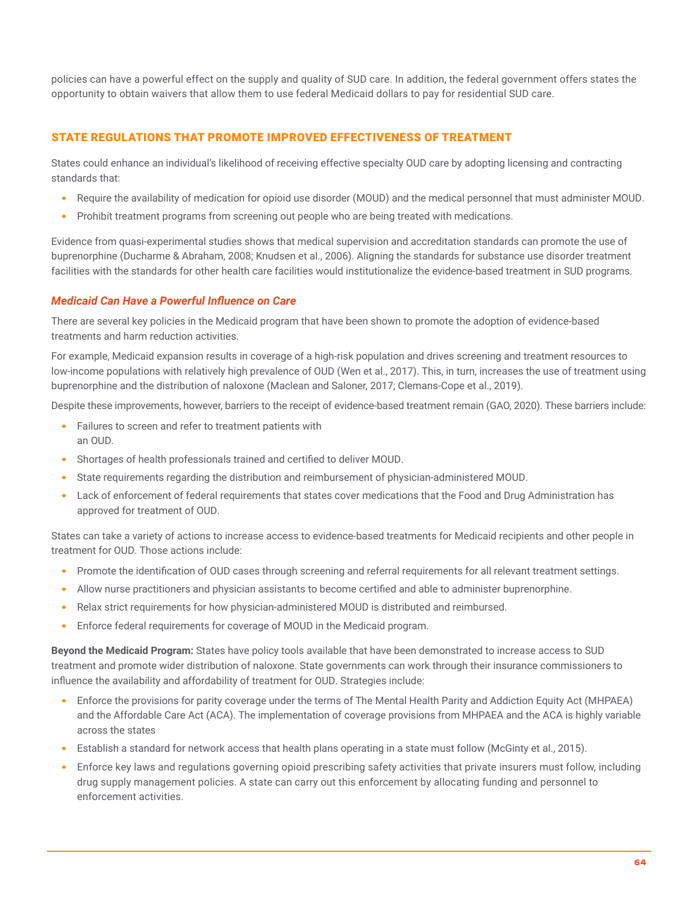policies can have a powerful effect on the supply and quality of SUD care. In addition, the federal government offers states the opportunity to obtain waivers that allow them to use federal Medicaid dollars to pay for residential SUD care.

## STATE REGULATIONS THAT PROMOTE IMPROVED EFFECTIVENESS OF TREATMENT

States could enhance an individual's likelihood of receiving effective specialty OUD care by adopting licensing and contracting standards that:

- Require the availability of medication for opioid use disorder (MOUD) and the medical personnel that must administer MOUD.
- Prohibit treatment programs from screening out people who are being treated with medications.

Evidence from quasi-experimental studies shows that medical supervision and accreditation standards can promote the use of buprenorphine (Ducharme & Abraham, 2008; Knudsen et al., 2006). Aligning the standards for substance use disorder treatment facilities with the standards for other health care facilities would institutionalize the evidence-based treatment in SUD programs.

### *Medicaid Can Have a Powerful Influence on Care*

There are several key policies in the Medicaid program that have been shown to promote the adoption of evidence-based treatments and harm reduction activities.

For example, Medicaid expansion results in coverage of a high-risk population and drives screening and treatment resources to low-income populations with relatively high prevalence of OUD (Wen et al., 2017). This, in turn, increases the use of treatment using buprenorphine and the distribution of naloxone (Maclean and Saloner, 2017; Clemans-Cope et al., 2019).

Despite these improvements, however, barriers to the receipt of evidence-based treatment remain (GAO, 2020). These barriers include:

- Failures to screen and refer to treatment patients with an OUD.
- Shortages of health professionals trained and certified to deliver MOUD.
- State requirements regarding the distribution and reimbursement of physician-administered MOUD.
- Lack of enforcement of federal requirements that states cover medications that the Food and Drug Administration has approved for treatment of OUD.

States can take a variety of actions to increase access to evidence-based treatments for Medicaid recipients and other people in treatment for OUD. Those actions include:

- Promote the identification of OUD cases through screening and referral requirements for all relevant treatment settings.
- Allow nurse practitioners and physician assistants to become certified and able to administer buprenorphine.
- Relax strict requirements for how physician-administered MOUD is distributed and reimbursed.
- Enforce federal requirements for coverage of MOUD in the Medicaid program.

**Beyond the Medicaid Program:** States have policy tools available that have been demonstrated to increase access to SUD treatment and promote wider distribution of naloxone. State governments can work through their insurance commissioners to influence the availability and affordability of treatment for OUD. Strategies include:

- Enforce the provisions for parity coverage under the terms of The Mental Health Parity and Addiction Equity Act (MHPAEA) and the Affordable Care Act (ACA). The implementation of coverage provisions from MHPAEA and the ACA is highly variable across the states
- Establish a standard for network access that health plans operating in a state must follow (McGinty et al., 2015).
- Enforce key laws and regulations governing opioid prescribing safety activities that private insurers must follow, including drug supply management policies. A state can carry out this enforcement by allocating funding and personnel to enforcement activities.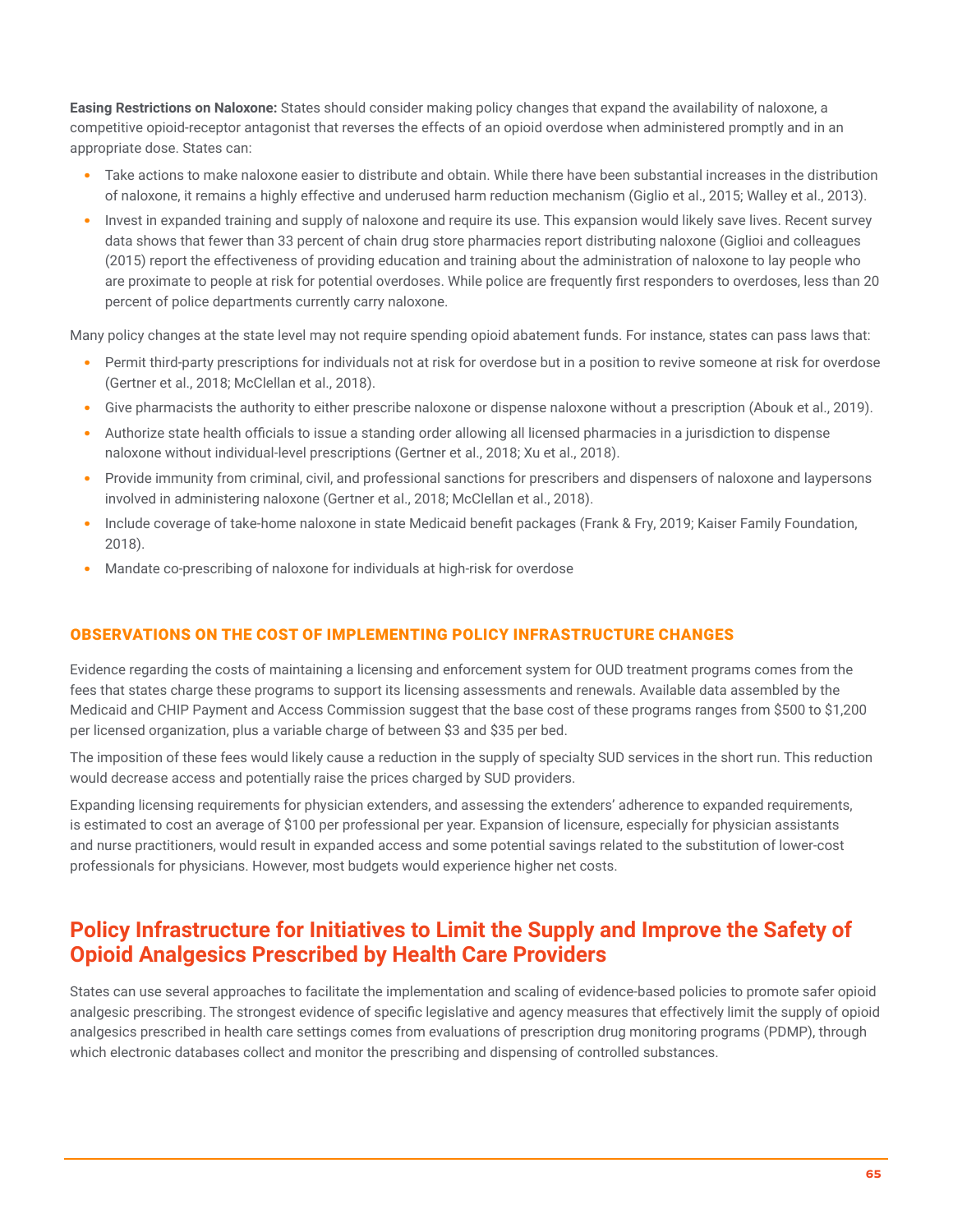**Easing Restrictions on Naloxone:** States should consider making policy changes that expand the availability of naloxone, a competitive opioid-receptor antagonist that reverses the effects of an opioid overdose when administered promptly and in an appropriate dose. States can:

- Take actions to make naloxone easier to distribute and obtain. While there have been substantial increases in the distribution of naloxone, it remains a highly effective and underused harm reduction mechanism (Giglio et al., 2015; Walley et al., 2013).
- Invest in expanded training and supply of naloxone and require its use. This expansion would likely save lives. Recent survey data shows that fewer than 33 percent of chain drug store pharmacies report distributing naloxone (Giglioi and colleagues (2015) report the effectiveness of providing education and training about the administration of naloxone to lay people who are proximate to people at risk for potential overdoses. While police are frequently first responders to overdoses, less than 20 percent of police departments currently carry naloxone.

Many policy changes at the state level may not require spending opioid abatement funds. For instance, states can pass laws that:

- Permit third-party prescriptions for individuals not at risk for overdose but in a position to revive someone at risk for overdose (Gertner et al., 2018; McClellan et al., 2018).
- Give pharmacists the authority to either prescribe naloxone or dispense naloxone without a prescription (Abouk et al., 2019).
- Authorize state health officials to issue a standing order allowing all licensed pharmacies in a jurisdiction to dispense naloxone without individual-level prescriptions (Gertner et al., 2018; Xu et al., 2018).
- Provide immunity from criminal, civil, and professional sanctions for prescribers and dispensers of naloxone and laypersons involved in administering naloxone (Gertner et al., 2018; McClellan et al., 2018).
- Include coverage of take-home naloxone in state Medicaid benefit packages (Frank & Fry, 2019; Kaiser Family Foundation, 2018).
- Mandate co-prescribing of naloxone for individuals at high-risk for overdose

### OBSERVATIONS ON THE COST OF IMPLEMENTING POLICY INFRASTRUCTURE CHANGES

Evidence regarding the costs of maintaining a licensing and enforcement system for OUD treatment programs comes from the fees that states charge these programs to support its licensing assessments and renewals. Available data assembled by the Medicaid and CHIP Payment and Access Commission suggest that the base cost of these programs ranges from $500 to $1,200 per licensed organization, plus a variable charge of between $3 and $35 per bed.

The imposition of these fees would likely cause a reduction in the supply of specialty SUD services in the short run. This reduction would decrease access and potentially raise the prices charged by SUD providers.

Expanding licensing requirements for physician extenders, and assessing the extenders' adherence to expanded requirements, is estimated to cost an average of $100 per professional per year. Expansion of licensure, especially for physician assistants and nurse practitioners, would result in expanded access and some potential savings related to the substitution of lower-cost professionals for physicians. However, most budgets would experience higher net costs.

## Policy Infrastructure for Initiatives to Limit the Supply and Improve the Safety of Opioid Analgesics Prescribed by Health Care Providers

States can use several approaches to facilitate the implementation and scaling of evidence-based policies to promote safer opioid analgesic prescribing. The strongest evidence of specific legislative and agency measures that effectively limit the supply of opioid analgesics prescribed in health care settings comes from evaluations of prescription drug monitoring programs (PDMP), through which electronic databases collect and monitor the prescribing and dispensing of controlled substances.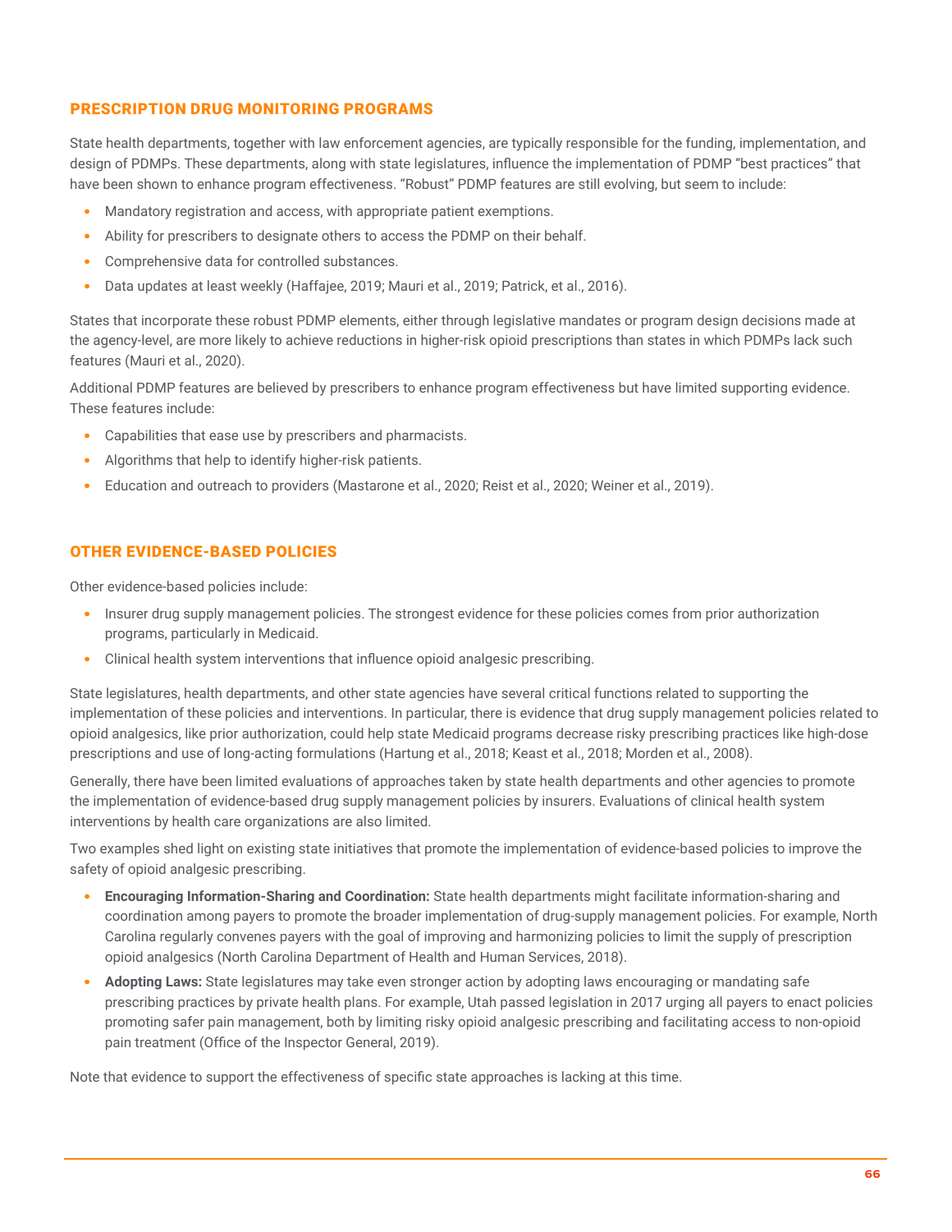## PRESCRIPTION DRUG MONITORING PROGRAMS

State health departments, together with law enforcement agencies, are typically responsible for the funding, implementation, and design of PDMPs. These departments, along with state legislatures, influence the implementation of PDMP "best practices" that have been shown to enhance program effectiveness. "Robust" PDMP features are still evolving, but seem to include:

- Mandatory registration and access, with appropriate patient exemptions.
- Ability for prescribers to designate others to access the PDMP on their behalf.
- Comprehensive data for controlled substances.
- Data updates at least weekly (Haffajee, 2019; Mauri et al., 2019; Patrick, et al., 2016).

States that incorporate these robust PDMP elements, either through legislative mandates or program design decisions made at the agency-level, are more likely to achieve reductions in higher-risk opioid prescriptions than states in which PDMPs lack such features (Mauri et al., 2020).

Additional PDMP features are believed by prescribers to enhance program effectiveness but have limited supporting evidence. These features include:

- Capabilities that ease use by prescribers and pharmacists.
- Algorithms that help to identify higher-risk patients.
- Education and outreach to providers (Mastarone et al., 2020; Reist et al., 2020; Weiner et al., 2019).

## OTHER EVIDENCE-BASED POLICIES

Other evidence-based policies include:

- Insurer drug supply management policies. The strongest evidence for these policies comes from prior authorization programs, particularly in Medicaid.
- Clinical health system interventions that influence opioid analgesic prescribing.

State legislatures, health departments, and other state agencies have several critical functions related to supporting the implementation of these policies and interventions. In particular, there is evidence that drug supply management policies related to opioid analgesics, like prior authorization, could help state Medicaid programs decrease risky prescribing practices like high-dose prescriptions and use of long-acting formulations (Hartung et al., 2018; Keast et al., 2018; Morden et al., 2008).

Generally, there have been limited evaluations of approaches taken by state health departments and other agencies to promote the implementation of evidence-based drug supply management policies by insurers. Evaluations of clinical health system interventions by health care organizations are also limited.

Two examples shed light on existing state initiatives that promote the implementation of evidence-based policies to improve the safety of opioid analgesic prescribing.

- **Encouraging Information-Sharing and Coordination:** State health departments might facilitate information-sharing and coordination among payers to promote the broader implementation of drug-supply management policies. For example, North Carolina regularly convenes payers with the goal of improving and harmonizing policies to limit the supply of prescription opioid analgesics (North Carolina Department of Health and Human Services, 2018).
- **Adopting Laws:** State legislatures may take even stronger action by adopting laws encouraging or mandating safe prescribing practices by private health plans. For example, Utah passed legislation in 2017 urging all payers to enact policies promoting safer pain management, both by limiting risky opioid analgesic prescribing and facilitating access to non-opioid pain treatment (Office of the Inspector General, 2019).

Note that evidence to support the effectiveness of specific state approaches is lacking at this time.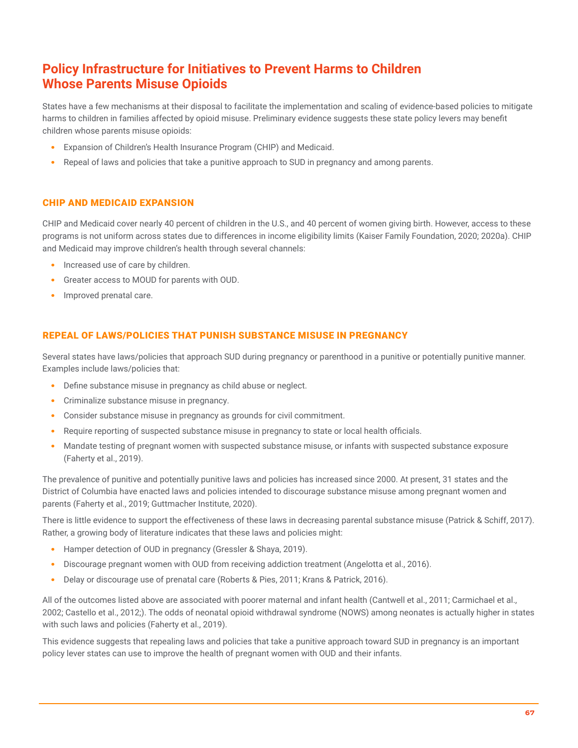## Policy Infrastructure for Initiatives to Prevent Harms to Children Whose Parents Misuse Opioids

States have a few mechanisms at their disposal to facilitate the implementation and scaling of evidence-based policies to mitigate harms to children in families affected by opioid misuse. Preliminary evidence suggests these state policy levers may benefit children whose parents misuse opioids:

- Expansion of Children's Health Insurance Program (CHIP) and Medicaid.
- Repeal of laws and policies that take a punitive approach to SUD in pregnancy and among parents.

### CHIP AND MEDICAID EXPANSION

CHIP and Medicaid cover nearly 40 percent of children in the U.S., and 40 percent of women giving birth. However, access to these programs is not uniform across states due to differences in income eligibility limits (Kaiser Family Foundation, 2020; 2020a). CHIP and Medicaid may improve children's health through several channels:

- Increased use of care by children.
- Greater access to MOUD for parents with OUD.
- Improved prenatal care.

### REPEAL OF LAWS/POLICIES THAT PUNISH SUBSTANCE MISUSE IN PREGNANCY

Several states have laws/policies that approach SUD during pregnancy or parenthood in a punitive or potentially punitive manner. Examples include laws/policies that:

- Define substance misuse in pregnancy as child abuse or neglect.
- Criminalize substance misuse in pregnancy.
- Consider substance misuse in pregnancy as grounds for civil commitment.
- Require reporting of suspected substance misuse in pregnancy to state or local health officials.
- Mandate testing of pregnant women with suspected substance misuse, or infants with suspected substance exposure (Faherty et al., 2019).

The prevalence of punitive and potentially punitive laws and policies has increased since 2000. At present, 31 states and the District of Columbia have enacted laws and policies intended to discourage substance misuse among pregnant women and parents (Faherty et al., 2019; Guttmacher Institute, 2020).

There is little evidence to support the effectiveness of these laws in decreasing parental substance misuse (Patrick & Schiff, 2017). Rather, a growing body of literature indicates that these laws and policies might:

- Hamper detection of OUD in pregnancy (Gressler & Shaya, 2019).
- Discourage pregnant women with OUD from receiving addiction treatment (Angelotta et al., 2016).
- Delay or discourage use of prenatal care (Roberts & Pies, 2011; Krans & Patrick, 2016).

All of the outcomes listed above are associated with poorer maternal and infant health (Cantwell et al., 2011; Carmichael et al., 2002; Castello et al., 2012;). The odds of neonatal opioid withdrawal syndrome (NOWS) among neonates is actually higher in states with such laws and policies (Faherty et al., 2019).

This evidence suggests that repealing laws and policies that take a punitive approach toward SUD in pregnancy is an important policy lever states can use to improve the health of pregnant women with OUD and their infants.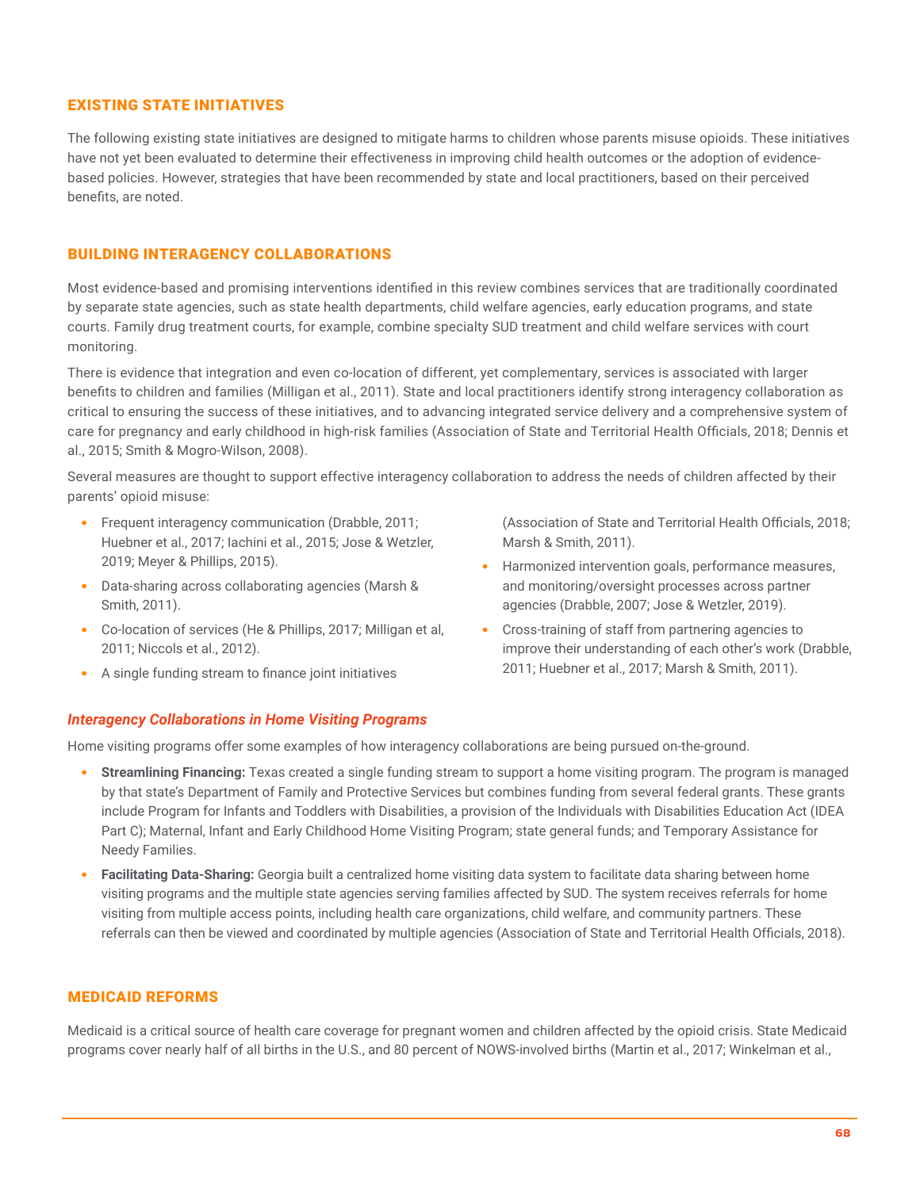## EXISTING STATE INITIATIVES

The following existing state initiatives are designed to mitigate harms to children whose parents misuse opioids. These initiatives have not yet been evaluated to determine their effectiveness in improving child health outcomes or the adoption of evidence-based policies. However, strategies that have been recommended by state and local practitioners, based on their perceived benefits, are noted.

## BUILDING INTERAGENCY COLLABORATIONS

Most evidence-based and promising interventions identified in this review combines services that are traditionally coordinated by separate state agencies, such as state health departments, child welfare agencies, early education programs, and state courts. Family drug treatment courts, for example, combine specialty SUD treatment and child welfare services with court monitoring.

There is evidence that integration and even co-location of different, yet complementary, services is associated with larger benefits to children and families (Milligan et al., 2011). State and local practitioners identify strong interagency collaboration as critical to ensuring the success of these initiatives, and to advancing integrated service delivery and a comprehensive system of care for pregnancy and early childhood in high-risk families (Association of State and Territorial Health Officials, 2018; Dennis et al., 2015; Smith & Mogro-Wilson, 2008).

Several measures are thought to support effective interagency collaboration to address the needs of children affected by their parents' opioid misuse:

- Frequent interagency communication (Drabble, 2011; Huebner et al., 2017; Iachini et al., 2015; Jose & Wetzler, 2019; Meyer & Phillips, 2015).
- Data-sharing across collaborating agencies (Marsh & Smith, 2011).
- Co-location of services (He & Phillips, 2017; Milligan et al, 2011; Niccols et al., 2012).
- A single funding stream to finance joint initiatives (Association of State and Territorial Health Officials, 2018; Marsh & Smith, 2011).
- Harmonized intervention goals, performance measures, and monitoring/oversight processes across partner agencies (Drabble, 2007; Jose & Wetzler, 2019).
- Cross-training of staff from partnering agencies to improve their understanding of each other's work (Drabble, 2011; Huebner et al., 2017; Marsh & Smith, 2011).

### *Interagency Collaborations in Home Visiting Programs*

Home visiting programs offer some examples of how interagency collaborations are being pursued on-the-ground.

- **Streamlining Financing:** Texas created a single funding stream to support a home visiting program. The program is managed by that state's Department of Family and Protective Services but combines funding from several federal grants. These grants include Program for Infants and Toddlers with Disabilities, a provision of the Individuals with Disabilities Education Act (IDEA Part C); Maternal, Infant and Early Childhood Home Visiting Program; state general funds; and Temporary Assistance for Needy Families.
- **Facilitating Data-Sharing:** Georgia built a centralized home visiting data system to facilitate data sharing between home visiting programs and the multiple state agencies serving families affected by SUD. The system receives referrals for home visiting from multiple access points, including health care organizations, child welfare, and community partners. These referrals can then be viewed and coordinated by multiple agencies (Association of State and Territorial Health Officials, 2018).

## MEDICAID REFORMS

Medicaid is a critical source of health care coverage for pregnant women and children affected by the opioid crisis. State Medicaid programs cover nearly half of all births in the U.S., and 80 percent of NOWS-involved births (Martin et al., 2017; Winkelman et al.,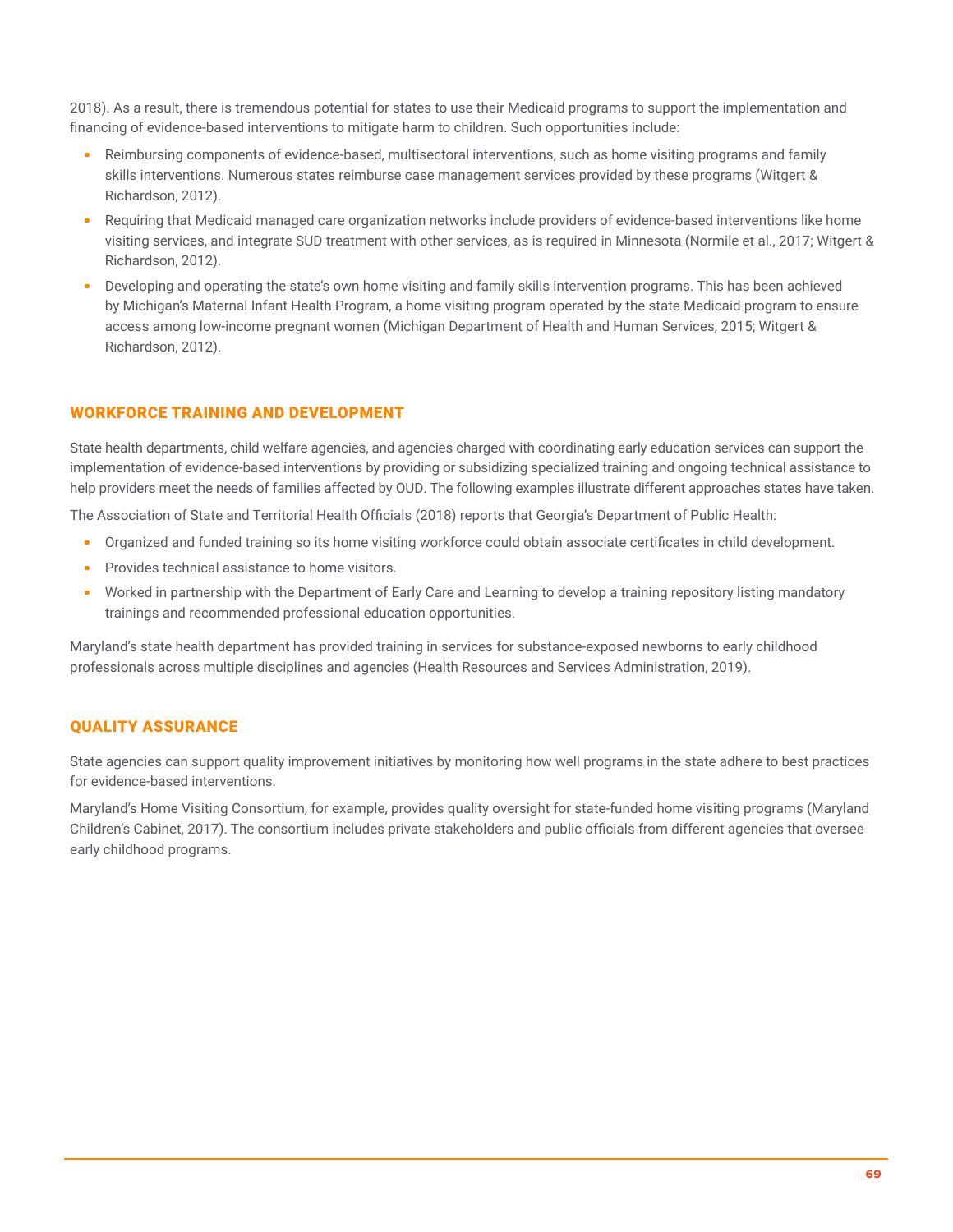2018). As a result, there is tremendous potential for states to use their Medicaid programs to support the implementation and financing of evidence-based interventions to mitigate harm to children. Such opportunities include:

- Reimbursing components of evidence-based, multisectoral interventions, such as home visiting programs and family skills interventions. Numerous states reimburse case management services provided by these programs (Witgert & Richardson, 2012).
- Requiring that Medicaid managed care organization networks include providers of evidence-based interventions like home visiting services, and integrate SUD treatment with other services, as is required in Minnesota (Normile et al., 2017; Witgert & Richardson, 2012).
- Developing and operating the state's own home visiting and family skills intervention programs. This has been achieved by Michigan's Maternal Infant Health Program, a home visiting program operated by the state Medicaid program to ensure access among low-income pregnant women (Michigan Department of Health and Human Services, 2015; Witgert & Richardson, 2012).

## WORKFORCE TRAINING AND DEVELOPMENT

State health departments, child welfare agencies, and agencies charged with coordinating early education services can support the implementation of evidence-based interventions by providing or subsidizing specialized training and ongoing technical assistance to help providers meet the needs of families affected by OUD. The following examples illustrate different approaches states have taken.

The Association of State and Territorial Health Officials (2018) reports that Georgia's Department of Public Health:

- Organized and funded training so its home visiting workforce could obtain associate certificates in child development.
- Provides technical assistance to home visitors.
- Worked in partnership with the Department of Early Care and Learning to develop a training repository listing mandatory trainings and recommended professional education opportunities.

Maryland's state health department has provided training in services for substance-exposed newborns to early childhood professionals across multiple disciplines and agencies (Health Resources and Services Administration, 2019).

## QUALITY ASSURANCE

State agencies can support quality improvement initiatives by monitoring how well programs in the state adhere to best practices for evidence-based interventions.

Maryland's Home Visiting Consortium, for example, provides quality oversight for state-funded home visiting programs (Maryland Children's Cabinet, 2017). The consortium includes private stakeholders and public officials from different agencies that oversee early childhood programs.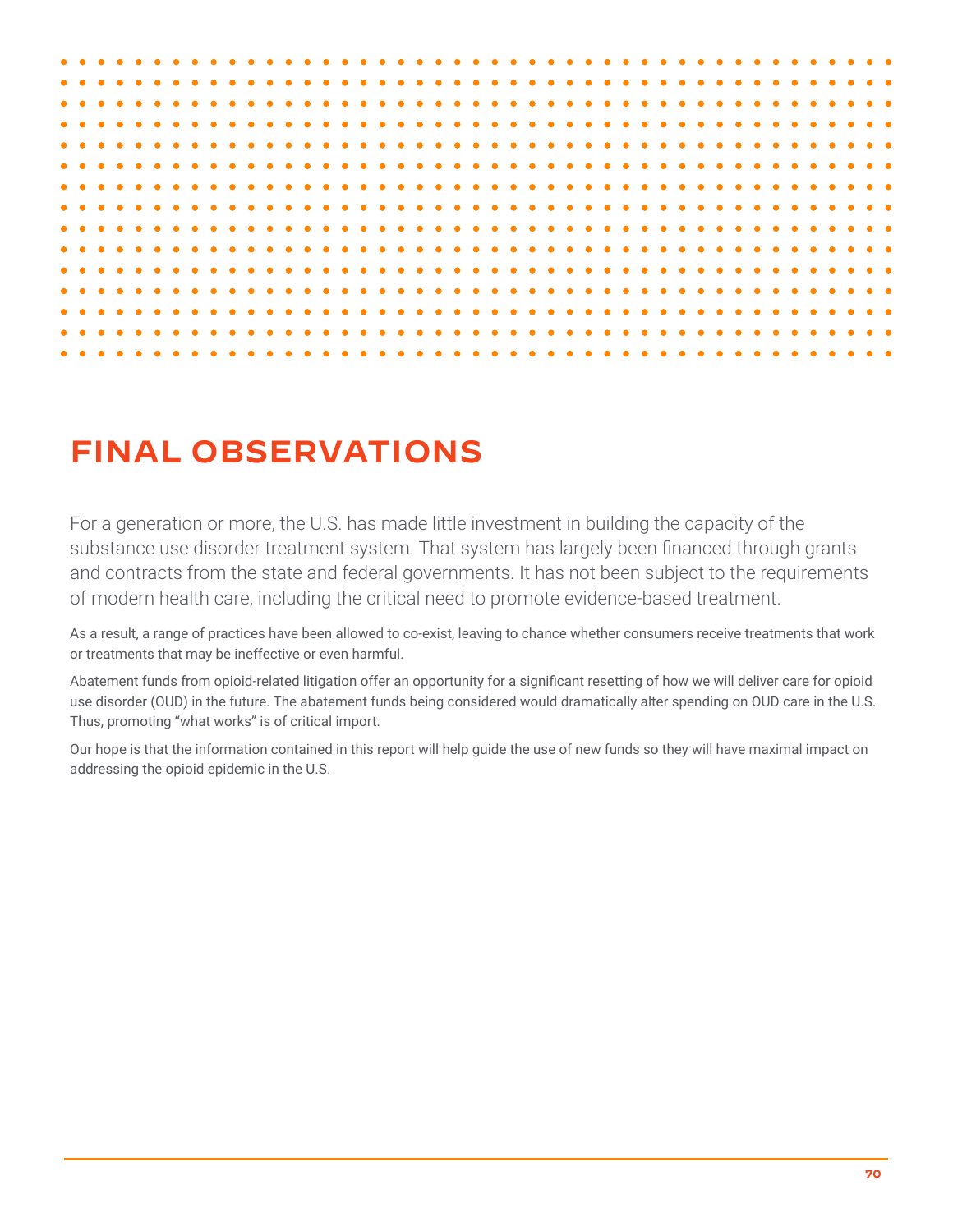# FINAL OBSERVATIONS

For a generation or more, the U.S. has made little investment in building the capacity of the substance use disorder treatment system. That system has largely been financed through grants and contracts from the state and federal governments. It has not been subject to the requirements of modern health care, including the critical need to promote evidence-based treatment.

As a result, a range of practices have been allowed to co-exist, leaving to chance whether consumers receive treatments that work or treatments that may be ineffective or even harmful.

Abatement funds from opioid-related litigation offer an opportunity for a significant resetting of how we will deliver care for opioid use disorder (OUD) in the future. The abatement funds being considered would dramatically alter spending on OUD care in the U.S. Thus, promoting "what works" is of critical import.

Our hope is that the information contained in this report will help guide the use of new funds so they will have maximal impact on addressing the opioid epidemic in the U.S.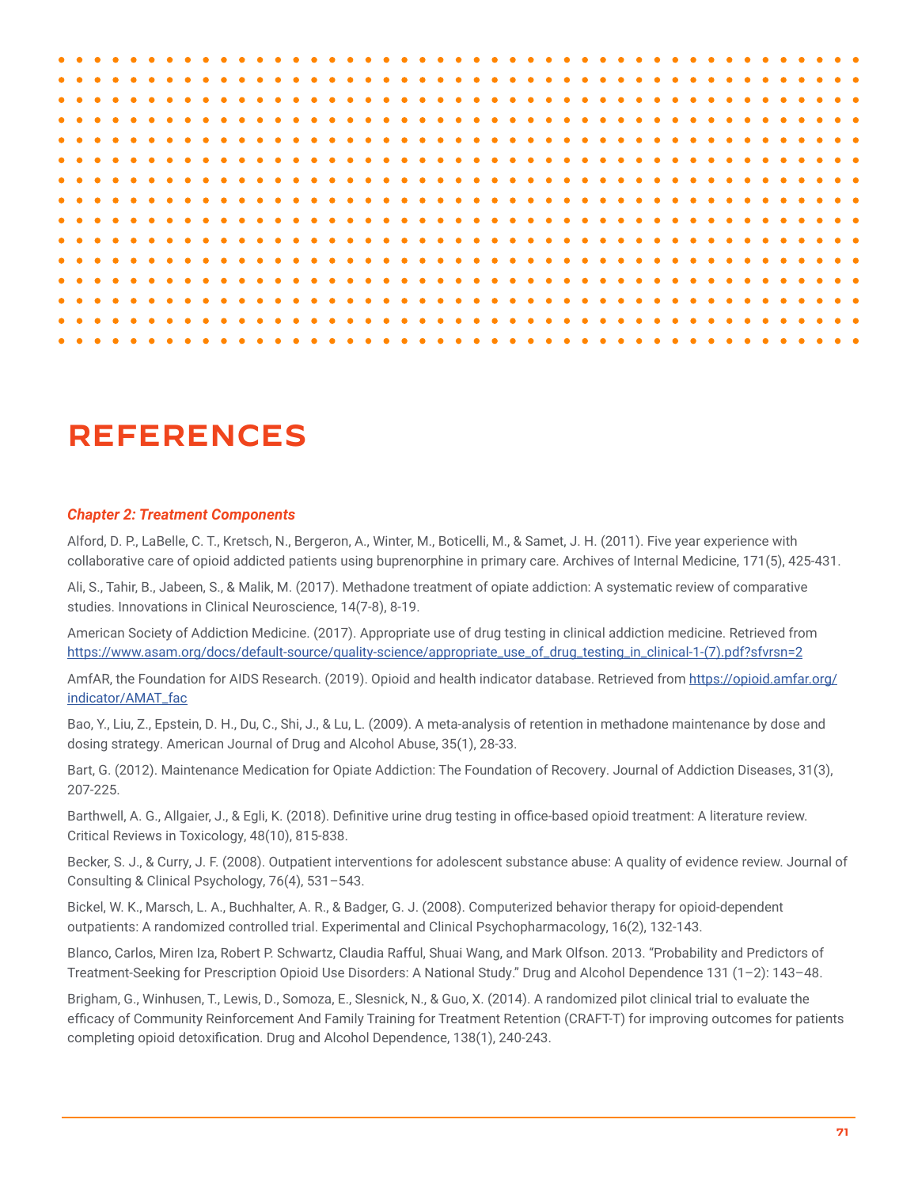# REFERENCES

***Chapter 2: Treatment Components***

Alford, D. P., LaBelle, C. T., Kretsch, N., Bergeron, A., Winter, M., Boticelli, M., & Samet, J. H. (2011). Five year experience with collaborative care of opioid addicted patients using buprenorphine in primary care. Archives of Internal Medicine, 171(5), 425-431.

Ali, S., Tahir, B., Jabeen, S., & Malik, M. (2017). Methadone treatment of opiate addiction: A systematic review of comparative studies. Innovations in Clinical Neuroscience, 14(7-8), 8-19.

American Society of Addiction Medicine. (2017). Appropriate use of drug testing in clinical addiction medicine. Retrieved from https://www.asam.org/docs/default-source/quality-science/appropriate_use_of_drug_testing_in_clinical-1-(7).pdf?sfvrsn=2

AmfAR, the Foundation for AIDS Research. (2019). Opioid and health indicator database. Retrieved from https://opioid.amfar.org/indicator/AMAT_fac

Bao, Y., Liu, Z., Epstein, D. H., Du, C., Shi, J., & Lu, L. (2009). A meta-analysis of retention in methadone maintenance by dose and dosing strategy. American Journal of Drug and Alcohol Abuse, 35(1), 28-33.

Bart, G. (2012). Maintenance Medication for Opiate Addiction: The Foundation of Recovery. Journal of Addiction Diseases, 31(3), 207-225.

Barthwell, A. G., Allgaier, J., & Egli, K. (2018). Definitive urine drug testing in office-based opioid treatment: A literature review. Critical Reviews in Toxicology, 48(10), 815-838.

Becker, S. J., & Curry, J. F. (2008). Outpatient interventions for adolescent substance abuse: A quality of evidence review. Journal of Consulting & Clinical Psychology, 76(4), 531–543.

Bickel, W. K., Marsch, L. A., Buchhalter, A. R., & Badger, G. J. (2008). Computerized behavior therapy for opioid-dependent outpatients: A randomized controlled trial. Experimental and Clinical Psychopharmacology, 16(2), 132-143.

Blanco, Carlos, Miren Iza, Robert P. Schwartz, Claudia Rafful, Shuai Wang, and Mark Olfson. 2013. "Probability and Predictors of Treatment-Seeking for Prescription Opioid Use Disorders: A National Study." Drug and Alcohol Dependence 131 (1–2): 143–48.

Brigham, G., Winhusen, T., Lewis, D., Somoza, E., Slesnick, N., & Guo, X. (2014). A randomized pilot clinical trial to evaluate the efficacy of Community Reinforcement And Family Training for Treatment Retention (CRAFT-T) for improving outcomes for patients completing opioid detoxification. Drug and Alcohol Dependence, 138(1), 240-243.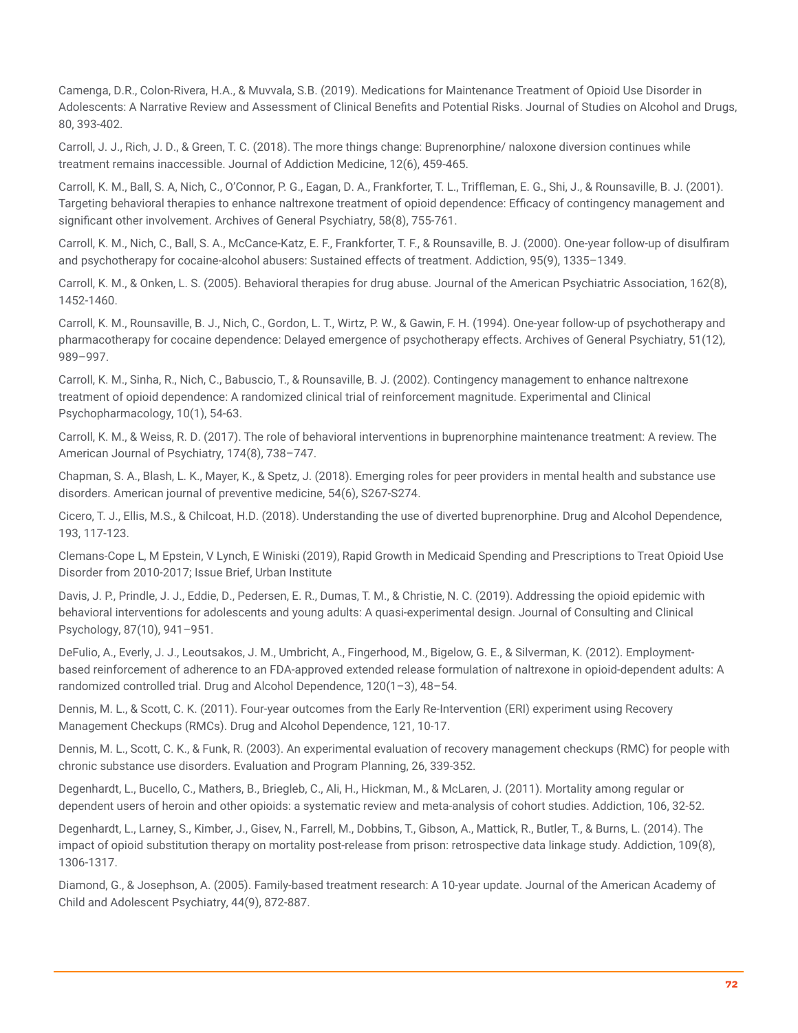Camenga, D.R., Colon-Rivera, H.A., & Muvvala, S.B. (2019). Medications for Maintenance Treatment of Opioid Use Disorder in Adolescents: A Narrative Review and Assessment of Clinical Benefits and Potential Risks. Journal of Studies on Alcohol and Drugs, 80, 393-402.

Carroll, J. J., Rich, J. D., & Green, T. C. (2018). The more things change: Buprenorphine/ naloxone diversion continues while treatment remains inaccessible. Journal of Addiction Medicine, 12(6), 459-465.

Carroll, K. M., Ball, S. A, Nich, C., O'Connor, P. G., Eagan, D. A., Frankforter, T. L., Triffleman, E. G., Shi, J., & Rounsaville, B. J. (2001). Targeting behavioral therapies to enhance naltrexone treatment of opioid dependence: Efficacy of contingency management and significant other involvement. Archives of General Psychiatry, 58(8), 755-761.

Carroll, K. M., Nich, C., Ball, S. A., McCance-Katz, E. F., Frankforter, T. F., & Rounsaville, B. J. (2000). One-year follow-up of disulfiram and psychotherapy for cocaine-alcohol abusers: Sustained effects of treatment. Addiction, 95(9), 1335–1349.

Carroll, K. M., & Onken, L. S. (2005). Behavioral therapies for drug abuse. Journal of the American Psychiatric Association, 162(8), 1452-1460.

Carroll, K. M., Rounsaville, B. J., Nich, C., Gordon, L. T., Wirtz, P. W., & Gawin, F. H. (1994). One-year follow-up of psychotherapy and pharmacotherapy for cocaine dependence: Delayed emergence of psychotherapy effects. Archives of General Psychiatry, 51(12), 989–997.

Carroll, K. M., Sinha, R., Nich, C., Babuscio, T., & Rounsaville, B. J. (2002). Contingency management to enhance naltrexone treatment of opioid dependence: A randomized clinical trial of reinforcement magnitude. Experimental and Clinical Psychopharmacology, 10(1), 54-63.

Carroll, K. M., & Weiss, R. D. (2017). The role of behavioral interventions in buprenorphine maintenance treatment: A review. The American Journal of Psychiatry, 174(8), 738–747.

Chapman, S. A., Blash, L. K., Mayer, K., & Spetz, J. (2018). Emerging roles for peer providers in mental health and substance use disorders. American journal of preventive medicine, 54(6), S267-S274.

Cicero, T. J., Ellis, M.S., & Chilcoat, H.D. (2018). Understanding the use of diverted buprenorphine. Drug and Alcohol Dependence, 193, 117-123.

Clemans-Cope L, M Epstein, V Lynch, E Winiski (2019), Rapid Growth in Medicaid Spending and Prescriptions to Treat Opioid Use Disorder from 2010-2017; Issue Brief, Urban Institute

Davis, J. P., Prindle, J. J., Eddie, D., Pedersen, E. R., Dumas, T. M., & Christie, N. C. (2019). Addressing the opioid epidemic with behavioral interventions for adolescents and young adults: A quasi-experimental design. Journal of Consulting and Clinical Psychology, 87(10), 941–951.

DeFulio, A., Everly, J. J., Leoutsakos, J. M., Umbricht, A., Fingerhood, M., Bigelow, G. E., & Silverman, K. (2012). Employment-based reinforcement of adherence to an FDA-approved extended release formulation of naltrexone in opioid-dependent adults: A randomized controlled trial. Drug and Alcohol Dependence, 120(1–3), 48–54.

Dennis, M. L., & Scott, C. K. (2011). Four-year outcomes from the Early Re-Intervention (ERI) experiment using Recovery Management Checkups (RMCs). Drug and Alcohol Dependence, 121, 10-17.

Dennis, M. L., Scott, C. K., & Funk, R. (2003). An experimental evaluation of recovery management checkups (RMC) for people with chronic substance use disorders. Evaluation and Program Planning, 26, 339-352.

Degenhardt, L., Bucello, C., Mathers, B., Briegleb, C., Ali, H., Hickman, M., & McLaren, J. (2011). Mortality among regular or dependent users of heroin and other opioids: a systematic review and meta-analysis of cohort studies. Addiction, 106, 32-52.

Degenhardt, L., Larney, S., Kimber, J., Gisev, N., Farrell, M., Dobbins, T., Gibson, A., Mattick, R., Butler, T., & Burns, L. (2014). The impact of opioid substitution therapy on mortality post-release from prison: retrospective data linkage study. Addiction, 109(8), 1306-1317.

Diamond, G., & Josephson, A. (2005). Family-based treatment research: A 10-year update. Journal of the American Academy of Child and Adolescent Psychiatry, 44(9), 872-887.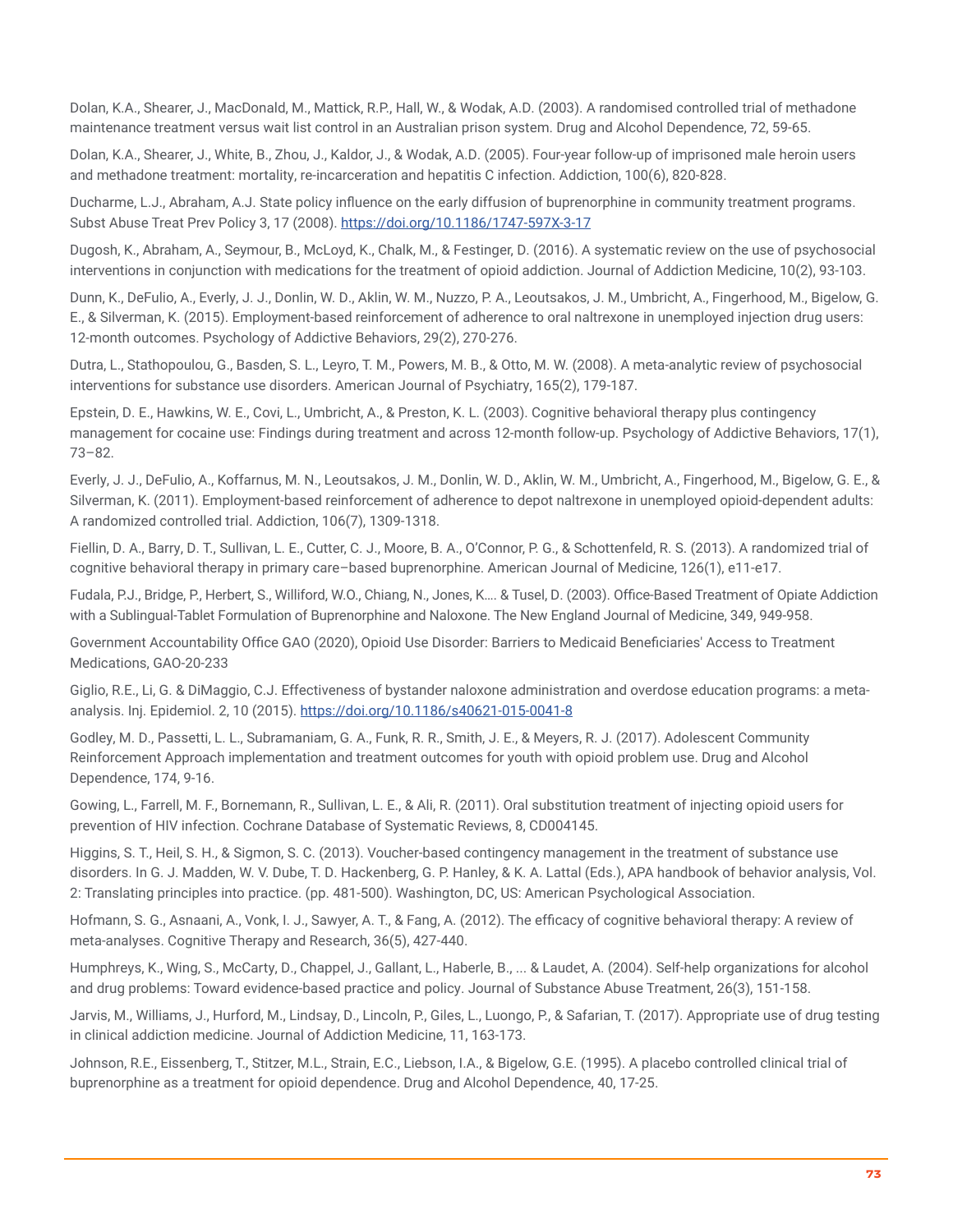Dolan, K.A., Shearer, J., MacDonald, M., Mattick, R.P., Hall, W., & Wodak, A.D. (2003). A randomised controlled trial of methadone maintenance treatment versus wait list control in an Australian prison system. Drug and Alcohol Dependence, 72, 59-65.

Dolan, K.A., Shearer, J., White, B., Zhou, J., Kaldor, J., & Wodak, A.D. (2005). Four-year follow-up of imprisoned male heroin users and methadone treatment: mortality, re-incarceration and hepatitis C infection. Addiction, 100(6), 820-828.

Ducharme, L.J., Abraham, A.J. State policy influence on the early diffusion of buprenorphine in community treatment programs. Subst Abuse Treat Prev Policy 3, 17 (2008). https://doi.org/10.1186/1747-597X-3-17

Dugosh, K., Abraham, A., Seymour, B., McLoyd, K., Chalk, M., & Festinger, D. (2016). A systematic review on the use of psychosocial interventions in conjunction with medications for the treatment of opioid addiction. Journal of Addiction Medicine, 10(2), 93-103.

Dunn, K., DeFulio, A., Everly, J. J., Donlin, W. D., Aklin, W. M., Nuzzo, P. A., Leoutsakos, J. M., Umbricht, A., Fingerhood, M., Bigelow, G. E., & Silverman, K. (2015). Employment-based reinforcement of adherence to oral naltrexone in unemployed injection drug users: 12-month outcomes. Psychology of Addictive Behaviors, 29(2), 270-276.

Dutra, L., Stathopoulou, G., Basden, S. L., Leyro, T. M., Powers, M. B., & Otto, M. W. (2008). A meta-analytic review of psychosocial interventions for substance use disorders. American Journal of Psychiatry, 165(2), 179-187.

Epstein, D. E., Hawkins, W. E., Covi, L., Umbricht, A., & Preston, K. L. (2003). Cognitive behavioral therapy plus contingency management for cocaine use: Findings during treatment and across 12-month follow-up. Psychology of Addictive Behaviors, 17(1), 73–82.

Everly, J. J., DeFulio, A., Koffarnus, M. N., Leoutsakos, J. M., Donlin, W. D., Aklin, W. M., Umbricht, A., Fingerhood, M., Bigelow, G. E., & Silverman, K. (2011). Employment-based reinforcement of adherence to depot naltrexone in unemployed opioid-dependent adults: A randomized controlled trial. Addiction, 106(7), 1309-1318.

Fiellin, D. A., Barry, D. T., Sullivan, L. E., Cutter, C. J., Moore, B. A., O'Connor, P. G., & Schottenfeld, R. S. (2013). A randomized trial of cognitive behavioral therapy in primary care–based buprenorphine. American Journal of Medicine, 126(1), e11-e17.

Fudala, P.J., Bridge, P., Herbert, S., Williford, W.O., Chiang, N., Jones, K.… & Tusel, D. (2003). Office-Based Treatment of Opiate Addiction with a Sublingual-Tablet Formulation of Buprenorphine and Naloxone. The New England Journal of Medicine, 349, 949-958.

Government Accountability Office GAO (2020), Opioid Use Disorder: Barriers to Medicaid Beneficiaries' Access to Treatment Medications, GAO-20-233

Giglio, R.E., Li, G. & DiMaggio, C.J. Effectiveness of bystander naloxone administration and overdose education programs: a meta-analysis. Inj. Epidemiol. 2, 10 (2015). https://doi.org/10.1186/s40621-015-0041-8

Godley, M. D., Passetti, L. L., Subramaniam, G. A., Funk, R. R., Smith, J. E., & Meyers, R. J. (2017). Adolescent Community Reinforcement Approach implementation and treatment outcomes for youth with opioid problem use. Drug and Alcohol Dependence, 174, 9-16.

Gowing, L., Farrell, M. F., Bornemann, R., Sullivan, L. E., & Ali, R. (2011). Oral substitution treatment of injecting opioid users for prevention of HIV infection. Cochrane Database of Systematic Reviews, 8, CD004145.

Higgins, S. T., Heil, S. H., & Sigmon, S. C. (2013). Voucher-based contingency management in the treatment of substance use disorders. In G. J. Madden, W. V. Dube, T. D. Hackenberg, G. P. Hanley, & K. A. Lattal (Eds.), APA handbook of behavior analysis, Vol. 2: Translating principles into practice. (pp. 481-500). Washington, DC, US: American Psychological Association.

Hofmann, S. G., Asnaani, A., Vonk, I. J., Sawyer, A. T., & Fang, A. (2012). The efficacy of cognitive behavioral therapy: A review of meta-analyses. Cognitive Therapy and Research, 36(5), 427-440.

Humphreys, K., Wing, S., McCarty, D., Chappel, J., Gallant, L., Haberle, B., ... & Laudet, A. (2004). Self-help organizations for alcohol and drug problems: Toward evidence-based practice and policy. Journal of Substance Abuse Treatment, 26(3), 151-158.

Jarvis, M., Williams, J., Hurford, M., Lindsay, D., Lincoln, P., Giles, L., Luongo, P., & Safarian, T. (2017). Appropriate use of drug testing in clinical addiction medicine. Journal of Addiction Medicine, 11, 163-173.

Johnson, R.E., Eissenberg, T., Stitzer, M.L., Strain, E.C., Liebson, I.A., & Bigelow, G.E. (1995). A placebo controlled clinical trial of buprenorphine as a treatment for opioid dependence. Drug and Alcohol Dependence, 40, 17-25.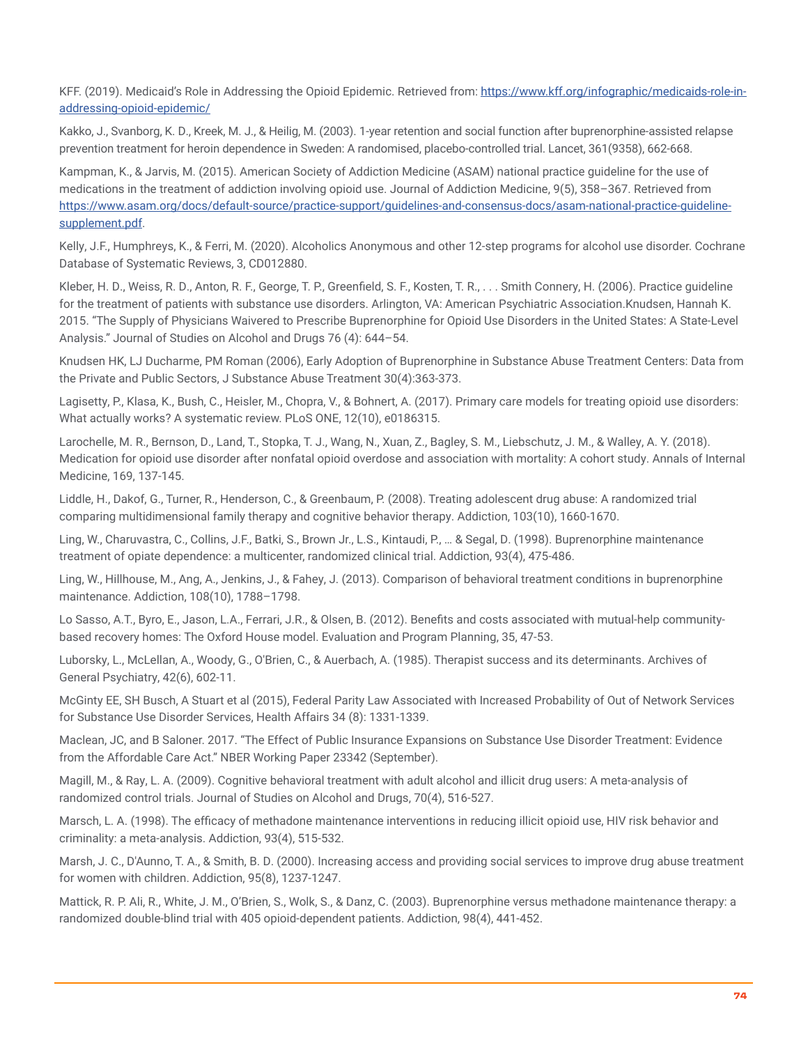KFF. (2019). Medicaid's Role in Addressing the Opioid Epidemic. Retrieved from: [https://www.kff.org/infographic/medicaids-role-in-addressing-opioid-epidemic/](https://www.kff.org/infographic/medicaids-role-in-addressing-opioid-epidemic/)

Kakko, J., Svanborg, K. D., Kreek, M. J., & Heilig, M. (2003). 1-year retention and social function after buprenorphine-assisted relapse prevention treatment for heroin dependence in Sweden: A randomised, placebo-controlled trial. Lancet, 361(9358), 662-668.

Kampman, K., & Jarvis, M. (2015). American Society of Addiction Medicine (ASAM) national practice guideline for the use of medications in the treatment of addiction involving opioid use. Journal of Addiction Medicine, 9(5), 358–367. Retrieved from [https://www.asam.org/docs/default-source/practice-support/guidelines-and-consensus-docs/asam-national-practice-guideline-supplement.pdf](https://www.asam.org/docs/default-source/practice-support/guidelines-and-consensus-docs/asam-national-practice-guideline-supplement.pdf).

Kelly, J.F., Humphreys, K., & Ferri, M. (2020). Alcoholics Anonymous and other 12-step programs for alcohol use disorder. Cochrane Database of Systematic Reviews, 3, CD012880.

Kleber, H. D., Weiss, R. D., Anton, R. F., George, T. P., Greenfield, S. F., Kosten, T. R., . . . Smith Connery, H. (2006). Practice guideline for the treatment of patients with substance use disorders. Arlington, VA: American Psychiatric Association.Knudsen, Hannah K. 2015. "The Supply of Physicians Waivered to Prescribe Buprenorphine for Opioid Use Disorders in the United States: A State-Level Analysis." Journal of Studies on Alcohol and Drugs 76 (4): 644–54.

Knudsen HK, LJ Ducharme, PM Roman (2006), Early Adoption of Buprenorphine in Substance Abuse Treatment Centers: Data from the Private and Public Sectors, J Substance Abuse Treatment 30(4):363-373.

Lagisetty, P., Klasa, K., Bush, C., Heisler, M., Chopra, V., & Bohnert, A. (2017). Primary care models for treating opioid use disorders: What actually works? A systematic review. PLoS ONE, 12(10), e0186315.

Larochelle, M. R., Bernson, D., Land, T., Stopka, T. J., Wang, N., Xuan, Z., Bagley, S. M., Liebschutz, J. M., & Walley, A. Y. (2018). Medication for opioid use disorder after nonfatal opioid overdose and association with mortality: A cohort study. Annals of Internal Medicine, 169, 137-145.

Liddle, H., Dakof, G., Turner, R., Henderson, C., & Greenbaum, P. (2008). Treating adolescent drug abuse: A randomized trial comparing multidimensional family therapy and cognitive behavior therapy. Addiction, 103(10), 1660-1670.

Ling, W., Charuvastra, C., Collins, J.F., Batki, S., Brown Jr., L.S., Kintaudi, P., … & Segal, D. (1998). Buprenorphine maintenance treatment of opiate dependence: a multicenter, randomized clinical trial. Addiction, 93(4), 475-486.

Ling, W., Hillhouse, M., Ang, A., Jenkins, J., & Fahey, J. (2013). Comparison of behavioral treatment conditions in buprenorphine maintenance. Addiction, 108(10), 1788–1798.

Lo Sasso, A.T., Byro, E., Jason, L.A., Ferrari, J.R., & Olsen, B. (2012). Benefits and costs associated with mutual-help community-based recovery homes: The Oxford House model. Evaluation and Program Planning, 35, 47-53.

Luborsky, L., McLellan, A., Woody, G., O'Brien, C., & Auerbach, A. (1985). Therapist success and its determinants. Archives of General Psychiatry, 42(6), 602-11.

McGinty EE, SH Busch, A Stuart et al (2015), Federal Parity Law Associated with Increased Probability of Out of Network Services for Substance Use Disorder Services, Health Affairs 34 (8): 1331-1339.

Maclean, JC, and B Saloner. 2017. "The Effect of Public Insurance Expansions on Substance Use Disorder Treatment: Evidence from the Affordable Care Act." NBER Working Paper 23342 (September).

Magill, M., & Ray, L. A. (2009). Cognitive behavioral treatment with adult alcohol and illicit drug users: A meta-analysis of randomized control trials. Journal of Studies on Alcohol and Drugs, 70(4), 516-527.

Marsch, L. A. (1998). The efficacy of methadone maintenance interventions in reducing illicit opioid use, HIV risk behavior and criminality: a meta-analysis. Addiction, 93(4), 515-532.

Marsh, J. C., D'Aunno, T. A., & Smith, B. D. (2000). Increasing access and providing social services to improve drug abuse treatment for women with children. Addiction, 95(8), 1237-1247.

Mattick, R. P. Ali, R., White, J. M., O'Brien, S., Wolk, S., & Danz, C. (2003). Buprenorphine versus methadone maintenance therapy: a randomized double-blind trial with 405 opioid-dependent patients. Addiction, 98(4), 441-452.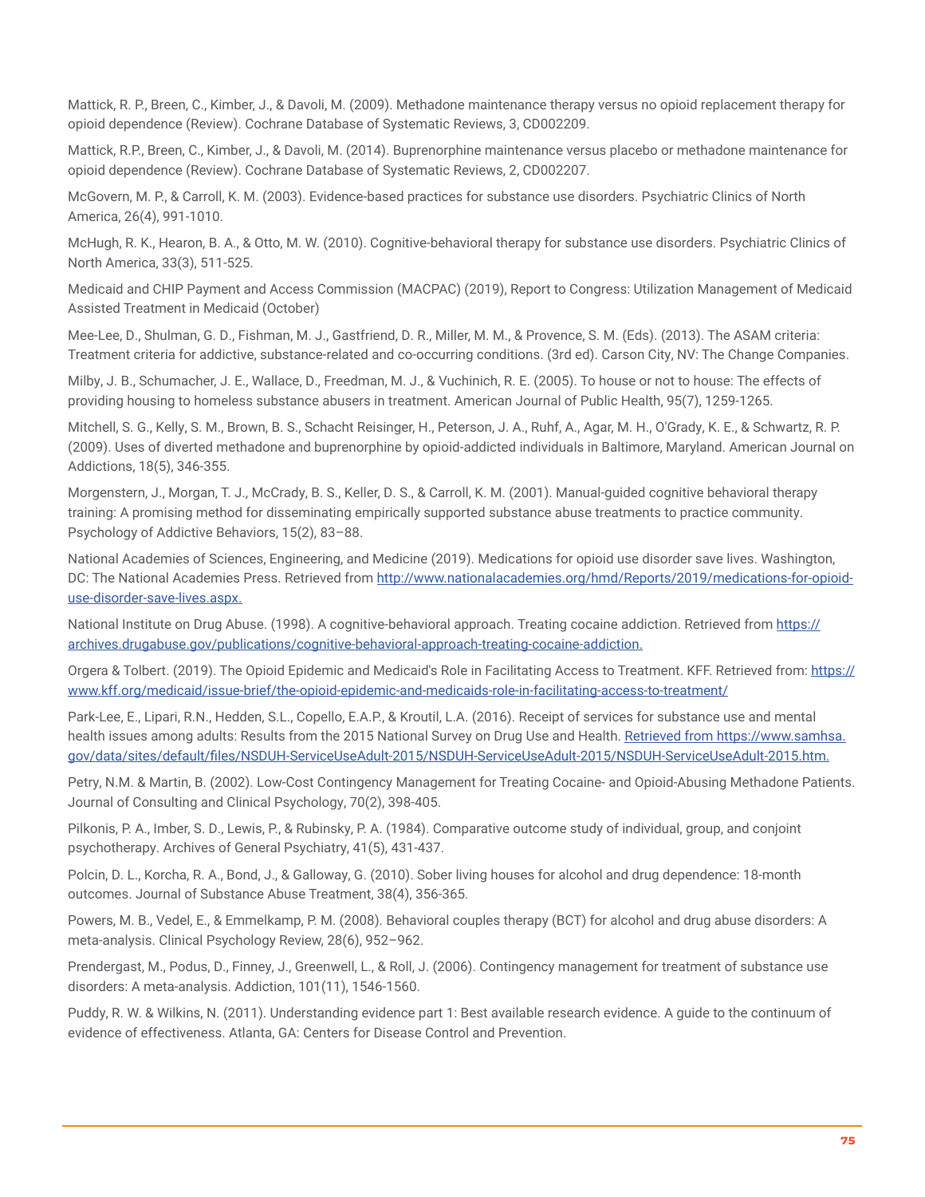Mattick, R. P., Breen, C., Kimber, J., & Davoli, M. (2009). Methadone maintenance therapy versus no opioid replacement therapy for opioid dependence (Review). Cochrane Database of Systematic Reviews, 3, CD002209.

Mattick, R.P., Breen, C., Kimber, J., & Davoli, M. (2014). Buprenorphine maintenance versus placebo or methadone maintenance for opioid dependence (Review). Cochrane Database of Systematic Reviews, 2, CD002207.

McGovern, M. P., & Carroll, K. M. (2003). Evidence-based practices for substance use disorders. Psychiatric Clinics of North America, 26(4), 991-1010.

McHugh, R. K., Hearon, B. A., & Otto, M. W. (2010). Cognitive-behavioral therapy for substance use disorders. Psychiatric Clinics of North America, 33(3), 511-525.

Medicaid and CHIP Payment and Access Commission (MACPAC) (2019), Report to Congress: Utilization Management of Medicaid Assisted Treatment in Medicaid (October)

Mee-Lee, D., Shulman, G. D., Fishman, M. J., Gastfriend, D. R., Miller, M. M., & Provence, S. M. (Eds). (2013). The ASAM criteria: Treatment criteria for addictive, substance-related and co-occurring conditions. (3rd ed). Carson City, NV: The Change Companies.

Milby, J. B., Schumacher, J. E., Wallace, D., Freedman, M. J., & Vuchinich, R. E. (2005). To house or not to house: The effects of providing housing to homeless substance abusers in treatment. American Journal of Public Health, 95(7), 1259-1265.

Mitchell, S. G., Kelly, S. M., Brown, B. S., Schacht Reisinger, H., Peterson, J. A., Ruhf, A., Agar, M. H., O'Grady, K. E., & Schwartz, R. P. (2009). Uses of diverted methadone and buprenorphine by opioid-addicted individuals in Baltimore, Maryland. American Journal on Addictions, 18(5), 346-355.

Morgenstern, J., Morgan, T. J., McCrady, B. S., Keller, D. S., & Carroll, K. M. (2001). Manual-guided cognitive behavioral therapy training: A promising method for disseminating empirically supported substance abuse treatments to practice community. Psychology of Addictive Behaviors, 15(2), 83–88.

National Academies of Sciences, Engineering, and Medicine (2019). Medications for opioid use disorder save lives. Washington, DC: The National Academies Press. Retrieved from http://www.nationalacademies.org/hmd/Reports/2019/medications-for-opioid-use-disorder-save-lives.aspx.

National Institute on Drug Abuse. (1998). A cognitive-behavioral approach. Treating cocaine addiction. Retrieved from https://archives.drugabuse.gov/publications/cognitive-behavioral-approach-treating-cocaine-addiction.

Orgera & Tolbert. (2019). The Opioid Epidemic and Medicaid's Role in Facilitating Access to Treatment. KFF. Retrieved from: https://www.kff.org/medicaid/issue-brief/the-opioid-epidemic-and-medicaids-role-in-facilitating-access-to-treatment/

Park-Lee, E., Lipari, R.N., Hedden, S.L., Copello, E.A.P., & Kroutil, L.A. (2016). Receipt of services for substance use and mental health issues among adults: Results from the 2015 National Survey on Drug Use and Health. Retrieved from https://www.samhsa.gov/data/sites/default/files/NSDUH-ServiceUseAdult-2015/NSDUH-ServiceUseAdult-2015/NSDUH-ServiceUseAdult-2015.htm.

Petry, N.M. & Martin, B. (2002). Low-Cost Contingency Management for Treating Cocaine- and Opioid-Abusing Methadone Patients. Journal of Consulting and Clinical Psychology, 70(2), 398-405.

Pilkonis, P. A., Imber, S. D., Lewis, P., & Rubinsky, P. A. (1984). Comparative outcome study of individual, group, and conjoint psychotherapy. Archives of General Psychiatry, 41(5), 431-437.

Polcin, D. L., Korcha, R. A., Bond, J., & Galloway, G. (2010). Sober living houses for alcohol and drug dependence: 18-month outcomes. Journal of Substance Abuse Treatment, 38(4), 356-365.

Powers, M. B., Vedel, E., & Emmelkamp, P. M. (2008). Behavioral couples therapy (BCT) for alcohol and drug abuse disorders: A meta-analysis. Clinical Psychology Review, 28(6), 952–962.

Prendergast, M., Podus, D., Finney, J., Greenwell, L., & Roll, J. (2006). Contingency management for treatment of substance use disorders: A meta-analysis. Addiction, 101(11), 1546-1560.

Puddy, R. W. & Wilkins, N. (2011). Understanding evidence part 1: Best available research evidence. A guide to the continuum of evidence of effectiveness. Atlanta, GA: Centers for Disease Control and Prevention.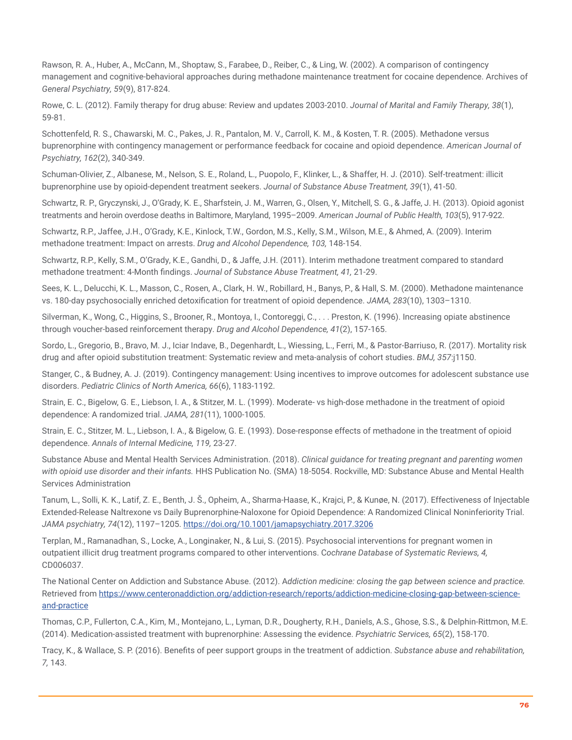Rawson, R. A., Huber, A., McCann, M., Shoptaw, S., Farabee, D., Reiber, C., & Ling, W. (2002). A comparison of contingency management and cognitive-behavioral approaches during methadone maintenance treatment for cocaine dependence. Archives of *General Psychiatry, 59*(9), 817-824.

Rowe, C. L. (2012). Family therapy for drug abuse: Review and updates 2003-2010. *Journal of Marital and Family Therapy, 38*(1), 59-81.

Schottenfeld, R. S., Chawarski, M. C., Pakes, J. R., Pantalon, M. V., Carroll, K. M., & Kosten, T. R. (2005). Methadone versus buprenorphine with contingency management or performance feedback for cocaine and opioid dependence. *American Journal of Psychiatry, 162*(2), 340-349.

Schuman-Olivier, Z., Albanese, M., Nelson, S. E., Roland, L., Puopolo, F., Klinker, L., & Shaffer, H. J. (2010). Self-treatment: illicit buprenorphine use by opioid-dependent treatment seekers. *Journal of Substance Abuse Treatment, 39*(1), 41-50.

Schwartz, R. P., Gryczynski, J., O'Grady, K. E., Sharfstein, J. M., Warren, G., Olsen, Y., Mitchell, S. G., & Jaffe, J. H. (2013). Opioid agonist treatments and heroin overdose deaths in Baltimore, Maryland, 1995–2009. *American Journal of Public Health, 103*(5), 917-922.

Schwartz, R.P., Jaffee, J.H., O'Grady, K.E., Kinlock, T.W., Gordon, M.S., Kelly, S.M., Wilson, M.E., & Ahmed, A. (2009). Interim methadone treatment: Impact on arrests. *Drug and Alcohol Dependence, 103,* 148-154.

Schwartz, R.P., Kelly, S.M., O'Grady, K.E., Gandhi, D., & Jaffe, J.H. (2011). Interim methadone treatment compared to standard methadone treatment: 4-Month findings. *Journal of Substance Abuse Treatment, 41,* 21-29.

Sees, K. L., Delucchi, K. L., Masson, C., Rosen, A., Clark, H. W., Robillard, H., Banys, P., & Hall, S. M. (2000). Methadone maintenance vs. 180-day psychosocially enriched detoxification for treatment of opioid dependence. *JAMA, 283*(10), 1303–1310.

Silverman, K., Wong, C., Higgins, S., Brooner, R., Montoya, I., Contoreggi, C., . . . Preston, K. (1996). Increasing opiate abstinence through voucher-based reinforcement therapy. *Drug and Alcohol Dependence, 41*(2), 157-165.

Sordo, L., Gregorio, B., Bravo, M. J., Iciar Indave, B., Degenhardt, L., Wiessing, L., Ferri, M., & Pastor-Barriuso, R. (2017). Mortality risk drug and after opioid substitution treatment: Systematic review and meta-analysis of cohort studies. *BMJ, 357*:j1150.

Stanger, C., & Budney, A. J. (2019). Contingency management: Using incentives to improve outcomes for adolescent substance use disorders. *Pediatric Clinics of North America, 66*(6), 1183-1192.

Strain, E. C., Bigelow, G. E., Liebson, I. A., & Stitzer, M. L. (1999). Moderate- vs high-dose methadone in the treatment of opioid dependence: A randomized trial. *JAMA, 281*(11), 1000-1005.

Strain, E. C., Stitzer, M. L., Liebson, I. A., & Bigelow, G. E. (1993). Dose-response effects of methadone in the treatment of opioid dependence. *Annals of Internal Medicine, 119,* 23-27.

Substance Abuse and Mental Health Services Administration. (2018). *Clinical guidance for treating pregnant and parenting women with opioid use disorder and their infants.* HHS Publication No. (SMA) 18-5054. Rockville, MD: Substance Abuse and Mental Health Services Administration

Tanum, L., Solli, K. K., Latif, Z. E., Benth, J. Š., Opheim, A., Sharma-Haase, K., Krajci, P., & Kunøe, N. (2017). Effectiveness of Injectable Extended-Release Naltrexone vs Daily Buprenorphine-Naloxone for Opioid Dependence: A Randomized Clinical Noninferiority Trial. *JAMA psychiatry, 74*(12), 1197–1205. https://doi.org/10.1001/jamapsychiatry.2017.3206

Terplan, M., Ramanadhan, S., Locke, A., Longinaker, N., & Lui, S. (2015). Psychosocial interventions for pregnant women in outpatient illicit drug treatment programs compared to other interventions. *Cochrane Database of Systematic Reviews, 4,* CD006037.

The National Center on Addiction and Substance Abuse. (2012). *Addiction medicine: closing the gap between science and practice.* Retrieved from https://www.centeronaddiction.org/addiction-research/reports/addiction-medicine-closing-gap-between-science-and-practice

Thomas, C.P., Fullerton, C.A., Kim, M., Montejano, L., Lyman, D.R., Dougherty, R.H., Daniels, A.S., Ghose, S.S., & Delphin-Rittmon, M.E. (2014). Medication-assisted treatment with buprenorphine: Assessing the evidence. *Psychiatric Services, 65*(2), 158-170.

Tracy, K., & Wallace, S. P. (2016). Benefits of peer support groups in the treatment of addiction. *Substance abuse and rehabilitation, 7,* 143.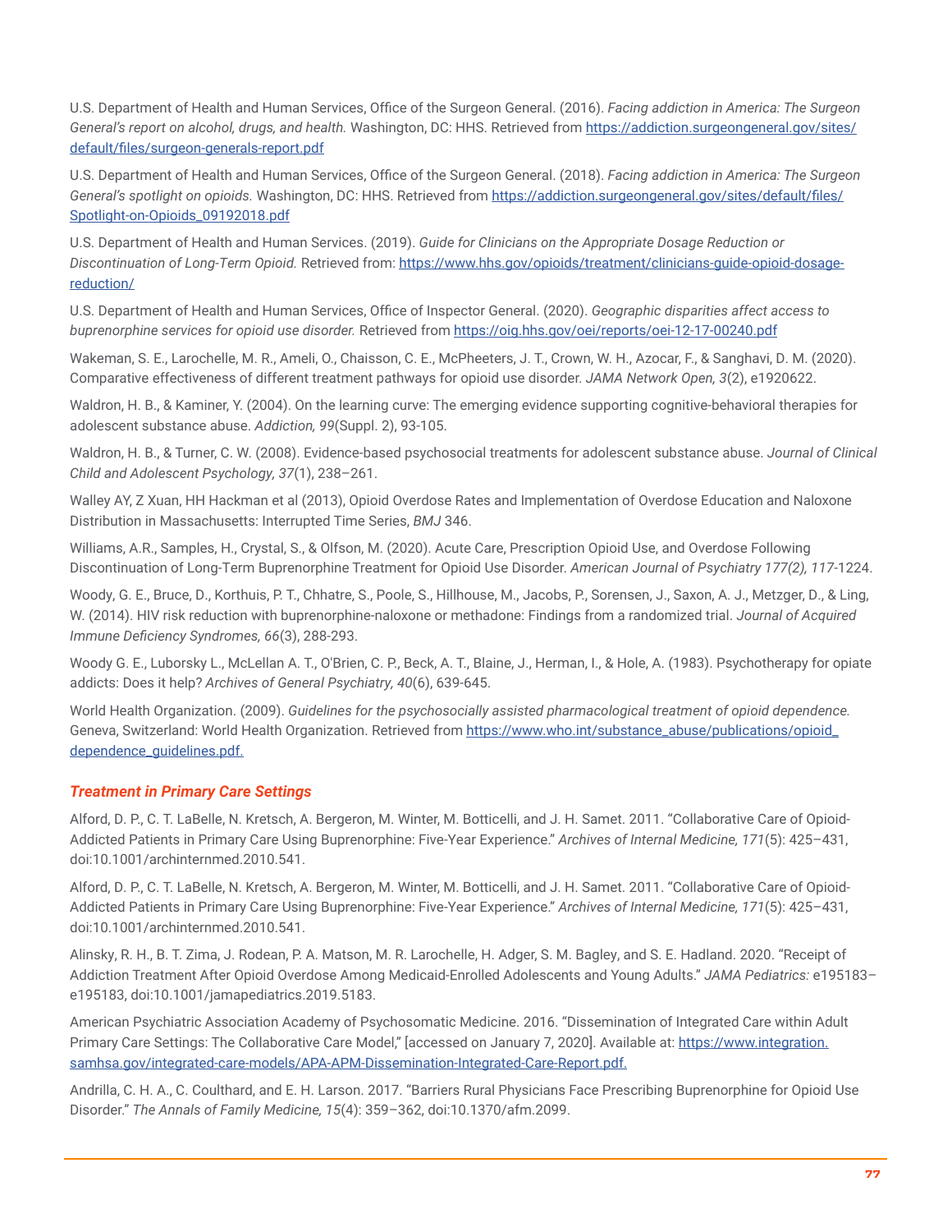U.S. Department of Health and Human Services, Office of the Surgeon General. (2016). *Facing addiction in America: The Surgeon General's report on alcohol, drugs, and health.* Washington, DC: HHS. Retrieved from https://addiction.surgeongeneral.gov/sites/default/files/surgeon-generals-report.pdf

U.S. Department of Health and Human Services, Office of the Surgeon General. (2018). *Facing addiction in America: The Surgeon General's spotlight on opioids.* Washington, DC: HHS. Retrieved from https://addiction.surgeongeneral.gov/sites/default/files/Spotlight-on-Opioids_09192018.pdf

U.S. Department of Health and Human Services. (2019). *Guide for Clinicians on the Appropriate Dosage Reduction or Discontinuation of Long-Term Opioid.* Retrieved from: https://www.hhs.gov/opioids/treatment/clinicians-guide-opioid-dosage-reduction/

U.S. Department of Health and Human Services, Office of Inspector General. (2020). *Geographic disparities affect access to buprenorphine services for opioid use disorder.* Retrieved from https://oig.hhs.gov/oei/reports/oei-12-17-00240.pdf

Wakeman, S. E., Larochelle, M. R., Ameli, O., Chaisson, C. E., McPheeters, J. T., Crown, W. H., Azocar, F., & Sanghavi, D. M. (2020). Comparative effectiveness of different treatment pathways for opioid use disorder. *JAMA Network Open, 3*(2), e1920622.

Waldron, H. B., & Kaminer, Y. (2004). On the learning curve: The emerging evidence supporting cognitive-behavioral therapies for adolescent substance abuse. *Addiction, 99*(Suppl. 2), 93-105.

Waldron, H. B., & Turner, C. W. (2008). Evidence-based psychosocial treatments for adolescent substance abuse. *Journal of Clinical Child and Adolescent Psychology, 37*(1), 238–261.

Walley AY, Z Xuan, HH Hackman et al (2013), Opioid Overdose Rates and Implementation of Overdose Education and Naloxone Distribution in Massachusetts: Interrupted Time Series, *BMJ* 346.

Williams, A.R., Samples, H., Crystal, S., & Olfson, M. (2020). Acute Care, Prescription Opioid Use, and Overdose Following Discontinuation of Long-Term Buprenorphine Treatment for Opioid Use Disorder. *American Journal of Psychiatry 177(2), 117*-1224.

Woody, G. E., Bruce, D., Korthuis, P. T., Chhatre, S., Poole, S., Hillhouse, M., Jacobs, P., Sorensen, J., Saxon, A. J., Metzger, D., & Ling, W. (2014). HIV risk reduction with buprenorphine-naloxone or methadone: Findings from a randomized trial. *Journal of Acquired Immune Deficiency Syndromes, 66*(3), 288-293.

Woody G. E., Luborsky L., McLellan A. T., O'Brien, C. P., Beck, A. T., Blaine, J., Herman, I., & Hole, A. (1983). Psychotherapy for opiate addicts: Does it help? *Archives of General Psychiatry, 40*(6), 639-645.

World Health Organization. (2009). *Guidelines for the psychosocially assisted pharmacological treatment of opioid dependence.* Geneva, Switzerland: World Health Organization. Retrieved from https://www.who.int/substance_abuse/publications/opioid_dependence_guidelines.pdf.

### *Treatment in Primary Care Settings*

Alford, D. P., C. T. LaBelle, N. Kretsch, A. Bergeron, M. Winter, M. Botticelli, and J. H. Samet. 2011. "Collaborative Care of Opioid-Addicted Patients in Primary Care Using Buprenorphine: Five-Year Experience." *Archives of Internal Medicine, 171*(5): 425–431, doi:10.1001/archinternmed.2010.541.

Alford, D. P., C. T. LaBelle, N. Kretsch, A. Bergeron, M. Winter, M. Botticelli, and J. H. Samet. 2011. "Collaborative Care of Opioid-Addicted Patients in Primary Care Using Buprenorphine: Five-Year Experience." *Archives of Internal Medicine, 171*(5): 425–431, doi:10.1001/archinternmed.2010.541.

Alinsky, R. H., B. T. Zima, J. Rodean, P. A. Matson, M. R. Larochelle, H. Adger, S. M. Bagley, and S. E. Hadland. 2020. "Receipt of Addiction Treatment After Opioid Overdose Among Medicaid-Enrolled Adolescents and Young Adults." *JAMA Pediatrics:* e195183–e195183, doi:10.1001/jamapediatrics.2019.5183.

American Psychiatric Association Academy of Psychosomatic Medicine. 2016. "Dissemination of Integrated Care within Adult Primary Care Settings: The Collaborative Care Model," [accessed on January 7, 2020]. Available at: https://www.integration.samhsa.gov/integrated-care-models/APA-APM-Dissemination-Integrated-Care-Report.pdf.

Andrilla, C. H. A., C. Coulthard, and E. H. Larson. 2017. "Barriers Rural Physicians Face Prescribing Buprenorphine for Opioid Use Disorder." *The Annals of Family Medicine, 15*(4): 359–362, doi:10.1370/afm.2099.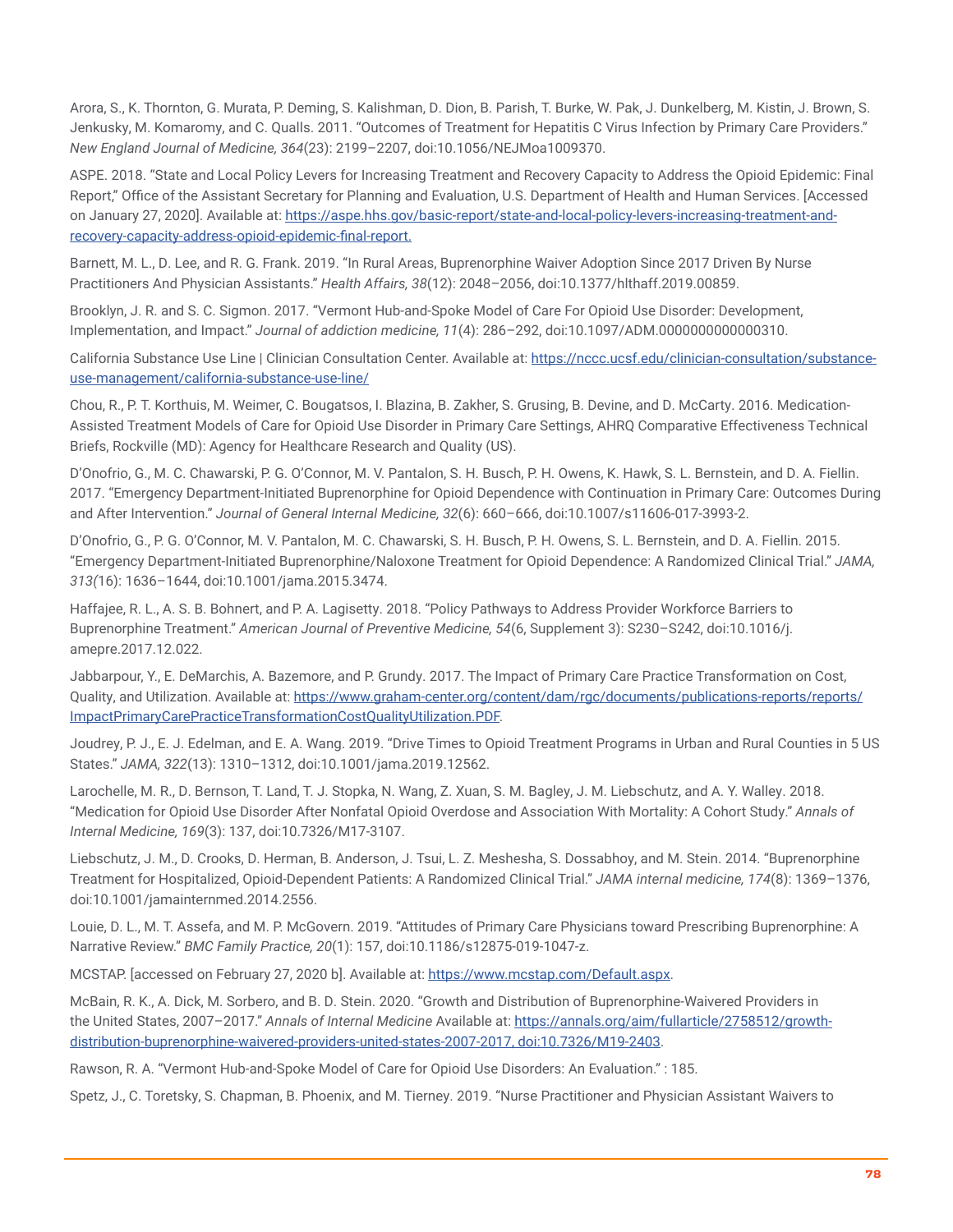Arora, S., K. Thornton, G. Murata, P. Deming, S. Kalishman, D. Dion, B. Parish, T. Burke, W. Pak, J. Dunkelberg, M. Kistin, J. Brown, S. Jenkusky, M. Komaromy, and C. Qualls. 2011. "Outcomes of Treatment for Hepatitis C Virus Infection by Primary Care Providers." *New England Journal of Medicine, 364*(23): 2199–2207, doi:10.1056/NEJMoa1009370.

ASPE. 2018. "State and Local Policy Levers for Increasing Treatment and Recovery Capacity to Address the Opioid Epidemic: Final Report," Office of the Assistant Secretary for Planning and Evaluation, U.S. Department of Health and Human Services. [Accessed on January 27, 2020]. Available at: [https://aspe.hhs.gov/basic-report/state-and-local-policy-levers-increasing-treatment-and-recovery-capacity-address-opioid-epidemic-final-report.](https://aspe.hhs.gov/basic-report/state-and-local-policy-levers-increasing-treatment-and-recovery-capacity-address-opioid-epidemic-final-report)

Barnett, M. L., D. Lee, and R. G. Frank. 2019. "In Rural Areas, Buprenorphine Waiver Adoption Since 2017 Driven By Nurse Practitioners And Physician Assistants." *Health Affairs, 38*(12): 2048–2056, doi:10.1377/hlthaff.2019.00859.

Brooklyn, J. R. and S. C. Sigmon. 2017. "Vermont Hub-and-Spoke Model of Care For Opioid Use Disorder: Development, Implementation, and Impact." *Journal of addiction medicine, 11*(4): 286–292, doi:10.1097/ADM.0000000000000310.

California Substance Use Line | Clinician Consultation Center. Available at: [https://nccc.ucsf.edu/clinician-consultation/substance-use-management/california-substance-use-line/](https://nccc.ucsf.edu/clinician-consultation/substance-use-management/california-substance-use-line/)

Chou, R., P. T. Korthuis, M. Weimer, C. Bougatsos, I. Blazina, B. Zakher, S. Grusing, B. Devine, and D. McCarty. 2016. Medication-Assisted Treatment Models of Care for Opioid Use Disorder in Primary Care Settings, AHRQ Comparative Effectiveness Technical Briefs, Rockville (MD): Agency for Healthcare Research and Quality (US).

D'Onofrio, G., M. C. Chawarski, P. G. O'Connor, M. V. Pantalon, S. H. Busch, P. H. Owens, K. Hawk, S. L. Bernstein, and D. A. Fiellin. 2017. "Emergency Department-Initiated Buprenorphine for Opioid Dependence with Continuation in Primary Care: Outcomes During and After Intervention." *Journal of General Internal Medicine, 32*(6): 660–666, doi:10.1007/s11606-017-3993-2.

D'Onofrio, G., P. G. O'Connor, M. V. Pantalon, M. C. Chawarski, S. H. Busch, P. H. Owens, S. L. Bernstein, and D. A. Fiellin. 2015. "Emergency Department-Initiated Buprenorphine/Naloxone Treatment for Opioid Dependence: A Randomized Clinical Trial." *JAMA, 313*(16): 1636–1644, doi:10.1001/jama.2015.3474.

Haffajee, R. L., A. S. B. Bohnert, and P. A. Lagisetty. 2018. "Policy Pathways to Address Provider Workforce Barriers to Buprenorphine Treatment." *American Journal of Preventive Medicine, 54*(6, Supplement 3): S230–S242, doi:10.1016/j.amepre.2017.12.022.

Jabbarpour, Y., E. DeMarchis, A. Bazemore, and P. Grundy. 2017. The Impact of Primary Care Practice Transformation on Cost, Quality, and Utilization. Available at: [https://www.graham-center.org/content/dam/rgc/documents/publications-reports/reports/ImpactPrimaryCarePracticeTransformationCostQualityUtilization.PDF](https://www.graham-center.org/content/dam/rgc/documents/publications-reports/reports/ImpactPrimaryCarePracticeTransformationCostQualityUtilization.PDF).

Joudrey, P. J., E. J. Edelman, and E. A. Wang. 2019. "Drive Times to Opioid Treatment Programs in Urban and Rural Counties in 5 US States." *JAMA, 322*(13): 1310–1312, doi:10.1001/jama.2019.12562.

Larochelle, M. R., D. Bernson, T. Land, T. J. Stopka, N. Wang, Z. Xuan, S. M. Bagley, J. M. Liebschutz, and A. Y. Walley. 2018. "Medication for Opioid Use Disorder After Nonfatal Opioid Overdose and Association With Mortality: A Cohort Study." *Annals of Internal Medicine, 169*(3): 137, doi:10.7326/M17-3107.

Liebschutz, J. M., D. Crooks, D. Herman, B. Anderson, J. Tsui, L. Z. Meshesha, S. Dossabhoy, and M. Stein. 2014. "Buprenorphine Treatment for Hospitalized, Opioid-Dependent Patients: A Randomized Clinical Trial." *JAMA internal medicine, 174*(8): 1369–1376, doi:10.1001/jamainternmed.2014.2556.

Louie, D. L., M. T. Assefa, and M. P. McGovern. 2019. "Attitudes of Primary Care Physicians toward Prescribing Buprenorphine: A Narrative Review." *BMC Family Practice, 20*(1): 157, doi:10.1186/s12875-019-1047-z.

MCSTAP. [accessed on February 27, 2020 b]. Available at: [https://www.mcstap.com/Default.aspx](https://www.mcstap.com/Default.aspx).

McBain, R. K., A. Dick, M. Sorbero, and B. D. Stein. 2020. "Growth and Distribution of Buprenorphine-Waivered Providers in the United States, 2007–2017." *Annals of Internal Medicine* Available at: [https://annals.org/aim/fullarticle/2758512/growth-distribution-buprenorphine-waivered-providers-united-states-2007-2017, doi:10.7326/M19-2403](https://annals.org/aim/fullarticle/2758512/growth-distribution-buprenorphine-waivered-providers-united-states-2007-2017).

Rawson, R. A. "Vermont Hub-and-Spoke Model of Care for Opioid Use Disorders: An Evaluation." : 185.

Spetz, J., C. Toretsky, S. Chapman, B. Phoenix, and M. Tierney. 2019. "Nurse Practitioner and Physician Assistant Waivers to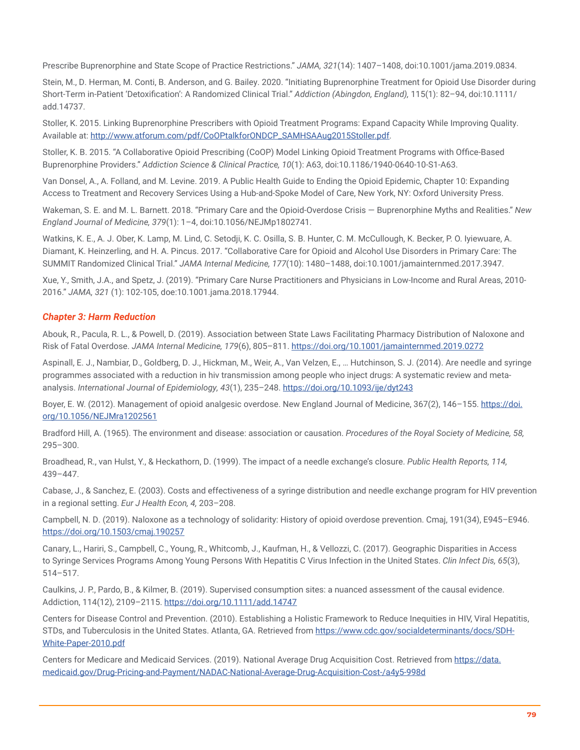Prescribe Buprenorphine and State Scope of Practice Restrictions." *JAMA, 321*(14): 1407–1408, doi:10.1001/jama.2019.0834.

Stein, M., D. Herman, M. Conti, B. Anderson, and G. Bailey. 2020. "Initiating Buprenorphine Treatment for Opioid Use Disorder during Short-Term in-Patient 'Detoxification': A Randomized Clinical Trial." *Addiction (Abingdon, England),* 115(1): 82–94, doi:10.1111/add.14737.

Stoller, K. 2015. Linking Buprenorphine Prescribers with Opioid Treatment Programs: Expand Capacity While Improving Quality. Available at: [http://www.atforum.com/pdf/CoOPtalkforONDCP_SAMHSAAug2015Stoller.pdf](http://www.atforum.com/pdf/CoOPtalkforONDCP_SAMHSAAug2015Stoller.pdf).

Stoller, K. B. 2015. "A Collaborative Opioid Prescribing (CoOP) Model Linking Opioid Treatment Programs with Office-Based Buprenorphine Providers." *Addiction Science & Clinical Practice, 10*(1): A63, doi:10.1186/1940-0640-10-S1-A63.

Van Donsel, A., A. Folland, and M. Levine. 2019. A Public Health Guide to Ending the Opioid Epidemic, Chapter 10: Expanding Access to Treatment and Recovery Services Using a Hub-and-Spoke Model of Care, New York, NY: Oxford University Press.

Wakeman, S. E. and M. L. Barnett. 2018. "Primary Care and the Opioid-Overdose Crisis — Buprenorphine Myths and Realities." *New England Journal of Medicine, 379*(1): 1–4, doi:10.1056/NEJMp1802741.

Watkins, K. E., A. J. Ober, K. Lamp, M. Lind, C. Setodji, K. C. Osilla, S. B. Hunter, C. M. McCullough, K. Becker, P. O. Iyiewuare, A. Diamant, K. Heinzerling, and H. A. Pincus. 2017. "Collaborative Care for Opioid and Alcohol Use Disorders in Primary Care: The SUMMIT Randomized Clinical Trial." *JAMA Internal Medicine, 177*(10): 1480–1488, doi:10.1001/jamainternmed.2017.3947.

Xue, Y., Smith, J.A., and Spetz, J. (2019). "Primary Care Nurse Practitioners and Physicians in Low-Income and Rural Areas, 2010-2016." *JAMA, 321* (1): 102-105, doe:10.1001.jama.2018.17944.

### *Chapter 3: Harm Reduction*

Abouk, R., Pacula, R. L., & Powell, D. (2019). Association between State Laws Facilitating Pharmacy Distribution of Naloxone and Risk of Fatal Overdose. *JAMA Internal Medicine, 179*(6), 805–811. [https://doi.org/10.1001/jamainternmed.2019.0272](https://doi.org/10.1001/jamainternmed.2019.0272)

Aspinall, E. J., Nambiar, D., Goldberg, D. J., Hickman, M., Weir, A., Van Velzen, E., … Hutchinson, S. J. (2014). Are needle and syringe programmes associated with a reduction in hiv transmission among people who inject drugs: A systematic review and meta-analysis. *International Journal of Epidemiology, 43*(1), 235–248. [https://doi.org/10.1093/ije/dyt243](https://doi.org/10.1093/ije/dyt243)

Boyer, E. W. (2012). Management of opioid analgesic overdose. New England Journal of Medicine, 367(2), 146–155. [https://doi.org/10.1056/NEJMra1202561](https://doi.org/10.1056/NEJMra1202561)

Bradford Hill, A. (1965). The environment and disease: association or causation. *Procedures of the Royal Society of Medicine, 58,* 295–300.

Broadhead, R., van Hulst, Y., & Heckathorn, D. (1999). The impact of a needle exchange's closure. *Public Health Reports, 114,* 439–447.

Cabase, J., & Sanchez, E. (2003). Costs and effectiveness of a syringe distribution and needle exchange program for HIV prevention in a regional setting. *Eur J Health Econ, 4,* 203–208.

Campbell, N. D. (2019). Naloxone as a technology of solidarity: History of opioid overdose prevention. Cmaj, 191(34), E945–E946. [https://doi.org/10.1503/cmaj.190257](https://doi.org/10.1503/cmaj.190257)

Canary, L., Hariri, S., Campbell, C., Young, R., Whitcomb, J., Kaufman, H., & Vellozzi, C. (2017). Geographic Disparities in Access to Syringe Services Programs Among Young Persons With Hepatitis C Virus Infection in the United States. *Clin Infect Dis, 65*(3), 514–517.

Caulkins, J. P., Pardo, B., & Kilmer, B. (2019). Supervised consumption sites: a nuanced assessment of the causal evidence. Addiction, 114(12), 2109–2115. [https://doi.org/10.1111/add.14747](https://doi.org/10.1111/add.14747)

Centers for Disease Control and Prevention. (2010). Establishing a Holistic Framework to Reduce Inequities in HIV, Viral Hepatitis, STDs, and Tuberculosis in the United States. Atlanta, GA. Retrieved from [https://www.cdc.gov/socialdeterminants/docs/SDH-White-Paper-2010.pdf](https://www.cdc.gov/socialdeterminants/docs/SDH-White-Paper-2010.pdf)

Centers for Medicare and Medicaid Services. (2019). National Average Drug Acquisition Cost. Retrieved from [https://data.medicaid.gov/Drug-Pricing-and-Payment/NADAC-National-Average-Drug-Acquisition-Cost-/a4y5-998d](https://data.medicaid.gov/Drug-Pricing-and-Payment/NADAC-National-Average-Drug-Acquisition-Cost-/a4y5-998d)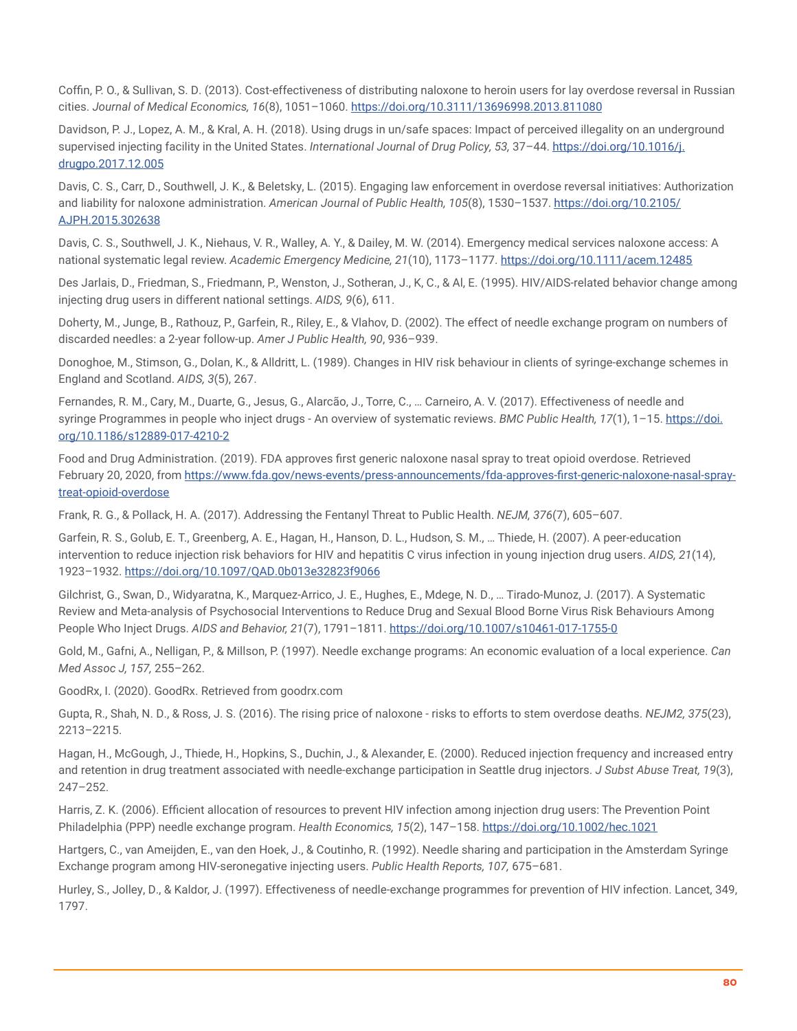Coffin, P. O., & Sullivan, S. D. (2013). Cost-effectiveness of distributing naloxone to heroin users for lay overdose reversal in Russian cities. *Journal of Medical Economics, 16*(8), 1051–1060. https://doi.org/10.3111/13696998.2013.811080

Davidson, P. J., Lopez, A. M., & Kral, A. H. (2018). Using drugs in un/safe spaces: Impact of perceived illegality on an underground supervised injecting facility in the United States. *International Journal of Drug Policy, 53,* 37–44. https://doi.org/10.1016/j.drugpo.2017.12.005

Davis, C. S., Carr, D., Southwell, J. K., & Beletsky, L. (2015). Engaging law enforcement in overdose reversal initiatives: Authorization and liability for naloxone administration. *American Journal of Public Health, 105*(8), 1530–1537. https://doi.org/10.2105/AJPH.2015.302638

Davis, C. S., Southwell, J. K., Niehaus, V. R., Walley, A. Y., & Dailey, M. W. (2014). Emergency medical services naloxone access: A national systematic legal review. *Academic Emergency Medicine, 21*(10), 1173–1177. https://doi.org/10.1111/acem.12485

Des Jarlais, D., Friedman, S., Friedmann, P., Wenston, J., Sotheran, J., K, C., & Al, E. (1995). HIV/AIDS-related behavior change among injecting drug users in different national settings. *AIDS, 9*(6), 611.

Doherty, M., Junge, B., Rathouz, P., Garfein, R., Riley, E., & Vlahov, D. (2002). The effect of needle exchange program on numbers of discarded needles: a 2-year follow-up. *Amer J Public Health, 90*, 936–939.

Donoghoe, M., Stimson, G., Dolan, K., & Alldritt, L. (1989). Changes in HIV risk behaviour in clients of syringe-exchange schemes in England and Scotland. *AIDS, 3*(5), 267.

Fernandes, R. M., Cary, M., Duarte, G., Jesus, G., Alarcão, J., Torre, C., … Carneiro, A. V. (2017). Effectiveness of needle and syringe Programmes in people who inject drugs - An overview of systematic reviews. *BMC Public Health, 17*(1), 1–15. https://doi.org/10.1186/s12889-017-4210-2

Food and Drug Administration. (2019). FDA approves first generic naloxone nasal spray to treat opioid overdose. Retrieved February 20, 2020, from https://www.fda.gov/news-events/press-announcements/fda-approves-first-generic-naloxone-nasal-spray-treat-opioid-overdose

Frank, R. G., & Pollack, H. A. (2017). Addressing the Fentanyl Threat to Public Health. *NEJM, 376*(7), 605–607.

Garfein, R. S., Golub, E. T., Greenberg, A. E., Hagan, H., Hanson, D. L., Hudson, S. M., … Thiede, H. (2007). A peer-education intervention to reduce injection risk behaviors for HIV and hepatitis C virus infection in young injection drug users. *AIDS, 21*(14), 1923–1932. https://doi.org/10.1097/QAD.0b013e32823f9066

Gilchrist, G., Swan, D., Widyaratna, K., Marquez-Arrico, J. E., Hughes, E., Mdege, N. D., … Tirado-Munoz, J. (2017). A Systematic Review and Meta-analysis of Psychosocial Interventions to Reduce Drug and Sexual Blood Borne Virus Risk Behaviours Among People Who Inject Drugs. *AIDS and Behavior, 21*(7), 1791–1811. https://doi.org/10.1007/s10461-017-1755-0

Gold, M., Gafni, A., Nelligan, P., & Millson, P. (1997). Needle exchange programs: An economic evaluation of a local experience. *Can Med Assoc J, 157,* 255–262.

GoodRx, I. (2020). GoodRx. Retrieved from goodrx.com

Gupta, R., Shah, N. D., & Ross, J. S. (2016). The rising price of naloxone - risks to efforts to stem overdose deaths. *NEJM2, 375*(23), 2213–2215.

Hagan, H., McGough, J., Thiede, H., Hopkins, S., Duchin, J., & Alexander, E. (2000). Reduced injection frequency and increased entry and retention in drug treatment associated with needle-exchange participation in Seattle drug injectors. *J Subst Abuse Treat, 19*(3), 247–252.

Harris, Z. K. (2006). Efficient allocation of resources to prevent HIV infection among injection drug users: The Prevention Point Philadelphia (PPP) needle exchange program. *Health Economics, 15*(2), 147–158. https://doi.org/10.1002/hec.1021

Hartgers, C., van Ameijden, E., van den Hoek, J., & Coutinho, R. (1992). Needle sharing and participation in the Amsterdam Syringe Exchange program among HIV-seronegative injecting users. *Public Health Reports, 107,* 675–681.

Hurley, S., Jolley, D., & Kaldor, J. (1997). Effectiveness of needle-exchange programmes for prevention of HIV infection. Lancet, 349, 1797.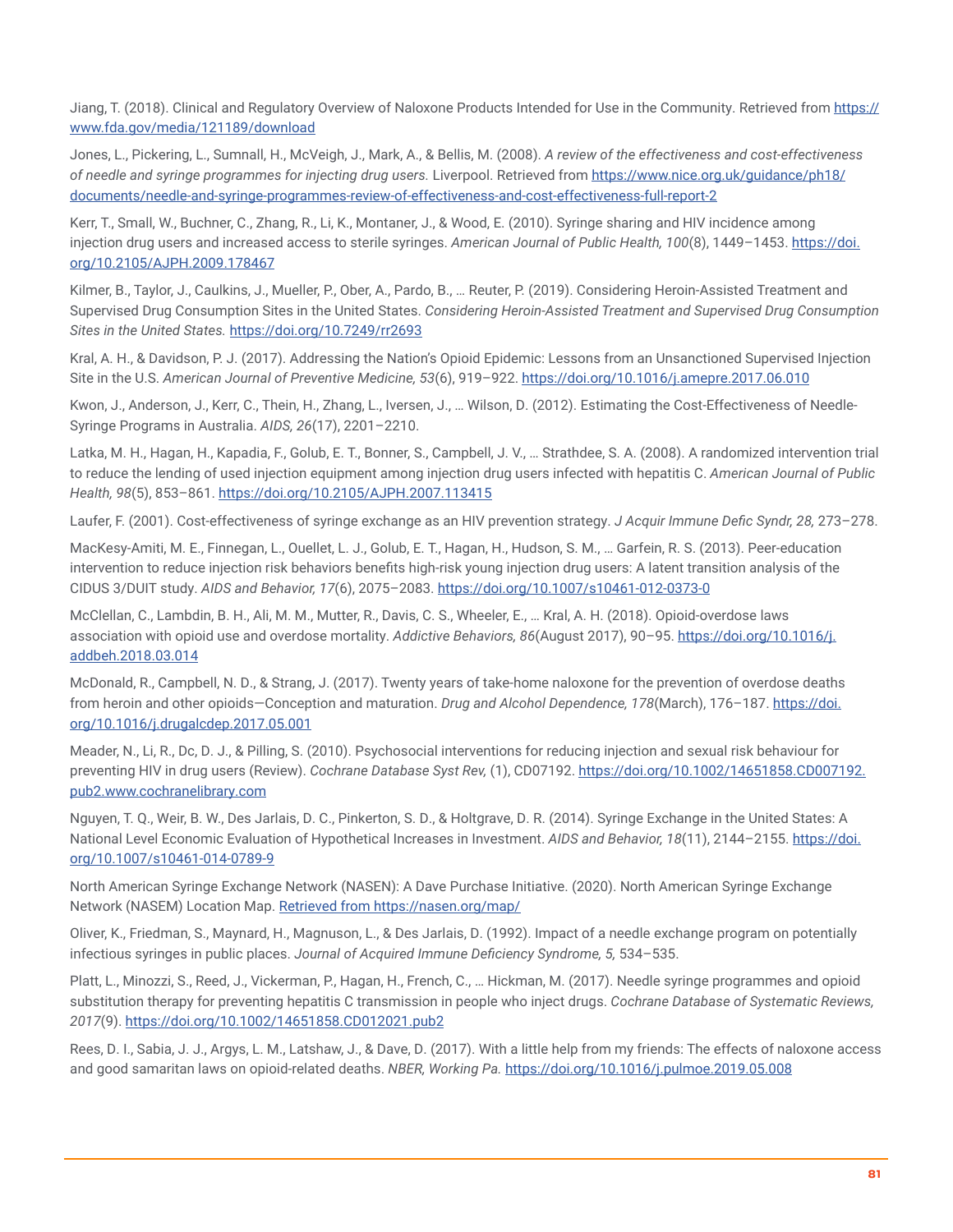Jiang, T. (2018). Clinical and Regulatory Overview of Naloxone Products Intended for Use in the Community. Retrieved from https://www.fda.gov/media/121189/download

Jones, L., Pickering, L., Sumnall, H., McVeigh, J., Mark, A., & Bellis, M. (2008). *A review of the effectiveness and cost-effectiveness of needle and syringe programmes for injecting drug users.* Liverpool. Retrieved from https://www.nice.org.uk/guidance/ph18/documents/needle-and-syringe-programmes-review-of-effectiveness-and-cost-effectiveness-full-report-2

Kerr, T., Small, W., Buchner, C., Zhang, R., Li, K., Montaner, J., & Wood, E. (2010). Syringe sharing and HIV incidence among injection drug users and increased access to sterile syringes. *American Journal of Public Health, 100*(8), 1449–1453. https://doi.org/10.2105/AJPH.2009.178467

Kilmer, B., Taylor, J., Caulkins, J., Mueller, P., Ober, A., Pardo, B., … Reuter, P. (2019). Considering Heroin-Assisted Treatment and Supervised Drug Consumption Sites in the United States. *Considering Heroin-Assisted Treatment and Supervised Drug Consumption Sites in the United States.* https://doi.org/10.7249/rr2693

Kral, A. H., & Davidson, P. J. (2017). Addressing the Nation's Opioid Epidemic: Lessons from an Unsanctioned Supervised Injection Site in the U.S. *American Journal of Preventive Medicine, 53*(6), 919–922. https://doi.org/10.1016/j.amepre.2017.06.010

Kwon, J., Anderson, J., Kerr, C., Thein, H., Zhang, L., Iversen, J., … Wilson, D. (2012). Estimating the Cost-Effectiveness of Needle-Syringe Programs in Australia. *AIDS, 26*(17), 2201–2210.

Latka, M. H., Hagan, H., Kapadia, F., Golub, E. T., Bonner, S., Campbell, J. V., … Strathdee, S. A. (2008). A randomized intervention trial to reduce the lending of used injection equipment among injection drug users infected with hepatitis C. *American Journal of Public Health, 98*(5), 853–861. https://doi.org/10.2105/AJPH.2007.113415

Laufer, F. (2001). Cost-effectiveness of syringe exchange as an HIV prevention strategy. *J Acquir Immune Defic Syndr, 28,* 273–278.

MacKesy-Amiti, M. E., Finnegan, L., Ouellet, L. J., Golub, E. T., Hagan, H., Hudson, S. M., … Garfein, R. S. (2013). Peer-education intervention to reduce injection risk behaviors benefits high-risk young injection drug users: A latent transition analysis of the CIDUS 3/DUIT study. *AIDS and Behavior, 17*(6), 2075–2083. https://doi.org/10.1007/s10461-012-0373-0

McClellan, C., Lambdin, B. H., Ali, M. M., Mutter, R., Davis, C. S., Wheeler, E., … Kral, A. H. (2018). Opioid-overdose laws association with opioid use and overdose mortality. *Addictive Behaviors, 86*(August 2017), 90–95. https://doi.org/10.1016/j.addbeh.2018.03.014

McDonald, R., Campbell, N. D., & Strang, J. (2017). Twenty years of take-home naloxone for the prevention of overdose deaths from heroin and other opioids—Conception and maturation. *Drug and Alcohol Dependence, 178*(March), 176–187. https://doi.org/10.1016/j.drugalcdep.2017.05.001

Meader, N., Li, R., Dc, D. J., & Pilling, S. (2010). Psychosocial interventions for reducing injection and sexual risk behaviour for preventing HIV in drug users (Review). *Cochrane Database Syst Rev,* (1), CD07192. https://doi.org/10.1002/14651858.CD007192.pub2.www.cochranelibrary.com

Nguyen, T. Q., Weir, B. W., Des Jarlais, D. C., Pinkerton, S. D., & Holtgrave, D. R. (2014). Syringe Exchange in the United States: A National Level Economic Evaluation of Hypothetical Increases in Investment. *AIDS and Behavior, 18*(11), 2144–2155. https://doi.org/10.1007/s10461-014-0789-9

North American Syringe Exchange Network (NASEN): A Dave Purchase Initiative. (2020). North American Syringe Exchange Network (NASEM) Location Map. Retrieved from https://nasen.org/map/

Oliver, K., Friedman, S., Maynard, H., Magnuson, L., & Des Jarlais, D. (1992). Impact of a needle exchange program on potentially infectious syringes in public places. *Journal of Acquired Immune Deficiency Syndrome, 5,* 534–535.

Platt, L., Minozzi, S., Reed, J., Vickerman, P., Hagan, H., French, C., … Hickman, M. (2017). Needle syringe programmes and opioid substitution therapy for preventing hepatitis C transmission in people who inject drugs. *Cochrane Database of Systematic Reviews, 2017*(9). https://doi.org/10.1002/14651858.CD012021.pub2

Rees, D. I., Sabia, J. J., Argys, L. M., Latshaw, J., & Dave, D. (2017). With a little help from my friends: The effects of naloxone access and good samaritan laws on opioid-related deaths. *NBER, Working Pa.* https://doi.org/10.1016/j.pulmoe.2019.05.008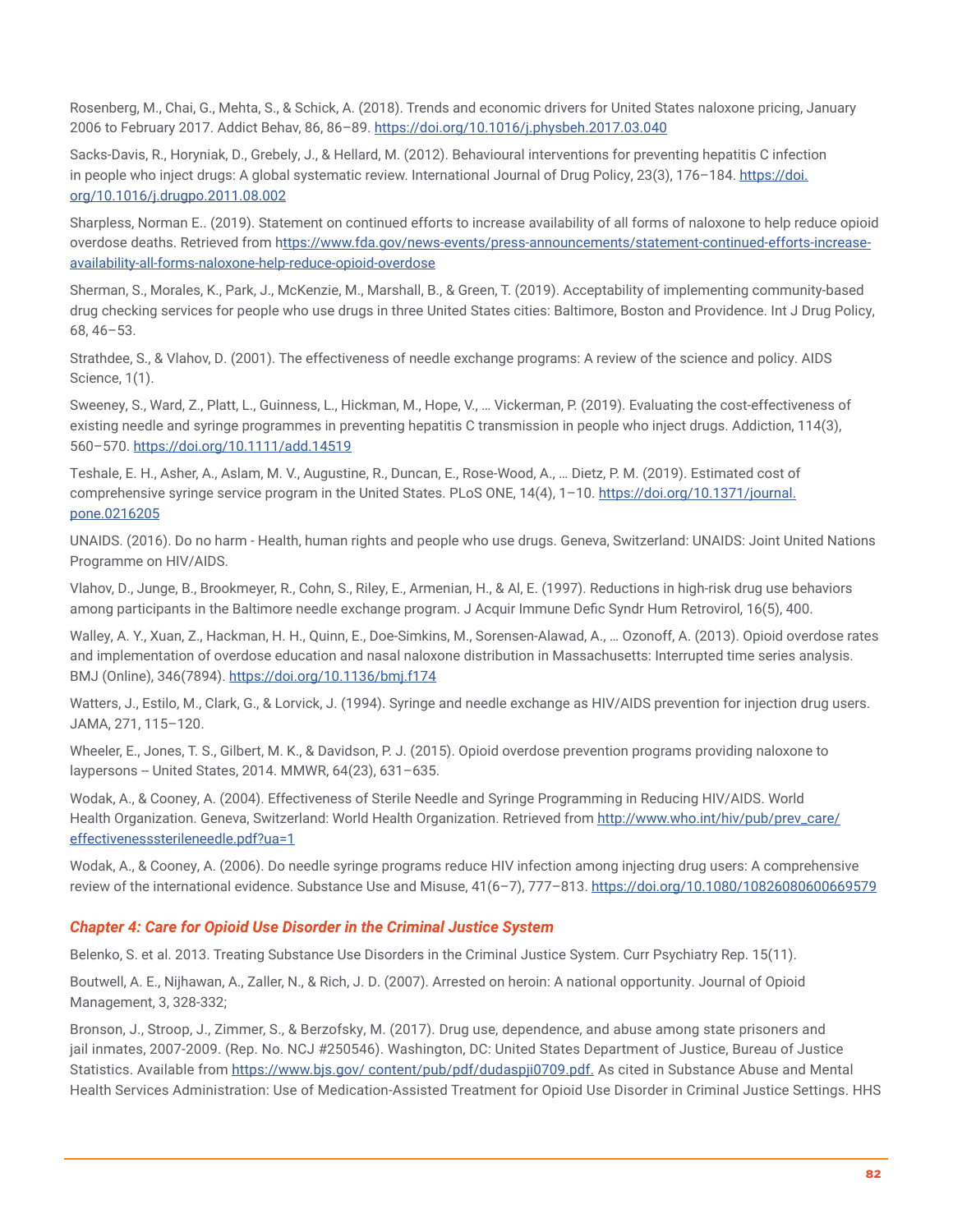Rosenberg, M., Chai, G., Mehta, S., & Schick, A. (2018). Trends and economic drivers for United States naloxone pricing, January 2006 to February 2017. Addict Behav, 86, 86–89. https://doi.org/10.1016/j.physbeh.2017.03.040

Sacks-Davis, R., Horyniak, D., Grebely, J., & Hellard, M. (2012). Behavioural interventions for preventing hepatitis C infection in people who inject drugs: A global systematic review. International Journal of Drug Policy, 23(3), 176–184. https://doi.org/10.1016/j.drugpo.2011.08.002

Sharpless, Norman E.. (2019). Statement on continued efforts to increase availability of all forms of naloxone to help reduce opioid overdose deaths. Retrieved from https://www.fda.gov/news-events/press-announcements/statement-continued-efforts-increase-availability-all-forms-naloxone-help-reduce-opioid-overdose

Sherman, S., Morales, K., Park, J., McKenzie, M., Marshall, B., & Green, T. (2019). Acceptability of implementing community-based drug checking services for people who use drugs in three United States cities: Baltimore, Boston and Providence. Int J Drug Policy, 68, 46–53.

Strathdee, S., & Vlahov, D. (2001). The effectiveness of needle exchange programs: A review of the science and policy. AIDS Science, 1(1).

Sweeney, S., Ward, Z., Platt, L., Guinness, L., Hickman, M., Hope, V., … Vickerman, P. (2019). Evaluating the cost-effectiveness of existing needle and syringe programmes in preventing hepatitis C transmission in people who inject drugs. Addiction, 114(3), 560–570. https://doi.org/10.1111/add.14519

Teshale, E. H., Asher, A., Aslam, M. V., Augustine, R., Duncan, E., Rose-Wood, A., … Dietz, P. M. (2019). Estimated cost of comprehensive syringe service program in the United States. PLoS ONE, 14(4), 1–10. https://doi.org/10.1371/journal.pone.0216205

UNAIDS. (2016). Do no harm - Health, human rights and people who use drugs. Geneva, Switzerland: UNAIDS: Joint United Nations Programme on HIV/AIDS.

Vlahov, D., Junge, B., Brookmeyer, R., Cohn, S., Riley, E., Armenian, H., & Al, E. (1997). Reductions in high-risk drug use behaviors among participants in the Baltimore needle exchange program. J Acquir Immune Defic Syndr Hum Retrovirol, 16(5), 400.

Walley, A. Y., Xuan, Z., Hackman, H. H., Quinn, E., Doe-Simkins, M., Sorensen-Alawad, A., … Ozonoff, A. (2013). Opioid overdose rates and implementation of overdose education and nasal naloxone distribution in Massachusetts: Interrupted time series analysis. BMJ (Online), 346(7894). https://doi.org/10.1136/bmj.f174

Watters, J., Estilo, M., Clark, G., & Lorvick, J. (1994). Syringe and needle exchange as HIV/AIDS prevention for injection drug users. JAMA, 271, 115–120.

Wheeler, E., Jones, T. S., Gilbert, M. K., & Davidson, P. J. (2015). Opioid overdose prevention programs providing naloxone to laypersons -- United States, 2014. MMWR, 64(23), 631–635.

Wodak, A., & Cooney, A. (2004). Effectiveness of Sterile Needle and Syringe Programming in Reducing HIV/AIDS. World Health Organization. Geneva, Switzerland: World Health Organization. Retrieved from http://www.who.int/hiv/pub/prev_care/effectivenesssterileneedle.pdf?ua=1

Wodak, A., & Cooney, A. (2006). Do needle syringe programs reduce HIV infection among injecting drug users: A comprehensive review of the international evidence. Substance Use and Misuse, 41(6–7), 777–813. https://doi.org/10.1080/10826080600669579

### *Chapter 4: Care for Opioid Use Disorder in the Criminal Justice System*

Belenko, S. et al. 2013. Treating Substance Use Disorders in the Criminal Justice System. Curr Psychiatry Rep. 15(11).

Boutwell, A. E., Nijhawan, A., Zaller, N., & Rich, J. D. (2007). Arrested on heroin: A national opportunity. Journal of Opioid Management, 3, 328-332;

Bronson, J., Stroop, J., Zimmer, S., & Berzofsky, M. (2017). Drug use, dependence, and abuse among state prisoners and jail inmates, 2007-2009. (Rep. No. NCJ #250546). Washington, DC: United States Department of Justice, Bureau of Justice Statistics. Available from https://www.bjs.gov/ content/pub/pdf/dudaspji0709.pdf. As cited in Substance Abuse and Mental Health Services Administration: Use of Medication-Assisted Treatment for Opioid Use Disorder in Criminal Justice Settings. HHS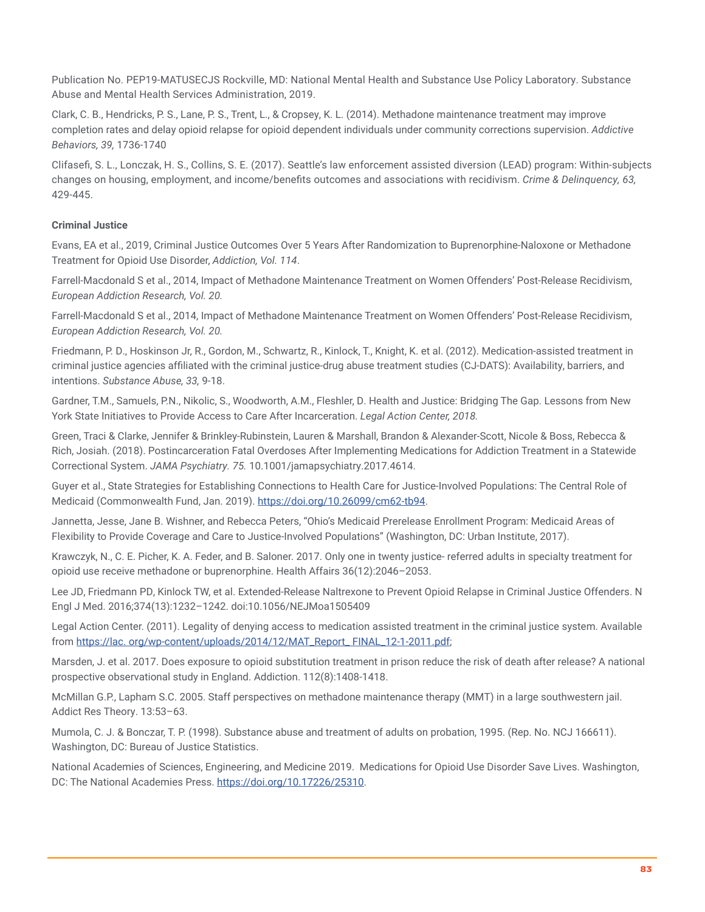Publication No. PEP19-MATUSECJS Rockville, MD: National Mental Health and Substance Use Policy Laboratory. Substance Abuse and Mental Health Services Administration, 2019.

Clark, C. B., Hendricks, P. S., Lane, P. S., Trent, L., & Cropsey, K. L. (2014). Methadone maintenance treatment may improve completion rates and delay opioid relapse for opioid dependent individuals under community corrections supervision. *Addictive Behaviors, 39,* 1736-1740

Clifasefi, S. L., Lonczak, H. S., Collins, S. E. (2017). Seattle's law enforcement assisted diversion (LEAD) program: Within-subjects changes on housing, employment, and income/benefits outcomes and associations with recidivism. *Crime & Delinquency, 63,* 429-445.

**Criminal Justice**

Evans, EA et al., 2019, Criminal Justice Outcomes Over 5 Years After Randomization to Buprenorphine-Naloxone or Methadone Treatment for Opioid Use Disorder, *Addiction, Vol. 114*.

Farrell-Macdonald S et al., 2014, Impact of Methadone Maintenance Treatment on Women Offenders' Post-Release Recidivism, *European Addiction Research, Vol. 20.*

Farrell-Macdonald S et al., 2014, Impact of Methadone Maintenance Treatment on Women Offenders' Post-Release Recidivism, *European Addiction Research, Vol. 20.*

Friedmann, P. D., Hoskinson Jr, R., Gordon, M., Schwartz, R., Kinlock, T., Knight, K. et al. (2012). Medication-assisted treatment in criminal justice agencies affiliated with the criminal justice-drug abuse treatment studies (CJ-DATS): Availability, barriers, and intentions. *Substance Abuse, 33,* 9-18.

Gardner, T.M., Samuels, P.N., Nikolic, S., Woodworth, A.M., Fleshler, D. Health and Justice: Bridging The Gap. Lessons from New York State Initiatives to Provide Access to Care After Incarceration. *Legal Action Center, 2018.*

Green, Traci & Clarke, Jennifer & Brinkley-Rubinstein, Lauren & Marshall, Brandon & Alexander-Scott, Nicole & Boss, Rebecca & Rich, Josiah. (2018). Postincarceration Fatal Overdoses After Implementing Medications for Addiction Treatment in a Statewide Correctional System. *JAMA Psychiatry. 75.* 10.1001/jamapsychiatry.2017.4614.

Guyer et al., State Strategies for Establishing Connections to Health Care for Justice-Involved Populations: The Central Role of Medicaid (Commonwealth Fund, Jan. 2019). https://doi.org/10.26099/cm62-tb94.

Jannetta, Jesse, Jane B. Wishner, and Rebecca Peters, "Ohio's Medicaid Prerelease Enrollment Program: Medicaid Areas of Flexibility to Provide Coverage and Care to Justice-Involved Populations" (Washington, DC: Urban Institute, 2017).

Krawczyk, N., C. E. Picher, K. A. Feder, and B. Saloner. 2017. Only one in twenty justice- referred adults in specialty treatment for opioid use receive methadone or buprenorphine. Health Affairs 36(12):2046–2053.

Lee JD, Friedmann PD, Kinlock TW, et al. Extended-Release Naltrexone to Prevent Opioid Relapse in Criminal Justice Offenders. N Engl J Med. 2016;374(13):1232–1242. doi:10.1056/NEJMoa1505409

Legal Action Center. (2011). Legality of denying access to medication assisted treatment in the criminal justice system. Available from https://lac. org/wp-content/uploads/2014/12/MAT_Report_ FINAL_12-1-2011.pdf;

Marsden, J. et al. 2017. Does exposure to opioid substitution treatment in prison reduce the risk of death after release? A national prospective observational study in England. Addiction. 112(8):1408-1418.

McMillan G.P., Lapham S.C. 2005. Staff perspectives on methadone maintenance therapy (MMT) in a large southwestern jail. Addict Res Theory. 13:53–63.

Mumola, C. J. & Bonczar, T. P. (1998). Substance abuse and treatment of adults on probation, 1995. (Rep. No. NCJ 166611). Washington, DC: Bureau of Justice Statistics.

National Academies of Sciences, Engineering, and Medicine 2019. Medications for Opioid Use Disorder Save Lives. Washington, DC: The National Academies Press. https://doi.org/10.17226/25310.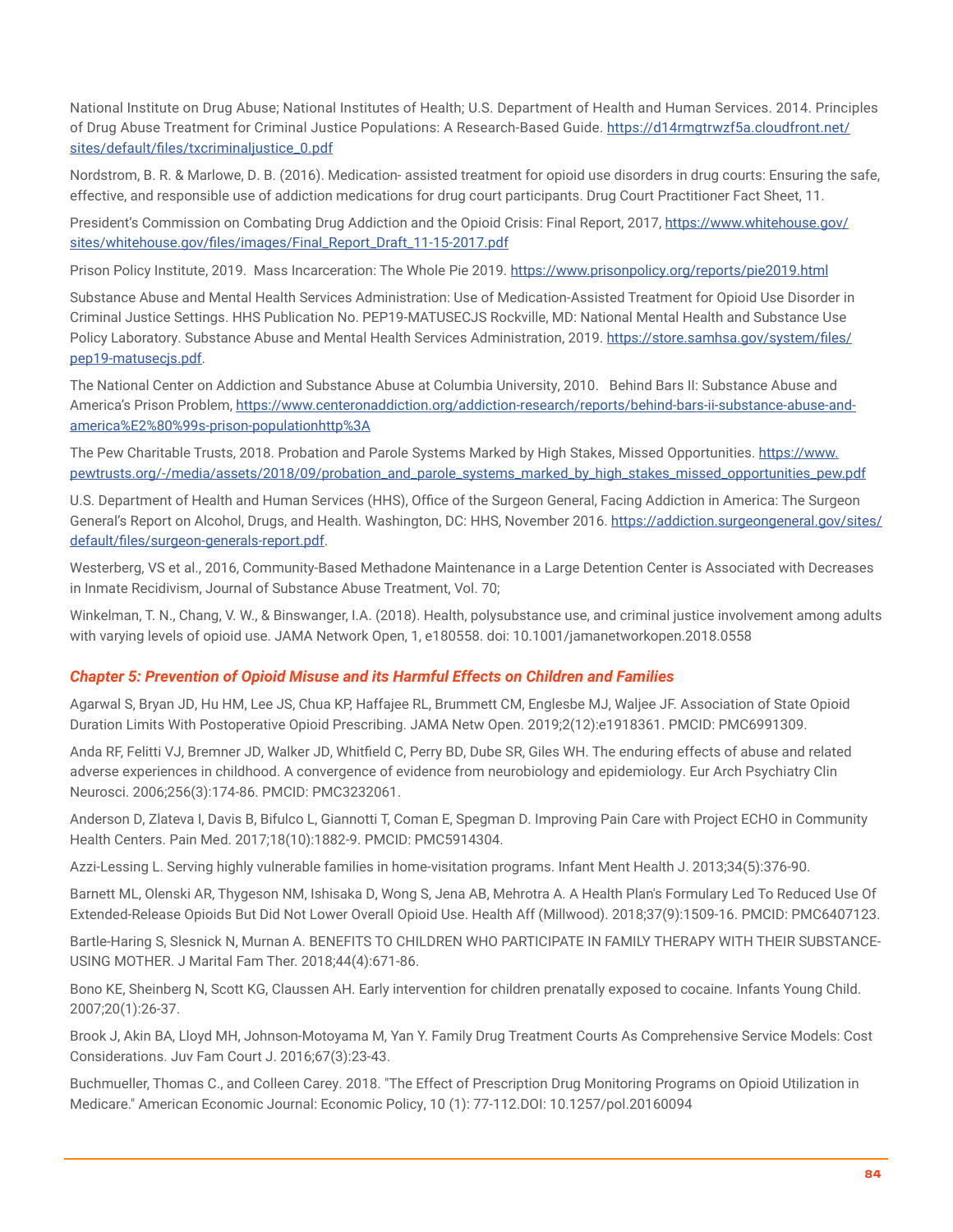National Institute on Drug Abuse; National Institutes of Health; U.S. Department of Health and Human Services. 2014. Principles of Drug Abuse Treatment for Criminal Justice Populations: A Research-Based Guide. https://d14rmgtrwzf5a.cloudfront.net/sites/default/files/txcriminaljustice_0.pdf

Nordstrom, B. R. & Marlowe, D. B. (2016). Medication- assisted treatment for opioid use disorders in drug courts: Ensuring the safe, effective, and responsible use of addiction medications for drug court participants. Drug Court Practitioner Fact Sheet, 11.

President's Commission on Combating Drug Addiction and the Opioid Crisis: Final Report, 2017, https://www.whitehouse.gov/sites/whitehouse.gov/files/images/Final_Report_Draft_11-15-2017.pdf

Prison Policy Institute, 2019. Mass Incarceration: The Whole Pie 2019. https://www.prisonpolicy.org/reports/pie2019.html

Substance Abuse and Mental Health Services Administration: Use of Medication-Assisted Treatment for Opioid Use Disorder in Criminal Justice Settings. HHS Publication No. PEP19-MATUSECJS Rockville, MD: National Mental Health and Substance Use Policy Laboratory. Substance Abuse and Mental Health Services Administration, 2019. https://store.samhsa.gov/system/files/pep19-matusecjs.pdf.

The National Center on Addiction and Substance Abuse at Columbia University, 2010. Behind Bars II: Substance Abuse and America's Prison Problem, https://www.centeronaddiction.org/addiction-research/reports/behind-bars-ii-substance-abuse-and-america%E2%80%99s-prison-populationhttp%3A

The Pew Charitable Trusts, 2018. Probation and Parole Systems Marked by High Stakes, Missed Opportunities. https://www.pewtrusts.org/-/media/assets/2018/09/probation_and_parole_systems_marked_by_high_stakes_missed_opportunities_pew.pdf

U.S. Department of Health and Human Services (HHS), Office of the Surgeon General, Facing Addiction in America: The Surgeon General's Report on Alcohol, Drugs, and Health. Washington, DC: HHS, November 2016. https://addiction.surgeongeneral.gov/sites/default/files/surgeon-generals-report.pdf.

Westerberg, VS et al., 2016, Community-Based Methadone Maintenance in a Large Detention Center is Associated with Decreases in Inmate Recidivism, Journal of Substance Abuse Treatment, Vol. 70;

Winkelman, T. N., Chang, V. W., & Binswanger, I.A. (2018). Health, polysubstance use, and criminal justice involvement among adults with varying levels of opioid use. JAMA Network Open, 1, e180558. doi: 10.1001/jamanetworkopen.2018.0558

### *Chapter 5: Prevention of Opioid Misuse and its Harmful Effects on Children and Families*

Agarwal S, Bryan JD, Hu HM, Lee JS, Chua KP, Haffajee RL, Brummett CM, Englesbe MJ, Waljee JF. Association of State Opioid Duration Limits With Postoperative Opioid Prescribing. JAMA Netw Open. 2019;2(12):e1918361. PMCID: PMC6991309.

Anda RF, Felitti VJ, Bremner JD, Walker JD, Whitfield C, Perry BD, Dube SR, Giles WH. The enduring effects of abuse and related adverse experiences in childhood. A convergence of evidence from neurobiology and epidemiology. Eur Arch Psychiatry Clin Neurosci. 2006;256(3):174-86. PMCID: PMC3232061.

Anderson D, Zlateva I, Davis B, Bifulco L, Giannotti T, Coman E, Spegman D. Improving Pain Care with Project ECHO in Community Health Centers. Pain Med. 2017;18(10):1882-9. PMCID: PMC5914304.

Azzi-Lessing L. Serving highly vulnerable families in home-visitation programs. Infant Ment Health J. 2013;34(5):376-90.

Barnett ML, Olenski AR, Thygeson NM, Ishisaka D, Wong S, Jena AB, Mehrotra A. A Health Plan's Formulary Led To Reduced Use Of Extended-Release Opioids But Did Not Lower Overall Opioid Use. Health Aff (Millwood). 2018;37(9):1509-16. PMCID: PMC6407123.

Bartle-Haring S, Slesnick N, Murnan A. BENEFITS TO CHILDREN WHO PARTICIPATE IN FAMILY THERAPY WITH THEIR SUBSTANCE-USING MOTHER. J Marital Fam Ther. 2018;44(4):671-86.

Bono KE, Sheinberg N, Scott KG, Claussen AH. Early intervention for children prenatally exposed to cocaine. Infants Young Child. 2007;20(1):26-37.

Brook J, Akin BA, Lloyd MH, Johnson-Motoyama M, Yan Y. Family Drug Treatment Courts As Comprehensive Service Models: Cost Considerations. Juv Fam Court J. 2016;67(3):23-43.

Buchmueller, Thomas C., and Colleen Carey. 2018. "The Effect of Prescription Drug Monitoring Programs on Opioid Utilization in Medicare." American Economic Journal: Economic Policy, 10 (1): 77-112.DOI: 10.1257/pol.20160094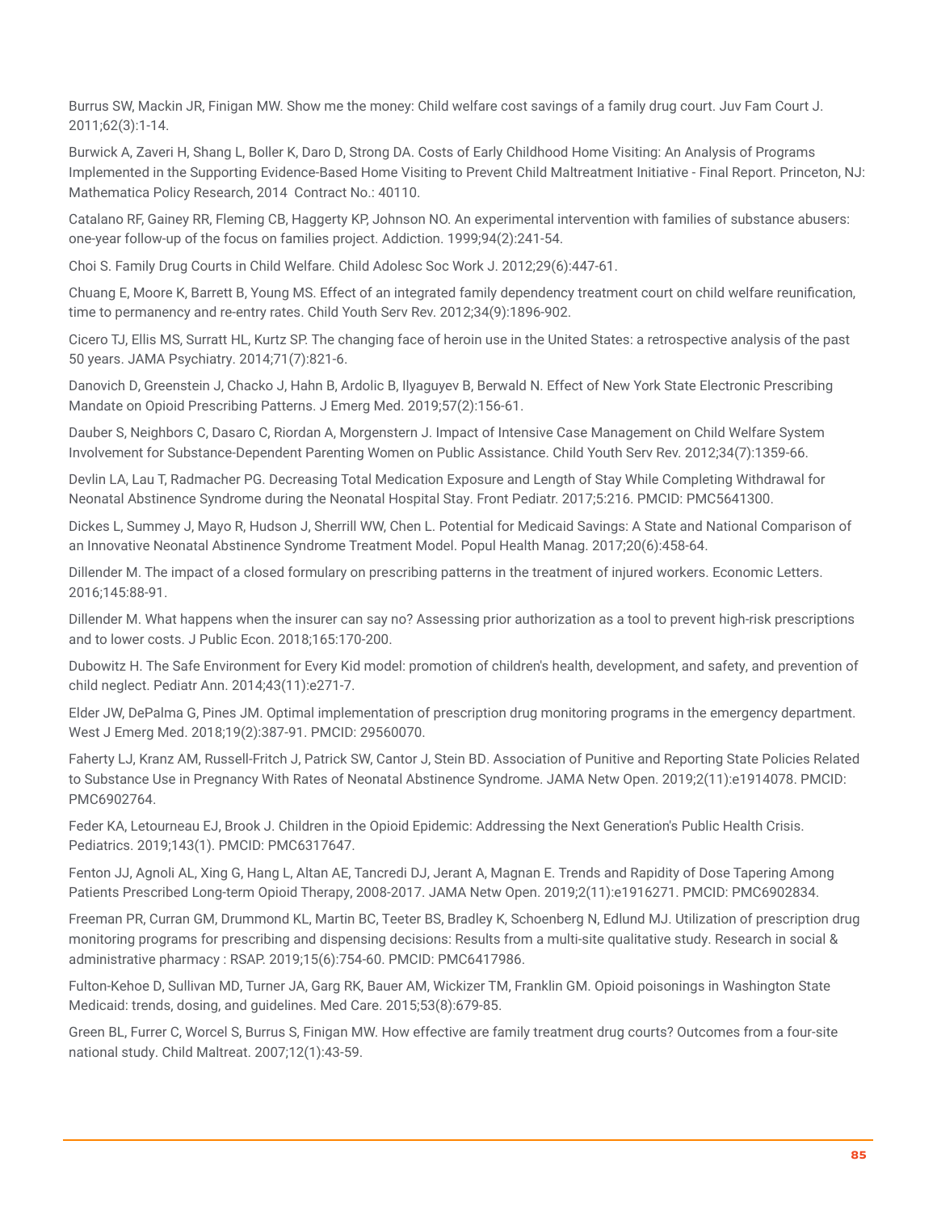Burrus SW, Mackin JR, Finigan MW. Show me the money: Child welfare cost savings of a family drug court. Juv Fam Court J. 2011;62(3):1-14.

Burwick A, Zaveri H, Shang L, Boller K, Daro D, Strong DA. Costs of Early Childhood Home Visiting: An Analysis of Programs Implemented in the Supporting Evidence-Based Home Visiting to Prevent Child Maltreatment Initiative - Final Report. Princeton, NJ: Mathematica Policy Research, 2014 Contract No.: 40110.

Catalano RF, Gainey RR, Fleming CB, Haggerty KP, Johnson NO. An experimental intervention with families of substance abusers: one-year follow-up of the focus on families project. Addiction. 1999;94(2):241-54.

Choi S. Family Drug Courts in Child Welfare. Child Adolesc Soc Work J. 2012;29(6):447-61.

Chuang E, Moore K, Barrett B, Young MS. Effect of an integrated family dependency treatment court on child welfare reunification, time to permanency and re-entry rates. Child Youth Serv Rev. 2012;34(9):1896-902.

Cicero TJ, Ellis MS, Surratt HL, Kurtz SP. The changing face of heroin use in the United States: a retrospective analysis of the past 50 years. JAMA Psychiatry. 2014;71(7):821-6.

Danovich D, Greenstein J, Chacko J, Hahn B, Ardolic B, Ilyaguyev B, Berwald N. Effect of New York State Electronic Prescribing Mandate on Opioid Prescribing Patterns. J Emerg Med. 2019;57(2):156-61.

Dauber S, Neighbors C, Dasaro C, Riordan A, Morgenstern J. Impact of Intensive Case Management on Child Welfare System Involvement for Substance-Dependent Parenting Women on Public Assistance. Child Youth Serv Rev. 2012;34(7):1359-66.

Devlin LA, Lau T, Radmacher PG. Decreasing Total Medication Exposure and Length of Stay While Completing Withdrawal for Neonatal Abstinence Syndrome during the Neonatal Hospital Stay. Front Pediatr. 2017;5:216. PMCID: PMC5641300.

Dickes L, Summey J, Mayo R, Hudson J, Sherrill WW, Chen L. Potential for Medicaid Savings: A State and National Comparison of an Innovative Neonatal Abstinence Syndrome Treatment Model. Popul Health Manag. 2017;20(6):458-64.

Dillender M. The impact of a closed formulary on prescribing patterns in the treatment of injured workers. Economic Letters. 2016;145:88-91.

Dillender M. What happens when the insurer can say no? Assessing prior authorization as a tool to prevent high-risk prescriptions and to lower costs. J Public Econ. 2018;165:170-200.

Dubowitz H. The Safe Environment for Every Kid model: promotion of children's health, development, and safety, and prevention of child neglect. Pediatr Ann. 2014;43(11):e271-7.

Elder JW, DePalma G, Pines JM. Optimal implementation of prescription drug monitoring programs in the emergency department. West J Emerg Med. 2018;19(2):387-91. PMCID: 29560070.

Faherty LJ, Kranz AM, Russell-Fritch J, Patrick SW, Cantor J, Stein BD. Association of Punitive and Reporting State Policies Related to Substance Use in Pregnancy With Rates of Neonatal Abstinence Syndrome. JAMA Netw Open. 2019;2(11):e1914078. PMCID: PMC6902764.

Feder KA, Letourneau EJ, Brook J. Children in the Opioid Epidemic: Addressing the Next Generation's Public Health Crisis. Pediatrics. 2019;143(1). PMCID: PMC6317647.

Fenton JJ, Agnoli AL, Xing G, Hang L, Altan AE, Tancredi DJ, Jerant A, Magnan E. Trends and Rapidity of Dose Tapering Among Patients Prescribed Long-term Opioid Therapy, 2008-2017. JAMA Netw Open. 2019;2(11):e1916271. PMCID: PMC6902834.

Freeman PR, Curran GM, Drummond KL, Martin BC, Teeter BS, Bradley K, Schoenberg N, Edlund MJ. Utilization of prescription drug monitoring programs for prescribing and dispensing decisions: Results from a multi-site qualitative study. Research in social & administrative pharmacy : RSAP. 2019;15(6):754-60. PMCID: PMC6417986.

Fulton-Kehoe D, Sullivan MD, Turner JA, Garg RK, Bauer AM, Wickizer TM, Franklin GM. Opioid poisonings in Washington State Medicaid: trends, dosing, and guidelines. Med Care. 2015;53(8):679-85.

Green BL, Furrer C, Worcel S, Burrus S, Finigan MW. How effective are family treatment drug courts? Outcomes from a four-site national study. Child Maltreat. 2007;12(1):43-59.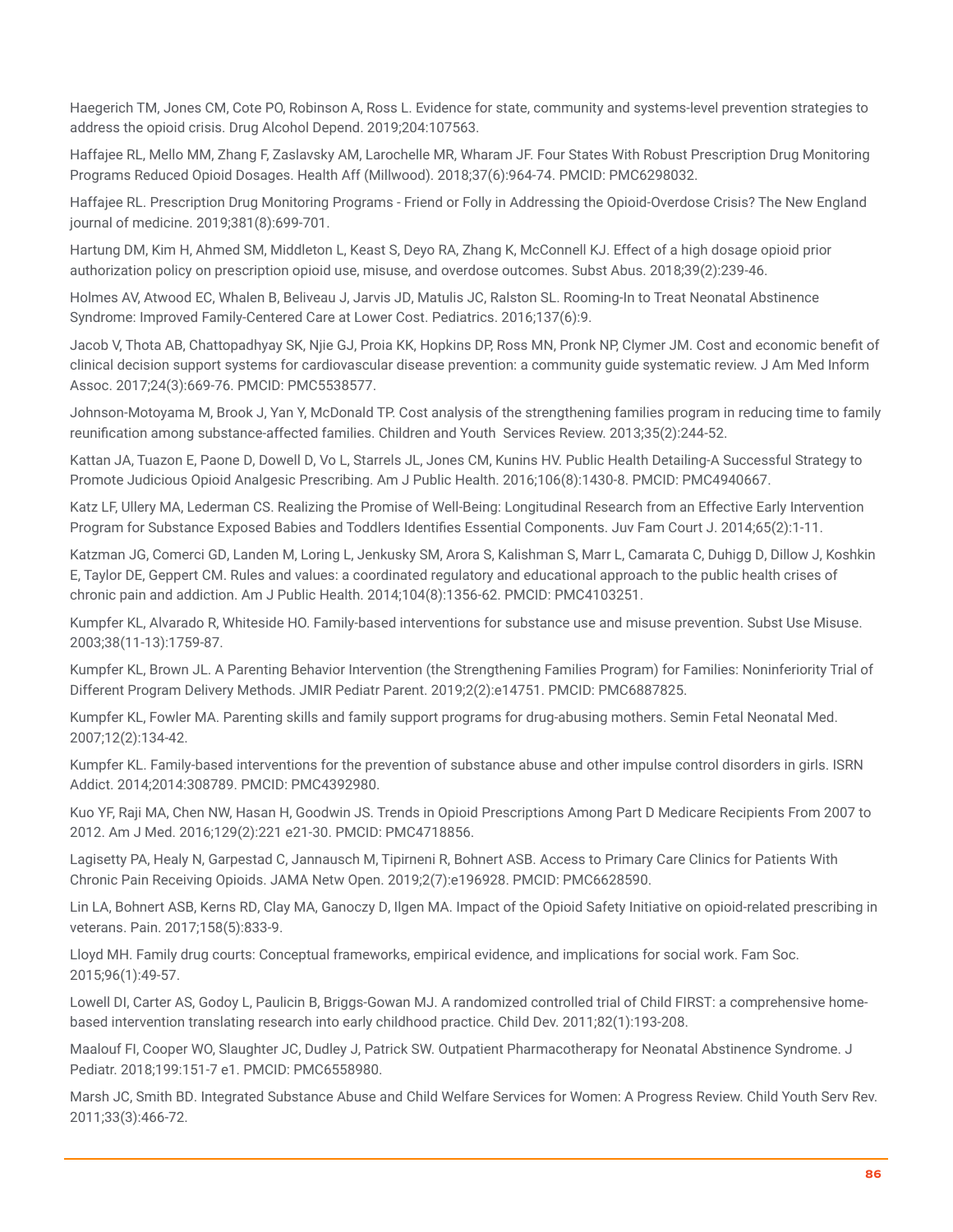Haegerich TM, Jones CM, Cote PO, Robinson A, Ross L. Evidence for state, community and systems-level prevention strategies to address the opioid crisis. Drug Alcohol Depend. 2019;204:107563.

Haffajee RL, Mello MM, Zhang F, Zaslavsky AM, Larochelle MR, Wharam JF. Four States With Robust Prescription Drug Monitoring Programs Reduced Opioid Dosages. Health Aff (Millwood). 2018;37(6):964-74. PMCID: PMC6298032.

Haffajee RL. Prescription Drug Monitoring Programs - Friend or Folly in Addressing the Opioid-Overdose Crisis? The New England journal of medicine. 2019;381(8):699-701.

Hartung DM, Kim H, Ahmed SM, Middleton L, Keast S, Deyo RA, Zhang K, McConnell KJ. Effect of a high dosage opioid prior authorization policy on prescription opioid use, misuse, and overdose outcomes. Subst Abus. 2018;39(2):239-46.

Holmes AV, Atwood EC, Whalen B, Beliveau J, Jarvis JD, Matulis JC, Ralston SL. Rooming-In to Treat Neonatal Abstinence Syndrome: Improved Family-Centered Care at Lower Cost. Pediatrics. 2016;137(6):9.

Jacob V, Thota AB, Chattopadhyay SK, Njie GJ, Proia KK, Hopkins DP, Ross MN, Pronk NP, Clymer JM. Cost and economic benefit of clinical decision support systems for cardiovascular disease prevention: a community guide systematic review. J Am Med Inform Assoc. 2017;24(3):669-76. PMCID: PMC5538577.

Johnson-Motoyama M, Brook J, Yan Y, McDonald TP. Cost analysis of the strengthening families program in reducing time to family reunification among substance-affected families. Children and Youth Services Review. 2013;35(2):244-52.

Kattan JA, Tuazon E, Paone D, Dowell D, Vo L, Starrels JL, Jones CM, Kunins HV. Public Health Detailing-A Successful Strategy to Promote Judicious Opioid Analgesic Prescribing. Am J Public Health. 2016;106(8):1430-8. PMCID: PMC4940667.

Katz LF, Ullery MA, Lederman CS. Realizing the Promise of Well-Being: Longitudinal Research from an Effective Early Intervention Program for Substance Exposed Babies and Toddlers Identifies Essential Components. Juv Fam Court J. 2014;65(2):1-11.

Katzman JG, Comerci GD, Landen M, Loring L, Jenkusky SM, Arora S, Kalishman S, Marr L, Camarata C, Duhigg D, Dillow J, Koshkin E, Taylor DE, Geppert CM. Rules and values: a coordinated regulatory and educational approach to the public health crises of chronic pain and addiction. Am J Public Health. 2014;104(8):1356-62. PMCID: PMC4103251.

Kumpfer KL, Alvarado R, Whiteside HO. Family-based interventions for substance use and misuse prevention. Subst Use Misuse. 2003;38(11-13):1759-87.

Kumpfer KL, Brown JL. A Parenting Behavior Intervention (the Strengthening Families Program) for Families: Noninferiority Trial of Different Program Delivery Methods. JMIR Pediatr Parent. 2019;2(2):e14751. PMCID: PMC6887825.

Kumpfer KL, Fowler MA. Parenting skills and family support programs for drug-abusing mothers. Semin Fetal Neonatal Med. 2007;12(2):134-42.

Kumpfer KL. Family-based interventions for the prevention of substance abuse and other impulse control disorders in girls. ISRN Addict. 2014;2014:308789. PMCID: PMC4392980.

Kuo YF, Raji MA, Chen NW, Hasan H, Goodwin JS. Trends in Opioid Prescriptions Among Part D Medicare Recipients From 2007 to 2012. Am J Med. 2016;129(2):221 e21-30. PMCID: PMC4718856.

Lagisetty PA, Healy N, Garpestad C, Jannausch M, Tipirneni R, Bohnert ASB. Access to Primary Care Clinics for Patients With Chronic Pain Receiving Opioids. JAMA Netw Open. 2019;2(7):e196928. PMCID: PMC6628590.

Lin LA, Bohnert ASB, Kerns RD, Clay MA, Ganoczy D, Ilgen MA. Impact of the Opioid Safety Initiative on opioid-related prescribing in veterans. Pain. 2017;158(5):833-9.

Lloyd MH. Family drug courts: Conceptual frameworks, empirical evidence, and implications for social work. Fam Soc. 2015;96(1):49-57.

Lowell DI, Carter AS, Godoy L, Paulicin B, Briggs-Gowan MJ. A randomized controlled trial of Child FIRST: a comprehensive home-based intervention translating research into early childhood practice. Child Dev. 2011;82(1):193-208.

Maalouf FI, Cooper WO, Slaughter JC, Dudley J, Patrick SW. Outpatient Pharmacotherapy for Neonatal Abstinence Syndrome. J Pediatr. 2018;199:151-7 e1. PMCID: PMC6558980.

Marsh JC, Smith BD. Integrated Substance Abuse and Child Welfare Services for Women: A Progress Review. Child Youth Serv Rev. 2011;33(3):466-72.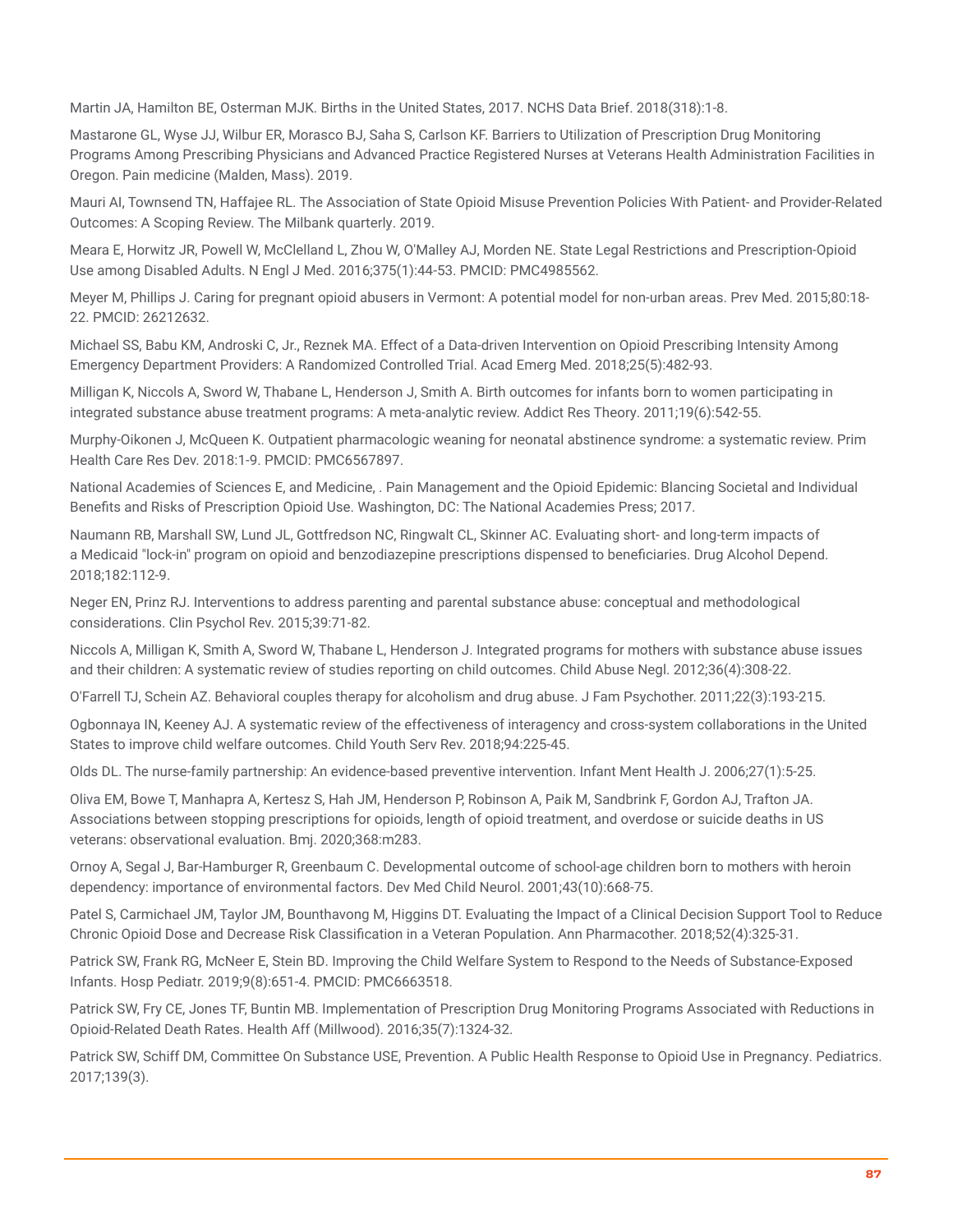Martin JA, Hamilton BE, Osterman MJK. Births in the United States, 2017. NCHS Data Brief. 2018(318):1-8.

Mastarone GL, Wyse JJ, Wilbur ER, Morasco BJ, Saha S, Carlson KF. Barriers to Utilization of Prescription Drug Monitoring Programs Among Prescribing Physicians and Advanced Practice Registered Nurses at Veterans Health Administration Facilities in Oregon. Pain medicine (Malden, Mass). 2019.

Mauri AI, Townsend TN, Haffajee RL. The Association of State Opioid Misuse Prevention Policies With Patient- and Provider-Related Outcomes: A Scoping Review. The Milbank quarterly. 2019.

Meara E, Horwitz JR, Powell W, McClelland L, Zhou W, O'Malley AJ, Morden NE. State Legal Restrictions and Prescription-Opioid Use among Disabled Adults. N Engl J Med. 2016;375(1):44-53. PMCID: PMC4985562.

Meyer M, Phillips J. Caring for pregnant opioid abusers in Vermont: A potential model for non-urban areas. Prev Med. 2015;80:18-22. PMCID: 26212632.

Michael SS, Babu KM, Androski C, Jr., Reznek MA. Effect of a Data-driven Intervention on Opioid Prescribing Intensity Among Emergency Department Providers: A Randomized Controlled Trial. Acad Emerg Med. 2018;25(5):482-93.

Milligan K, Niccols A, Sword W, Thabane L, Henderson J, Smith A. Birth outcomes for infants born to women participating in integrated substance abuse treatment programs: A meta-analytic review. Addict Res Theory. 2011;19(6):542-55.

Murphy-Oikonen J, McQueen K. Outpatient pharmacologic weaning for neonatal abstinence syndrome: a systematic review. Prim Health Care Res Dev. 2018:1-9. PMCID: PMC6567897.

National Academies of Sciences E, and Medicine, . Pain Management and the Opioid Epidemic: Blancing Societal and Individual Benefits and Risks of Prescription Opioid Use. Washington, DC: The National Academies Press; 2017.

Naumann RB, Marshall SW, Lund JL, Gottfredson NC, Ringwalt CL, Skinner AC. Evaluating short- and long-term impacts of a Medicaid "lock-in" program on opioid and benzodiazepine prescriptions dispensed to beneficiaries. Drug Alcohol Depend. 2018;182:112-9.

Neger EN, Prinz RJ. Interventions to address parenting and parental substance abuse: conceptual and methodological considerations. Clin Psychol Rev. 2015;39:71-82.

Niccols A, Milligan K, Smith A, Sword W, Thabane L, Henderson J. Integrated programs for mothers with substance abuse issues and their children: A systematic review of studies reporting on child outcomes. Child Abuse Negl. 2012;36(4):308-22.

O'Farrell TJ, Schein AZ. Behavioral couples therapy for alcoholism and drug abuse. J Fam Psychother. 2011;22(3):193-215.

Ogbonnaya IN, Keeney AJ. A systematic review of the effectiveness of interagency and cross-system collaborations in the United States to improve child welfare outcomes. Child Youth Serv Rev. 2018;94:225-45.

Olds DL. The nurse-family partnership: An evidence-based preventive intervention. Infant Ment Health J. 2006;27(1):5-25.

Oliva EM, Bowe T, Manhapra A, Kertesz S, Hah JM, Henderson P, Robinson A, Paik M, Sandbrink F, Gordon AJ, Trafton JA. Associations between stopping prescriptions for opioids, length of opioid treatment, and overdose or suicide deaths in US veterans: observational evaluation. Bmj. 2020;368:m283.

Ornoy A, Segal J, Bar-Hamburger R, Greenbaum C. Developmental outcome of school-age children born to mothers with heroin dependency: importance of environmental factors. Dev Med Child Neurol. 2001;43(10):668-75.

Patel S, Carmichael JM, Taylor JM, Bounthavong M, Higgins DT. Evaluating the Impact of a Clinical Decision Support Tool to Reduce Chronic Opioid Dose and Decrease Risk Classification in a Veteran Population. Ann Pharmacother. 2018;52(4):325-31.

Patrick SW, Frank RG, McNeer E, Stein BD. Improving the Child Welfare System to Respond to the Needs of Substance-Exposed Infants. Hosp Pediatr. 2019;9(8):651-4. PMCID: PMC6663518.

Patrick SW, Fry CE, Jones TF, Buntin MB. Implementation of Prescription Drug Monitoring Programs Associated with Reductions in Opioid-Related Death Rates. Health Aff (Millwood). 2016;35(7):1324-32.

Patrick SW, Schiff DM, Committee On Substance USE, Prevention. A Public Health Response to Opioid Use in Pregnancy. Pediatrics. 2017;139(3).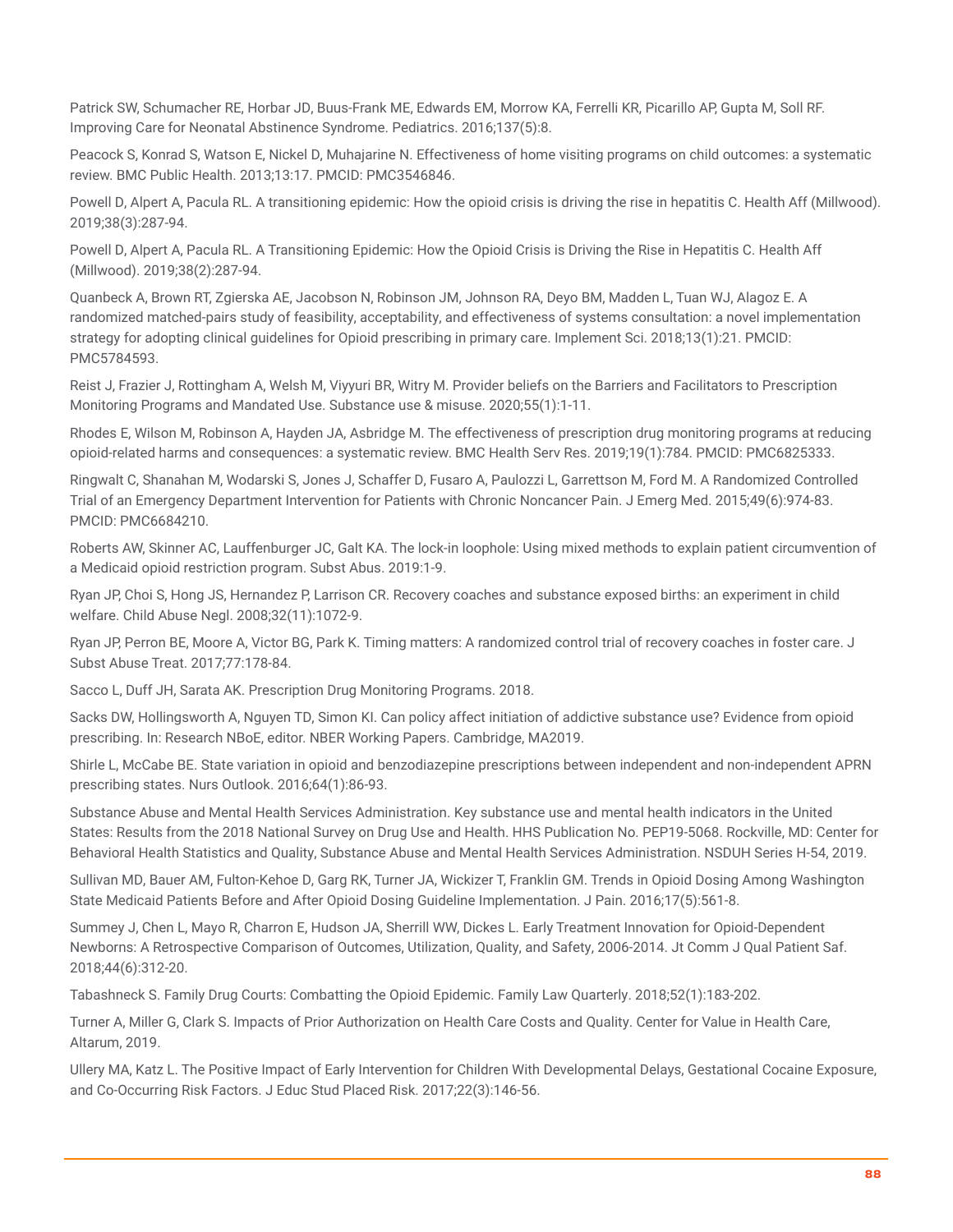Patrick SW, Schumacher RE, Horbar JD, Buus-Frank ME, Edwards EM, Morrow KA, Ferrelli KR, Picarillo AP, Gupta M, Soll RF. Improving Care for Neonatal Abstinence Syndrome. Pediatrics. 2016;137(5):8.

Peacock S, Konrad S, Watson E, Nickel D, Muhajarine N. Effectiveness of home visiting programs on child outcomes: a systematic review. BMC Public Health. 2013;13:17. PMCID: PMC3546846.

Powell D, Alpert A, Pacula RL. A transitioning epidemic: How the opioid crisis is driving the rise in hepatitis C. Health Aff (Millwood). 2019;38(3):287-94.

Powell D, Alpert A, Pacula RL. A Transitioning Epidemic: How the Opioid Crisis is Driving the Rise in Hepatitis C. Health Aff (Millwood). 2019;38(2):287-94.

Quanbeck A, Brown RT, Zgierska AE, Jacobson N, Robinson JM, Johnson RA, Deyo BM, Madden L, Tuan WJ, Alagoz E. A randomized matched-pairs study of feasibility, acceptability, and effectiveness of systems consultation: a novel implementation strategy for adopting clinical guidelines for Opioid prescribing in primary care. Implement Sci. 2018;13(1):21. PMCID: PMC5784593.

Reist J, Frazier J, Rottingham A, Welsh M, Viyyuri BR, Witry M. Provider beliefs on the Barriers and Facilitators to Prescription Monitoring Programs and Mandated Use. Substance use & misuse. 2020;55(1):1-11.

Rhodes E, Wilson M, Robinson A, Hayden JA, Asbridge M. The effectiveness of prescription drug monitoring programs at reducing opioid-related harms and consequences: a systematic review. BMC Health Serv Res. 2019;19(1):784. PMCID: PMC6825333.

Ringwalt C, Shanahan M, Wodarski S, Jones J, Schaffer D, Fusaro A, Paulozzi L, Garrettson M, Ford M. A Randomized Controlled Trial of an Emergency Department Intervention for Patients with Chronic Noncancer Pain. J Emerg Med. 2015;49(6):974-83. PMCID: PMC6684210.

Roberts AW, Skinner AC, Lauffenburger JC, Galt KA. The lock-in loophole: Using mixed methods to explain patient circumvention of a Medicaid opioid restriction program. Subst Abus. 2019:1-9.

Ryan JP, Choi S, Hong JS, Hernandez P, Larrison CR. Recovery coaches and substance exposed births: an experiment in child welfare. Child Abuse Negl. 2008;32(11):1072-9.

Ryan JP, Perron BE, Moore A, Victor BG, Park K. Timing matters: A randomized control trial of recovery coaches in foster care. J Subst Abuse Treat. 2017;77:178-84.

Sacco L, Duff JH, Sarata AK. Prescription Drug Monitoring Programs. 2018.

Sacks DW, Hollingsworth A, Nguyen TD, Simon KI. Can policy affect initiation of addictive substance use? Evidence from opioid prescribing. In: Research NBoE, editor. NBER Working Papers. Cambridge, MA2019.

Shirle L, McCabe BE. State variation in opioid and benzodiazepine prescriptions between independent and non-independent APRN prescribing states. Nurs Outlook. 2016;64(1):86-93.

Substance Abuse and Mental Health Services Administration. Key substance use and mental health indicators in the United States: Results from the 2018 National Survey on Drug Use and Health. HHS Publication No. PEP19-5068. Rockville, MD: Center for Behavioral Health Statistics and Quality, Substance Abuse and Mental Health Services Administration. NSDUH Series H-54, 2019.

Sullivan MD, Bauer AM, Fulton-Kehoe D, Garg RK, Turner JA, Wickizer T, Franklin GM. Trends in Opioid Dosing Among Washington State Medicaid Patients Before and After Opioid Dosing Guideline Implementation. J Pain. 2016;17(5):561-8.

Summey J, Chen L, Mayo R, Charron E, Hudson JA, Sherrill WW, Dickes L. Early Treatment Innovation for Opioid-Dependent Newborns: A Retrospective Comparison of Outcomes, Utilization, Quality, and Safety, 2006-2014. Jt Comm J Qual Patient Saf. 2018;44(6):312-20.

Tabashneck S. Family Drug Courts: Combatting the Opioid Epidemic. Family Law Quarterly. 2018;52(1):183-202.

Turner A, Miller G, Clark S. Impacts of Prior Authorization on Health Care Costs and Quality. Center for Value in Health Care, Altarum, 2019.

Ullery MA, Katz L. The Positive Impact of Early Intervention for Children With Developmental Delays, Gestational Cocaine Exposure, and Co-Occurring Risk Factors. J Educ Stud Placed Risk. 2017;22(3):146-56.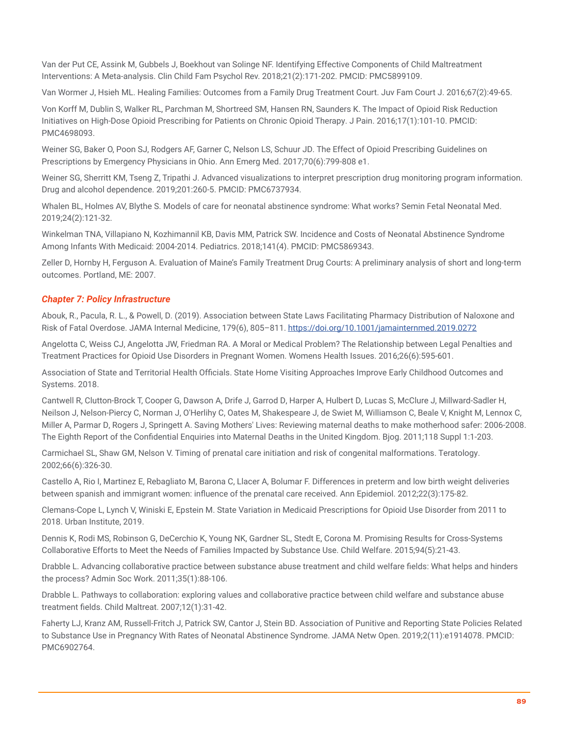Van der Put CE, Assink M, Gubbels J, Boekhout van Solinge NF. Identifying Effective Components of Child Maltreatment Interventions: A Meta-analysis. Clin Child Fam Psychol Rev. 2018;21(2):171-202. PMCID: PMC5899109.

Van Wormer J, Hsieh ML. Healing Families: Outcomes from a Family Drug Treatment Court. Juv Fam Court J. 2016;67(2):49-65.

Von Korff M, Dublin S, Walker RL, Parchman M, Shortreed SM, Hansen RN, Saunders K. The Impact of Opioid Risk Reduction Initiatives on High-Dose Opioid Prescribing for Patients on Chronic Opioid Therapy. J Pain. 2016;17(1):101-10. PMCID: PMC4698093.

Weiner SG, Baker O, Poon SJ, Rodgers AF, Garner C, Nelson LS, Schuur JD. The Effect of Opioid Prescribing Guidelines on Prescriptions by Emergency Physicians in Ohio. Ann Emerg Med. 2017;70(6):799-808 e1.

Weiner SG, Sherritt KM, Tseng Z, Tripathi J. Advanced visualizations to interpret prescription drug monitoring program information. Drug and alcohol dependence. 2019;201:260-5. PMCID: PMC6737934.

Whalen BL, Holmes AV, Blythe S. Models of care for neonatal abstinence syndrome: What works? Semin Fetal Neonatal Med. 2019;24(2):121-32.

Winkelman TNA, Villapiano N, Kozhimannil KB, Davis MM, Patrick SW. Incidence and Costs of Neonatal Abstinence Syndrome Among Infants With Medicaid: 2004-2014. Pediatrics. 2018;141(4). PMCID: PMC5869343.

Zeller D, Hornby H, Ferguson A. Evaluation of Maine's Family Treatment Drug Courts: A preliminary analysis of short and long-term outcomes. Portland, ME: 2007.

### *Chapter 7: Policy Infrastructure*

Abouk, R., Pacula, R. L., & Powell, D. (2019). Association between State Laws Facilitating Pharmacy Distribution of Naloxone and Risk of Fatal Overdose. JAMA Internal Medicine, 179(6), 805–811. https://doi.org/10.1001/jamainternmed.2019.0272

Angelotta C, Weiss CJ, Angelotta JW, Friedman RA. A Moral or Medical Problem? The Relationship between Legal Penalties and Treatment Practices for Opioid Use Disorders in Pregnant Women. Womens Health Issues. 2016;26(6):595-601.

Association of State and Territorial Health Officials. State Home Visiting Approaches Improve Early Childhood Outcomes and Systems. 2018.

Cantwell R, Clutton-Brock T, Cooper G, Dawson A, Drife J, Garrod D, Harper A, Hulbert D, Lucas S, McClure J, Millward-Sadler H, Neilson J, Nelson-Piercy C, Norman J, O'Herlihy C, Oates M, Shakespeare J, de Swiet M, Williamson C, Beale V, Knight M, Lennox C, Miller A, Parmar D, Rogers J, Springett A. Saving Mothers' Lives: Reviewing maternal deaths to make motherhood safer: 2006-2008. The Eighth Report of the Confidential Enquiries into Maternal Deaths in the United Kingdom. Bjog. 2011;118 Suppl 1:1-203.

Carmichael SL, Shaw GM, Nelson V. Timing of prenatal care initiation and risk of congenital malformations. Teratology. 2002;66(6):326-30.

Castello A, Rio I, Martinez E, Rebagliato M, Barona C, Llacer A, Bolumar F. Differences in preterm and low birth weight deliveries between spanish and immigrant women: influence of the prenatal care received. Ann Epidemiol. 2012;22(3):175-82.

Clemans-Cope L, Lynch V, Winiski E, Epstein M. State Variation in Medicaid Prescriptions for Opioid Use Disorder from 2011 to 2018. Urban Institute, 2019.

Dennis K, Rodi MS, Robinson G, DeCerchio K, Young NK, Gardner SL, Stedt E, Corona M. Promising Results for Cross-Systems Collaborative Efforts to Meet the Needs of Families Impacted by Substance Use. Child Welfare. 2015;94(5):21-43.

Drabble L. Advancing collaborative practice between substance abuse treatment and child welfare fields: What helps and hinders the process? Admin Soc Work. 2011;35(1):88-106.

Drabble L. Pathways to collaboration: exploring values and collaborative practice between child welfare and substance abuse treatment fields. Child Maltreat. 2007;12(1):31-42.

Faherty LJ, Kranz AM, Russell-Fritch J, Patrick SW, Cantor J, Stein BD. Association of Punitive and Reporting State Policies Related to Substance Use in Pregnancy With Rates of Neonatal Abstinence Syndrome. JAMA Netw Open. 2019;2(11):e1914078. PMCID: PMC6902764.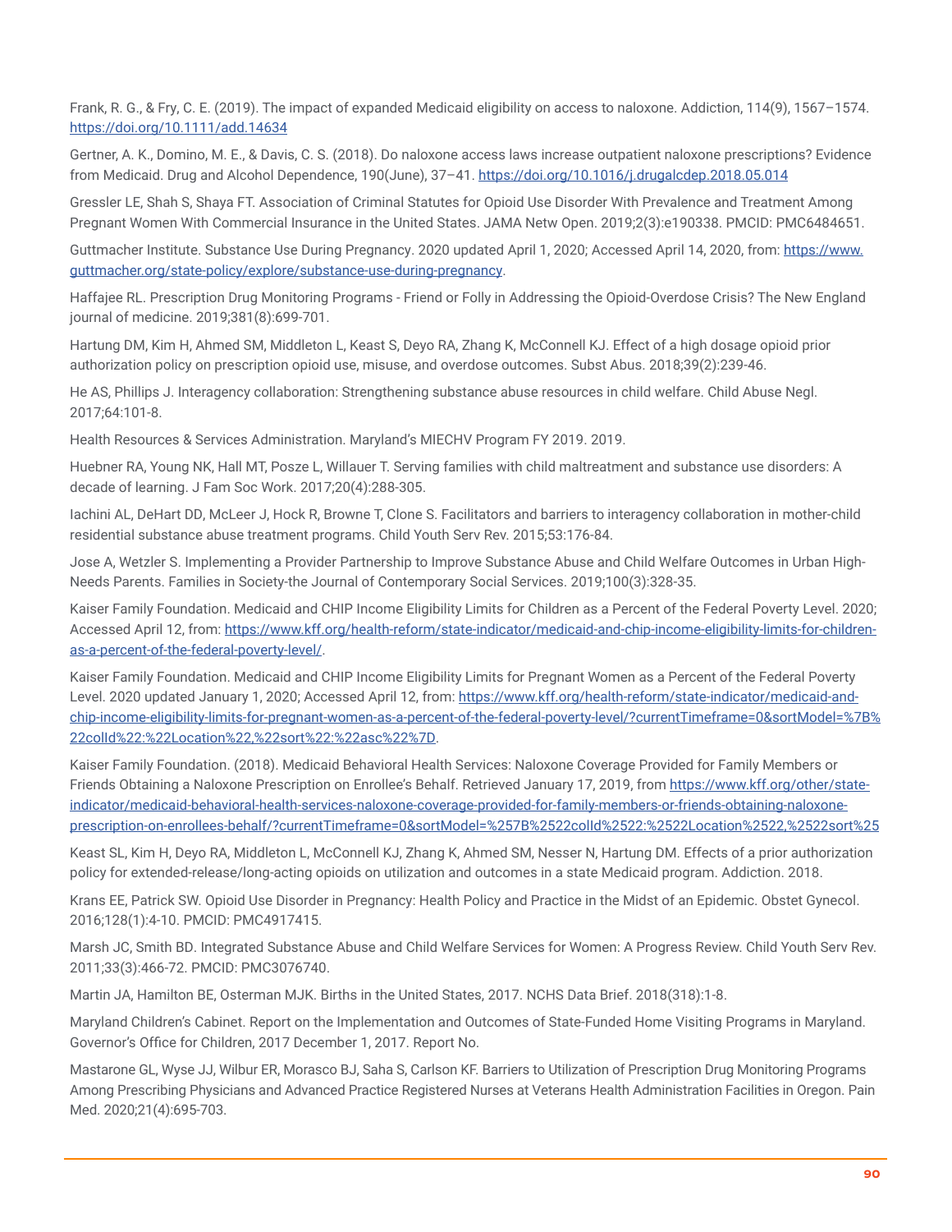Frank, R. G., & Fry, C. E. (2019). The impact of expanded Medicaid eligibility on access to naloxone. Addiction, 114(9), 1567–1574. https://doi.org/10.1111/add.14634

Gertner, A. K., Domino, M. E., & Davis, C. S. (2018). Do naloxone access laws increase outpatient naloxone prescriptions? Evidence from Medicaid. Drug and Alcohol Dependence, 190(June), 37–41. https://doi.org/10.1016/j.drugalcdep.2018.05.014

Gressler LE, Shah S, Shaya FT. Association of Criminal Statutes for Opioid Use Disorder With Prevalence and Treatment Among Pregnant Women With Commercial Insurance in the United States. JAMA Netw Open. 2019;2(3):e190338. PMCID: PMC6484651.

Guttmacher Institute. Substance Use During Pregnancy. 2020 updated April 1, 2020; Accessed April 14, 2020, from: https://www.guttmacher.org/state-policy/explore/substance-use-during-pregnancy.

Haffajee RL. Prescription Drug Monitoring Programs - Friend or Folly in Addressing the Opioid-Overdose Crisis? The New England journal of medicine. 2019;381(8):699-701.

Hartung DM, Kim H, Ahmed SM, Middleton L, Keast S, Deyo RA, Zhang K, McConnell KJ. Effect of a high dosage opioid prior authorization policy on prescription opioid use, misuse, and overdose outcomes. Subst Abus. 2018;39(2):239-46.

He AS, Phillips J. Interagency collaboration: Strengthening substance abuse resources in child welfare. Child Abuse Negl. 2017;64:101-8.

Health Resources & Services Administration. Maryland's MIECHV Program FY 2019. 2019.

Huebner RA, Young NK, Hall MT, Posze L, Willauer T. Serving families with child maltreatment and substance use disorders: A decade of learning. J Fam Soc Work. 2017;20(4):288-305.

Iachini AL, DeHart DD, McLeer J, Hock R, Browne T, Clone S. Facilitators and barriers to interagency collaboration in mother-child residential substance abuse treatment programs. Child Youth Serv Rev. 2015;53:176-84.

Jose A, Wetzler S. Implementing a Provider Partnership to Improve Substance Abuse and Child Welfare Outcomes in Urban High-Needs Parents. Families in Society-the Journal of Contemporary Social Services. 2019;100(3):328-35.

Kaiser Family Foundation. Medicaid and CHIP Income Eligibility Limits for Children as a Percent of the Federal Poverty Level. 2020; Accessed April 12, from: https://www.kff.org/health-reform/state-indicator/medicaid-and-chip-income-eligibility-limits-for-children-as-a-percent-of-the-federal-poverty-level/.

Kaiser Family Foundation. Medicaid and CHIP Income Eligibility Limits for Pregnant Women as a Percent of the Federal Poverty Level. 2020 updated January 1, 2020; Accessed April 12, from: https://www.kff.org/health-reform/state-indicator/medicaid-and-chip-income-eligibility-limits-for-pregnant-women-as-a-percent-of-the-federal-poverty-level/?currentTimeframe=0&sortModel=%7B%22colId%22:%22Location%22,%22sort%22:%22asc%22%7D.

Kaiser Family Foundation. (2018). Medicaid Behavioral Health Services: Naloxone Coverage Provided for Family Members or Friends Obtaining a Naloxone Prescription on Enrollee's Behalf. Retrieved January 17, 2019, from https://www.kff.org/other/state-indicator/medicaid-behavioral-health-services-naloxone-coverage-provided-for-family-members-or-friends-obtaining-naloxone-prescription-on-enrollees-behalf/?currentTimeframe=0&sortModel=%257B%2522colId%2522:%2522Location%2522,%2522sort%25

Keast SL, Kim H, Deyo RA, Middleton L, McConnell KJ, Zhang K, Ahmed SM, Nesser N, Hartung DM. Effects of a prior authorization policy for extended-release/long-acting opioids on utilization and outcomes in a state Medicaid program. Addiction. 2018.

Krans EE, Patrick SW. Opioid Use Disorder in Pregnancy: Health Policy and Practice in the Midst of an Epidemic. Obstet Gynecol. 2016;128(1):4-10. PMCID: PMC4917415.

Marsh JC, Smith BD. Integrated Substance Abuse and Child Welfare Services for Women: A Progress Review. Child Youth Serv Rev. 2011;33(3):466-72. PMCID: PMC3076740.

Martin JA, Hamilton BE, Osterman MJK. Births in the United States, 2017. NCHS Data Brief. 2018(318):1-8.

Maryland Children's Cabinet. Report on the Implementation and Outcomes of State-Funded Home Visiting Programs in Maryland. Governor's Office for Children, 2017 December 1, 2017. Report No.

Mastarone GL, Wyse JJ, Wilbur ER, Morasco BJ, Saha S, Carlson KF. Barriers to Utilization of Prescription Drug Monitoring Programs Among Prescribing Physicians and Advanced Practice Registered Nurses at Veterans Health Administration Facilities in Oregon. Pain Med. 2020;21(4):695-703.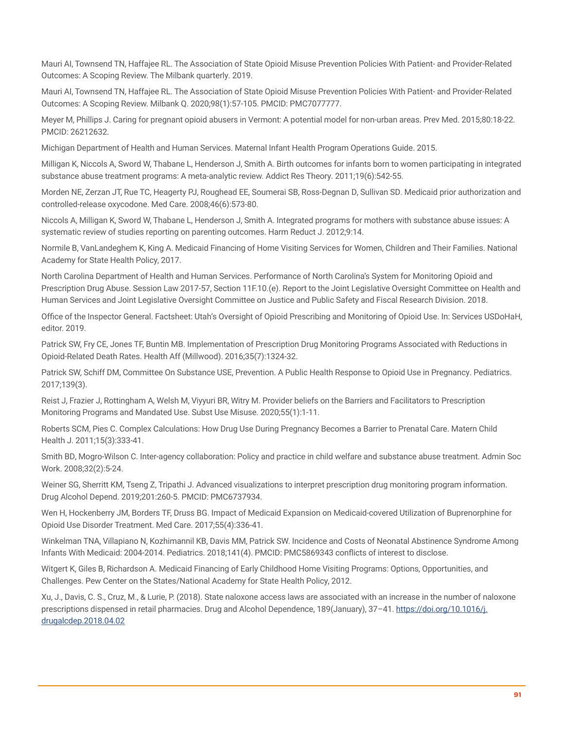Mauri AI, Townsend TN, Haffajee RL. The Association of State Opioid Misuse Prevention Policies With Patient- and Provider-Related Outcomes: A Scoping Review. The Milbank quarterly. 2019.

Mauri AI, Townsend TN, Haffajee RL. The Association of State Opioid Misuse Prevention Policies With Patient- and Provider-Related Outcomes: A Scoping Review. Milbank Q. 2020;98(1):57-105. PMCID: PMC7077777.

Meyer M, Phillips J. Caring for pregnant opioid abusers in Vermont: A potential model for non-urban areas. Prev Med. 2015;80:18-22. PMCID: 26212632.

Michigan Department of Health and Human Services. Maternal Infant Health Program Operations Guide. 2015.

Milligan K, Niccols A, Sword W, Thabane L, Henderson J, Smith A. Birth outcomes for infants born to women participating in integrated substance abuse treatment programs: A meta-analytic review. Addict Res Theory. 2011;19(6):542-55.

Morden NE, Zerzan JT, Rue TC, Heagerty PJ, Roughead EE, Soumerai SB, Ross-Degnan D, Sullivan SD. Medicaid prior authorization and controlled-release oxycodone. Med Care. 2008;46(6):573-80.

Niccols A, Milligan K, Sword W, Thabane L, Henderson J, Smith A. Integrated programs for mothers with substance abuse issues: A systematic review of studies reporting on parenting outcomes. Harm Reduct J. 2012;9:14.

Normile B, VanLandeghem K, King A. Medicaid Financing of Home Visiting Services for Women, Children and Their Families. National Academy for State Health Policy, 2017.

North Carolina Department of Health and Human Services. Performance of North Carolina's System for Monitoring Opioid and Prescription Drug Abuse. Session Law 2017-57, Section 11F.10.(e). Report to the Joint Legislative Oversight Committee on Health and Human Services and Joint Legislative Oversight Committee on Justice and Public Safety and Fiscal Research Division. 2018.

Office of the Inspector General. Factsheet: Utah's Oversight of Opioid Prescribing and Monitoring of Opioid Use. In: Services USDoHaH, editor. 2019.

Patrick SW, Fry CE, Jones TF, Buntin MB. Implementation of Prescription Drug Monitoring Programs Associated with Reductions in Opioid-Related Death Rates. Health Aff (Millwood). 2016;35(7):1324-32.

Patrick SW, Schiff DM, Committee On Substance USE, Prevention. A Public Health Response to Opioid Use in Pregnancy. Pediatrics. 2017;139(3).

Reist J, Frazier J, Rottingham A, Welsh M, Viyyuri BR, Witry M. Provider beliefs on the Barriers and Facilitators to Prescription Monitoring Programs and Mandated Use. Subst Use Misuse. 2020;55(1):1-11.

Roberts SCM, Pies C. Complex Calculations: How Drug Use During Pregnancy Becomes a Barrier to Prenatal Care. Matern Child Health J. 2011;15(3):333-41.

Smith BD, Mogro-Wilson C. Inter-agency collaboration: Policy and practice in child welfare and substance abuse treatment. Admin Soc Work. 2008;32(2):5-24.

Weiner SG, Sherritt KM, Tseng Z, Tripathi J. Advanced visualizations to interpret prescription drug monitoring program information. Drug Alcohol Depend. 2019;201:260-5. PMCID: PMC6737934.

Wen H, Hockenberry JM, Borders TF, Druss BG. Impact of Medicaid Expansion on Medicaid-covered Utilization of Buprenorphine for Opioid Use Disorder Treatment. Med Care. 2017;55(4):336-41.

Winkelman TNA, Villapiano N, Kozhimannil KB, Davis MM, Patrick SW. Incidence and Costs of Neonatal Abstinence Syndrome Among Infants With Medicaid: 2004-2014. Pediatrics. 2018;141(4). PMCID: PMC5869343 conflicts of interest to disclose.

Witgert K, Giles B, Richardson A. Medicaid Financing of Early Childhood Home Visiting Programs: Options, Opportunities, and Challenges. Pew Center on the States/National Academy for State Health Policy, 2012.

Xu, J., Davis, C. S., Cruz, M., & Lurie, P. (2018). State naloxone access laws are associated with an increase in the number of naloxone prescriptions dispensed in retail pharmacies. Drug and Alcohol Dependence, 189(January), 37–41. https://doi.org/10.1016/j.drugalcdep.2018.04.02